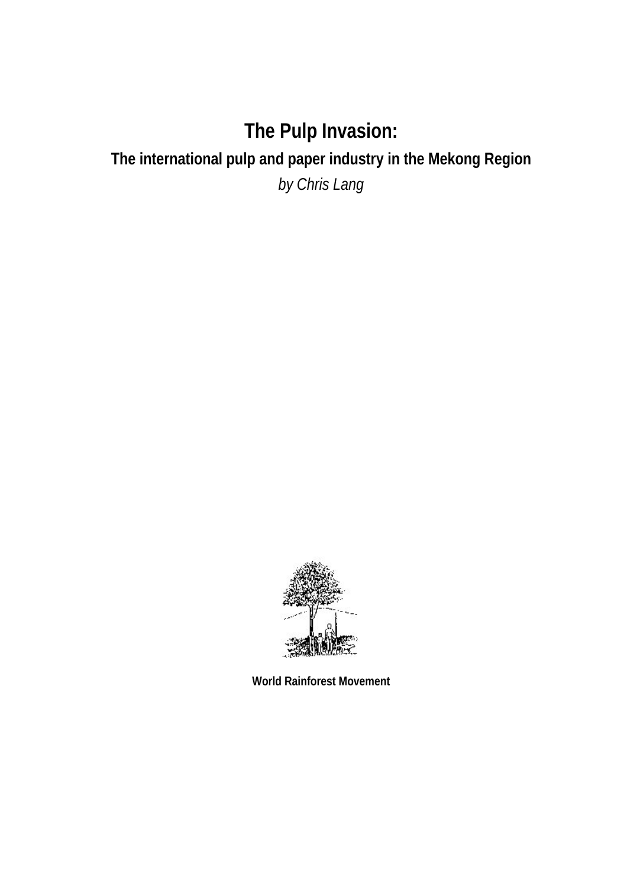# The Pulp Invasion:

## The international pulp and paper industry in the Mekong Region

*by Chris Lang*

**World Rainforest Movement**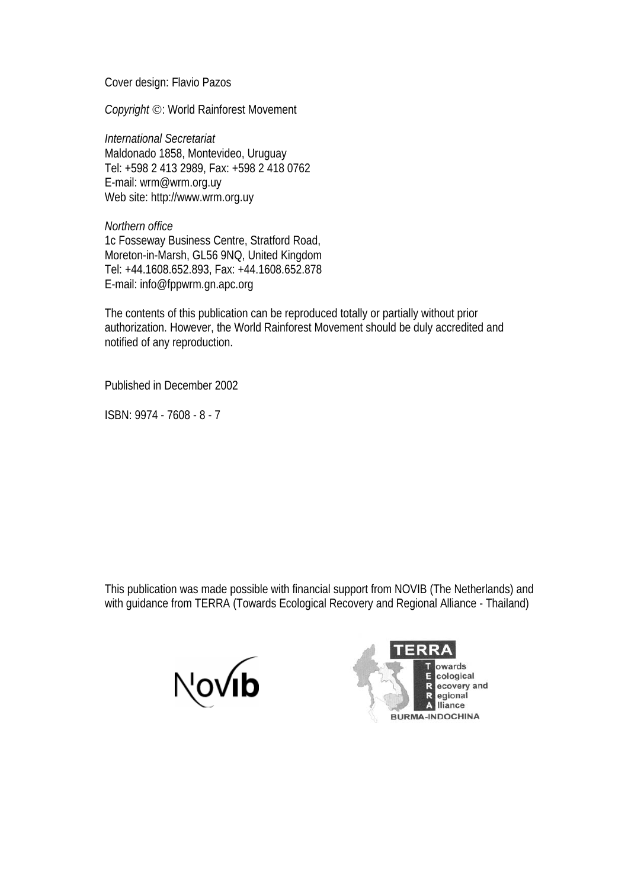Cover design: Flavio Pazos

*Copyright* ©: World Rainforest Movement

*International Secretariat*
Maldonado 1858, Montevideo, Uruguay
Tel: +598 2 413 2989, Fax: +598 2 418 0762
E-mail: wrm@wrm.org.uy
Web site: http://www.wrm.org.uy

*Northern office*
1c Fosseway Business Centre, Stratford Road,
Moreton-in-Marsh, GL56 9NQ, United Kingdom
Tel: +44.1608.652.893, Fax: +44.1608.652.878
E-mail: info@fppwrm.gn.apc.org

The contents of this publication can be reproduced totally or partially without prior authorization. However, the World Rainforest Movement should be duly accredited and notified of any reproduction.

Published in December 2002

ISBN: 9974 - 7608 - 8 - 7

This publication was made possible with financial support from NOVIB (The Netherlands) and with guidance from TERRA (Towards Ecological Recovery and Regional Alliance - Thailand)

Novib

TERRA
Towards
Ecological
Recovery and
Regional
Alliance
BURMA-INDOCHINA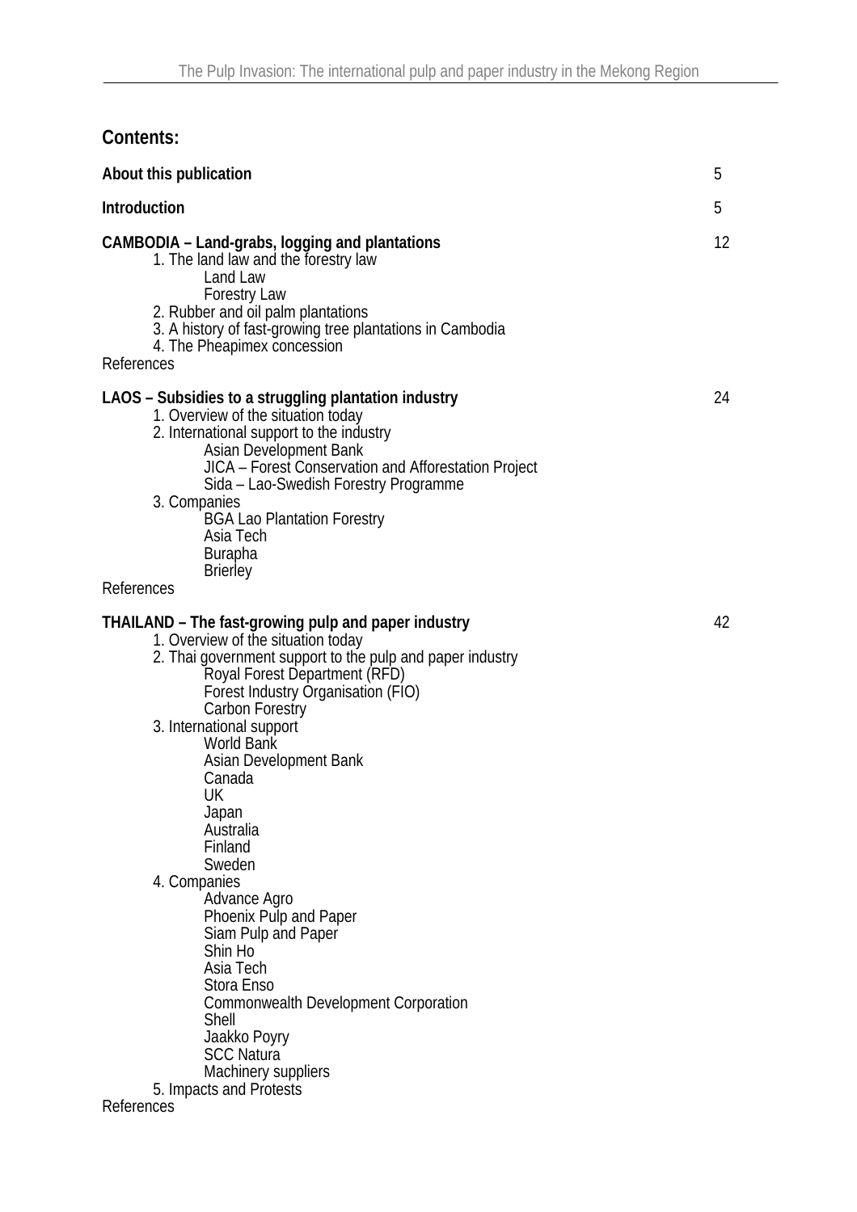## Contents:

| | |
|---|---|
| **About this publication** | 5 |
| **Introduction** | 5 |
| **CAMBODIA – Land-grabs, logging and plantations** | 12 |
| 1. The land law and the forestry law | |
| Land Law | |
| Forestry Law | |
| 2. Rubber and oil palm plantations | |
| 3. A history of fast-growing tree plantations in Cambodia | |
| 4. The Pheapimex concession | |
| References | |
| **LAOS – Subsidies to a struggling plantation industry** | 24 |
| 1. Overview of the situation today | |
| 2. International support to the industry | |
| Asian Development Bank | |
| JICA – Forest Conservation and Afforestation Project | |
| Sida – Lao-Swedish Forestry Programme | |
| 3. Companies | |
| BGA Lao Plantation Forestry | |
| Asia Tech | |
| Burapha | |
| Brierley | |
| References | |
| **THAILAND – The fast-growing pulp and paper industry** | 42 |
| 1. Overview of the situation today | |
| 2. Thai government support to the pulp and paper industry | |
| Royal Forest Department (RFD) | |
| Forest Industry Organisation (FIO) | |
| Carbon Forestry | |
| 3. International support | |
| World Bank | |
| Asian Development Bank | |
| Canada | |
| UK | |
| Japan | |
| Australia | |
| Finland | |
| Sweden | |
| 4. Companies | |
| Advance Agro | |
| Phoenix Pulp and Paper | |
| Siam Pulp and Paper | |
| Shin Ho | |
| Asia Tech | |
| Stora Enso | |
| Commonwealth Development Corporation | |
| Shell | |
| Jaakko Poyry | |
| SCC Natura | |
| Machinery suppliers | |
| 5. Impacts and Protests | |
| References | |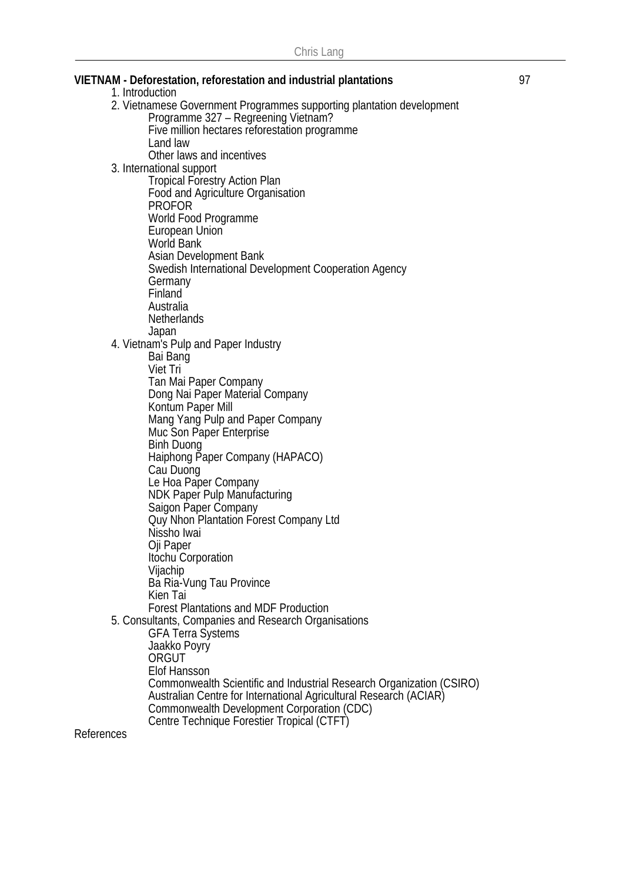**VIETNAM - Deforestation, reforestation and industrial plantations** 97

- 1. Introduction
- 2. Vietnamese Government Programmes supporting plantation development
  - Programme 327 – Regreening Vietnam?
  - Five million hectares reforestation programme
  - Land law
  - Other laws and incentives
- 3. International support
  - Tropical Forestry Action Plan
  - Food and Agriculture Organisation
  - PROFOR
  - World Food Programme
  - European Union
  - World Bank
  - Asian Development Bank
  - Swedish International Development Cooperation Agency
  - Germany
  - Finland
  - Australia
  - Netherlands
  - Japan
- 4. Vietnam's Pulp and Paper Industry
  - Bai Bang
  - Viet Tri
  - Tan Mai Paper Company
  - Dong Nai Paper Material Company
  - Kontum Paper Mill
  - Mang Yang Pulp and Paper Company
  - Muc Son Paper Enterprise
  - Binh Duong
  - Haiphong Paper Company (HAPACO)
  - Cau Duong
  - Le Hoa Paper Company
  - NDK Paper Pulp Manufacturing
  - Saigon Paper Company
  - Quy Nhon Plantation Forest Company Ltd
  - Nissho Iwai
  - Oji Paper
  - Itochu Corporation
  - Vijachip
  - Ba Ria-Vung Tau Province
  - Kien Tai
  - Forest Plantations and MDF Production
- 5. Consultants, Companies and Research Organisations
  - GFA Terra Systems
  - Jaakko Poyry
  - ORGUT
  - Elof Hansson
  - Commonwealth Scientific and Industrial Research Organization (CSIRO)
  - Australian Centre for International Agricultural Research (ACIAR)
  - Commonwealth Development Corporation (CDC)
  - Centre Technique Forestier Tropical (CTFT)

References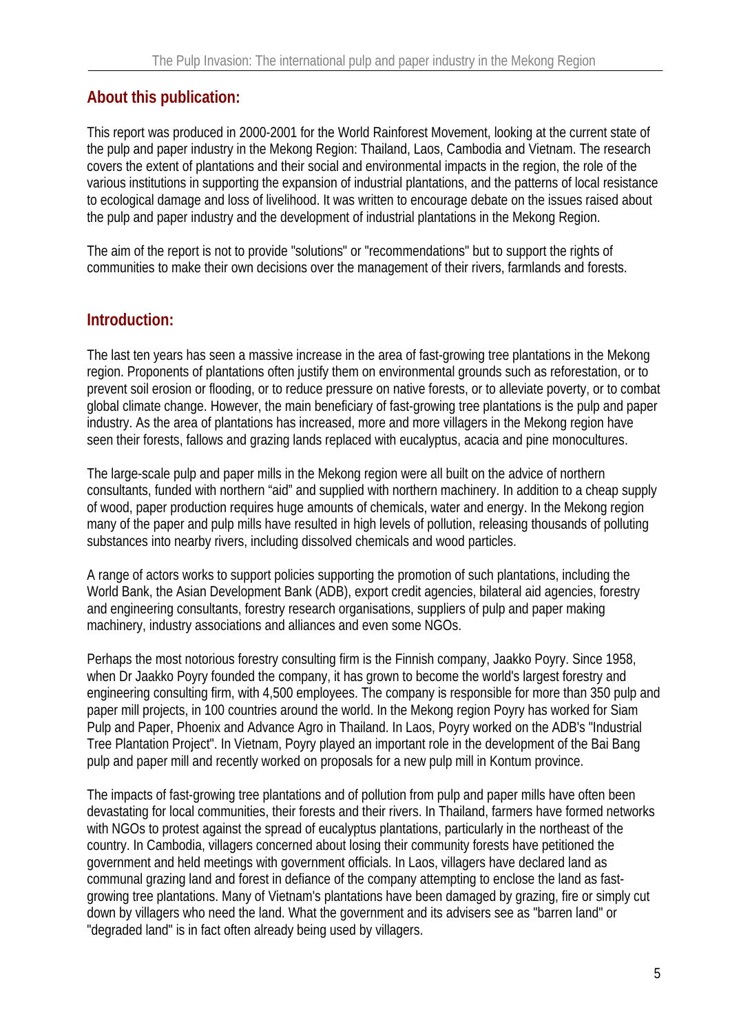## About this publication:

This report was produced in 2000-2001 for the World Rainforest Movement, looking at the current state of the pulp and paper industry in the Mekong Region: Thailand, Laos, Cambodia and Vietnam. The research covers the extent of plantations and their social and environmental impacts in the region, the role of the various institutions in supporting the expansion of industrial plantations, and the patterns of local resistance to ecological damage and loss of livelihood. It was written to encourage debate on the issues raised about the pulp and paper industry and the development of industrial plantations in the Mekong Region.

The aim of the report is not to provide "solutions" or "recommendations" but to support the rights of communities to make their own decisions over the management of their rivers, farmlands and forests.

## Introduction:

The last ten years has seen a massive increase in the area of fast-growing tree plantations in the Mekong region. Proponents of plantations often justify them on environmental grounds such as reforestation, or to prevent soil erosion or flooding, or to reduce pressure on native forests, or to alleviate poverty, or to combat global climate change. However, the main beneficiary of fast-growing tree plantations is the pulp and paper industry. As the area of plantations has increased, more and more villagers in the Mekong region have seen their forests, fallows and grazing lands replaced with eucalyptus, acacia and pine monocultures.

The large-scale pulp and paper mills in the Mekong region were all built on the advice of northern consultants, funded with northern "aid" and supplied with northern machinery. In addition to a cheap supply of wood, paper production requires huge amounts of chemicals, water and energy. In the Mekong region many of the paper and pulp mills have resulted in high levels of pollution, releasing thousands of polluting substances into nearby rivers, including dissolved chemicals and wood particles.

A range of actors works to support policies supporting the promotion of such plantations, including the World Bank, the Asian Development Bank (ADB), export credit agencies, bilateral aid agencies, forestry and engineering consultants, forestry research organisations, suppliers of pulp and paper making machinery, industry associations and alliances and even some NGOs.

Perhaps the most notorious forestry consulting firm is the Finnish company, Jaakko Poyry. Since 1958, when Dr Jaakko Poyry founded the company, it has grown to become the world's largest forestry and engineering consulting firm, with 4,500 employees. The company is responsible for more than 350 pulp and paper mill projects, in 100 countries around the world. In the Mekong region Poyry has worked for Siam Pulp and Paper, Phoenix and Advance Agro in Thailand. In Laos, Poyry worked on the ADB's "Industrial Tree Plantation Project". In Vietnam, Poyry played an important role in the development of the Bai Bang pulp and paper mill and recently worked on proposals for a new pulp mill in Kontum province.

The impacts of fast-growing tree plantations and of pollution from pulp and paper mills have often been devastating for local communities, their forests and their rivers. In Thailand, farmers have formed networks with NGOs to protest against the spread of eucalyptus plantations, particularly in the northeast of the country. In Cambodia, villagers concerned about losing their community forests have petitioned the government and held meetings with government officials. In Laos, villagers have declared land as communal grazing land and forest in defiance of the company attempting to enclose the land as fast-growing tree plantations. Many of Vietnam's plantations have been damaged by grazing, fire or simply cut down by villagers who need the land. What the government and its advisers see as "barren land" or "degraded land" is in fact often already being used by villagers.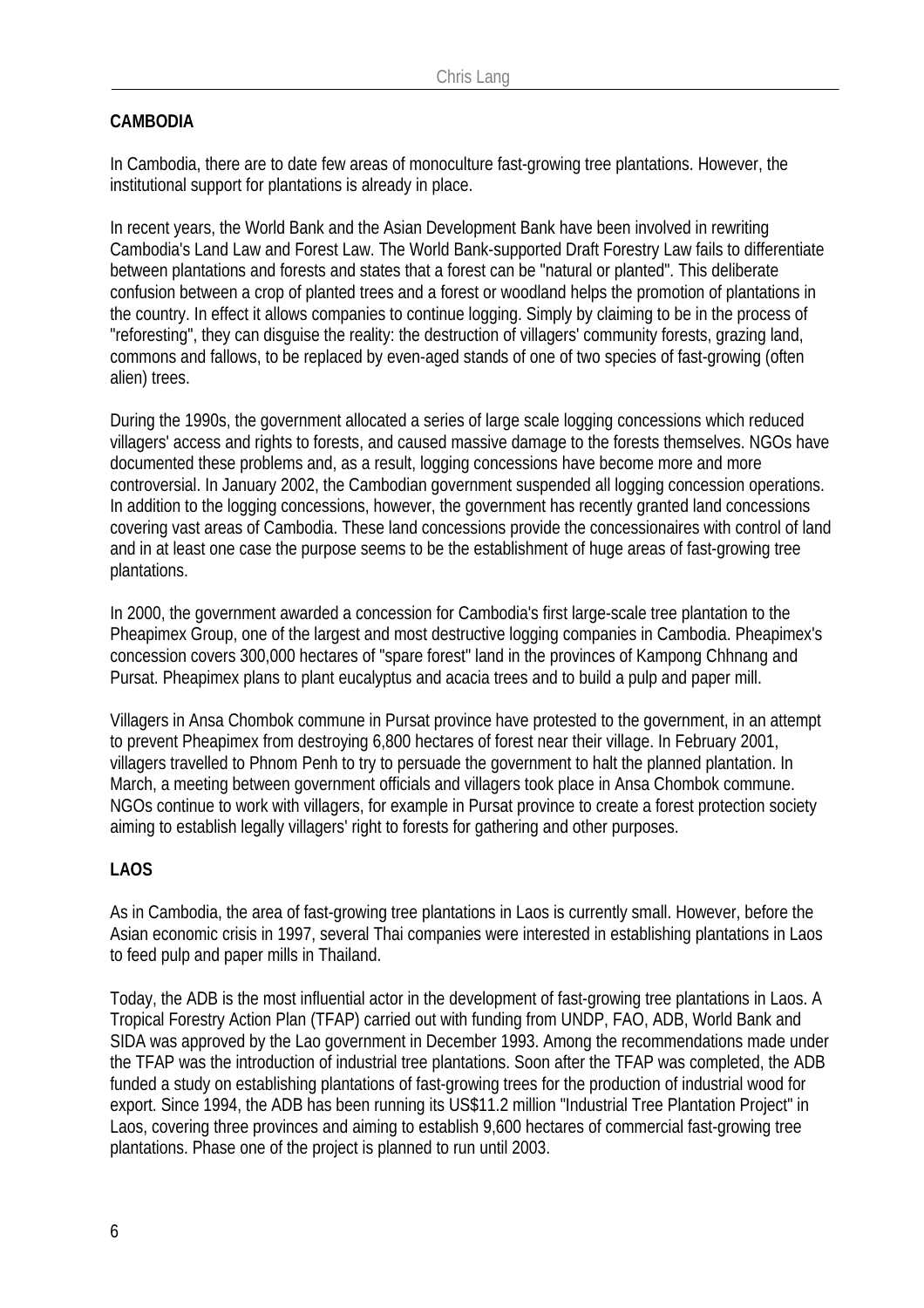**CAMBODIA**

In Cambodia, there are to date few areas of monoculture fast-growing tree plantations. However, the institutional support for plantations is already in place.

In recent years, the World Bank and the Asian Development Bank have been involved in rewriting Cambodia's Land Law and Forest Law. The World Bank-supported Draft Forestry Law fails to differentiate between plantations and forests and states that a forest can be "natural or planted". This deliberate confusion between a crop of planted trees and a forest or woodland helps the promotion of plantations in the country. In effect it allows companies to continue logging. Simply by claiming to be in the process of "reforesting", they can disguise the reality: the destruction of villagers' community forests, grazing land, commons and fallows, to be replaced by even-aged stands of one of two species of fast-growing (often alien) trees.

During the 1990s, the government allocated a series of large scale logging concessions which reduced villagers' access and rights to forests, and caused massive damage to the forests themselves. NGOs have documented these problems and, as a result, logging concessions have become more and more controversial. In January 2002, the Cambodian government suspended all logging concession operations. In addition to the logging concessions, however, the government has recently granted land concessions covering vast areas of Cambodia. These land concessions provide the concessionaires with control of land and in at least one case the purpose seems to be the establishment of huge areas of fast-growing tree plantations.

In 2000, the government awarded a concession for Cambodia's first large-scale tree plantation to the Pheapimex Group, one of the largest and most destructive logging companies in Cambodia. Pheapimex's concession covers 300,000 hectares of "spare forest" land in the provinces of Kampong Chhnang and Pursat. Pheapimex plans to plant eucalyptus and acacia trees and to build a pulp and paper mill.

Villagers in Ansa Chombok commune in Pursat province have protested to the government, in an attempt to prevent Pheapimex from destroying 6,800 hectares of forest near their village. In February 2001, villagers travelled to Phnom Penh to try to persuade the government to halt the planned plantation. In March, a meeting between government officials and villagers took place in Ansa Chombok commune. NGOs continue to work with villagers, for example in Pursat province to create a forest protection society aiming to establish legally villagers' right to forests for gathering and other purposes.

**LAOS**

As in Cambodia, the area of fast-growing tree plantations in Laos is currently small. However, before the Asian economic crisis in 1997, several Thai companies were interested in establishing plantations in Laos to feed pulp and paper mills in Thailand.

Today, the ADB is the most influential actor in the development of fast-growing tree plantations in Laos. A Tropical Forestry Action Plan (TFAP) carried out with funding from UNDP, FAO, ADB, World Bank and SIDA was approved by the Lao government in December 1993. Among the recommendations made under the TFAP was the introduction of industrial tree plantations. Soon after the TFAP was completed, the ADB funded a study on establishing plantations of fast-growing trees for the production of industrial wood for export. Since 1994, the ADB has been running its US$11.2 million "Industrial Tree Plantation Project" in Laos, covering three provinces and aiming to establish 9,600 hectares of commercial fast-growing tree plantations. Phase one of the project is planned to run until 2003.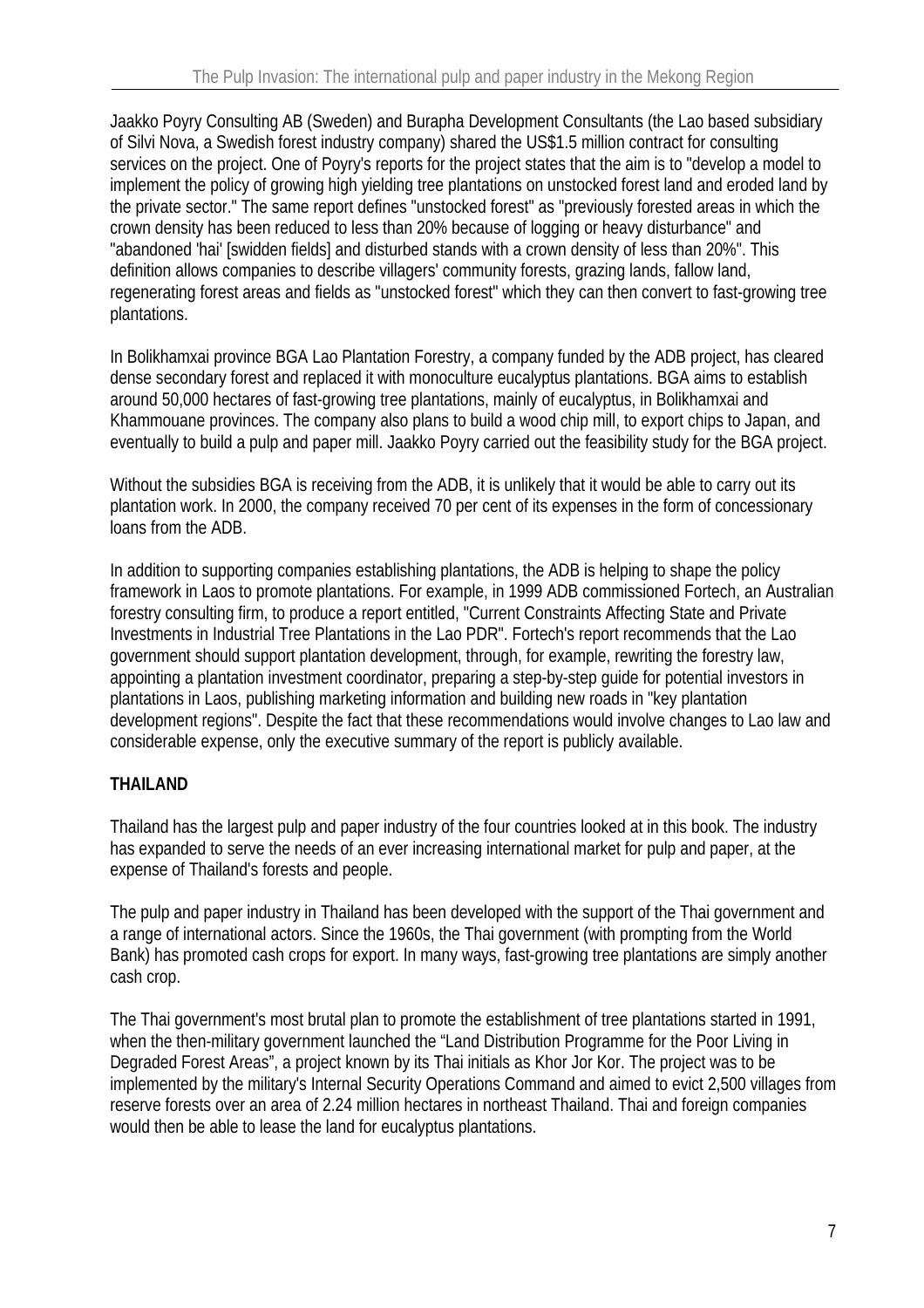Jaakko Poyry Consulting AB (Sweden) and Burapha Development Consultants (the Lao based subsidiary of Silvi Nova, a Swedish forest industry company) shared the US$1.5 million contract for consulting services on the project. One of Poyry's reports for the project states that the aim is to "develop a model to implement the policy of growing high yielding tree plantations on unstocked forest land and eroded land by the private sector." The same report defines "unstocked forest" as "previously forested areas in which the crown density has been reduced to less than 20% because of logging or heavy disturbance" and "abandoned 'hai' [swidden fields] and disturbed stands with a crown density of less than 20%". This definition allows companies to describe villagers' community forests, grazing lands, fallow land, regenerating forest areas and fields as "unstocked forest" which they can then convert to fast-growing tree plantations.

In Bolikhamxai province BGA Lao Plantation Forestry, a company funded by the ADB project, has cleared dense secondary forest and replaced it with monoculture eucalyptus plantations. BGA aims to establish around 50,000 hectares of fast-growing tree plantations, mainly of eucalyptus, in Bolikhamxai and Khammouane provinces. The company also plans to build a wood chip mill, to export chips to Japan, and eventually to build a pulp and paper mill. Jaakko Poyry carried out the feasibility study for the BGA project.

Without the subsidies BGA is receiving from the ADB, it is unlikely that it would be able to carry out its plantation work. In 2000, the company received 70 per cent of its expenses in the form of concessionary loans from the ADB.

In addition to supporting companies establishing plantations, the ADB is helping to shape the policy framework in Laos to promote plantations. For example, in 1999 ADB commissioned Fortech, an Australian forestry consulting firm, to produce a report entitled, "Current Constraints Affecting State and Private Investments in Industrial Tree Plantations in the Lao PDR". Fortech's report recommends that the Lao government should support plantation development, through, for example, rewriting the forestry law, appointing a plantation investment coordinator, preparing a step-by-step guide for potential investors in plantations in Laos, publishing marketing information and building new roads in "key plantation development regions". Despite the fact that these recommendations would involve changes to Lao law and considerable expense, only the executive summary of the report is publicly available.

## THAILAND

Thailand has the largest pulp and paper industry of the four countries looked at in this book. The industry has expanded to serve the needs of an ever increasing international market for pulp and paper, at the expense of Thailand's forests and people.

The pulp and paper industry in Thailand has been developed with the support of the Thai government and a range of international actors. Since the 1960s, the Thai government (with prompting from the World Bank) has promoted cash crops for export. In many ways, fast-growing tree plantations are simply another cash crop.

The Thai government's most brutal plan to promote the establishment of tree plantations started in 1991, when the then-military government launched the "Land Distribution Programme for the Poor Living in Degraded Forest Areas", a project known by its Thai initials as Khor Jor Kor. The project was to be implemented by the military's Internal Security Operations Command and aimed to evict 2,500 villages from reserve forests over an area of 2.24 million hectares in northeast Thailand. Thai and foreign companies would then be able to lease the land for eucalyptus plantations.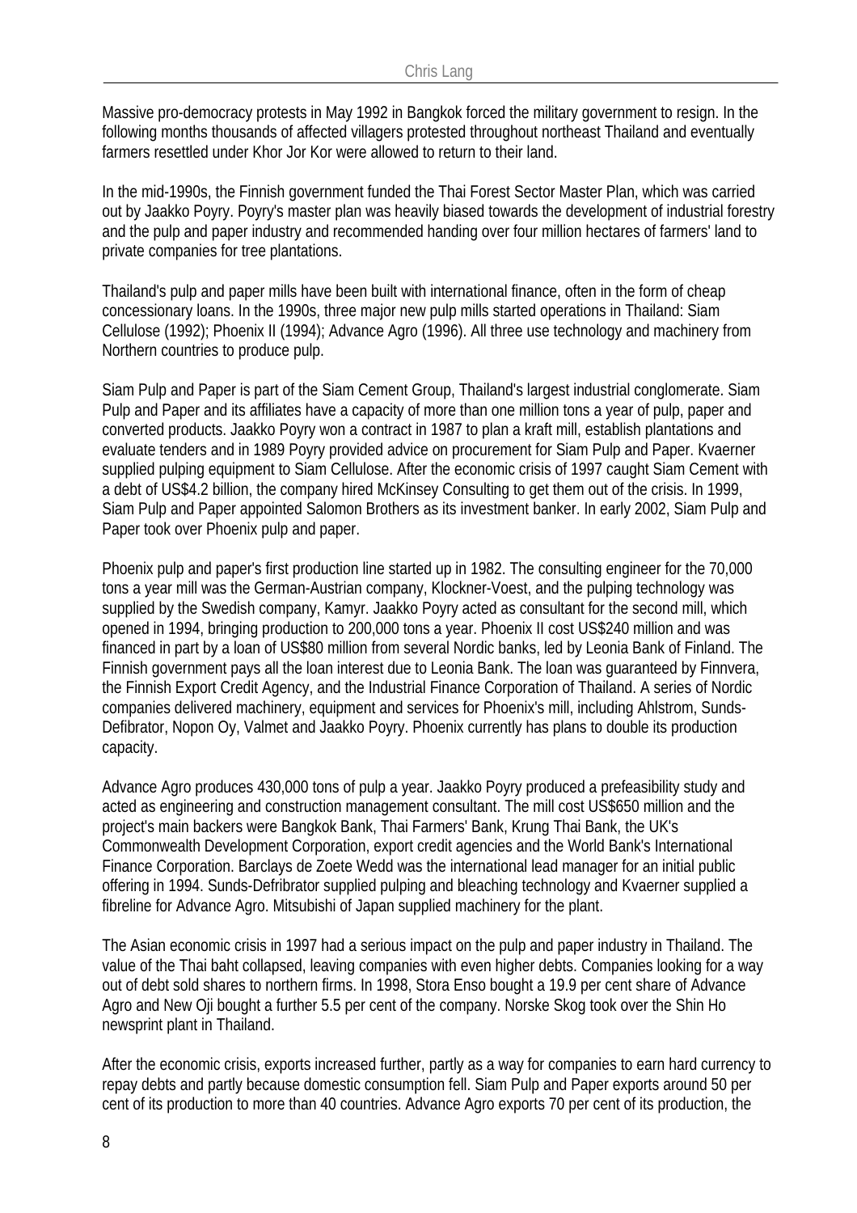Massive pro-democracy protests in May 1992 in Bangkok forced the military government to resign. In the following months thousands of affected villagers protested throughout northeast Thailand and eventually farmers resettled under Khor Jor Kor were allowed to return to their land.

In the mid-1990s, the Finnish government funded the Thai Forest Sector Master Plan, which was carried out by Jaakko Poyry. Poyry's master plan was heavily biased towards the development of industrial forestry and the pulp and paper industry and recommended handing over four million hectares of farmers' land to private companies for tree plantations.

Thailand's pulp and paper mills have been built with international finance, often in the form of cheap concessionary loans. In the 1990s, three major new pulp mills started operations in Thailand: Siam Cellulose (1992); Phoenix II (1994); Advance Agro (1996). All three use technology and machinery from Northern countries to produce pulp.

Siam Pulp and Paper is part of the Siam Cement Group, Thailand's largest industrial conglomerate. Siam Pulp and Paper and its affiliates have a capacity of more than one million tons a year of pulp, paper and converted products. Jaakko Poyry won a contract in 1987 to plan a kraft mill, establish plantations and evaluate tenders and in 1989 Poyry provided advice on procurement for Siam Pulp and Paper. Kvaerner supplied pulping equipment to Siam Cellulose. After the economic crisis of 1997 caught Siam Cement with a debt of US$4.2 billion, the company hired McKinsey Consulting to get them out of the crisis. In 1999, Siam Pulp and Paper appointed Salomon Brothers as its investment banker. In early 2002, Siam Pulp and Paper took over Phoenix pulp and paper.

Phoenix pulp and paper's first production line started up in 1982. The consulting engineer for the 70,000 tons a year mill was the German-Austrian company, Klockner-Voest, and the pulping technology was supplied by the Swedish company, Kamyr. Jaakko Poyry acted as consultant for the second mill, which opened in 1994, bringing production to 200,000 tons a year. Phoenix II cost US$240 million and was financed in part by a loan of US$80 million from several Nordic banks, led by Leonia Bank of Finland. The Finnish government pays all the loan interest due to Leonia Bank. The loan was guaranteed by Finnvera, the Finnish Export Credit Agency, and the Industrial Finance Corporation of Thailand. A series of Nordic companies delivered machinery, equipment and services for Phoenix's mill, including Ahlstrom, Sunds-Defibrator, Nopon Oy, Valmet and Jaakko Poyry. Phoenix currently has plans to double its production capacity.

Advance Agro produces 430,000 tons of pulp a year. Jaakko Poyry produced a prefeasibility study and acted as engineering and construction management consultant. The mill cost US$650 million and the project's main backers were Bangkok Bank, Thai Farmers' Bank, Krung Thai Bank, the UK's Commonwealth Development Corporation, export credit agencies and the World Bank's International Finance Corporation. Barclays de Zoete Wedd was the international lead manager for an initial public offering in 1994. Sunds-Defribrator supplied pulping and bleaching technology and Kvaerner supplied a fibreline for Advance Agro. Mitsubishi of Japan supplied machinery for the plant.

The Asian economic crisis in 1997 had a serious impact on the pulp and paper industry in Thailand. The value of the Thai baht collapsed, leaving companies with even higher debts. Companies looking for a way out of debt sold shares to northern firms. In 1998, Stora Enso bought a 19.9 per cent share of Advance Agro and New Oji bought a further 5.5 per cent of the company. Norske Skog took over the Shin Ho newsprint plant in Thailand.

After the economic crisis, exports increased further, partly as a way for companies to earn hard currency to repay debts and partly because domestic consumption fell. Siam Pulp and Paper exports around 50 per cent of its production to more than 40 countries. Advance Agro exports 70 per cent of its production, the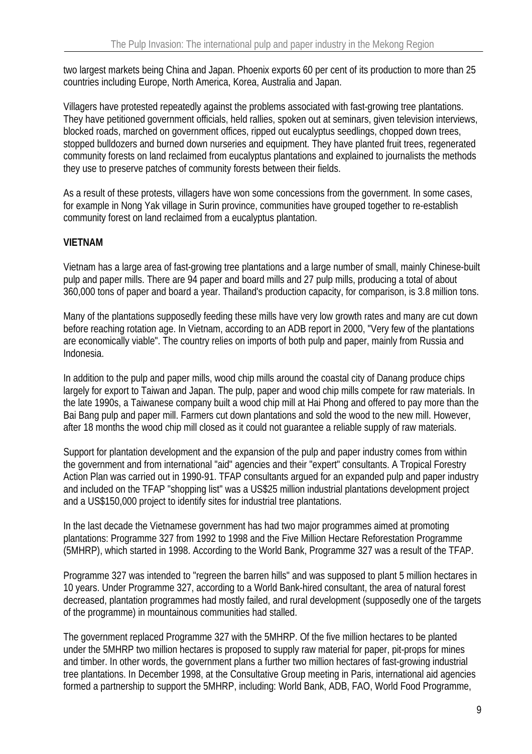two largest markets being China and Japan. Phoenix exports 60 per cent of its production to more than 25 countries including Europe, North America, Korea, Australia and Japan.

Villagers have protested repeatedly against the problems associated with fast-growing tree plantations. They have petitioned government officials, held rallies, spoken out at seminars, given television interviews, blocked roads, marched on government offices, ripped out eucalyptus seedlings, chopped down trees, stopped bulldozers and burned down nurseries and equipment. They have planted fruit trees, regenerated community forests on land reclaimed from eucalyptus plantations and explained to journalists the methods they use to preserve patches of community forests between their fields.

As a result of these protests, villagers have won some concessions from the government. In some cases, for example in Nong Yak village in Surin province, communities have grouped together to re-establish community forest on land reclaimed from a eucalyptus plantation.

**VIETNAM**

Vietnam has a large area of fast-growing tree plantations and a large number of small, mainly Chinese-built pulp and paper mills. There are 94 paper and board mills and 27 pulp mills, producing a total of about 360,000 tons of paper and board a year. Thailand's production capacity, for comparison, is 3.8 million tons.

Many of the plantations supposedly feeding these mills have very low growth rates and many are cut down before reaching rotation age. In Vietnam, according to an ADB report in 2000, "Very few of the plantations are economically viable". The country relies on imports of both pulp and paper, mainly from Russia and Indonesia.

In addition to the pulp and paper mills, wood chip mills around the coastal city of Danang produce chips largely for export to Taiwan and Japan. The pulp, paper and wood chip mills compete for raw materials. In the late 1990s, a Taiwanese company built a wood chip mill at Hai Phong and offered to pay more than the Bai Bang pulp and paper mill. Farmers cut down plantations and sold the wood to the new mill. However, after 18 months the wood chip mill closed as it could not guarantee a reliable supply of raw materials.

Support for plantation development and the expansion of the pulp and paper industry comes from within the government and from international "aid" agencies and their "expert" consultants. A Tropical Forestry Action Plan was carried out in 1990-91. TFAP consultants argued for an expanded pulp and paper industry and included on the TFAP "shopping list" was a US$25 million industrial plantations development project and a US$150,000 project to identify sites for industrial tree plantations.

In the last decade the Vietnamese government has had two major programmes aimed at promoting plantations: Programme 327 from 1992 to 1998 and the Five Million Hectare Reforestation Programme (5MHRP), which started in 1998. According to the World Bank, Programme 327 was a result of the TFAP.

Programme 327 was intended to "regreen the barren hills" and was supposed to plant 5 million hectares in 10 years. Under Programme 327, according to a World Bank-hired consultant, the area of natural forest decreased, plantation programmes had mostly failed, and rural development (supposedly one of the targets of the programme) in mountainous communities had stalled.

The government replaced Programme 327 with the 5MHRP. Of the five million hectares to be planted under the 5MHRP two million hectares is proposed to supply raw material for paper, pit-props for mines and timber. In other words, the government plans a further two million hectares of fast-growing industrial tree plantations. In December 1998, at the Consultative Group meeting in Paris, international aid agencies formed a partnership to support the 5MHRP, including: World Bank, ADB, FAO, World Food Programme,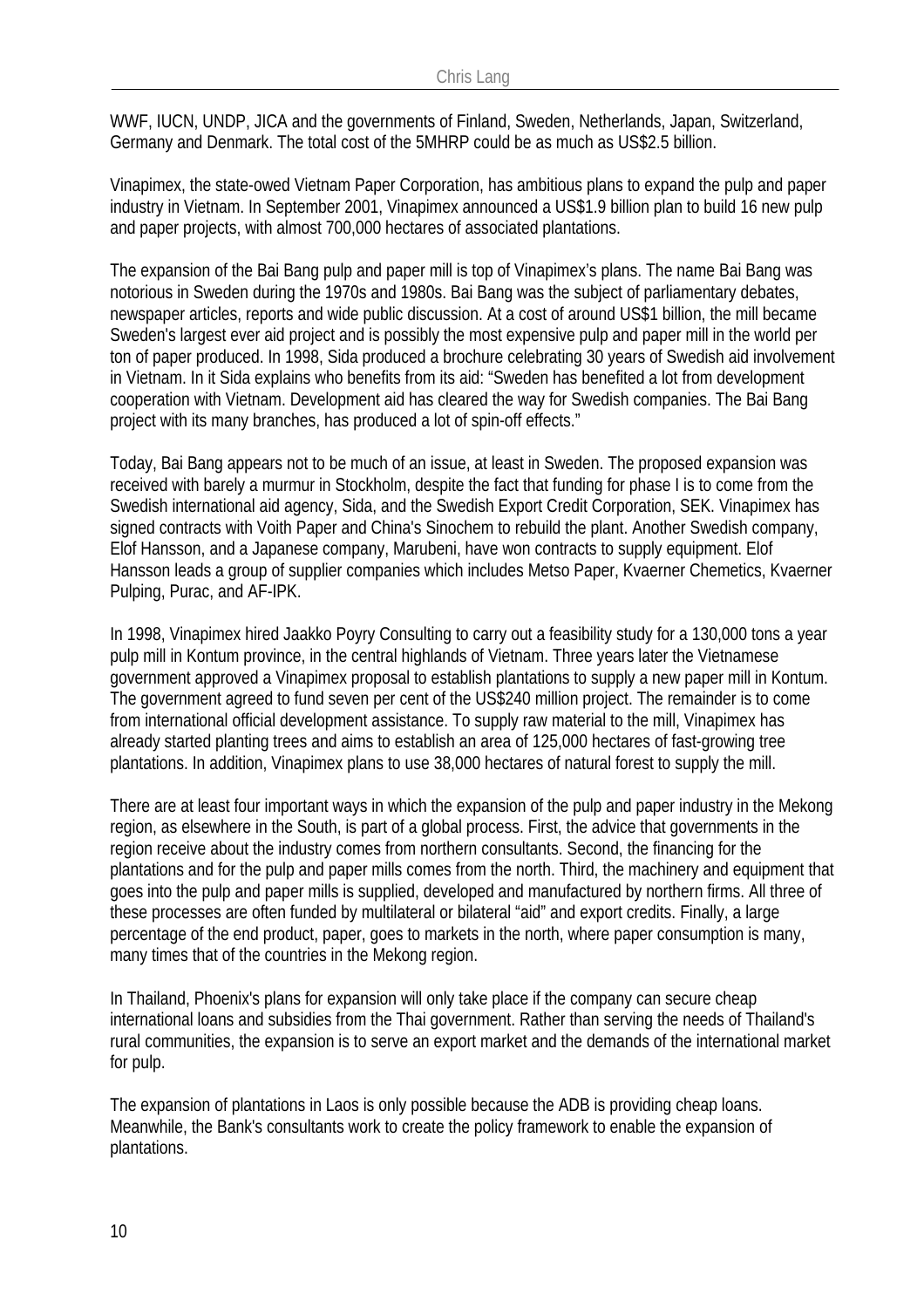WWF, IUCN, UNDP, JICA and the governments of Finland, Sweden, Netherlands, Japan, Switzerland, Germany and Denmark. The total cost of the 5MHRP could be as much as US$2.5 billion.

Vinapimex, the state-owed Vietnam Paper Corporation, has ambitious plans to expand the pulp and paper industry in Vietnam. In September 2001, Vinapimex announced a US$1.9 billion plan to build 16 new pulp and paper projects, with almost 700,000 hectares of associated plantations.

The expansion of the Bai Bang pulp and paper mill is top of Vinapimex's plans. The name Bai Bang was notorious in Sweden during the 1970s and 1980s. Bai Bang was the subject of parliamentary debates, newspaper articles, reports and wide public discussion. At a cost of around US$1 billion, the mill became Sweden's largest ever aid project and is possibly the most expensive pulp and paper mill in the world per ton of paper produced. In 1998, Sida produced a brochure celebrating 30 years of Swedish aid involvement in Vietnam. In it Sida explains who benefits from its aid: "Sweden has benefited a lot from development cooperation with Vietnam. Development aid has cleared the way for Swedish companies. The Bai Bang project with its many branches, has produced a lot of spin-off effects."

Today, Bai Bang appears not to be much of an issue, at least in Sweden. The proposed expansion was received with barely a murmur in Stockholm, despite the fact that funding for phase I is to come from the Swedish international aid agency, Sida, and the Swedish Export Credit Corporation, SEK. Vinapimex has signed contracts with Voith Paper and China's Sinochem to rebuild the plant. Another Swedish company, Elof Hansson, and a Japanese company, Marubeni, have won contracts to supply equipment. Elof Hansson leads a group of supplier companies which includes Metso Paper, Kvaerner Chemetics, Kvaerner Pulping, Purac, and AF-IPK.

In 1998, Vinapimex hired Jaakko Poyry Consulting to carry out a feasibility study for a 130,000 tons a year pulp mill in Kontum province, in the central highlands of Vietnam. Three years later the Vietnamese government approved a Vinapimex proposal to establish plantations to supply a new paper mill in Kontum. The government agreed to fund seven per cent of the US$240 million project. The remainder is to come from international official development assistance. To supply raw material to the mill, Vinapimex has already started planting trees and aims to establish an area of 125,000 hectares of fast-growing tree plantations. In addition, Vinapimex plans to use 38,000 hectares of natural forest to supply the mill.

There are at least four important ways in which the expansion of the pulp and paper industry in the Mekong region, as elsewhere in the South, is part of a global process. First, the advice that governments in the region receive about the industry comes from northern consultants. Second, the financing for the plantations and for the pulp and paper mills comes from the north. Third, the machinery and equipment that goes into the pulp and paper mills is supplied, developed and manufactured by northern firms. All three of these processes are often funded by multilateral or bilateral "aid" and export credits. Finally, a large percentage of the end product, paper, goes to markets in the north, where paper consumption is many, many times that of the countries in the Mekong region.

In Thailand, Phoenix's plans for expansion will only take place if the company can secure cheap international loans and subsidies from the Thai government. Rather than serving the needs of Thailand's rural communities, the expansion is to serve an export market and the demands of the international market for pulp.

The expansion of plantations in Laos is only possible because the ADB is providing cheap loans. Meanwhile, the Bank's consultants work to create the policy framework to enable the expansion of plantations.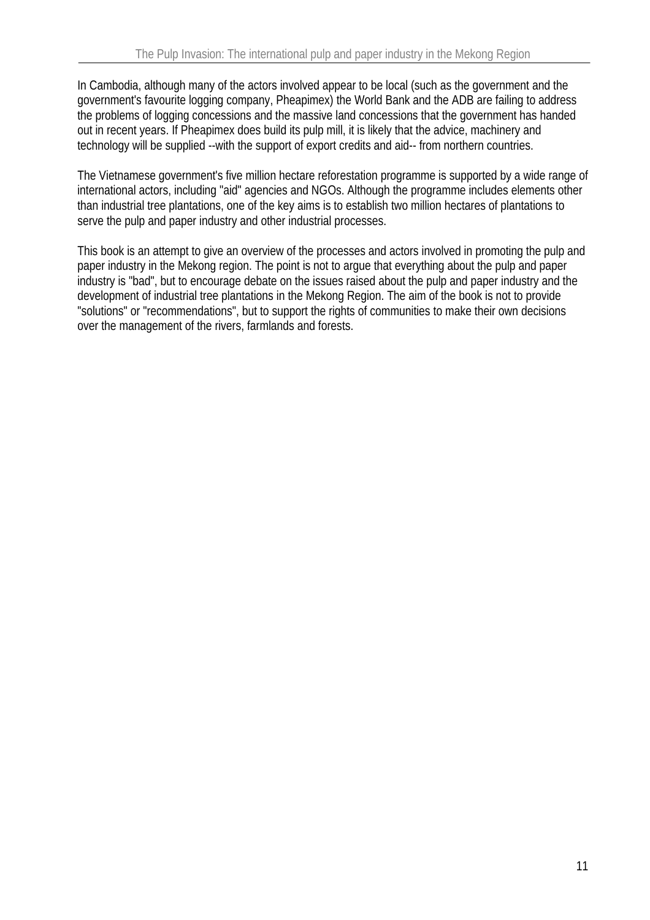In Cambodia, although many of the actors involved appear to be local (such as the government and the government's favourite logging company, Pheapimex) the World Bank and the ADB are failing to address the problems of logging concessions and the massive land concessions that the government has handed out in recent years. If Pheapimex does build its pulp mill, it is likely that the advice, machinery and technology will be supplied --with the support of export credits and aid-- from northern countries.

The Vietnamese government's five million hectare reforestation programme is supported by a wide range of international actors, including "aid" agencies and NGOs. Although the programme includes elements other than industrial tree plantations, one of the key aims is to establish two million hectares of plantations to serve the pulp and paper industry and other industrial processes.

This book is an attempt to give an overview of the processes and actors involved in promoting the pulp and paper industry in the Mekong region. The point is not to argue that everything about the pulp and paper industry is "bad", but to encourage debate on the issues raised about the pulp and paper industry and the development of industrial tree plantations in the Mekong Region. The aim of the book is not to provide "solutions" or "recommendations", but to support the rights of communities to make their own decisions over the management of the rivers, farmlands and forests.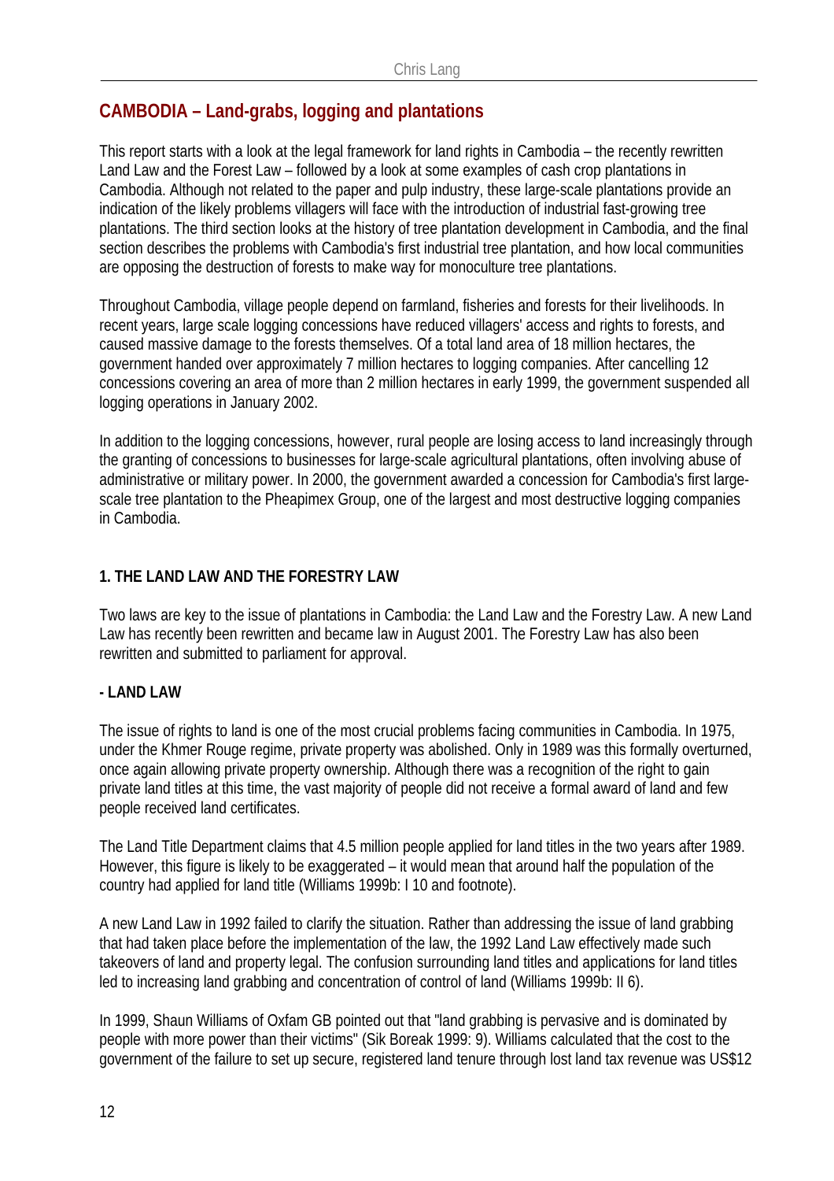## CAMBODIA – Land-grabs, logging and plantations

This report starts with a look at the legal framework for land rights in Cambodia – the recently rewritten Land Law and the Forest Law – followed by a look at some examples of cash crop plantations in Cambodia. Although not related to the paper and pulp industry, these large-scale plantations provide an indication of the likely problems villagers will face with the introduction of industrial fast-growing tree plantations. The third section looks at the history of tree plantation development in Cambodia, and the final section describes the problems with Cambodia's first industrial tree plantation, and how local communities are opposing the destruction of forests to make way for monoculture tree plantations.

Throughout Cambodia, village people depend on farmland, fisheries and forests for their livelihoods. In recent years, large scale logging concessions have reduced villagers' access and rights to forests, and caused massive damage to the forests themselves. Of a total land area of 18 million hectares, the government handed over approximately 7 million hectares to logging companies. After cancelling 12 concessions covering an area of more than 2 million hectares in early 1999, the government suspended all logging operations in January 2002.

In addition to the logging concessions, however, rural people are losing access to land increasingly through the granting of concessions to businesses for large-scale agricultural plantations, often involving abuse of administrative or military power. In 2000, the government awarded a concession for Cambodia's first large-scale tree plantation to the Pheapimex Group, one of the largest and most destructive logging companies in Cambodia.

### 1. THE LAND LAW AND THE FORESTRY LAW

Two laws are key to the issue of plantations in Cambodia: the Land Law and the Forestry Law. A new Land Law has recently been rewritten and became law in August 2001. The Forestry Law has also been rewritten and submitted to parliament for approval.

#### - LAND LAW

The issue of rights to land is one of the most crucial problems facing communities in Cambodia. In 1975, under the Khmer Rouge regime, private property was abolished. Only in 1989 was this formally overturned, once again allowing private property ownership. Although there was a recognition of the right to gain private land titles at this time, the vast majority of people did not receive a formal award of land and few people received land certificates.

The Land Title Department claims that 4.5 million people applied for land titles in the two years after 1989. However, this figure is likely to be exaggerated – it would mean that around half the population of the country had applied for land title (Williams 1999b: I 10 and footnote).

A new Land Law in 1992 failed to clarify the situation. Rather than addressing the issue of land grabbing that had taken place before the implementation of the law, the 1992 Land Law effectively made such takeovers of land and property legal. The confusion surrounding land titles and applications for land titles led to increasing land grabbing and concentration of control of land (Williams 1999b: II 6).

In 1999, Shaun Williams of Oxfam GB pointed out that "land grabbing is pervasive and is dominated by people with more power than their victims" (Sik Boreak 1999: 9). Williams calculated that the cost to the government of the failure to set up secure, registered land tenure through lost land tax revenue was US$12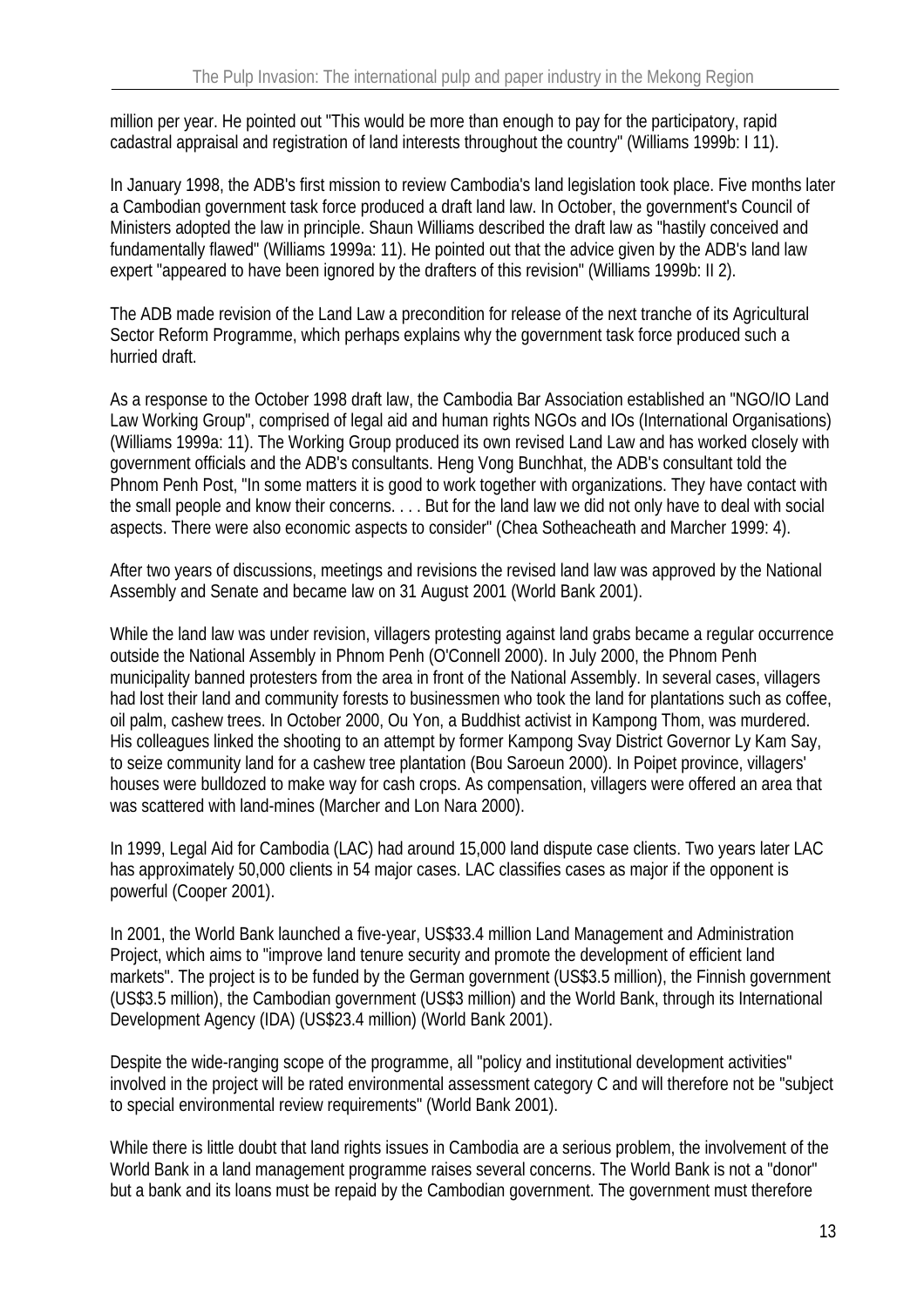million per year. He pointed out "This would be more than enough to pay for the participatory, rapid cadastral appraisal and registration of land interests throughout the country" (Williams 1999b: I 11).

In January 1998, the ADB's first mission to review Cambodia's land legislation took place. Five months later a Cambodian government task force produced a draft land law. In October, the government's Council of Ministers adopted the law in principle. Shaun Williams described the draft law as "hastily conceived and fundamentally flawed" (Williams 1999a: 11). He pointed out that the advice given by the ADB's land law expert "appeared to have been ignored by the drafters of this revision" (Williams 1999b: II 2).

The ADB made revision of the Land Law a precondition for release of the next tranche of its Agricultural Sector Reform Programme, which perhaps explains why the government task force produced such a hurried draft.

As a response to the October 1998 draft law, the Cambodia Bar Association established an "NGO/IO Land Law Working Group", comprised of legal aid and human rights NGOs and IOs (International Organisations) (Williams 1999a: 11). The Working Group produced its own revised Land Law and has worked closely with government officials and the ADB's consultants. Heng Vong Bunchhat, the ADB's consultant told the Phnom Penh Post, "In some matters it is good to work together with organizations. They have contact with the small people and know their concerns. . . . But for the land law we did not only have to deal with social aspects. There were also economic aspects to consider" (Chea Sotheacheath and Marcher 1999: 4).

After two years of discussions, meetings and revisions the revised land law was approved by the National Assembly and Senate and became law on 31 August 2001 (World Bank 2001).

While the land law was under revision, villagers protesting against land grabs became a regular occurrence outside the National Assembly in Phnom Penh (O'Connell 2000). In July 2000, the Phnom Penh municipality banned protesters from the area in front of the National Assembly. In several cases, villagers had lost their land and community forests to businessmen who took the land for plantations such as coffee, oil palm, cashew trees. In October 2000, Ou Yon, a Buddhist activist in Kampong Thom, was murdered. His colleagues linked the shooting to an attempt by former Kampong Svay District Governor Ly Kam Say, to seize community land for a cashew tree plantation (Bou Saroeun 2000). In Poipet province, villagers' houses were bulldozed to make way for cash crops. As compensation, villagers were offered an area that was scattered with land-mines (Marcher and Lon Nara 2000).

In 1999, Legal Aid for Cambodia (LAC) had around 15,000 land dispute case clients. Two years later LAC has approximately 50,000 clients in 54 major cases. LAC classifies cases as major if the opponent is powerful (Cooper 2001).

In 2001, the World Bank launched a five-year, US$33.4 million Land Management and Administration Project, which aims to "improve land tenure security and promote the development of efficient land markets". The project is to be funded by the German government (US$3.5 million), the Finnish government (US$3.5 million), the Cambodian government (US$3 million) and the World Bank, through its International Development Agency (IDA) (US$23.4 million) (World Bank 2001).

Despite the wide-ranging scope of the programme, all "policy and institutional development activities" involved in the project will be rated environmental assessment category C and will therefore not be "subject to special environmental review requirements" (World Bank 2001).

While there is little doubt that land rights issues in Cambodia are a serious problem, the involvement of the World Bank in a land management programme raises several concerns. The World Bank is not a "donor" but a bank and its loans must be repaid by the Cambodian government. The government must therefore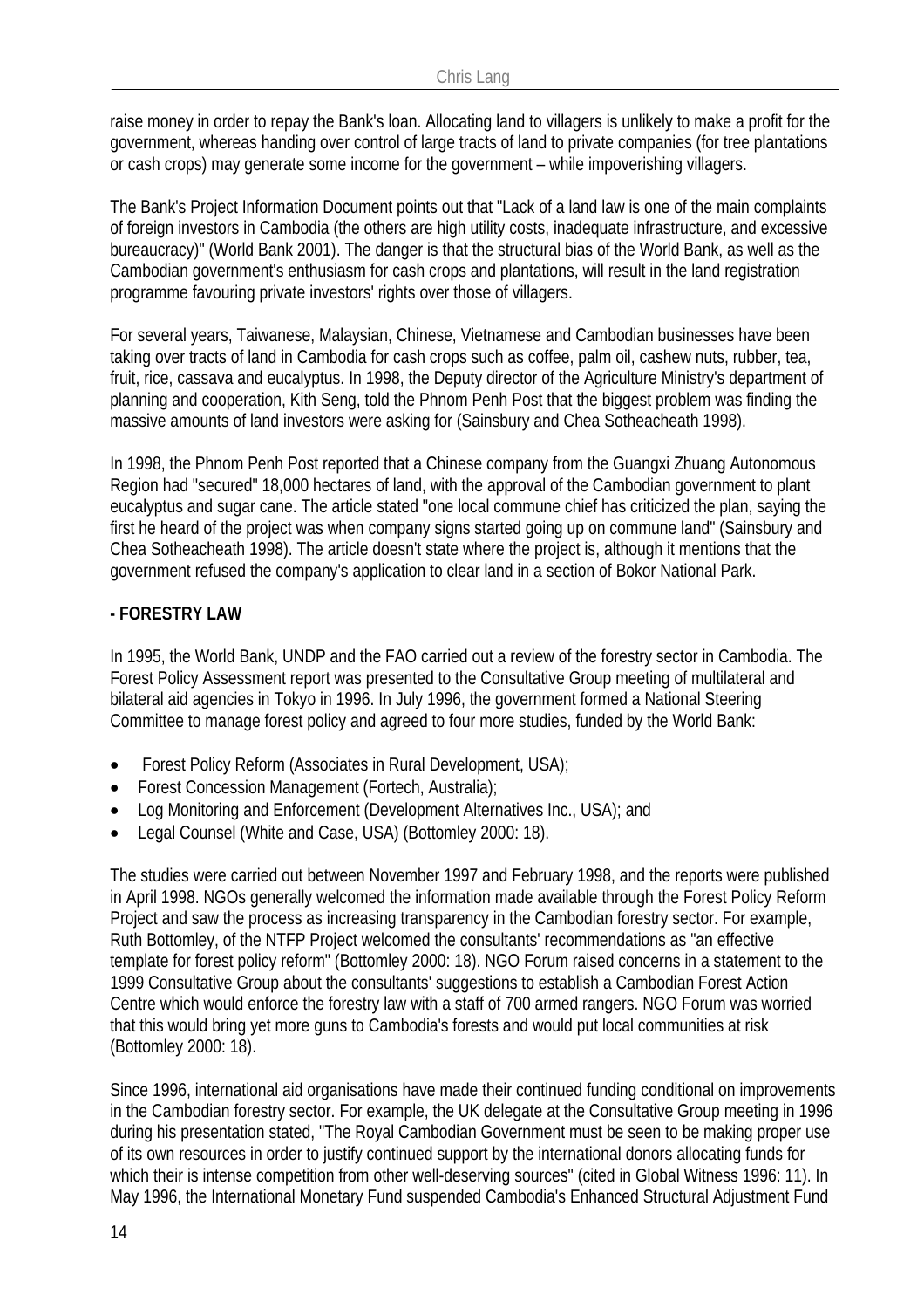raise money in order to repay the Bank's loan. Allocating land to villagers is unlikely to make a profit for the government, whereas handing over control of large tracts of land to private companies (for tree plantations or cash crops) may generate some income for the government – while impoverishing villagers.

The Bank's Project Information Document points out that "Lack of a land law is one of the main complaints of foreign investors in Cambodia (the others are high utility costs, inadequate infrastructure, and excessive bureaucracy)" (World Bank 2001). The danger is that the structural bias of the World Bank, as well as the Cambodian government's enthusiasm for cash crops and plantations, will result in the land registration programme favouring private investors' rights over those of villagers.

For several years, Taiwanese, Malaysian, Chinese, Vietnamese and Cambodian businesses have been taking over tracts of land in Cambodia for cash crops such as coffee, palm oil, cashew nuts, rubber, tea, fruit, rice, cassava and eucalyptus. In 1998, the Deputy director of the Agriculture Ministry's department of planning and cooperation, Kith Seng, told the Phnom Penh Post that the biggest problem was finding the massive amounts of land investors were asking for (Sainsbury and Chea Sotheacheath 1998).

In 1998, the Phnom Penh Post reported that a Chinese company from the Guangxi Zhuang Autonomous Region had "secured" 18,000 hectares of land, with the approval of the Cambodian government to plant eucalyptus and sugar cane. The article stated "one local commune chief has criticized the plan, saying the first he heard of the project was when company signs started going up on commune land" (Sainsbury and Chea Sotheacheath 1998). The article doesn't state where the project is, although it mentions that the government refused the company's application to clear land in a section of Bokor National Park.

**- FORESTRY LAW**

In 1995, the World Bank, UNDP and the FAO carried out a review of the forestry sector in Cambodia. The Forest Policy Assessment report was presented to the Consultative Group meeting of multilateral and bilateral aid agencies in Tokyo in 1996. In July 1996, the government formed a National Steering Committee to manage forest policy and agreed to four more studies, funded by the World Bank:

- Forest Policy Reform (Associates in Rural Development, USA);
- Forest Concession Management (Fortech, Australia);
- Log Monitoring and Enforcement (Development Alternatives Inc., USA); and
- Legal Counsel (White and Case, USA) (Bottomley 2000: 18).

The studies were carried out between November 1997 and February 1998, and the reports were published in April 1998. NGOs generally welcomed the information made available through the Forest Policy Reform Project and saw the process as increasing transparency in the Cambodian forestry sector. For example, Ruth Bottomley, of the NTFP Project welcomed the consultants' recommendations as "an effective template for forest policy reform" (Bottomley 2000: 18). NGO Forum raised concerns in a statement to the 1999 Consultative Group about the consultants' suggestions to establish a Cambodian Forest Action Centre which would enforce the forestry law with a staff of 700 armed rangers. NGO Forum was worried that this would bring yet more guns to Cambodia's forests and would put local communities at risk (Bottomley 2000: 18).

Since 1996, international aid organisations have made their continued funding conditional on improvements in the Cambodian forestry sector. For example, the UK delegate at the Consultative Group meeting in 1996 during his presentation stated, "The Royal Cambodian Government must be seen to be making proper use of its own resources in order to justify continued support by the international donors allocating funds for which their is intense competition from other well-deserving sources" (cited in Global Witness 1996: 11). In May 1996, the International Monetary Fund suspended Cambodia's Enhanced Structural Adjustment Fund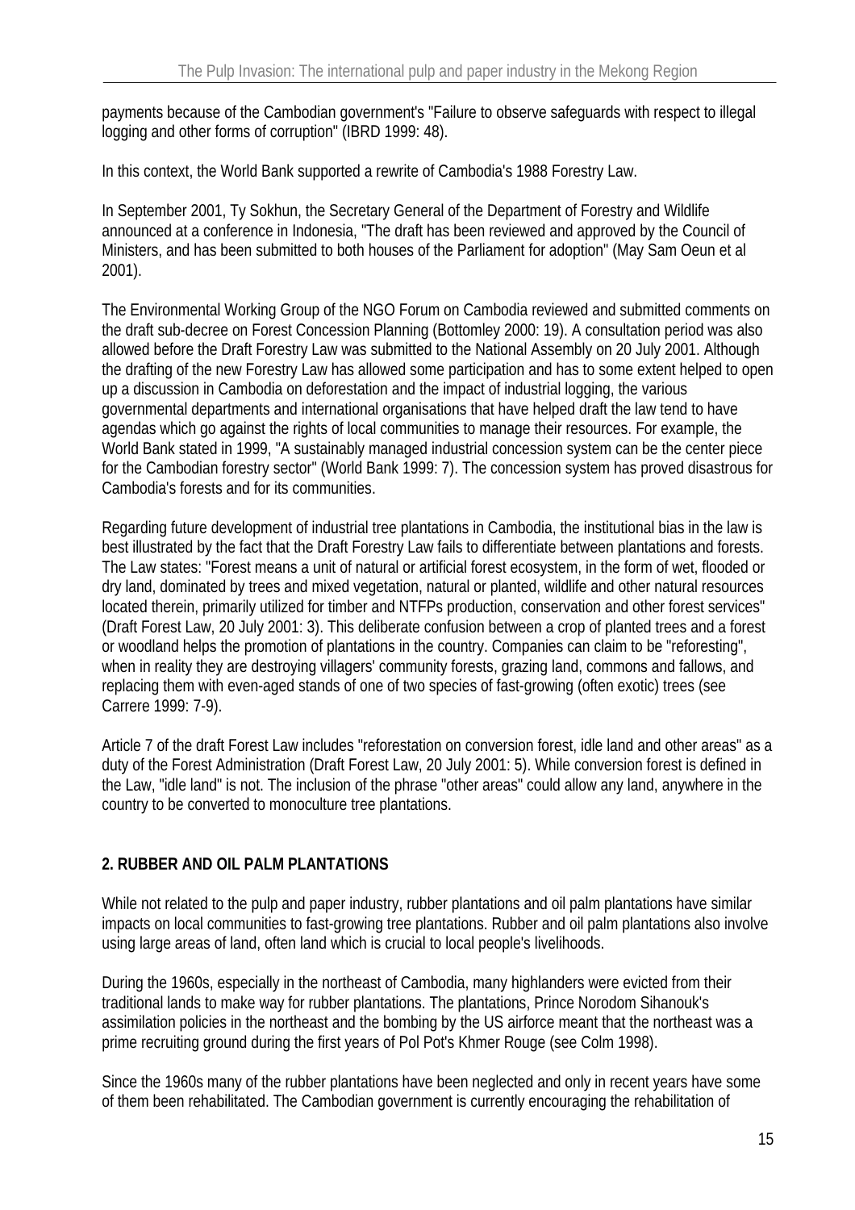payments because of the Cambodian government's "Failure to observe safeguards with respect to illegal logging and other forms of corruption" (IBRD 1999: 48).

In this context, the World Bank supported a rewrite of Cambodia's 1988 Forestry Law.

In September 2001, Ty Sokhun, the Secretary General of the Department of Forestry and Wildlife announced at a conference in Indonesia, "The draft has been reviewed and approved by the Council of Ministers, and has been submitted to both houses of the Parliament for adoption" (May Sam Oeun et al 2001).

The Environmental Working Group of the NGO Forum on Cambodia reviewed and submitted comments on the draft sub-decree on Forest Concession Planning (Bottomley 2000: 19). A consultation period was also allowed before the Draft Forestry Law was submitted to the National Assembly on 20 July 2001. Although the drafting of the new Forestry Law has allowed some participation and has to some extent helped to open up a discussion in Cambodia on deforestation and the impact of industrial logging, the various governmental departments and international organisations that have helped draft the law tend to have agendas which go against the rights of local communities to manage their resources. For example, the World Bank stated in 1999, "A sustainably managed industrial concession system can be the center piece for the Cambodian forestry sector" (World Bank 1999: 7). The concession system has proved disastrous for Cambodia's forests and for its communities.

Regarding future development of industrial tree plantations in Cambodia, the institutional bias in the law is best illustrated by the fact that the Draft Forestry Law fails to differentiate between plantations and forests. The Law states: "Forest means a unit of natural or artificial forest ecosystem, in the form of wet, flooded or dry land, dominated by trees and mixed vegetation, natural or planted, wildlife and other natural resources located therein, primarily utilized for timber and NTFPs production, conservation and other forest services" (Draft Forest Law, 20 July 2001: 3). This deliberate confusion between a crop of planted trees and a forest or woodland helps the promotion of plantations in the country. Companies can claim to be "reforesting", when in reality they are destroying villagers' community forests, grazing land, commons and fallows, and replacing them with even-aged stands of one of two species of fast-growing (often exotic) trees (see Carrere 1999: 7-9).

Article 7 of the draft Forest Law includes "reforestation on conversion forest, idle land and other areas" as a duty of the Forest Administration (Draft Forest Law, 20 July 2001: 5). While conversion forest is defined in the Law, "idle land" is not. The inclusion of the phrase "other areas" could allow any land, anywhere in the country to be converted to monoculture tree plantations.

## 2. RUBBER AND OIL PALM PLANTATIONS

While not related to the pulp and paper industry, rubber plantations and oil palm plantations have similar impacts on local communities to fast-growing tree plantations. Rubber and oil palm plantations also involve using large areas of land, often land which is crucial to local people's livelihoods.

During the 1960s, especially in the northeast of Cambodia, many highlanders were evicted from their traditional lands to make way for rubber plantations. The plantations, Prince Norodom Sihanouk's assimilation policies in the northeast and the bombing by the US airforce meant that the northeast was a prime recruiting ground during the first years of Pol Pot's Khmer Rouge (see Colm 1998).

Since the 1960s many of the rubber plantations have been neglected and only in recent years have some of them been rehabilitated. The Cambodian government is currently encouraging the rehabilitation of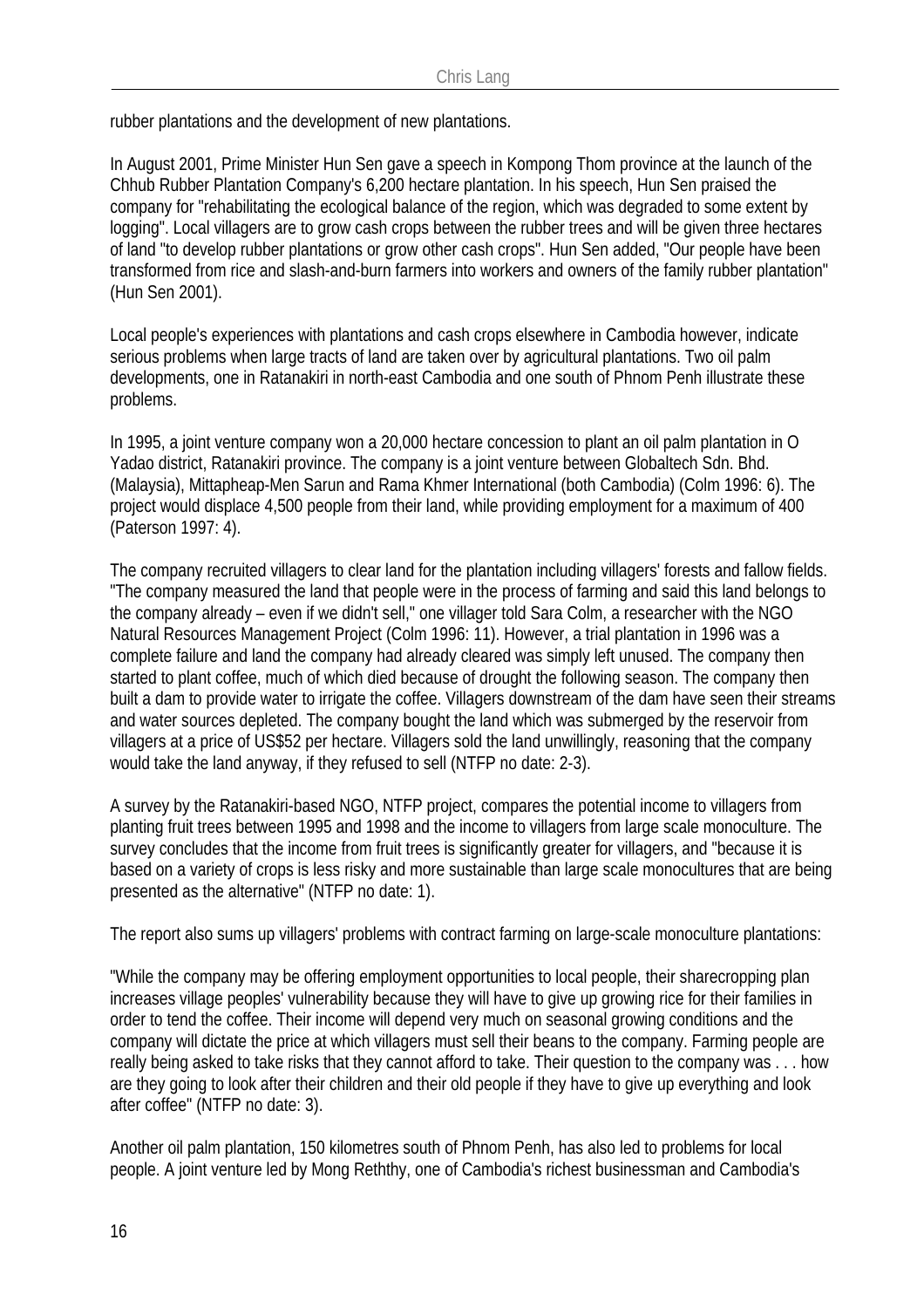rubber plantations and the development of new plantations.

In August 2001, Prime Minister Hun Sen gave a speech in Kompong Thom province at the launch of the Chhub Rubber Plantation Company's 6,200 hectare plantation. In his speech, Hun Sen praised the company for "rehabilitating the ecological balance of the region, which was degraded to some extent by logging". Local villagers are to grow cash crops between the rubber trees and will be given three hectares of land "to develop rubber plantations or grow other cash crops". Hun Sen added, "Our people have been transformed from rice and slash-and-burn farmers into workers and owners of the family rubber plantation" (Hun Sen 2001).

Local people's experiences with plantations and cash crops elsewhere in Cambodia however, indicate serious problems when large tracts of land are taken over by agricultural plantations. Two oil palm developments, one in Ratanakiri in north-east Cambodia and one south of Phnom Penh illustrate these problems.

In 1995, a joint venture company won a 20,000 hectare concession to plant an oil palm plantation in O Yadao district, Ratanakiri province. The company is a joint venture between Globaltech Sdn. Bhd. (Malaysia), Mittapheap-Men Sarun and Rama Khmer International (both Cambodia) (Colm 1996: 6). The project would displace 4,500 people from their land, while providing employment for a maximum of 400 (Paterson 1997: 4).

The company recruited villagers to clear land for the plantation including villagers' forests and fallow fields. "The company measured the land that people were in the process of farming and said this land belongs to the company already – even if we didn't sell," one villager told Sara Colm, a researcher with the NGO Natural Resources Management Project (Colm 1996: 11). However, a trial plantation in 1996 was a complete failure and land the company had already cleared was simply left unused. The company then started to plant coffee, much of which died because of drought the following season. The company then built a dam to provide water to irrigate the coffee. Villagers downstream of the dam have seen their streams and water sources depleted. The company bought the land which was submerged by the reservoir from villagers at a price of US$52 per hectare. Villagers sold the land unwillingly, reasoning that the company would take the land anyway, if they refused to sell (NTFP no date: 2-3).

A survey by the Ratanakiri-based NGO, NTFP project, compares the potential income to villagers from planting fruit trees between 1995 and 1998 and the income to villagers from large scale monoculture. The survey concludes that the income from fruit trees is significantly greater for villagers, and "because it is based on a variety of crops is less risky and more sustainable than large scale monocultures that are being presented as the alternative" (NTFP no date: 1).

The report also sums up villagers' problems with contract farming on large-scale monoculture plantations:

"While the company may be offering employment opportunities to local people, their sharecropping plan increases village peoples' vulnerability because they will have to give up growing rice for their families in order to tend the coffee. Their income will depend very much on seasonal growing conditions and the company will dictate the price at which villagers must sell their beans to the company. Farming people are really being asked to take risks that they cannot afford to take. Their question to the company was . . . how are they going to look after their children and their old people if they have to give up everything and look after coffee" (NTFP no date: 3).

Another oil palm plantation, 150 kilometres south of Phnom Penh, has also led to problems for local people. A joint venture led by Mong Reththy, one of Cambodia's richest businessman and Cambodia's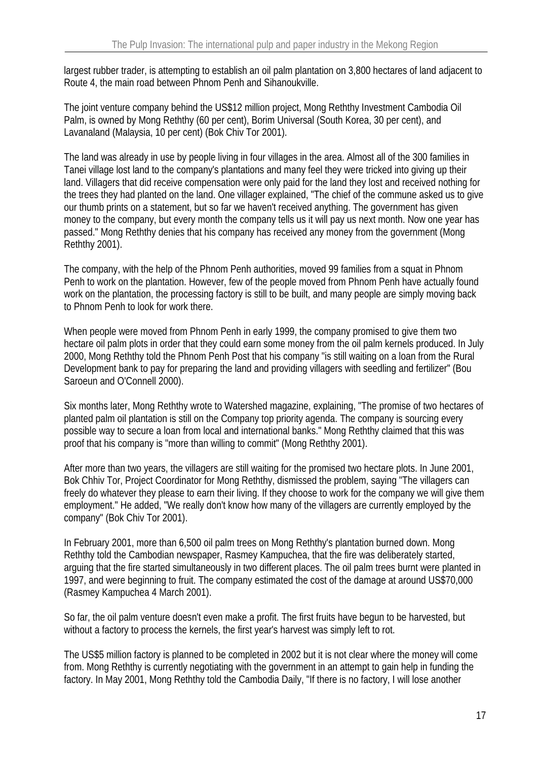largest rubber trader, is attempting to establish an oil palm plantation on 3,800 hectares of land adjacent to Route 4, the main road between Phnom Penh and Sihanoukville.

The joint venture company behind the US$12 million project, Mong Reththy Investment Cambodia Oil Palm, is owned by Mong Reththy (60 per cent), Borim Universal (South Korea, 30 per cent), and Lavanaland (Malaysia, 10 per cent) (Bok Chiv Tor 2001).

The land was already in use by people living in four villages in the area. Almost all of the 300 families in Tanei village lost land to the company's plantations and many feel they were tricked into giving up their land. Villagers that did receive compensation were only paid for the land they lost and received nothing for the trees they had planted on the land. One villager explained, "The chief of the commune asked us to give our thumb prints on a statement, but so far we haven't received anything. The government has given money to the company, but every month the company tells us it will pay us next month. Now one year has passed." Mong Reththy denies that his company has received any money from the government (Mong Reththy 2001).

The company, with the help of the Phnom Penh authorities, moved 99 families from a squat in Phnom Penh to work on the plantation. However, few of the people moved from Phnom Penh have actually found work on the plantation, the processing factory is still to be built, and many people are simply moving back to Phnom Penh to look for work there.

When people were moved from Phnom Penh in early 1999, the company promised to give them two hectare oil palm plots in order that they could earn some money from the oil palm kernels produced. In July 2000, Mong Reththy told the Phnom Penh Post that his company "is still waiting on a loan from the Rural Development bank to pay for preparing the land and providing villagers with seedling and fertilizer" (Bou Saroeun and O'Connell 2000).

Six months later, Mong Reththy wrote to Watershed magazine, explaining, "The promise of two hectares of planted palm oil plantation is still on the Company top priority agenda. The company is sourcing every possible way to secure a loan from local and international banks." Mong Reththy claimed that this was proof that his company is "more than willing to commit" (Mong Reththy 2001).

After more than two years, the villagers are still waiting for the promised two hectare plots. In June 2001, Bok Chhiv Tor, Project Coordinator for Mong Reththy, dismissed the problem, saying "The villagers can freely do whatever they please to earn their living. If they choose to work for the company we will give them employment." He added, "We really don't know how many of the villagers are currently employed by the company" (Bok Chiv Tor 2001).

In February 2001, more than 6,500 oil palm trees on Mong Reththy's plantation burned down. Mong Reththy told the Cambodian newspaper, Rasmey Kampuchea, that the fire was deliberately started, arguing that the fire started simultaneously in two different places. The oil palm trees burnt were planted in 1997, and were beginning to fruit. The company estimated the cost of the damage at around US$70,000 (Rasmey Kampuchea 4 March 2001).

So far, the oil palm venture doesn't even make a profit. The first fruits have begun to be harvested, but without a factory to process the kernels, the first year's harvest was simply left to rot.

The US$5 million factory is planned to be completed in 2002 but it is not clear where the money will come from. Mong Reththy is currently negotiating with the government in an attempt to gain help in funding the factory. In May 2001, Mong Reththy told the Cambodia Daily, "If there is no factory, I will lose another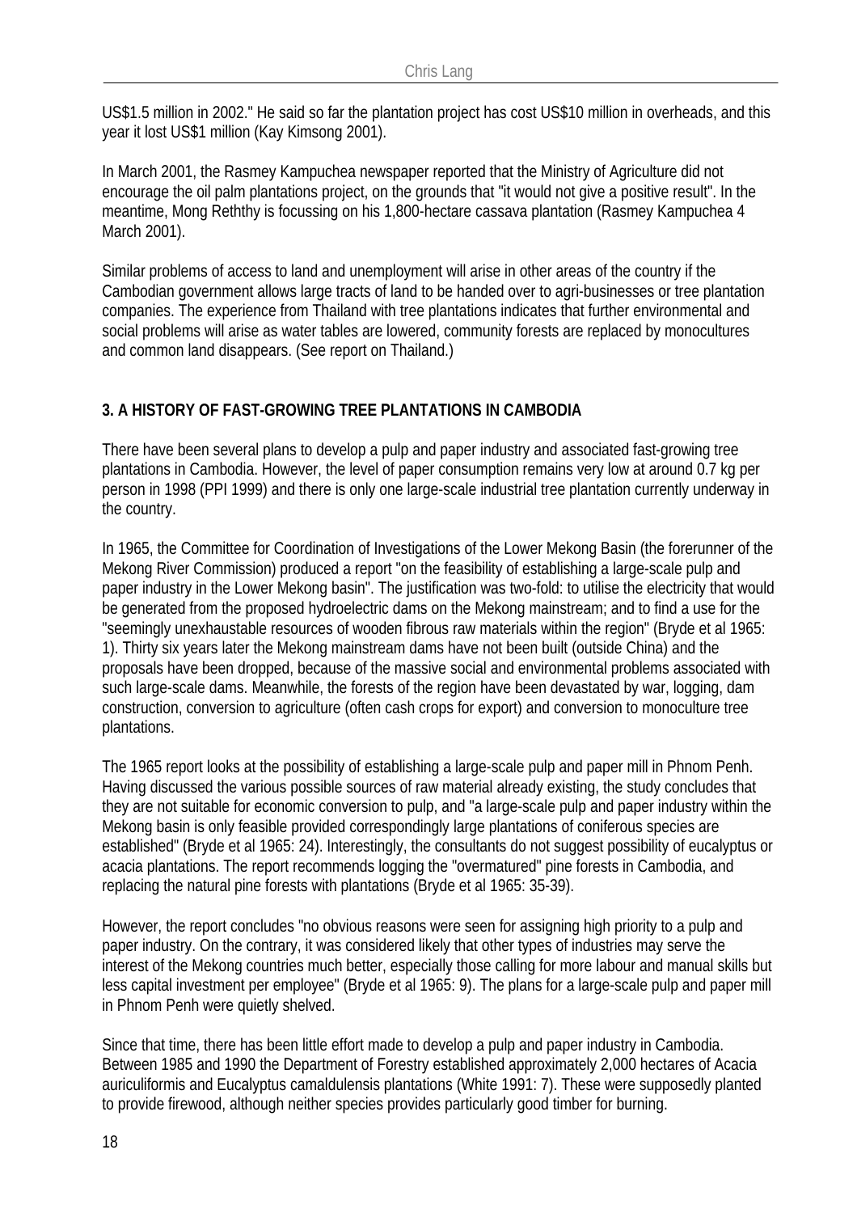US$1.5 million in 2002." He said so far the plantation project has cost US$10 million in overheads, and this year it lost US$1 million (Kay Kimsong 2001).

In March 2001, the Rasmey Kampuchea newspaper reported that the Ministry of Agriculture did not encourage the oil palm plantations project, on the grounds that "it would not give a positive result". In the meantime, Mong Reththy is focussing on his 1,800-hectare cassava plantation (Rasmey Kampuchea 4 March 2001).

Similar problems of access to land and unemployment will arise in other areas of the country if the Cambodian government allows large tracts of land to be handed over to agri-businesses or tree plantation companies. The experience from Thailand with tree plantations indicates that further environmental and social problems will arise as water tables are lowered, community forests are replaced by monocultures and common land disappears. (See report on Thailand.)

## 3. A HISTORY OF FAST-GROWING TREE PLANTATIONS IN CAMBODIA

There have been several plans to develop a pulp and paper industry and associated fast-growing tree plantations in Cambodia. However, the level of paper consumption remains very low at around 0.7 kg per person in 1998 (PPI 1999) and there is only one large-scale industrial tree plantation currently underway in the country.

In 1965, the Committee for Coordination of Investigations of the Lower Mekong Basin (the forerunner of the Mekong River Commission) produced a report "on the feasibility of establishing a large-scale pulp and paper industry in the Lower Mekong basin". The justification was two-fold: to utilise the electricity that would be generated from the proposed hydroelectric dams on the Mekong mainstream; and to find a use for the "seemingly unexhaustable resources of wooden fibrous raw materials within the region" (Bryde et al 1965: 1). Thirty six years later the Mekong mainstream dams have not been built (outside China) and the proposals have been dropped, because of the massive social and environmental problems associated with such large-scale dams. Meanwhile, the forests of the region have been devastated by war, logging, dam construction, conversion to agriculture (often cash crops for export) and conversion to monoculture tree plantations.

The 1965 report looks at the possibility of establishing a large-scale pulp and paper mill in Phnom Penh. Having discussed the various possible sources of raw material already existing, the study concludes that they are not suitable for economic conversion to pulp, and "a large-scale pulp and paper industry within the Mekong basin is only feasible provided correspondingly large plantations of coniferous species are established" (Bryde et al 1965: 24). Interestingly, the consultants do not suggest possibility of eucalyptus or acacia plantations. The report recommends logging the "overmatured" pine forests in Cambodia, and replacing the natural pine forests with plantations (Bryde et al 1965: 35-39).

However, the report concludes "no obvious reasons were seen for assigning high priority to a pulp and paper industry. On the contrary, it was considered likely that other types of industries may serve the interest of the Mekong countries much better, especially those calling for more labour and manual skills but less capital investment per employee" (Bryde et al 1965: 9). The plans for a large-scale pulp and paper mill in Phnom Penh were quietly shelved.

Since that time, there has been little effort made to develop a pulp and paper industry in Cambodia. Between 1985 and 1990 the Department of Forestry established approximately 2,000 hectares of Acacia auriculiformis and Eucalyptus camaldulensis plantations (White 1991: 7). These were supposedly planted to provide firewood, although neither species provides particularly good timber for burning.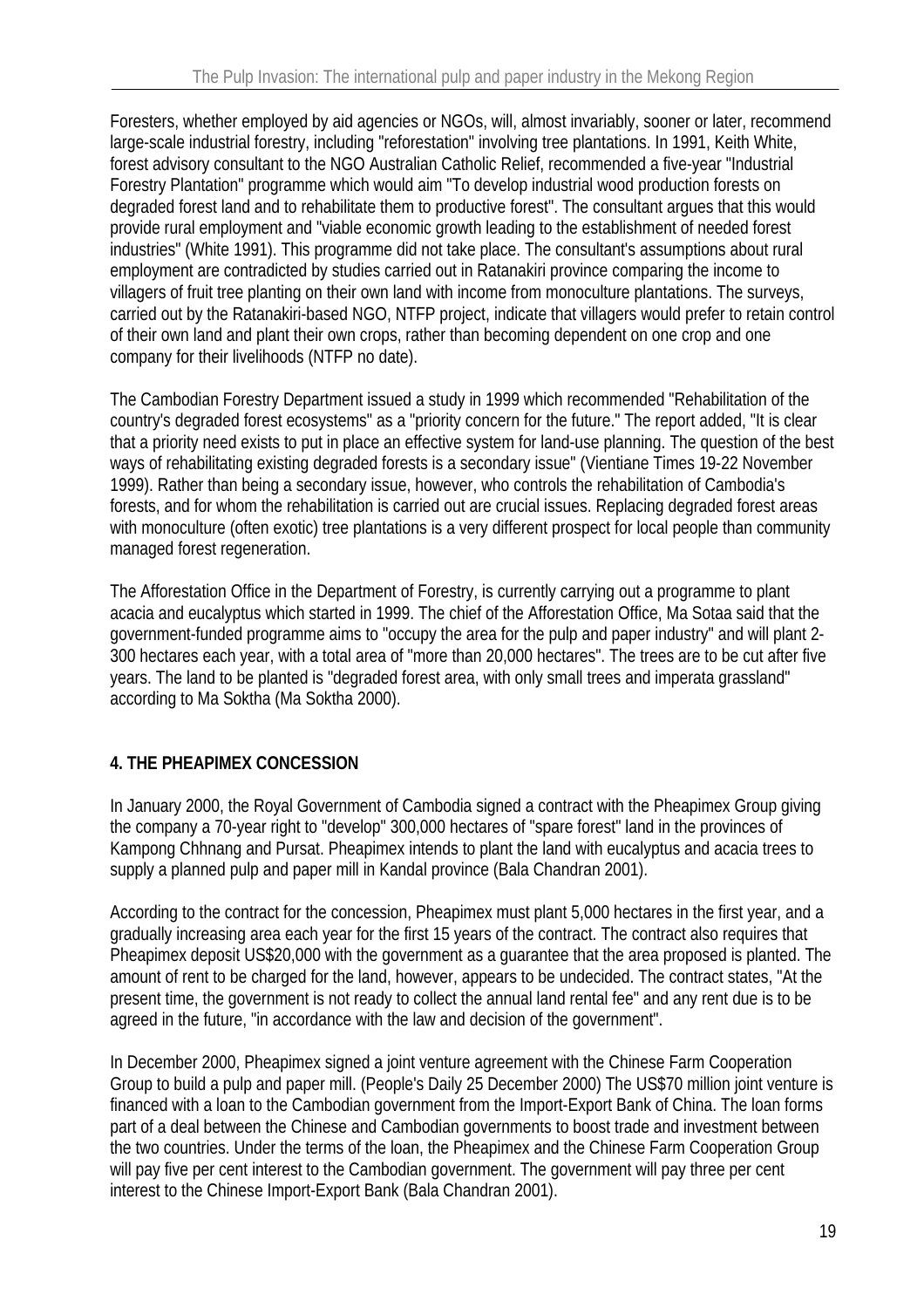Foresters, whether employed by aid agencies or NGOs, will, almost invariably, sooner or later, recommend large-scale industrial forestry, including "reforestation" involving tree plantations. In 1991, Keith White, forest advisory consultant to the NGO Australian Catholic Relief, recommended a five-year "Industrial Forestry Plantation" programme which would aim "To develop industrial wood production forests on degraded forest land and to rehabilitate them to productive forest". The consultant argues that this would provide rural employment and "viable economic growth leading to the establishment of needed forest industries" (White 1991). This programme did not take place. The consultant's assumptions about rural employment are contradicted by studies carried out in Ratanakiri province comparing the income to villagers of fruit tree planting on their own land with income from monoculture plantations. The surveys, carried out by the Ratanakiri-based NGO, NTFP project, indicate that villagers would prefer to retain control of their own land and plant their own crops, rather than becoming dependent on one crop and one company for their livelihoods (NTFP no date).

The Cambodian Forestry Department issued a study in 1999 which recommended "Rehabilitation of the country's degraded forest ecosystems" as a "priority concern for the future." The report added, "It is clear that a priority need exists to put in place an effective system for land-use planning. The question of the best ways of rehabilitating existing degraded forests is a secondary issue" (Vientiane Times 19-22 November 1999). Rather than being a secondary issue, however, who controls the rehabilitation of Cambodia's forests, and for whom the rehabilitation is carried out are crucial issues. Replacing degraded forest areas with monoculture (often exotic) tree plantations is a very different prospect for local people than community managed forest regeneration.

The Afforestation Office in the Department of Forestry, is currently carrying out a programme to plant acacia and eucalyptus which started in 1999. The chief of the Afforestation Office, Ma Sotaa said that the government-funded programme aims to "occupy the area for the pulp and paper industry" and will plant 2-300 hectares each year, with a total area of "more than 20,000 hectares". The trees are to be cut after five years. The land to be planted is "degraded forest area, with only small trees and imperata grassland" according to Ma Soktha (Ma Soktha 2000).

## 4. THE PHEAPIMEX CONCESSION

In January 2000, the Royal Government of Cambodia signed a contract with the Pheapimex Group giving the company a 70-year right to "develop" 300,000 hectares of "spare forest" land in the provinces of Kampong Chhnang and Pursat. Pheapimex intends to plant the land with eucalyptus and acacia trees to supply a planned pulp and paper mill in Kandal province (Bala Chandran 2001).

According to the contract for the concession, Pheapimex must plant 5,000 hectares in the first year, and a gradually increasing area each year for the first 15 years of the contract. The contract also requires that Pheapimex deposit US$20,000 with the government as a guarantee that the area proposed is planted. The amount of rent to be charged for the land, however, appears to be undecided. The contract states, "At the present time, the government is not ready to collect the annual land rental fee" and any rent due is to be agreed in the future, "in accordance with the law and decision of the government".

In December 2000, Pheapimex signed a joint venture agreement with the Chinese Farm Cooperation Group to build a pulp and paper mill. (People's Daily 25 December 2000) The US$70 million joint venture is financed with a loan to the Cambodian government from the Import-Export Bank of China. The loan forms part of a deal between the Chinese and Cambodian governments to boost trade and investment between the two countries. Under the terms of the loan, the Pheapimex and the Chinese Farm Cooperation Group will pay five per cent interest to the Cambodian government. The government will pay three per cent interest to the Chinese Import-Export Bank (Bala Chandran 2001).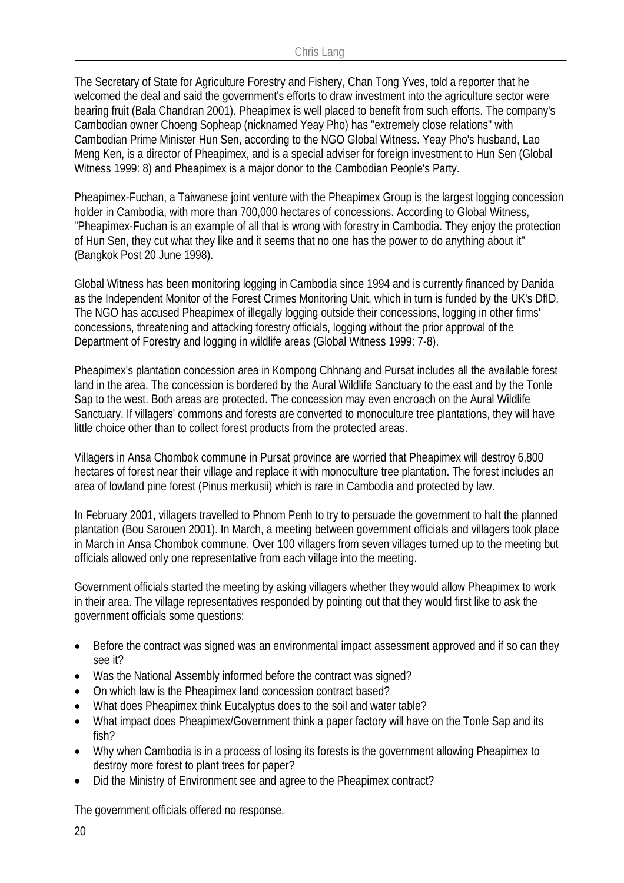The Secretary of State for Agriculture Forestry and Fishery, Chan Tong Yves, told a reporter that he welcomed the deal and said the government's efforts to draw investment into the agriculture sector were bearing fruit (Bala Chandran 2001). Pheapimex is well placed to benefit from such efforts. The company's Cambodian owner Choeng Sopheap (nicknamed Yeay Pho) has "extremely close relations" with Cambodian Prime Minister Hun Sen, according to the NGO Global Witness. Yeay Pho's husband, Lao Meng Ken, is a director of Pheapimex, and is a special adviser for foreign investment to Hun Sen (Global Witness 1999: 8) and Pheapimex is a major donor to the Cambodian People's Party.

Pheapimex-Fuchan, a Taiwanese joint venture with the Pheapimex Group is the largest logging concession holder in Cambodia, with more than 700,000 hectares of concessions. According to Global Witness, "Pheapimex-Fuchan is an example of all that is wrong with forestry in Cambodia. They enjoy the protection of Hun Sen, they cut what they like and it seems that no one has the power to do anything about it" (Bangkok Post 20 June 1998).

Global Witness has been monitoring logging in Cambodia since 1994 and is currently financed by Danida as the Independent Monitor of the Forest Crimes Monitoring Unit, which in turn is funded by the UK's DfID. The NGO has accused Pheapimex of illegally logging outside their concessions, logging in other firms' concessions, threatening and attacking forestry officials, logging without the prior approval of the Department of Forestry and logging in wildlife areas (Global Witness 1999: 7-8).

Pheapimex's plantation concession area in Kompong Chhnang and Pursat includes all the available forest land in the area. The concession is bordered by the Aural Wildlife Sanctuary to the east and by the Tonle Sap to the west. Both areas are protected. The concession may even encroach on the Aural Wildlife Sanctuary. If villagers' commons and forests are converted to monoculture tree plantations, they will have little choice other than to collect forest products from the protected areas.

Villagers in Ansa Chombok commune in Pursat province are worried that Pheapimex will destroy 6,800 hectares of forest near their village and replace it with monoculture tree plantation. The forest includes an area of lowland pine forest (Pinus merkusii) which is rare in Cambodia and protected by law.

In February 2001, villagers travelled to Phnom Penh to try to persuade the government to halt the planned plantation (Bou Sarouen 2001). In March, a meeting between government officials and villagers took place in March in Ansa Chombok commune. Over 100 villagers from seven villages turned up to the meeting but officials allowed only one representative from each village into the meeting.

Government officials started the meeting by asking villagers whether they would allow Pheapimex to work in their area. The village representatives responded by pointing out that they would first like to ask the government officials some questions:

- Before the contract was signed was an environmental impact assessment approved and if so can they see it?
- Was the National Assembly informed before the contract was signed?
- On which law is the Pheapimex land concession contract based?
- What does Pheapimex think Eucalyptus does to the soil and water table?
- What impact does Pheapimex/Government think a paper factory will have on the Tonle Sap and its fish?
- Why when Cambodia is in a process of losing its forests is the government allowing Pheapimex to destroy more forest to plant trees for paper?
- Did the Ministry of Environment see and agree to the Pheapimex contract?

The government officials offered no response.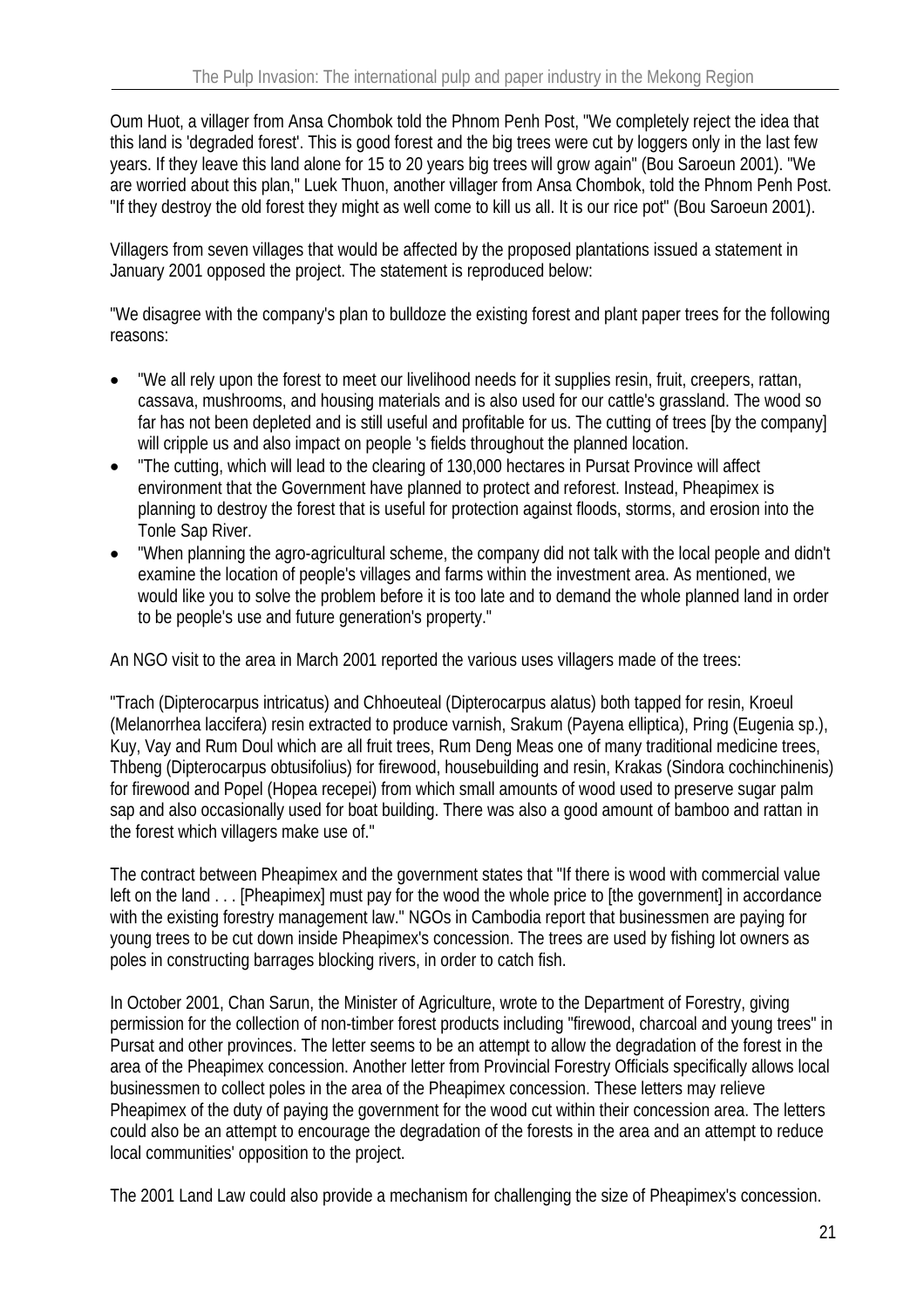Oum Huot, a villager from Ansa Chombok told the Phnom Penh Post, "We completely reject the idea that this land is 'degraded forest'. This is good forest and the big trees were cut by loggers only in the last few years. If they leave this land alone for 15 to 20 years big trees will grow again" (Bou Saroeun 2001). "We are worried about this plan," Luek Thuon, another villager from Ansa Chombok, told the Phnom Penh Post. "If they destroy the old forest they might as well come to kill us all. It is our rice pot" (Bou Saroeun 2001).

Villagers from seven villages that would be affected by the proposed plantations issued a statement in January 2001 opposed the project. The statement is reproduced below:

"We disagree with the company's plan to bulldoze the existing forest and plant paper trees for the following reasons:

- "We all rely upon the forest to meet our livelihood needs for it supplies resin, fruit, creepers, rattan, cassava, mushrooms, and housing materials and is also used for our cattle's grassland. The wood so far has not been depleted and is still useful and profitable for us. The cutting of trees [by the company] will cripple us and also impact on people 's fields throughout the planned location.
- "The cutting, which will lead to the clearing of 130,000 hectares in Pursat Province will affect environment that the Government have planned to protect and reforest. Instead, Pheapimex is planning to destroy the forest that is useful for protection against floods, storms, and erosion into the Tonle Sap River.
- "When planning the agro-agricultural scheme, the company did not talk with the local people and didn't examine the location of people's villages and farms within the investment area. As mentioned, we would like you to solve the problem before it is too late and to demand the whole planned land in order to be people's use and future generation's property."

An NGO visit to the area in March 2001 reported the various uses villagers made of the trees:

"Trach (Dipterocarpus intricatus) and Chhoeuteal (Dipterocarpus alatus) both tapped for resin, Kroeul (Melanorrhea laccifera) resin extracted to produce varnish, Srakum (Payena elliptica), Pring (Eugenia sp.), Kuy, Vay and Rum Doul which are all fruit trees, Rum Deng Meas one of many traditional medicine trees, Thbeng (Dipterocarpus obtusifolius) for firewood, housebuilding and resin, Krakas (Sindora cochinchinenis) for firewood and Popel (Hopea recepei) from which small amounts of wood used to preserve sugar palm sap and also occasionally used for boat building. There was also a good amount of bamboo and rattan in the forest which villagers make use of."

The contract between Pheapimex and the government states that "If there is wood with commercial value left on the land . . . [Pheapimex] must pay for the wood the whole price to [the government] in accordance with the existing forestry management law." NGOs in Cambodia report that businessmen are paying for young trees to be cut down inside Pheapimex's concession. The trees are used by fishing lot owners as poles in constructing barrages blocking rivers, in order to catch fish.

In October 2001, Chan Sarun, the Minister of Agriculture, wrote to the Department of Forestry, giving permission for the collection of non-timber forest products including "firewood, charcoal and young trees" in Pursat and other provinces. The letter seems to be an attempt to allow the degradation of the forest in the area of the Pheapimex concession. Another letter from Provincial Forestry Officials specifically allows local businessmen to collect poles in the area of the Pheapimex concession. These letters may relieve Pheapimex of the duty of paying the government for the wood cut within their concession area. The letters could also be an attempt to encourage the degradation of the forests in the area and an attempt to reduce local communities' opposition to the project.

The 2001 Land Law could also provide a mechanism for challenging the size of Pheapimex's concession.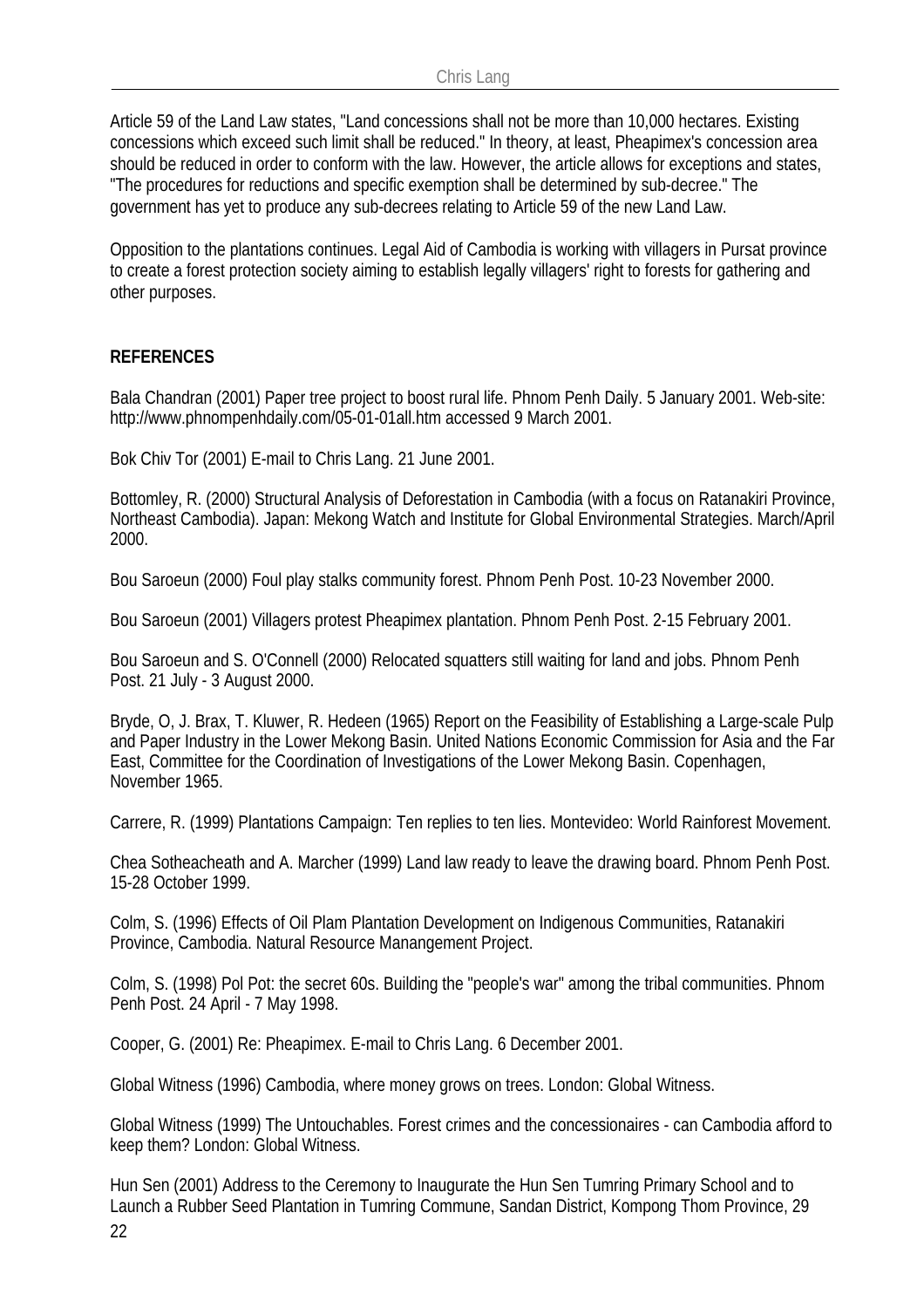Article 59 of the Land Law states, "Land concessions shall not be more than 10,000 hectares. Existing concessions which exceed such limit shall be reduced." In theory, at least, Pheapimex's concession area should be reduced in order to conform with the law. However, the article allows for exceptions and states, "The procedures for reductions and specific exemption shall be determined by sub-decree." The government has yet to produce any sub-decrees relating to Article 59 of the new Land Law.

Opposition to the plantations continues. Legal Aid of Cambodia is working with villagers in Pursat province to create a forest protection society aiming to establish legally villagers' right to forests for gathering and other purposes.

## REFERENCES

Bala Chandran (2001) Paper tree project to boost rural life. Phnom Penh Daily. 5 January 2001. Web-site: http://www.phnompenhdaily.com/05-01-01all.htm accessed 9 March 2001.

Bok Chiv Tor (2001) E-mail to Chris Lang. 21 June 2001.

Bottomley, R. (2000) Structural Analysis of Deforestation in Cambodia (with a focus on Ratanakiri Province, Northeast Cambodia). Japan: Mekong Watch and Institute for Global Environmental Strategies. March/April 2000.

Bou Saroeun (2000) Foul play stalks community forest. Phnom Penh Post. 10-23 November 2000.

Bou Saroeun (2001) Villagers protest Pheapimex plantation. Phnom Penh Post. 2-15 February 2001.

Bou Saroeun and S. O'Connell (2000) Relocated squatters still waiting for land and jobs. Phnom Penh Post. 21 July - 3 August 2000.

Bryde, O, J. Brax, T. Kluwer, R. Hedeen (1965) Report on the Feasibility of Establishing a Large-scale Pulp and Paper Industry in the Lower Mekong Basin. United Nations Economic Commission for Asia and the Far East, Committee for the Coordination of Investigations of the Lower Mekong Basin. Copenhagen, November 1965.

Carrere, R. (1999) Plantations Campaign: Ten replies to ten lies. Montevideo: World Rainforest Movement.

Chea Sotheacheath and A. Marcher (1999) Land law ready to leave the drawing board. Phnom Penh Post. 15-28 October 1999.

Colm, S. (1996) Effects of Oil Plam Plantation Development on Indigenous Communities, Ratanakiri Province, Cambodia. Natural Resource Manangement Project.

Colm, S. (1998) Pol Pot: the secret 60s. Building the "people's war" among the tribal communities. Phnom Penh Post. 24 April - 7 May 1998.

Cooper, G. (2001) Re: Pheapimex. E-mail to Chris Lang. 6 December 2001.

Global Witness (1996) Cambodia, where money grows on trees. London: Global Witness.

Global Witness (1999) The Untouchables. Forest crimes and the concessionaires - can Cambodia afford to keep them? London: Global Witness.

Hun Sen (2001) Address to the Ceremony to Inaugurate the Hun Sen Tumring Primary School and to Launch a Rubber Seed Plantation in Tumring Commune, Sandan District, Kompong Thom Province, 29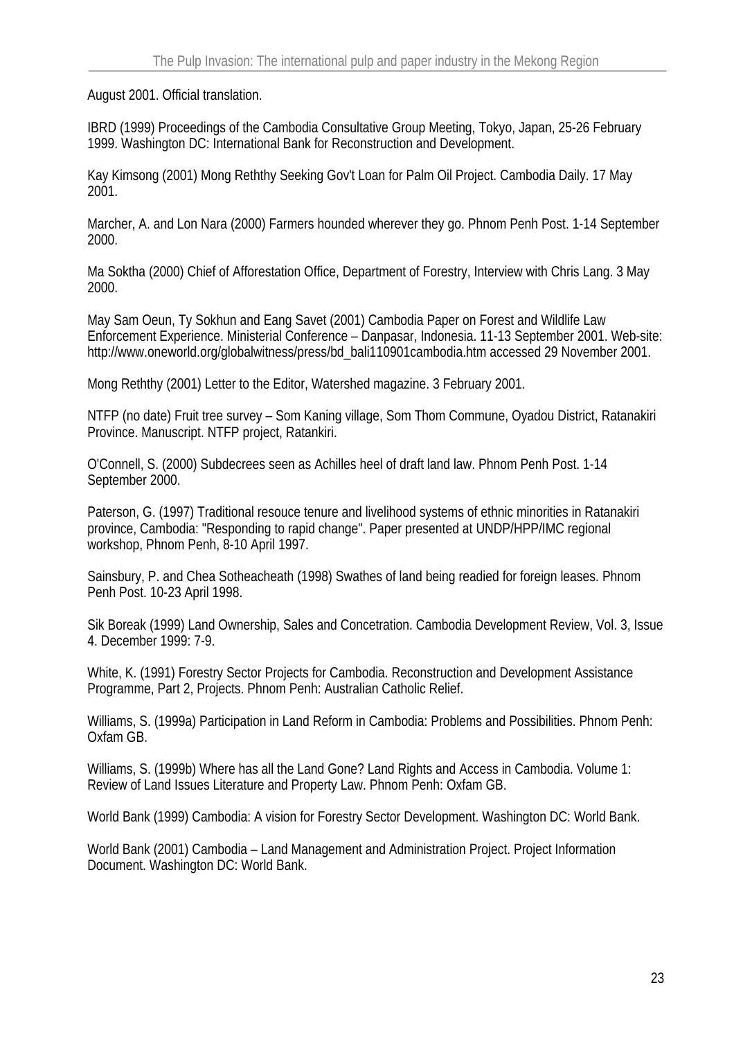August 2001. Official translation.

IBRD (1999) Proceedings of the Cambodia Consultative Group Meeting, Tokyo, Japan, 25-26 February 1999. Washington DC: International Bank for Reconstruction and Development.

Kay Kimsong (2001) Mong Reththy Seeking Gov't Loan for Palm Oil Project. Cambodia Daily. 17 May 2001.

Marcher, A. and Lon Nara (2000) Farmers hounded wherever they go. Phnom Penh Post. 1-14 September 2000.

Ma Soktha (2000) Chief of Afforestation Office, Department of Forestry, Interview with Chris Lang. 3 May 2000.

May Sam Oeun, Ty Sokhun and Eang Savet (2001) Cambodia Paper on Forest and Wildlife Law Enforcement Experience. Ministerial Conference – Danpasar, Indonesia. 11-13 September 2001. Web-site: http://www.oneworld.org/globalwitness/press/bd_bali110901cambodia.htm accessed 29 November 2001.

Mong Reththy (2001) Letter to the Editor, Watershed magazine. 3 February 2001.

NTFP (no date) Fruit tree survey – Som Kaning village, Som Thom Commune, Oyadou District, Ratanakiri Province. Manuscript. NTFP project, Ratankiri.

O'Connell, S. (2000) Subdecrees seen as Achilles heel of draft land law. Phnom Penh Post. 1-14 September 2000.

Paterson, G. (1997) Traditional resouce tenure and livelihood systems of ethnic minorities in Ratanakiri province, Cambodia: "Responding to rapid change". Paper presented at UNDP/HPP/IMC regional workshop, Phnom Penh, 8-10 April 1997.

Sainsbury, P. and Chea Sotheacheath (1998) Swathes of land being readied for foreign leases. Phnom Penh Post. 10-23 April 1998.

Sik Boreak (1999) Land Ownership, Sales and Concetration. Cambodia Development Review, Vol. 3, Issue 4. December 1999: 7-9.

White, K. (1991) Forestry Sector Projects for Cambodia. Reconstruction and Development Assistance Programme, Part 2, Projects. Phnom Penh: Australian Catholic Relief.

Williams, S. (1999a) Participation in Land Reform in Cambodia: Problems and Possibilities. Phnom Penh: Oxfam GB.

Williams, S. (1999b) Where has all the Land Gone? Land Rights and Access in Cambodia. Volume 1: Review of Land Issues Literature and Property Law. Phnom Penh: Oxfam GB.

World Bank (1999) Cambodia: A vision for Forestry Sector Development. Washington DC: World Bank.

World Bank (2001) Cambodia – Land Management and Administration Project. Project Information Document. Washington DC: World Bank.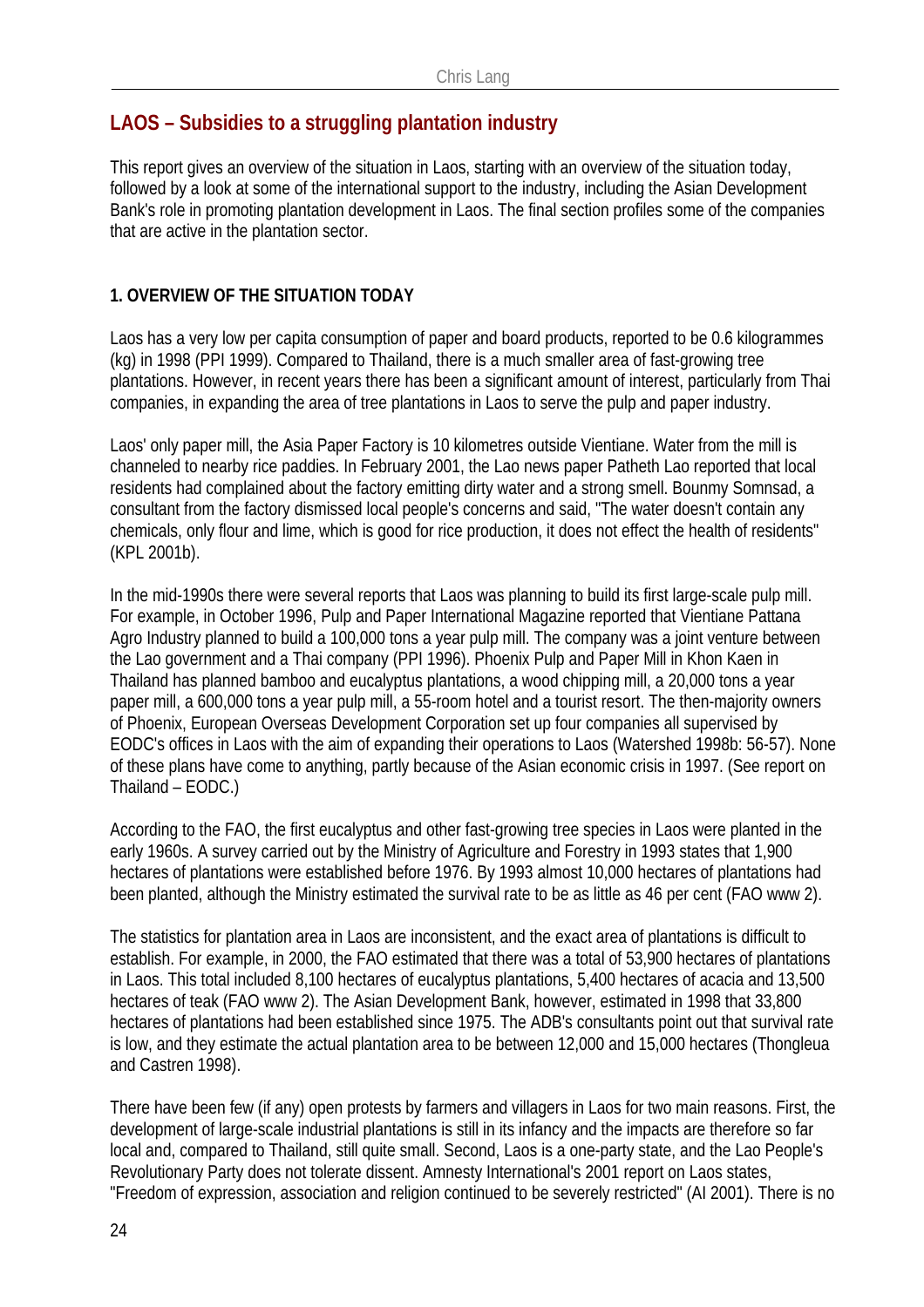## LAOS – Subsidies to a struggling plantation industry

This report gives an overview of the situation in Laos, starting with an overview of the situation today, followed by a look at some of the international support to the industry, including the Asian Development Bank's role in promoting plantation development in Laos. The final section profiles some of the companies that are active in the plantation sector.

### 1. OVERVIEW OF THE SITUATION TODAY

Laos has a very low per capita consumption of paper and board products, reported to be 0.6 kilogrammes (kg) in 1998 (PPI 1999). Compared to Thailand, there is a much smaller area of fast-growing tree plantations. However, in recent years there has been a significant amount of interest, particularly from Thai companies, in expanding the area of tree plantations in Laos to serve the pulp and paper industry.

Laos' only paper mill, the Asia Paper Factory is 10 kilometres outside Vientiane. Water from the mill is channeled to nearby rice paddies. In February 2001, the Lao news paper Patheth Lao reported that local residents had complained about the factory emitting dirty water and a strong smell. Bounmy Somnsad, a consultant from the factory dismissed local people's concerns and said, "The water doesn't contain any chemicals, only flour and lime, which is good for rice production, it does not effect the health of residents" (KPL 2001b).

In the mid-1990s there were several reports that Laos was planning to build its first large-scale pulp mill. For example, in October 1996, Pulp and Paper International Magazine reported that Vientiane Pattana Agro Industry planned to build a 100,000 tons a year pulp mill. The company was a joint venture between the Lao government and a Thai company (PPI 1996). Phoenix Pulp and Paper Mill in Khon Kaen in Thailand has planned bamboo and eucalyptus plantations, a wood chipping mill, a 20,000 tons a year paper mill, a 600,000 tons a year pulp mill, a 55-room hotel and a tourist resort. The then-majority owners of Phoenix, European Overseas Development Corporation set up four companies all supervised by EODC's offices in Laos with the aim of expanding their operations to Laos (Watershed 1998b: 56-57). None of these plans have come to anything, partly because of the Asian economic crisis in 1997. (See report on Thailand – EODC.)

According to the FAO, the first eucalyptus and other fast-growing tree species in Laos were planted in the early 1960s. A survey carried out by the Ministry of Agriculture and Forestry in 1993 states that 1,900 hectares of plantations were established before 1976. By 1993 almost 10,000 hectares of plantations had been planted, although the Ministry estimated the survival rate to be as little as 46 per cent (FAO www 2).

The statistics for plantation area in Laos are inconsistent, and the exact area of plantations is difficult to establish. For example, in 2000, the FAO estimated that there was a total of 53,900 hectares of plantations in Laos. This total included 8,100 hectares of eucalyptus plantations, 5,400 hectares of acacia and 13,500 hectares of teak (FAO www 2). The Asian Development Bank, however, estimated in 1998 that 33,800 hectares of plantations had been established since 1975. The ADB's consultants point out that survival rate is low, and they estimate the actual plantation area to be between 12,000 and 15,000 hectares (Thongleua and Castren 1998).

There have been few (if any) open protests by farmers and villagers in Laos for two main reasons. First, the development of large-scale industrial plantations is still in its infancy and the impacts are therefore so far local and, compared to Thailand, still quite small. Second, Laos is a one-party state, and the Lao People's Revolutionary Party does not tolerate dissent. Amnesty International's 2001 report on Laos states, "Freedom of expression, association and religion continued to be severely restricted" (AI 2001). There is no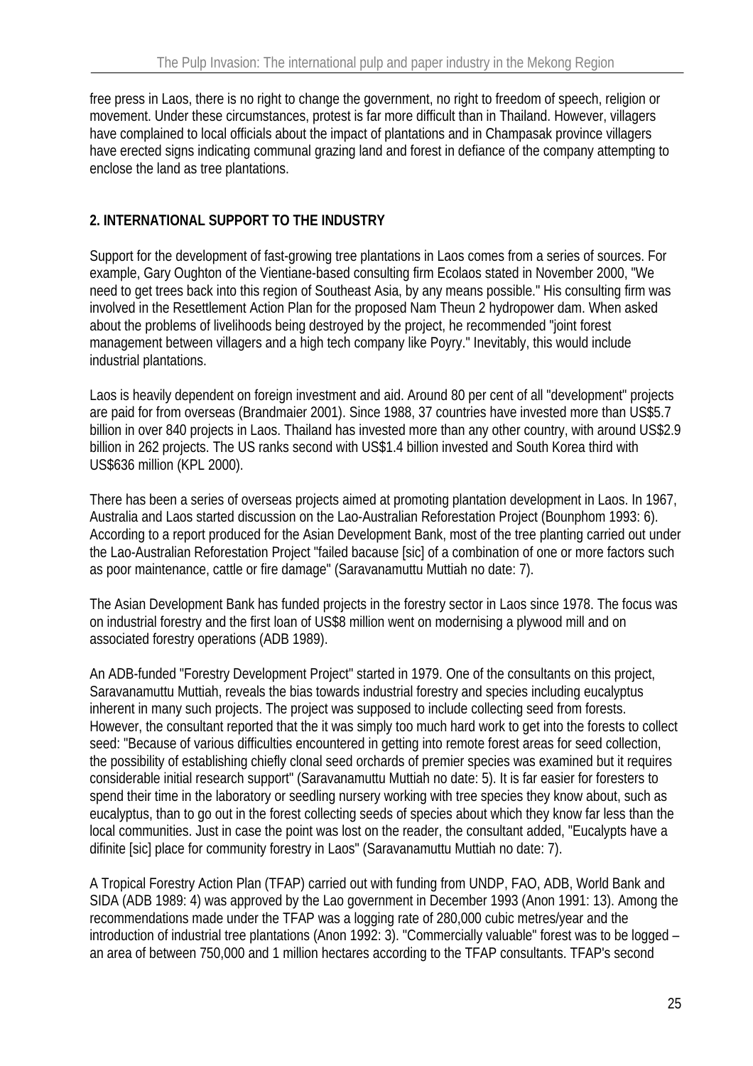free press in Laos, there is no right to change the government, no right to freedom of speech, religion or movement. Under these circumstances, protest is far more difficult than in Thailand. However, villagers have complained to local officials about the impact of plantations and in Champasak province villagers have erected signs indicating communal grazing land and forest in defiance of the company attempting to enclose the land as tree plantations.

## 2. INTERNATIONAL SUPPORT TO THE INDUSTRY

Support for the development of fast-growing tree plantations in Laos comes from a series of sources. For example, Gary Oughton of the Vientiane-based consulting firm Ecolaos stated in November 2000, "We need to get trees back into this region of Southeast Asia, by any means possible." His consulting firm was involved in the Resettlement Action Plan for the proposed Nam Theun 2 hydropower dam. When asked about the problems of livelihoods being destroyed by the project, he recommended "joint forest management between villagers and a high tech company like Poyry." Inevitably, this would include industrial plantations.

Laos is heavily dependent on foreign investment and aid. Around 80 per cent of all "development" projects are paid for from overseas (Brandmaier 2001). Since 1988, 37 countries have invested more than US$5.7 billion in over 840 projects in Laos. Thailand has invested more than any other country, with around US$2.9 billion in 262 projects. The US ranks second with US$1.4 billion invested and South Korea third with US$636 million (KPL 2000).

There has been a series of overseas projects aimed at promoting plantation development in Laos. In 1967, Australia and Laos started discussion on the Lao-Australian Reforestation Project (Bounphom 1993: 6). According to a report produced for the Asian Development Bank, most of the tree planting carried out under the Lao-Australian Reforestation Project "failed bacause [sic] of a combination of one or more factors such as poor maintenance, cattle or fire damage" (Saravanamuttu Muttiah no date: 7).

The Asian Development Bank has funded projects in the forestry sector in Laos since 1978. The focus was on industrial forestry and the first loan of US$8 million went on modernising a plywood mill and on associated forestry operations (ADB 1989).

An ADB-funded "Forestry Development Project" started in 1979. One of the consultants on this project, Saravanamuttu Muttiah, reveals the bias towards industrial forestry and species including eucalyptus inherent in many such projects. The project was supposed to include collecting seed from forests. However, the consultant reported that the it was simply too much hard work to get into the forests to collect seed: "Because of various difficulties encountered in getting into remote forest areas for seed collection, the possibility of establishing chiefly clonal seed orchards of premier species was examined but it requires considerable initial research support" (Saravanamuttu Muttiah no date: 5). It is far easier for foresters to spend their time in the laboratory or seedling nursery working with tree species they know about, such as eucalyptus, than to go out in the forest collecting seeds of species about which they know far less than the local communities. Just in case the point was lost on the reader, the consultant added, "Eucalypts have a difinite [sic] place for community forestry in Laos" (Saravanamuttu Muttiah no date: 7).

A Tropical Forestry Action Plan (TFAP) carried out with funding from UNDP, FAO, ADB, World Bank and SIDA (ADB 1989: 4) was approved by the Lao government in December 1993 (Anon 1991: 13). Among the recommendations made under the TFAP was a logging rate of 280,000 cubic metres/year and the introduction of industrial tree plantations (Anon 1992: 3). "Commercially valuable" forest was to be logged – an area of between 750,000 and 1 million hectares according to the TFAP consultants. TFAP's second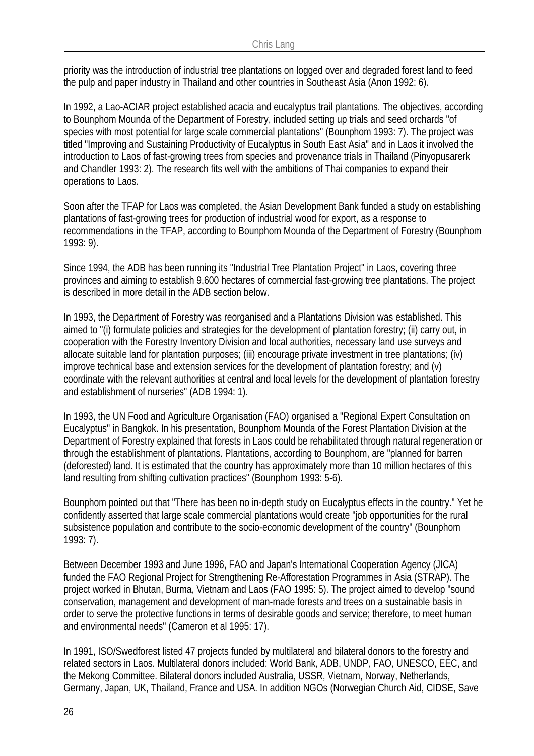priority was the introduction of industrial tree plantations on logged over and degraded forest land to feed the pulp and paper industry in Thailand and other countries in Southeast Asia (Anon 1992: 6).

In 1992, a Lao-ACIAR project established acacia and eucalyptus trail plantations. The objectives, according to Bounphom Mounda of the Department of Forestry, included setting up trials and seed orchards "of species with most potential for large scale commercial plantations" (Bounphom 1993: 7). The project was titled "Improving and Sustaining Productivity of Eucalyptus in South East Asia" and in Laos it involved the introduction to Laos of fast-growing trees from species and provenance trials in Thailand (Pinyopusarerk and Chandler 1993: 2). The research fits well with the ambitions of Thai companies to expand their operations to Laos.

Soon after the TFAP for Laos was completed, the Asian Development Bank funded a study on establishing plantations of fast-growing trees for production of industrial wood for export, as a response to recommendations in the TFAP, according to Bounphom Mounda of the Department of Forestry (Bounphom 1993: 9).

Since 1994, the ADB has been running its "Industrial Tree Plantation Project" in Laos, covering three provinces and aiming to establish 9,600 hectares of commercial fast-growing tree plantations. The project is described in more detail in the ADB section below.

In 1993, the Department of Forestry was reorganised and a Plantations Division was established. This aimed to "(i) formulate policies and strategies for the development of plantation forestry; (ii) carry out, in cooperation with the Forestry Inventory Division and local authorities, necessary land use surveys and allocate suitable land for plantation purposes; (iii) encourage private investment in tree plantations; (iv) improve technical base and extension services for the development of plantation forestry; and (v) coordinate with the relevant authorities at central and local levels for the development of plantation forestry and establishment of nurseries" (ADB 1994: 1).

In 1993, the UN Food and Agriculture Organisation (FAO) organised a "Regional Expert Consultation on Eucalyptus" in Bangkok. In his presentation, Bounphom Mounda of the Forest Plantation Division at the Department of Forestry explained that forests in Laos could be rehabilitated through natural regeneration or through the establishment of plantations. Plantations, according to Bounphom, are "planned for barren (deforested) land. It is estimated that the country has approximately more than 10 million hectares of this land resulting from shifting cultivation practices" (Bounphom 1993: 5-6).

Bounphom pointed out that "There has been no in-depth study on Eucalyptus effects in the country." Yet he confidently asserted that large scale commercial plantations would create "job opportunities for the rural subsistence population and contribute to the socio-economic development of the country" (Bounphom 1993: 7).

Between December 1993 and June 1996, FAO and Japan's International Cooperation Agency (JICA) funded the FAO Regional Project for Strengthening Re-Afforestation Programmes in Asia (STRAP). The project worked in Bhutan, Burma, Vietnam and Laos (FAO 1995: 5). The project aimed to develop "sound conservation, management and development of man-made forests and trees on a sustainable basis in order to serve the protective functions in terms of desirable goods and service; therefore, to meet human and environmental needs" (Cameron et al 1995: 17).

In 1991, ISO/Swedforest listed 47 projects funded by multilateral and bilateral donors to the forestry and related sectors in Laos. Multilateral donors included: World Bank, ADB, UNDP, FAO, UNESCO, EEC, and the Mekong Committee. Bilateral donors included Australia, USSR, Vietnam, Norway, Netherlands, Germany, Japan, UK, Thailand, France and USA. In addition NGOs (Norwegian Church Aid, CIDSE, Save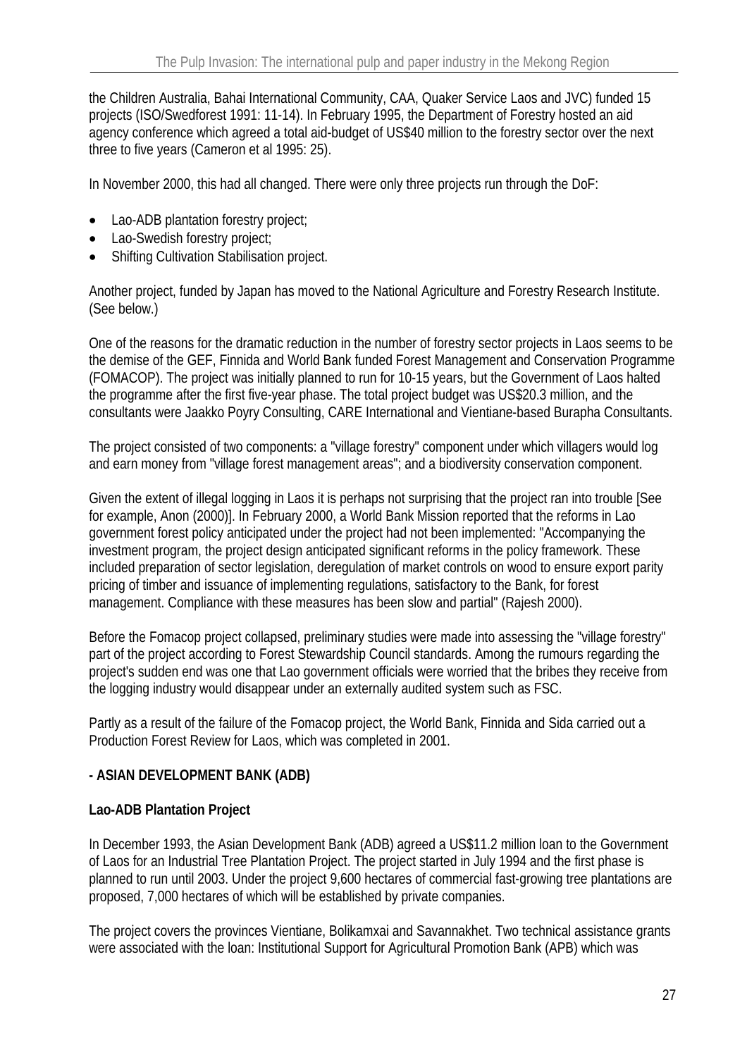the Children Australia, Bahai International Community, CAA, Quaker Service Laos and JVC) funded 15 projects (ISO/Swedforest 1991: 11-14). In February 1995, the Department of Forestry hosted an aid agency conference which agreed a total aid-budget of US$40 million to the forestry sector over the next three to five years (Cameron et al 1995: 25).

In November 2000, this had all changed. There were only three projects run through the DoF:

- Lao-ADB plantation forestry project;
- Lao-Swedish forestry project;
- Shifting Cultivation Stabilisation project.

Another project, funded by Japan has moved to the National Agriculture and Forestry Research Institute. (See below.)

One of the reasons for the dramatic reduction in the number of forestry sector projects in Laos seems to be the demise of the GEF, Finnida and World Bank funded Forest Management and Conservation Programme (FOMACOP). The project was initially planned to run for 10-15 years, but the Government of Laos halted the programme after the first five-year phase. The total project budget was US$20.3 million, and the consultants were Jaakko Poyry Consulting, CARE International and Vientiane-based Burapha Consultants.

The project consisted of two components: a "village forestry" component under which villagers would log and earn money from "village forest management areas"; and a biodiversity conservation component.

Given the extent of illegal logging in Laos it is perhaps not surprising that the project ran into trouble [See for example, Anon (2000)]. In February 2000, a World Bank Mission reported that the reforms in Lao government forest policy anticipated under the project had not been implemented: "Accompanying the investment program, the project design anticipated significant reforms in the policy framework. These included preparation of sector legislation, deregulation of market controls on wood to ensure export parity pricing of timber and issuance of implementing regulations, satisfactory to the Bank, for forest management. Compliance with these measures has been slow and partial" (Rajesh 2000).

Before the Fomacop project collapsed, preliminary studies were made into assessing the "village forestry" part of the project according to Forest Stewardship Council standards. Among the rumours regarding the project's sudden end was one that Lao government officials were worried that the bribes they receive from the logging industry would disappear under an externally audited system such as FSC.

Partly as a result of the failure of the Fomacop project, the World Bank, Finnida and Sida carried out a Production Forest Review for Laos, which was completed in 2001.

**- ASIAN DEVELOPMENT BANK (ADB)**

**Lao-ADB Plantation Project**

In December 1993, the Asian Development Bank (ADB) agreed a US$11.2 million loan to the Government of Laos for an Industrial Tree Plantation Project. The project started in July 1994 and the first phase is planned to run until 2003. Under the project 9,600 hectares of commercial fast-growing tree plantations are proposed, 7,000 hectares of which will be established by private companies.

The project covers the provinces Vientiane, Bolikamxai and Savannakhet. Two technical assistance grants were associated with the loan: Institutional Support for Agricultural Promotion Bank (APB) which was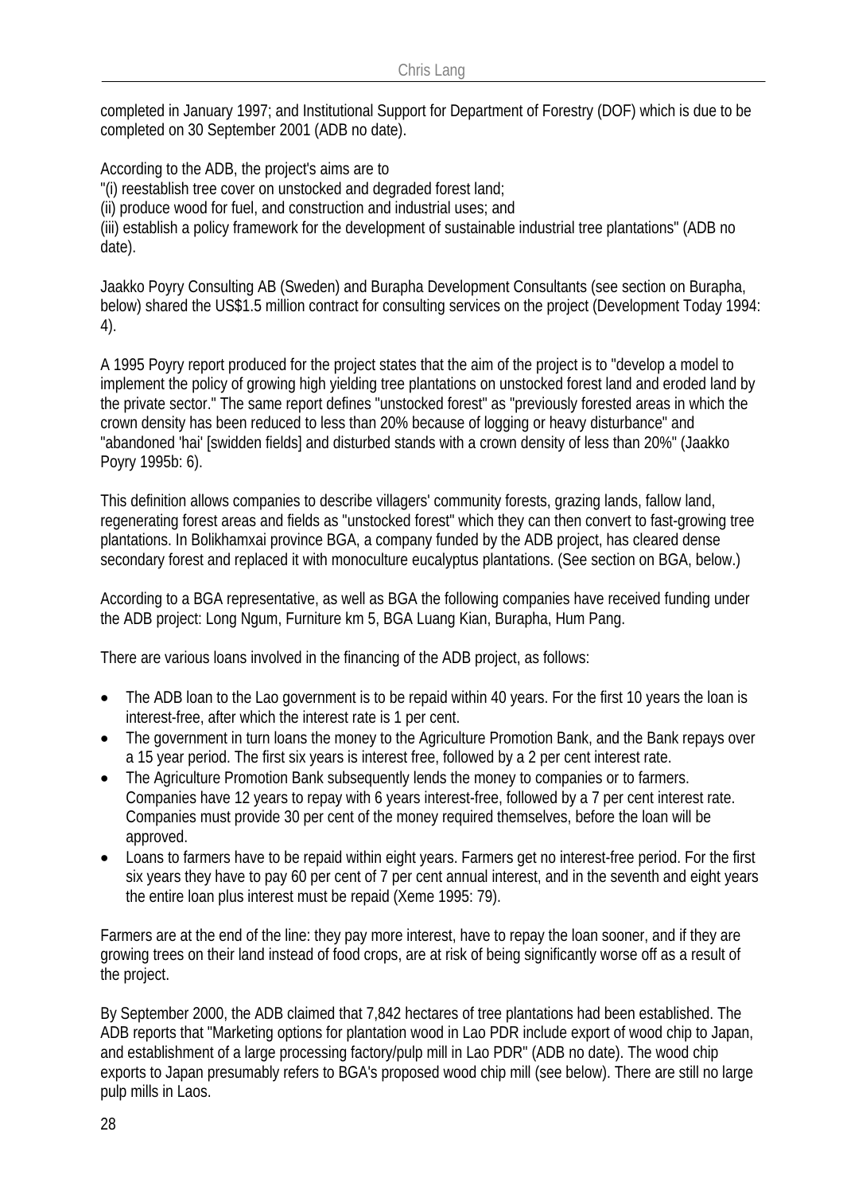completed in January 1997; and Institutional Support for Department of Forestry (DOF) which is due to be completed on 30 September 2001 (ADB no date).

According to the ADB, the project's aims are to
"(i) reestablish tree cover on unstocked and degraded forest land;
(ii) produce wood for fuel, and construction and industrial uses; and
(iii) establish a policy framework for the development of sustainable industrial tree plantations" (ADB no date).

Jaakko Poyry Consulting AB (Sweden) and Burapha Development Consultants (see section on Burapha, below) shared the US$1.5 million contract for consulting services on the project (Development Today 1994: 4).

A 1995 Poyry report produced for the project states that the aim of the project is to "develop a model to implement the policy of growing high yielding tree plantations on unstocked forest land and eroded land by the private sector." The same report defines "unstocked forest" as "previously forested areas in which the crown density has been reduced to less than 20% because of logging or heavy disturbance" and "abandoned 'hai' [swidden fields] and disturbed stands with a crown density of less than 20%" (Jaakko Poyry 1995b: 6).

This definition allows companies to describe villagers' community forests, grazing lands, fallow land, regenerating forest areas and fields as "unstocked forest" which they can then convert to fast-growing tree plantations. In Bolikhamxai province BGA, a company funded by the ADB project, has cleared dense secondary forest and replaced it with monoculture eucalyptus plantations. (See section on BGA, below.)

According to a BGA representative, as well as BGA the following companies have received funding under the ADB project: Long Ngum, Furniture km 5, BGA Luang Kian, Burapha, Hum Pang.

There are various loans involved in the financing of the ADB project, as follows:

- The ADB loan to the Lao government is to be repaid within 40 years. For the first 10 years the loan is interest-free, after which the interest rate is 1 per cent.
- The government in turn loans the money to the Agriculture Promotion Bank, and the Bank repays over a 15 year period. The first six years is interest free, followed by a 2 per cent interest rate.
- The Agriculture Promotion Bank subsequently lends the money to companies or to farmers. Companies have 12 years to repay with 6 years interest-free, followed by a 7 per cent interest rate. Companies must provide 30 per cent of the money required themselves, before the loan will be approved.
- Loans to farmers have to be repaid within eight years. Farmers get no interest-free period. For the first six years they have to pay 60 per cent of 7 per cent annual interest, and in the seventh and eight years the entire loan plus interest must be repaid (Xeme 1995: 79).

Farmers are at the end of the line: they pay more interest, have to repay the loan sooner, and if they are growing trees on their land instead of food crops, are at risk of being significantly worse off as a result of the project.

By September 2000, the ADB claimed that 7,842 hectares of tree plantations had been established. The ADB reports that "Marketing options for plantation wood in Lao PDR include export of wood chip to Japan, and establishment of a large processing factory/pulp mill in Lao PDR" (ADB no date). The wood chip exports to Japan presumably refers to BGA's proposed wood chip mill (see below). There are still no large pulp mills in Laos.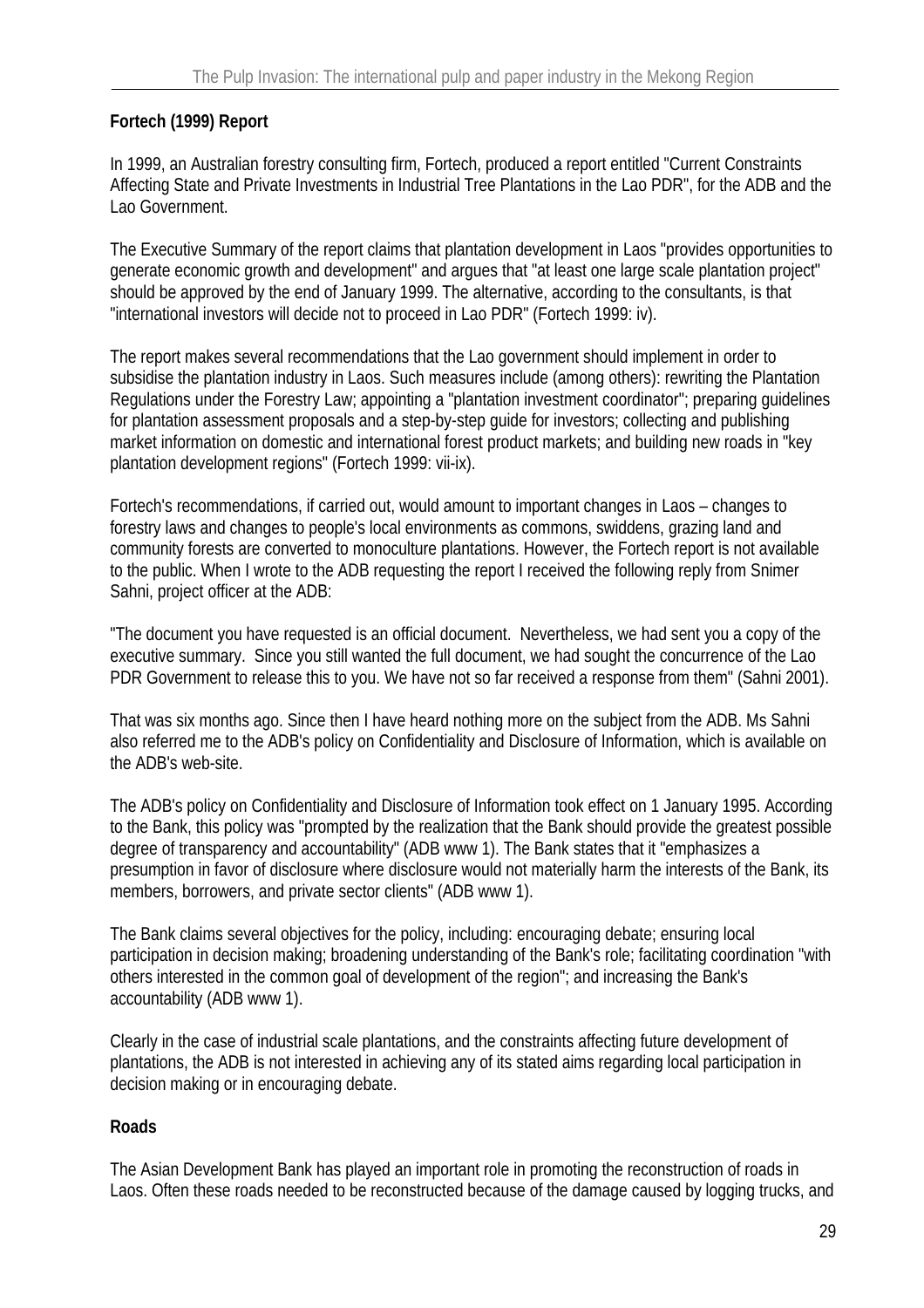**Fortech (1999) Report**

In 1999, an Australian forestry consulting firm, Fortech, produced a report entitled "Current Constraints Affecting State and Private Investments in Industrial Tree Plantations in the Lao PDR", for the ADB and the Lao Government.

The Executive Summary of the report claims that plantation development in Laos "provides opportunities to generate economic growth and development" and argues that "at least one large scale plantation project" should be approved by the end of January 1999. The alternative, according to the consultants, is that "international investors will decide not to proceed in Lao PDR" (Fortech 1999: iv).

The report makes several recommendations that the Lao government should implement in order to subsidise the plantation industry in Laos. Such measures include (among others): rewriting the Plantation Regulations under the Forestry Law; appointing a "plantation investment coordinator"; preparing guidelines for plantation assessment proposals and a step-by-step guide for investors; collecting and publishing market information on domestic and international forest product markets; and building new roads in "key plantation development regions" (Fortech 1999: vii-ix).

Fortech's recommendations, if carried out, would amount to important changes in Laos – changes to forestry laws and changes to people's local environments as commons, swiddens, grazing land and community forests are converted to monoculture plantations. However, the Fortech report is not available to the public. When I wrote to the ADB requesting the report I received the following reply from Snimer Sahni, project officer at the ADB:

"The document you have requested is an official document. Nevertheless, we had sent you a copy of the executive summary. Since you still wanted the full document, we had sought the concurrence of the Lao PDR Government to release this to you. We have not so far received a response from them" (Sahni 2001).

That was six months ago. Since then I have heard nothing more on the subject from the ADB. Ms Sahni also referred me to the ADB's policy on Confidentiality and Disclosure of Information, which is available on the ADB's web-site.

The ADB's policy on Confidentiality and Disclosure of Information took effect on 1 January 1995. According to the Bank, this policy was "prompted by the realization that the Bank should provide the greatest possible degree of transparency and accountability" (ADB www 1). The Bank states that it "emphasizes a presumption in favor of disclosure where disclosure would not materially harm the interests of the Bank, its members, borrowers, and private sector clients" (ADB www 1).

The Bank claims several objectives for the policy, including: encouraging debate; ensuring local participation in decision making; broadening understanding of the Bank's role; facilitating coordination "with others interested in the common goal of development of the region"; and increasing the Bank's accountability (ADB www 1).

Clearly in the case of industrial scale plantations, and the constraints affecting future development of plantations, the ADB is not interested in achieving any of its stated aims regarding local participation in decision making or in encouraging debate.

**Roads**

The Asian Development Bank has played an important role in promoting the reconstruction of roads in Laos. Often these roads needed to be reconstructed because of the damage caused by logging trucks, and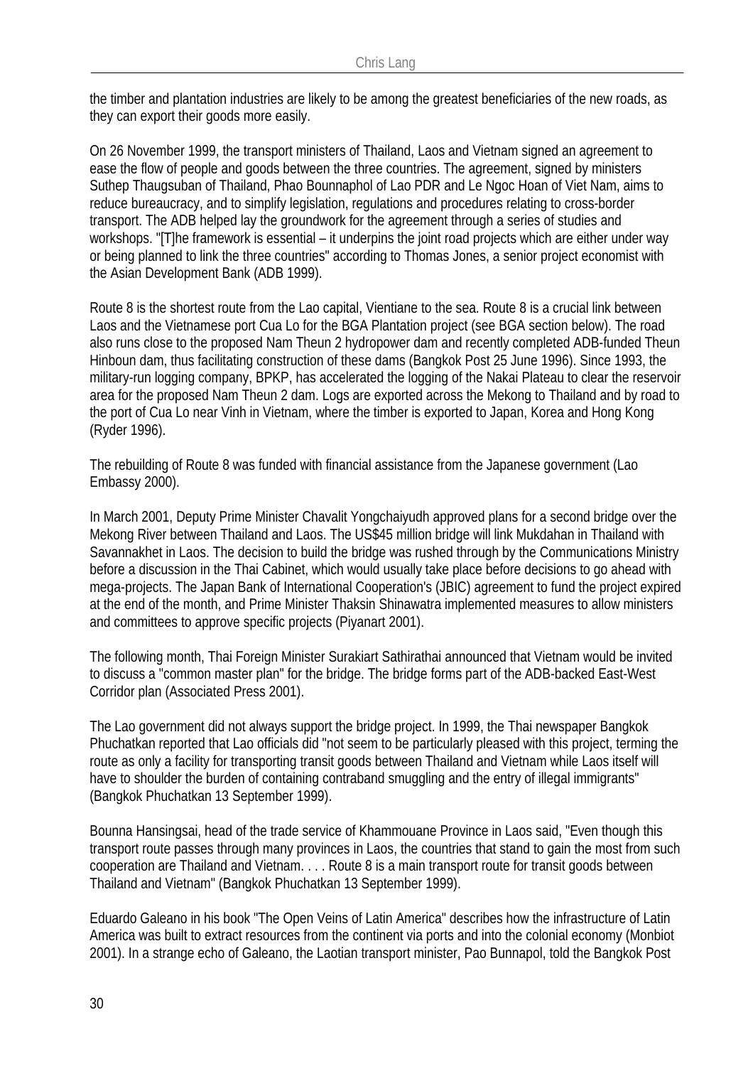the timber and plantation industries are likely to be among the greatest beneficiaries of the new roads, as they can export their goods more easily.

On 26 November 1999, the transport ministers of Thailand, Laos and Vietnam signed an agreement to ease the flow of people and goods between the three countries. The agreement, signed by ministers Suthep Thaugsuban of Thailand, Phao Bounnaphol of Lao PDR and Le Ngoc Hoan of Viet Nam, aims to reduce bureaucracy, and to simplify legislation, regulations and procedures relating to cross-border transport. The ADB helped lay the groundwork for the agreement through a series of studies and workshops. "[T]he framework is essential – it underpins the joint road projects which are either under way or being planned to link the three countries" according to Thomas Jones, a senior project economist with the Asian Development Bank (ADB 1999).

Route 8 is the shortest route from the Lao capital, Vientiane to the sea. Route 8 is a crucial link between Laos and the Vietnamese port Cua Lo for the BGA Plantation project (see BGA section below). The road also runs close to the proposed Nam Theun 2 hydropower dam and recently completed ADB-funded Theun Hinboun dam, thus facilitating construction of these dams (Bangkok Post 25 June 1996). Since 1993, the military-run logging company, BPKP, has accelerated the logging of the Nakai Plateau to clear the reservoir area for the proposed Nam Theun 2 dam. Logs are exported across the Mekong to Thailand and by road to the port of Cua Lo near Vinh in Vietnam, where the timber is exported to Japan, Korea and Hong Kong (Ryder 1996).

The rebuilding of Route 8 was funded with financial assistance from the Japanese government (Lao Embassy 2000).

In March 2001, Deputy Prime Minister Chavalit Yongchaiyudh approved plans for a second bridge over the Mekong River between Thailand and Laos. The US$45 million bridge will link Mukdahan in Thailand with Savannakhet in Laos. The decision to build the bridge was rushed through by the Communications Ministry before a discussion in the Thai Cabinet, which would usually take place before decisions to go ahead with mega-projects. The Japan Bank of International Cooperation's (JBIC) agreement to fund the project expired at the end of the month, and Prime Minister Thaksin Shinawatra implemented measures to allow ministers and committees to approve specific projects (Piyanart 2001).

The following month, Thai Foreign Minister Surakiart Sathirathai announced that Vietnam would be invited to discuss a "common master plan" for the bridge. The bridge forms part of the ADB-backed East-West Corridor plan (Associated Press 2001).

The Lao government did not always support the bridge project. In 1999, the Thai newspaper Bangkok Phuchatkan reported that Lao officials did "not seem to be particularly pleased with this project, terming the route as only a facility for transporting transit goods between Thailand and Vietnam while Laos itself will have to shoulder the burden of containing contraband smuggling and the entry of illegal immigrants" (Bangkok Phuchatkan 13 September 1999).

Bounna Hansingsai, head of the trade service of Khammouane Province in Laos said, "Even though this transport route passes through many provinces in Laos, the countries that stand to gain the most from such cooperation are Thailand and Vietnam. . . . Route 8 is a main transport route for transit goods between Thailand and Vietnam" (Bangkok Phuchatkan 13 September 1999).

Eduardo Galeano in his book "The Open Veins of Latin America" describes how the infrastructure of Latin America was built to extract resources from the continent via ports and into the colonial economy (Monbiot 2001). In a strange echo of Galeano, the Laotian transport minister, Pao Bunnapol, told the Bangkok Post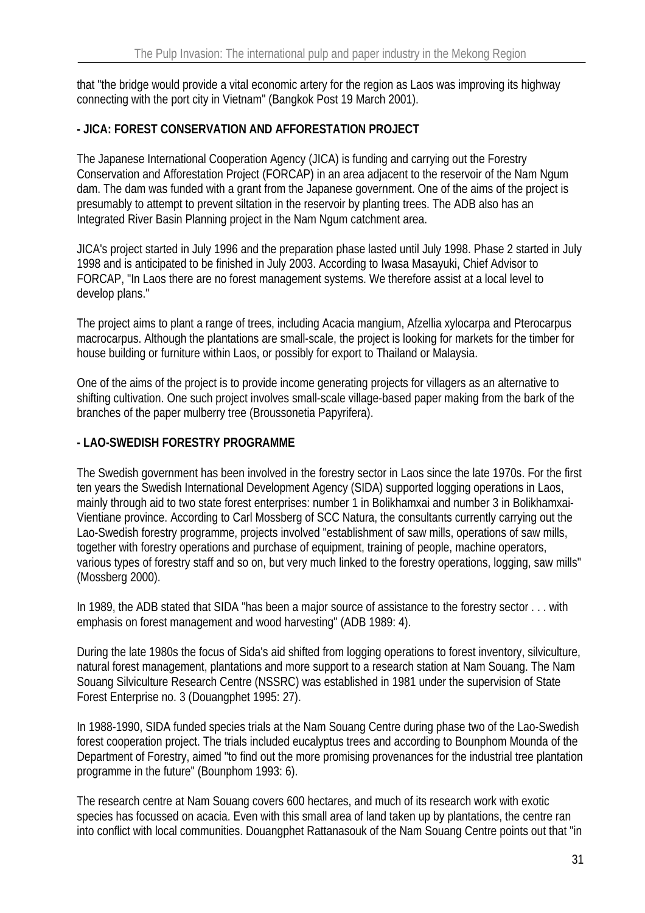that "the bridge would provide a vital economic artery for the region as Laos was improving its highway connecting with the port city in Vietnam" (Bangkok Post 19 March 2001).

### - JICA: FOREST CONSERVATION AND AFFORESTATION PROJECT

The Japanese International Cooperation Agency (JICA) is funding and carrying out the Forestry Conservation and Afforestation Project (FORCAP) in an area adjacent to the reservoir of the Nam Ngum dam. The dam was funded with a grant from the Japanese government. One of the aims of the project is presumably to attempt to prevent siltation in the reservoir by planting trees. The ADB also has an Integrated River Basin Planning project in the Nam Ngum catchment area.

JICA's project started in July 1996 and the preparation phase lasted until July 1998. Phase 2 started in July 1998 and is anticipated to be finished in July 2003. According to Iwasa Masayuki, Chief Advisor to FORCAP, "In Laos there are no forest management systems. We therefore assist at a local level to develop plans."

The project aims to plant a range of trees, including Acacia mangium, Afzellia xylocarpa and Pterocarpus macrocarpus. Although the plantations are small-scale, the project is looking for markets for the timber for house building or furniture within Laos, or possibly for export to Thailand or Malaysia.

One of the aims of the project is to provide income generating projects for villagers as an alternative to shifting cultivation. One such project involves small-scale village-based paper making from the bark of the branches of the paper mulberry tree (Broussonetia Papyrifera).

### - LAO-SWEDISH FORESTRY PROGRAMME

The Swedish government has been involved in the forestry sector in Laos since the late 1970s. For the first ten years the Swedish International Development Agency (SIDA) supported logging operations in Laos, mainly through aid to two state forest enterprises: number 1 in Bolikhamxai and number 3 in Bolikhamxai-Vientiane province. According to Carl Mossberg of SCC Natura, the consultants currently carrying out the Lao-Swedish forestry programme, projects involved "establishment of saw mills, operations of saw mills, together with forestry operations and purchase of equipment, training of people, machine operators, various types of forestry staff and so on, but very much linked to the forestry operations, logging, saw mills" (Mossberg 2000).

In 1989, the ADB stated that SIDA "has been a major source of assistance to the forestry sector . . . with emphasis on forest management and wood harvesting" (ADB 1989: 4).

During the late 1980s the focus of Sida's aid shifted from logging operations to forest inventory, silviculture, natural forest management, plantations and more support to a research station at Nam Souang. The Nam Souang Silviculture Research Centre (NSSRC) was established in 1981 under the supervision of State Forest Enterprise no. 3 (Douangphet 1995: 27).

In 1988-1990, SIDA funded species trials at the Nam Souang Centre during phase two of the Lao-Swedish forest cooperation project. The trials included eucalyptus trees and according to Bounphom Mounda of the Department of Forestry, aimed "to find out the more promising provenances for the industrial tree plantation programme in the future" (Bounphom 1993: 6).

The research centre at Nam Souang covers 600 hectares, and much of its research work with exotic species has focussed on acacia. Even with this small area of land taken up by plantations, the centre ran into conflict with local communities. Douangphet Rattanasouk of the Nam Souang Centre points out that "in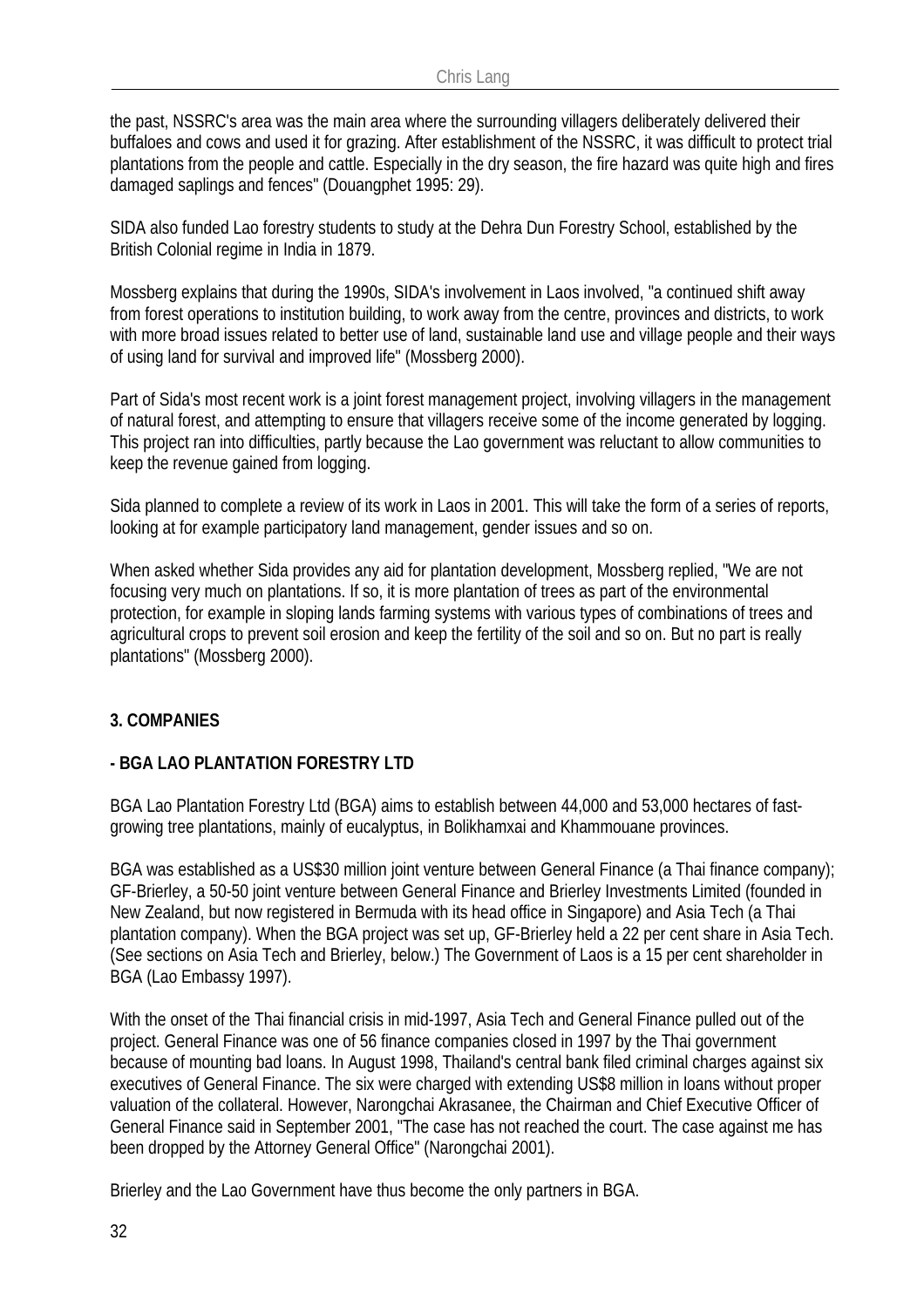the past, NSSRC's area was the main area where the surrounding villagers deliberately delivered their buffaloes and cows and used it for grazing. After establishment of the NSSRC, it was difficult to protect trial plantations from the people and cattle. Especially in the dry season, the fire hazard was quite high and fires damaged saplings and fences" (Douangphet 1995: 29).

SIDA also funded Lao forestry students to study at the Dehra Dun Forestry School, established by the British Colonial regime in India in 1879.

Mossberg explains that during the 1990s, SIDA's involvement in Laos involved, "a continued shift away from forest operations to institution building, to work away from the centre, provinces and districts, to work with more broad issues related to better use of land, sustainable land use and village people and their ways of using land for survival and improved life" (Mossberg 2000).

Part of Sida's most recent work is a joint forest management project, involving villagers in the management of natural forest, and attempting to ensure that villagers receive some of the income generated by logging. This project ran into difficulties, partly because the Lao government was reluctant to allow communities to keep the revenue gained from logging.

Sida planned to complete a review of its work in Laos in 2001. This will take the form of a series of reports, looking at for example participatory land management, gender issues and so on.

When asked whether Sida provides any aid for plantation development, Mossberg replied, "We are not focusing very much on plantations. If so, it is more plantation of trees as part of the environmental protection, for example in sloping lands farming systems with various types of combinations of trees and agricultural crops to prevent soil erosion and keep the fertility of the soil and so on. But no part is really plantations" (Mossberg 2000).

## 3. COMPANIES

### - BGA LAO PLANTATION FORESTRY LTD

BGA Lao Plantation Forestry Ltd (BGA) aims to establish between 44,000 and 53,000 hectares of fast-growing tree plantations, mainly of eucalyptus, in Bolikhamxai and Khammouane provinces.

BGA was established as a US$30 million joint venture between General Finance (a Thai finance company); GF-Brierley, a 50-50 joint venture between General Finance and Brierley Investments Limited (founded in New Zealand, but now registered in Bermuda with its head office in Singapore) and Asia Tech (a Thai plantation company). When the BGA project was set up, GF-Brierley held a 22 per cent share in Asia Tech. (See sections on Asia Tech and Brierley, below.) The Government of Laos is a 15 per cent shareholder in BGA (Lao Embassy 1997).

With the onset of the Thai financial crisis in mid-1997, Asia Tech and General Finance pulled out of the project. General Finance was one of 56 finance companies closed in 1997 by the Thai government because of mounting bad loans. In August 1998, Thailand's central bank filed criminal charges against six executives of General Finance. The six were charged with extending US$8 million in loans without proper valuation of the collateral. However, Narongchai Akrasanee, the Chairman and Chief Executive Officer of General Finance said in September 2001, "The case has not reached the court. The case against me has been dropped by the Attorney General Office" (Narongchai 2001).

Brierley and the Lao Government have thus become the only partners in BGA.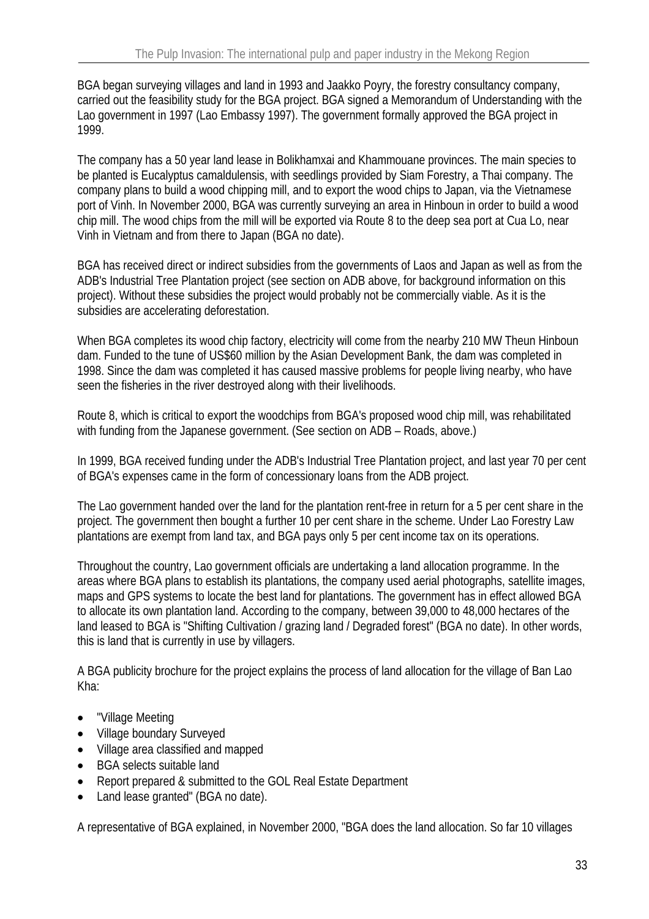BGA began surveying villages and land in 1993 and Jaakko Poyry, the forestry consultancy company, carried out the feasibility study for the BGA project. BGA signed a Memorandum of Understanding with the Lao government in 1997 (Lao Embassy 1997). The government formally approved the BGA project in 1999.

The company has a 50 year land lease in Bolikhamxai and Khammouane provinces. The main species to be planted is Eucalyptus camaldulensis, with seedlings provided by Siam Forestry, a Thai company. The company plans to build a wood chipping mill, and to export the wood chips to Japan, via the Vietnamese port of Vinh. In November 2000, BGA was currently surveying an area in Hinboun in order to build a wood chip mill. The wood chips from the mill will be exported via Route 8 to the deep sea port at Cua Lo, near Vinh in Vietnam and from there to Japan (BGA no date).

BGA has received direct or indirect subsidies from the governments of Laos and Japan as well as from the ADB's Industrial Tree Plantation project (see section on ADB above, for background information on this project). Without these subsidies the project would probably not be commercially viable. As it is the subsidies are accelerating deforestation.

When BGA completes its wood chip factory, electricity will come from the nearby 210 MW Theun Hinboun dam. Funded to the tune of US$60 million by the Asian Development Bank, the dam was completed in 1998. Since the dam was completed it has caused massive problems for people living nearby, who have seen the fisheries in the river destroyed along with their livelihoods.

Route 8, which is critical to export the woodchips from BGA's proposed wood chip mill, was rehabilitated with funding from the Japanese government. (See section on ADB – Roads, above.)

In 1999, BGA received funding under the ADB's Industrial Tree Plantation project, and last year 70 per cent of BGA's expenses came in the form of concessionary loans from the ADB project.

The Lao government handed over the land for the plantation rent-free in return for a 5 per cent share in the project. The government then bought a further 10 per cent share in the scheme. Under Lao Forestry Law plantations are exempt from land tax, and BGA pays only 5 per cent income tax on its operations.

Throughout the country, Lao government officials are undertaking a land allocation programme. In the areas where BGA plans to establish its plantations, the company used aerial photographs, satellite images, maps and GPS systems to locate the best land for plantations. The government has in effect allowed BGA to allocate its own plantation land. According to the company, between 39,000 to 48,000 hectares of the land leased to BGA is "Shifting Cultivation / grazing land / Degraded forest" (BGA no date). In other words, this is land that is currently in use by villagers.

A BGA publicity brochure for the project explains the process of land allocation for the village of Ban Lao Kha:

- "Village Meeting
- Village boundary Surveyed
- Village area classified and mapped
- BGA selects suitable land
- Report prepared & submitted to the GOL Real Estate Department
- Land lease granted" (BGA no date).

A representative of BGA explained, in November 2000, "BGA does the land allocation. So far 10 villages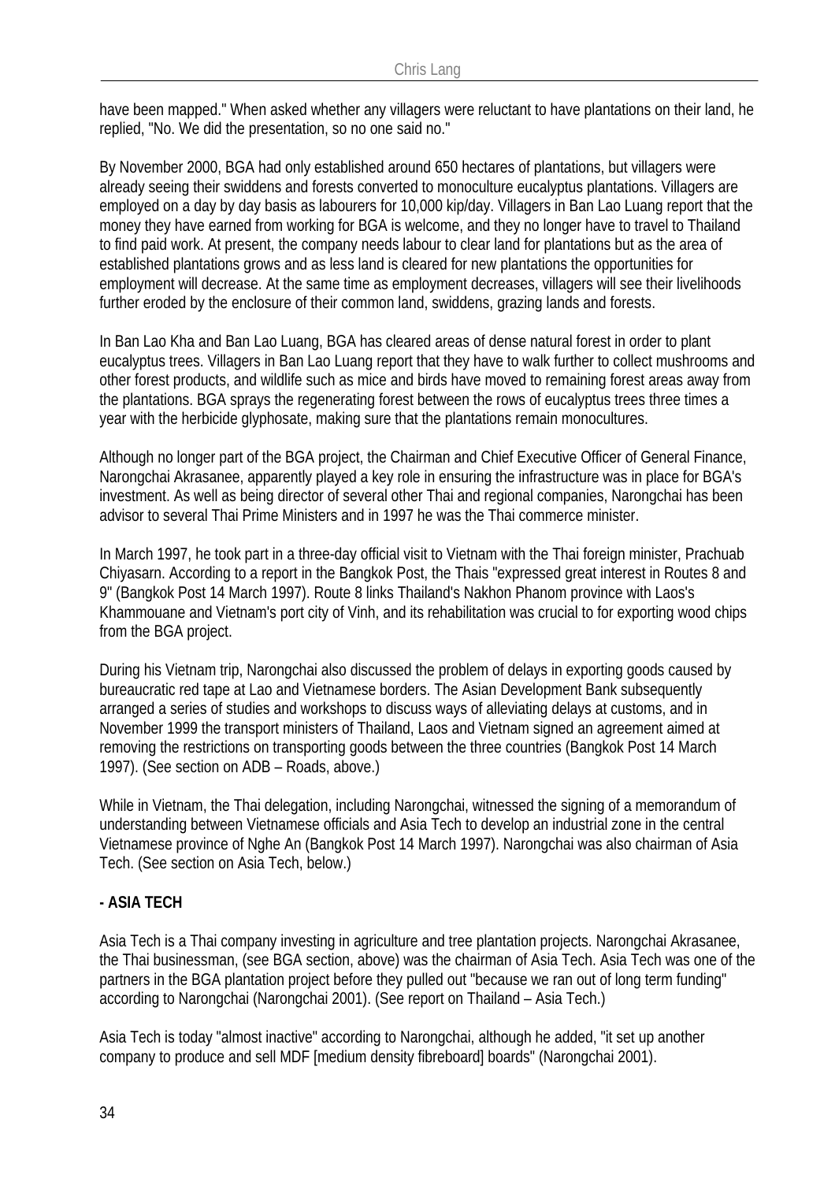have been mapped." When asked whether any villagers were reluctant to have plantations on their land, he replied, "No. We did the presentation, so no one said no."

By November 2000, BGA had only established around 650 hectares of plantations, but villagers were already seeing their swiddens and forests converted to monoculture eucalyptus plantations. Villagers are employed on a day by day basis as labourers for 10,000 kip/day. Villagers in Ban Lao Luang report that the money they have earned from working for BGA is welcome, and they no longer have to travel to Thailand to find paid work. At present, the company needs labour to clear land for plantations but as the area of established plantations grows and as less land is cleared for new plantations the opportunities for employment will decrease. At the same time as employment decreases, villagers will see their livelihoods further eroded by the enclosure of their common land, swiddens, grazing lands and forests.

In Ban Lao Kha and Ban Lao Luang, BGA has cleared areas of dense natural forest in order to plant eucalyptus trees. Villagers in Ban Lao Luang report that they have to walk further to collect mushrooms and other forest products, and wildlife such as mice and birds have moved to remaining forest areas away from the plantations. BGA sprays the regenerating forest between the rows of eucalyptus trees three times a year with the herbicide glyphosate, making sure that the plantations remain monocultures.

Although no longer part of the BGA project, the Chairman and Chief Executive Officer of General Finance, Narongchai Akrasanee, apparently played a key role in ensuring the infrastructure was in place for BGA's investment. As well as being director of several other Thai and regional companies, Narongchai has been advisor to several Thai Prime Ministers and in 1997 he was the Thai commerce minister.

In March 1997, he took part in a three-day official visit to Vietnam with the Thai foreign minister, Prachuab Chiyasarn. According to a report in the Bangkok Post, the Thais "expressed great interest in Routes 8 and 9" (Bangkok Post 14 March 1997). Route 8 links Thailand's Nakhon Phanom province with Laos's Khammouane and Vietnam's port city of Vinh, and its rehabilitation was crucial to for exporting wood chips from the BGA project.

During his Vietnam trip, Narongchai also discussed the problem of delays in exporting goods caused by bureaucratic red tape at Lao and Vietnamese borders. The Asian Development Bank subsequently arranged a series of studies and workshops to discuss ways of alleviating delays at customs, and in November 1999 the transport ministers of Thailand, Laos and Vietnam signed an agreement aimed at removing the restrictions on transporting goods between the three countries (Bangkok Post 14 March 1997). (See section on ADB – Roads, above.)

While in Vietnam, the Thai delegation, including Narongchai, witnessed the signing of a memorandum of understanding between Vietnamese officials and Asia Tech to develop an industrial zone in the central Vietnamese province of Nghe An (Bangkok Post 14 March 1997). Narongchai was also chairman of Asia Tech. (See section on Asia Tech, below.)

**- ASIA TECH**

Asia Tech is a Thai company investing in agriculture and tree plantation projects. Narongchai Akrasanee, the Thai businessman, (see BGA section, above) was the chairman of Asia Tech. Asia Tech was one of the partners in the BGA plantation project before they pulled out "because we ran out of long term funding" according to Narongchai (Narongchai 2001). (See report on Thailand – Asia Tech.)

Asia Tech is today "almost inactive" according to Narongchai, although he added, "it set up another company to produce and sell MDF [medium density fibreboard] boards" (Narongchai 2001).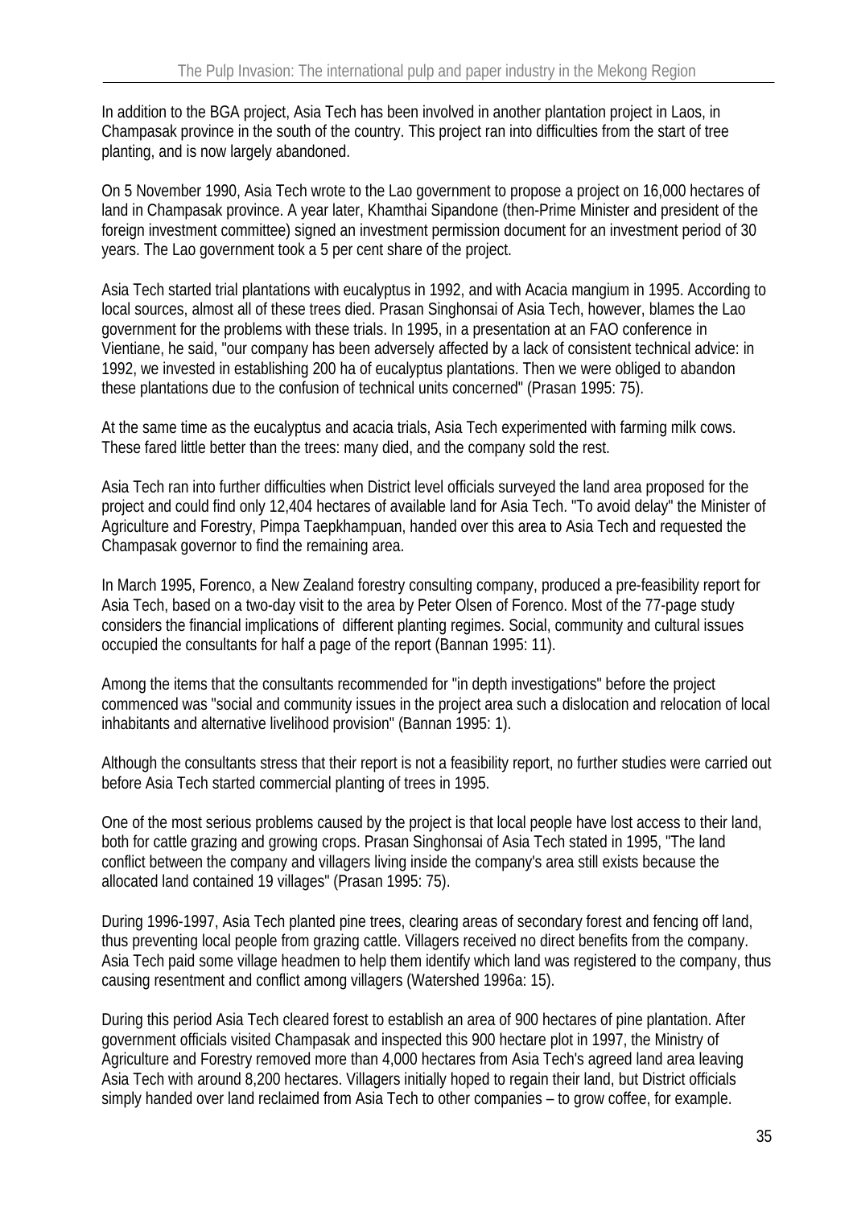In addition to the BGA project, Asia Tech has been involved in another plantation project in Laos, in Champasak province in the south of the country. This project ran into difficulties from the start of tree planting, and is now largely abandoned.

On 5 November 1990, Asia Tech wrote to the Lao government to propose a project on 16,000 hectares of land in Champasak province. A year later, Khamthai Sipandone (then-Prime Minister and president of the foreign investment committee) signed an investment permission document for an investment period of 30 years. The Lao government took a 5 per cent share of the project.

Asia Tech started trial plantations with eucalyptus in 1992, and with Acacia mangium in 1995. According to local sources, almost all of these trees died. Prasan Singhonsai of Asia Tech, however, blames the Lao government for the problems with these trials. In 1995, in a presentation at an FAO conference in Vientiane, he said, "our company has been adversely affected by a lack of consistent technical advice: in 1992, we invested in establishing 200 ha of eucalyptus plantations. Then we were obliged to abandon these plantations due to the confusion of technical units concerned" (Prasan 1995: 75).

At the same time as the eucalyptus and acacia trials, Asia Tech experimented with farming milk cows. These fared little better than the trees: many died, and the company sold the rest.

Asia Tech ran into further difficulties when District level officials surveyed the land area proposed for the project and could find only 12,404 hectares of available land for Asia Tech. "To avoid delay" the Minister of Agriculture and Forestry, Pimpa Taepkhampuan, handed over this area to Asia Tech and requested the Champasak governor to find the remaining area.

In March 1995, Forenco, a New Zealand forestry consulting company, produced a pre-feasibility report for Asia Tech, based on a two-day visit to the area by Peter Olsen of Forenco. Most of the 77-page study considers the financial implications of different planting regimes. Social, community and cultural issues occupied the consultants for half a page of the report (Bannan 1995: 11).

Among the items that the consultants recommended for "in depth investigations" before the project commenced was "social and community issues in the project area such a dislocation and relocation of local inhabitants and alternative livelihood provision" (Bannan 1995: 1).

Although the consultants stress that their report is not a feasibility report, no further studies were carried out before Asia Tech started commercial planting of trees in 1995.

One of the most serious problems caused by the project is that local people have lost access to their land, both for cattle grazing and growing crops. Prasan Singhonsai of Asia Tech stated in 1995, "The land conflict between the company and villagers living inside the company's area still exists because the allocated land contained 19 villages" (Prasan 1995: 75).

During 1996-1997, Asia Tech planted pine trees, clearing areas of secondary forest and fencing off land, thus preventing local people from grazing cattle. Villagers received no direct benefits from the company. Asia Tech paid some village headmen to help them identify which land was registered to the company, thus causing resentment and conflict among villagers (Watershed 1996a: 15).

During this period Asia Tech cleared forest to establish an area of 900 hectares of pine plantation. After government officials visited Champasak and inspected this 900 hectare plot in 1997, the Ministry of Agriculture and Forestry removed more than 4,000 hectares from Asia Tech's agreed land area leaving Asia Tech with around 8,200 hectares. Villagers initially hoped to regain their land, but District officials simply handed over land reclaimed from Asia Tech to other companies – to grow coffee, for example.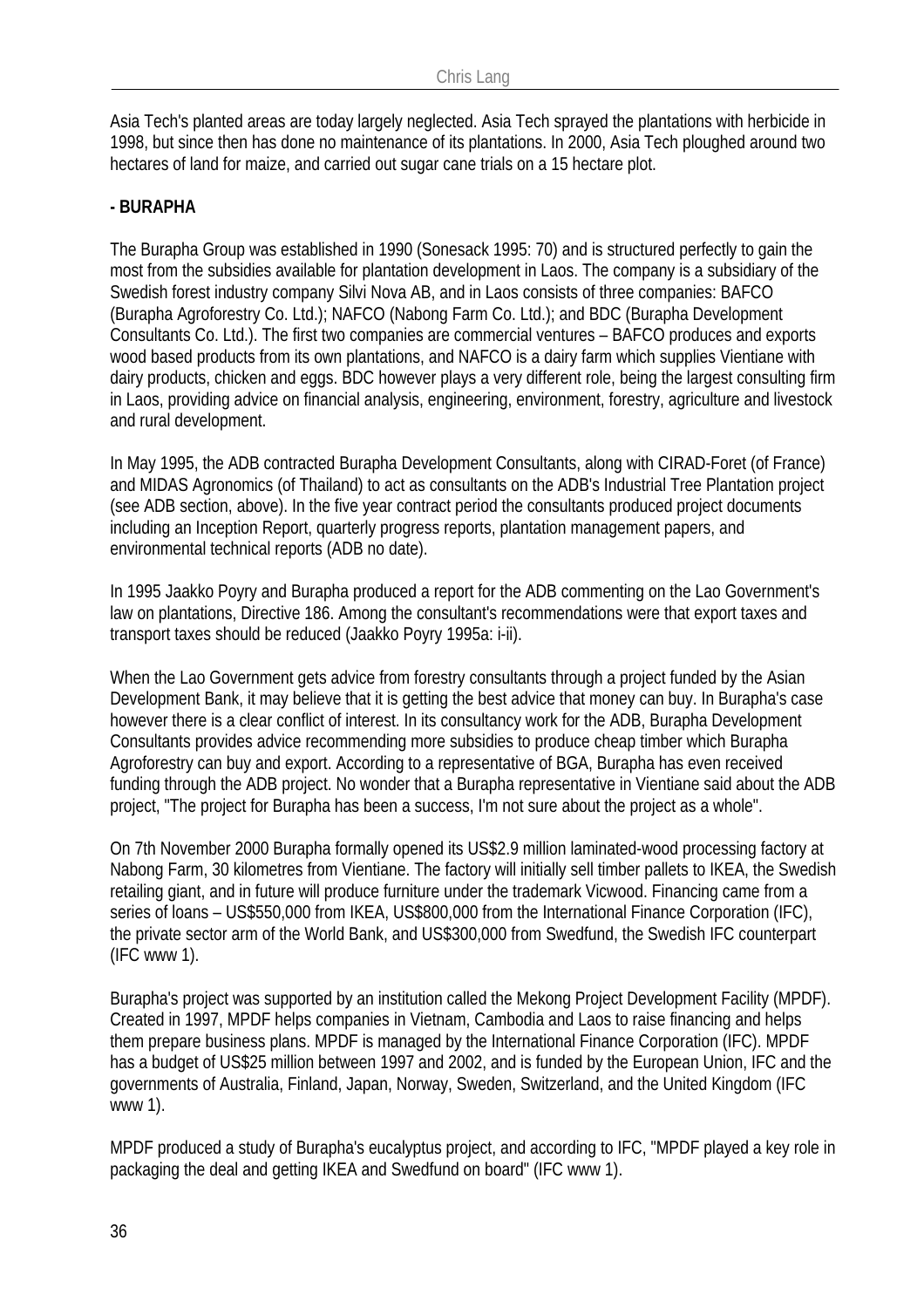Asia Tech's planted areas are today largely neglected. Asia Tech sprayed the plantations with herbicide in 1998, but since then has done no maintenance of its plantations. In 2000, Asia Tech ploughed around two hectares of land for maize, and carried out sugar cane trials on a 15 hectare plot.

**- BURAPHA**

The Burapha Group was established in 1990 (Sonesack 1995: 70) and is structured perfectly to gain the most from the subsidies available for plantation development in Laos. The company is a subsidiary of the Swedish forest industry company Silvi Nova AB, and in Laos consists of three companies: BAFCO (Burapha Agroforestry Co. Ltd.); NAFCO (Nabong Farm Co. Ltd.); and BDC (Burapha Development Consultants Co. Ltd.). The first two companies are commercial ventures – BAFCO produces and exports wood based products from its own plantations, and NAFCO is a dairy farm which supplies Vientiane with dairy products, chicken and eggs. BDC however plays a very different role, being the largest consulting firm in Laos, providing advice on financial analysis, engineering, environment, forestry, agriculture and livestock and rural development.

In May 1995, the ADB contracted Burapha Development Consultants, along with CIRAD-Foret (of France) and MIDAS Agronomics (of Thailand) to act as consultants on the ADB's Industrial Tree Plantation project (see ADB section, above). In the five year contract period the consultants produced project documents including an Inception Report, quarterly progress reports, plantation management papers, and environmental technical reports (ADB no date).

In 1995 Jaakko Poyry and Burapha produced a report for the ADB commenting on the Lao Government's law on plantations, Directive 186. Among the consultant's recommendations were that export taxes and transport taxes should be reduced (Jaakko Poyry 1995a: i-ii).

When the Lao Government gets advice from forestry consultants through a project funded by the Asian Development Bank, it may believe that it is getting the best advice that money can buy. In Burapha's case however there is a clear conflict of interest. In its consultancy work for the ADB, Burapha Development Consultants provides advice recommending more subsidies to produce cheap timber which Burapha Agroforestry can buy and export. According to a representative of BGA, Burapha has even received funding through the ADB project. No wonder that a Burapha representative in Vientiane said about the ADB project, "The project for Burapha has been a success, I'm not sure about the project as a whole".

On 7th November 2000 Burapha formally opened its US$2.9 million laminated-wood processing factory at Nabong Farm, 30 kilometres from Vientiane. The factory will initially sell timber pallets to IKEA, the Swedish retailing giant, and in future will produce furniture under the trademark Vicwood. Financing came from a series of loans – US$550,000 from IKEA, US$800,000 from the International Finance Corporation (IFC), the private sector arm of the World Bank, and US$300,000 from Swedfund, the Swedish IFC counterpart (IFC www 1).

Burapha's project was supported by an institution called the Mekong Project Development Facility (MPDF). Created in 1997, MPDF helps companies in Vietnam, Cambodia and Laos to raise financing and helps them prepare business plans. MPDF is managed by the International Finance Corporation (IFC). MPDF has a budget of US$25 million between 1997 and 2002, and is funded by the European Union, IFC and the governments of Australia, Finland, Japan, Norway, Sweden, Switzerland, and the United Kingdom (IFC www 1).

MPDF produced a study of Burapha's eucalyptus project, and according to IFC, "MPDF played a key role in packaging the deal and getting IKEA and Swedfund on board" (IFC www 1).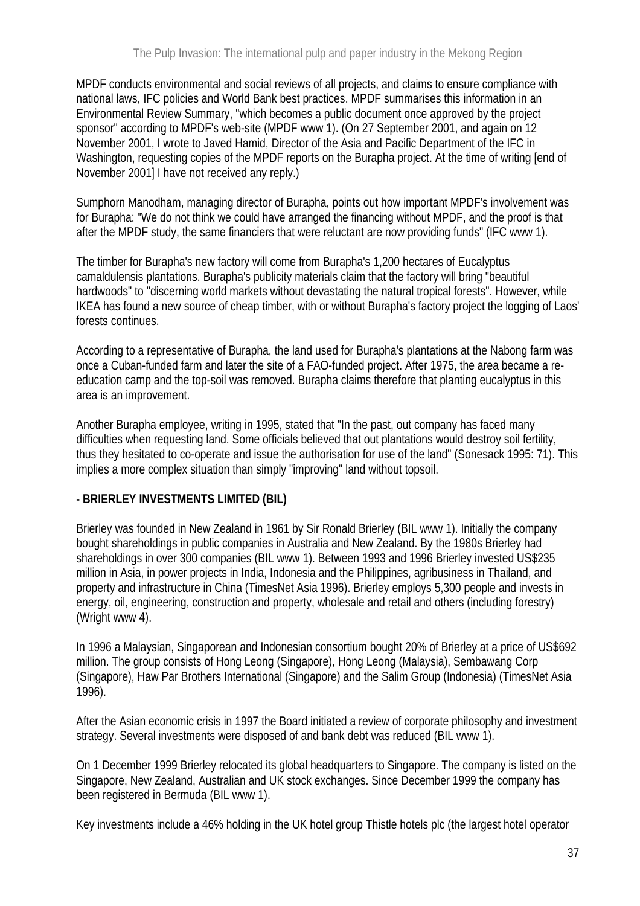MPDF conducts environmental and social reviews of all projects, and claims to ensure compliance with national laws, IFC policies and World Bank best practices. MPDF summarises this information in an Environmental Review Summary, "which becomes a public document once approved by the project sponsor" according to MPDF's web-site (MPDF www 1). (On 27 September 2001, and again on 12 November 2001, I wrote to Javed Hamid, Director of the Asia and Pacific Department of the IFC in Washington, requesting copies of the MPDF reports on the Burapha project. At the time of writing [end of November 2001] I have not received any reply.)

Sumphorn Manodham, managing director of Burapha, points out how important MPDF's involvement was for Burapha: "We do not think we could have arranged the financing without MPDF, and the proof is that after the MPDF study, the same financiers that were reluctant are now providing funds" (IFC www 1).

The timber for Burapha's new factory will come from Burapha's 1,200 hectares of Eucalyptus camaldulensis plantations. Burapha's publicity materials claim that the factory will bring "beautiful hardwoods" to "discerning world markets without devastating the natural tropical forests". However, while IKEA has found a new source of cheap timber, with or without Burapha's factory project the logging of Laos' forests continues.

According to a representative of Burapha, the land used for Burapha's plantations at the Nabong farm was once a Cuban-funded farm and later the site of a FAO-funded project. After 1975, the area became a re-education camp and the top-soil was removed. Burapha claims therefore that planting eucalyptus in this area is an improvement.

Another Burapha employee, writing in 1995, stated that "In the past, out company has faced many difficulties when requesting land. Some officials believed that out plantations would destroy soil fertility, thus they hesitated to co-operate and issue the authorisation for use of the land" (Sonesack 1995: 71). This implies a more complex situation than simply "improving" land without topsoil.

**- BRIERLEY INVESTMENTS LIMITED (BIL)**

Brierley was founded in New Zealand in 1961 by Sir Ronald Brierley (BIL www 1). Initially the company bought shareholdings in public companies in Australia and New Zealand. By the 1980s Brierley had shareholdings in over 300 companies (BIL www 1). Between 1993 and 1996 Brierley invested US$235 million in Asia, in power projects in India, Indonesia and the Philippines, agribusiness in Thailand, and property and infrastructure in China (TimesNet Asia 1996). Brierley employs 5,300 people and invests in energy, oil, engineering, construction and property, wholesale and retail and others (including forestry) (Wright www 4).

In 1996 a Malaysian, Singaporean and Indonesian consortium bought 20% of Brierley at a price of US$692 million. The group consists of Hong Leong (Singapore), Hong Leong (Malaysia), Sembawang Corp (Singapore), Haw Par Brothers International (Singapore) and the Salim Group (Indonesia) (TimesNet Asia 1996).

After the Asian economic crisis in 1997 the Board initiated a review of corporate philosophy and investment strategy. Several investments were disposed of and bank debt was reduced (BIL www 1).

On 1 December 1999 Brierley relocated its global headquarters to Singapore. The company is listed on the Singapore, New Zealand, Australian and UK stock exchanges. Since December 1999 the company has been registered in Bermuda (BIL www 1).

Key investments include a 46% holding in the UK hotel group Thistle hotels plc (the largest hotel operator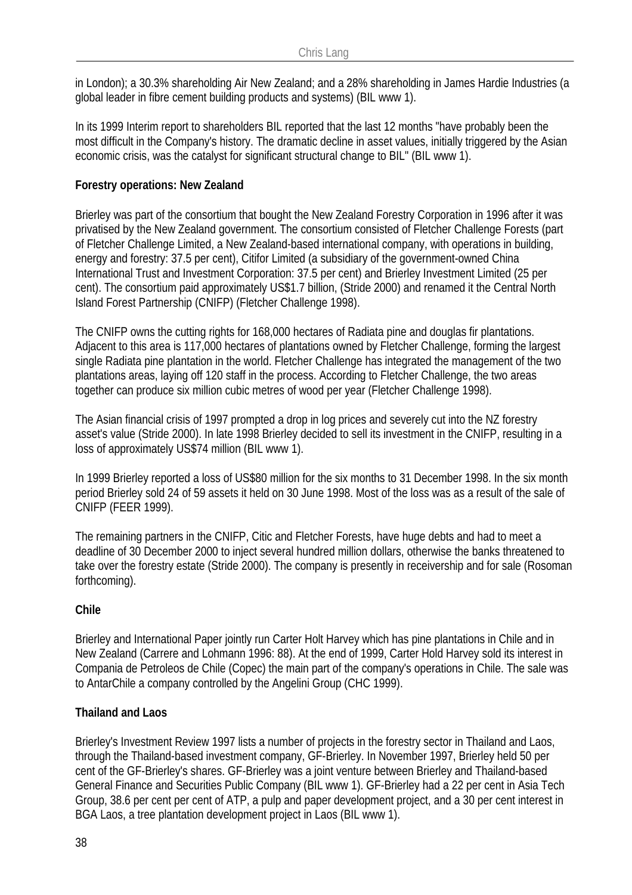in London); a 30.3% shareholding Air New Zealand; and a 28% shareholding in James Hardie Industries (a global leader in fibre cement building products and systems) (BIL www 1).

In its 1999 Interim report to shareholders BIL reported that the last 12 months "have probably been the most difficult in the Company's history. The dramatic decline in asset values, initially triggered by the Asian economic crisis, was the catalyst for significant structural change to BIL" (BIL www 1).

**Forestry operations: New Zealand**

Brierley was part of the consortium that bought the New Zealand Forestry Corporation in 1996 after it was privatised by the New Zealand government. The consortium consisted of Fletcher Challenge Forests (part of Fletcher Challenge Limited, a New Zealand-based international company, with operations in building, energy and forestry: 37.5 per cent), Citifor Limited (a subsidiary of the government-owned China International Trust and Investment Corporation: 37.5 per cent) and Brierley Investment Limited (25 per cent). The consortium paid approximately US$1.7 billion, (Stride 2000) and renamed it the Central North Island Forest Partnership (CNIFP) (Fletcher Challenge 1998).

The CNIFP owns the cutting rights for 168,000 hectares of Radiata pine and douglas fir plantations. Adjacent to this area is 117,000 hectares of plantations owned by Fletcher Challenge, forming the largest single Radiata pine plantation in the world. Fletcher Challenge has integrated the management of the two plantations areas, laying off 120 staff in the process. According to Fletcher Challenge, the two areas together can produce six million cubic metres of wood per year (Fletcher Challenge 1998).

The Asian financial crisis of 1997 prompted a drop in log prices and severely cut into the NZ forestry asset's value (Stride 2000). In late 1998 Brierley decided to sell its investment in the CNIFP, resulting in a loss of approximately US$74 million (BIL www 1).

In 1999 Brierley reported a loss of US$80 million for the six months to 31 December 1998. In the six month period Brierley sold 24 of 59 assets it held on 30 June 1998. Most of the loss was as a result of the sale of CNIFP (FEER 1999).

The remaining partners in the CNIFP, Citic and Fletcher Forests, have huge debts and had to meet a deadline of 30 December 2000 to inject several hundred million dollars, otherwise the banks threatened to take over the forestry estate (Stride 2000). The company is presently in receivership and for sale (Rosoman forthcoming).

**Chile**

Brierley and International Paper jointly run Carter Holt Harvey which has pine plantations in Chile and in New Zealand (Carrere and Lohmann 1996: 88). At the end of 1999, Carter Hold Harvey sold its interest in Compania de Petroleos de Chile (Copec) the main part of the company's operations in Chile. The sale was to AntarChile a company controlled by the Angelini Group (CHC 1999).

**Thailand and Laos**

Brierley's Investment Review 1997 lists a number of projects in the forestry sector in Thailand and Laos, through the Thailand-based investment company, GF-Brierley. In November 1997, Brierley held 50 per cent of the GF-Brierley's shares. GF-Brierley was a joint venture between Brierley and Thailand-based General Finance and Securities Public Company (BIL www 1). GF-Brierley had a 22 per cent in Asia Tech Group, 38.6 per cent per cent of ATP, a pulp and paper development project, and a 30 per cent interest in BGA Laos, a tree plantation development project in Laos (BIL www 1).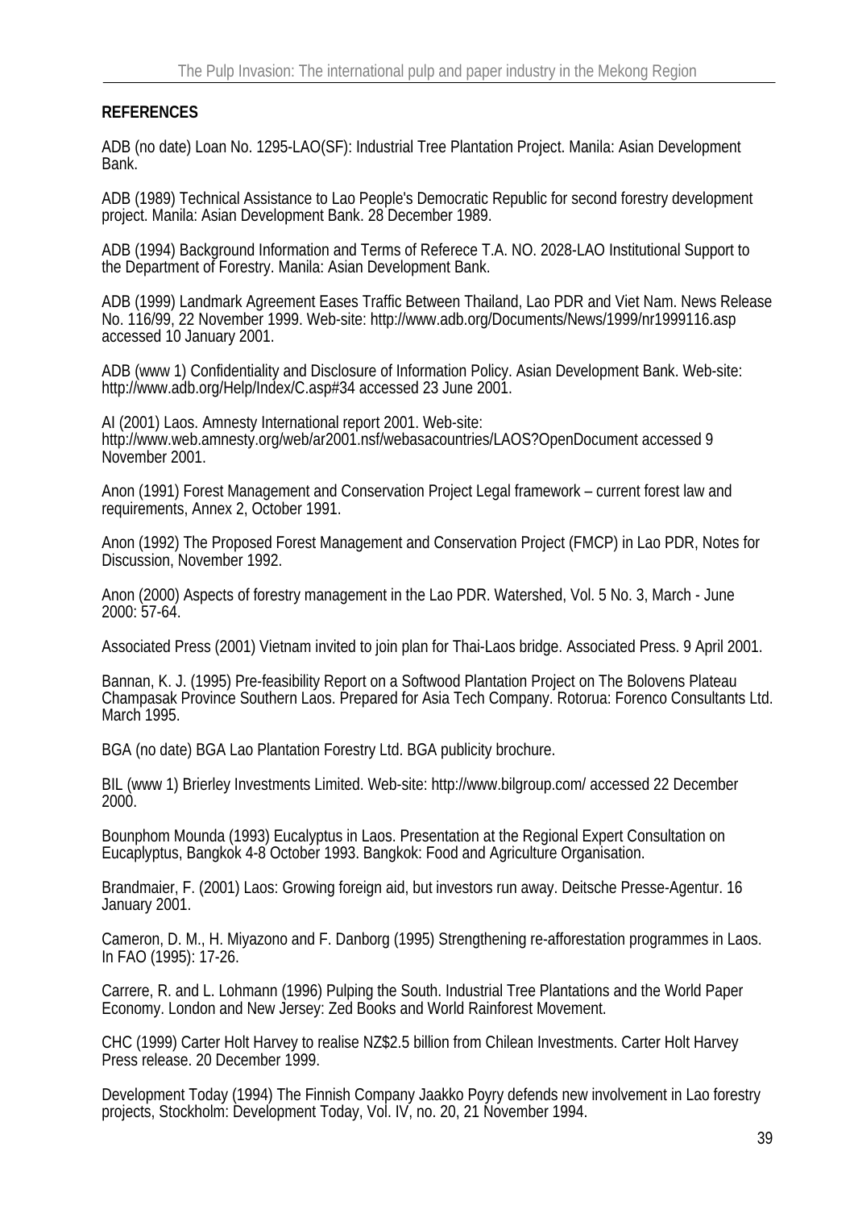**REFERENCES**

ADB (no date) Loan No. 1295-LAO(SF): Industrial Tree Plantation Project. Manila: Asian Development Bank.

ADB (1989) Technical Assistance to Lao People's Democratic Republic for second forestry development project. Manila: Asian Development Bank. 28 December 1989.

ADB (1994) Background Information and Terms of Referece T.A. NO. 2028-LAO Institutional Support to the Department of Forestry. Manila: Asian Development Bank.

ADB (1999) Landmark Agreement Eases Traffic Between Thailand, Lao PDR and Viet Nam. News Release No. 116/99, 22 November 1999. Web-site: http://www.adb.org/Documents/News/1999/nr1999116.asp accessed 10 January 2001.

ADB (www 1) Confidentiality and Disclosure of Information Policy. Asian Development Bank. Web-site: http://www.adb.org/Help/Index/C.asp#34 accessed 23 June 2001.

AI (2001) Laos. Amnesty International report 2001. Web-site: http://www.web.amnesty.org/web/ar2001.nsf/webasacountries/LAOS?OpenDocument accessed 9 November 2001.

Anon (1991) Forest Management and Conservation Project Legal framework – current forest law and requirements, Annex 2, October 1991.

Anon (1992) The Proposed Forest Management and Conservation Project (FMCP) in Lao PDR, Notes for Discussion, November 1992.

Anon (2000) Aspects of forestry management in the Lao PDR. Watershed, Vol. 5 No. 3, March - June 2000: 57-64.

Associated Press (2001) Vietnam invited to join plan for Thai-Laos bridge. Associated Press. 9 April 2001.

Bannan, K. J. (1995) Pre-feasibility Report on a Softwood Plantation Project on The Bolovens Plateau Champasak Province Southern Laos. Prepared for Asia Tech Company. Rotorua: Forenco Consultants Ltd. March 1995.

BGA (no date) BGA Lao Plantation Forestry Ltd. BGA publicity brochure.

BIL (www 1) Brierley Investments Limited. Web-site: http://www.bilgroup.com/ accessed 22 December 2000.

Bounphom Mounda (1993) Eucalyptus in Laos. Presentation at the Regional Expert Consultation on Eucaplyptus, Bangkok 4-8 October 1993. Bangkok: Food and Agriculture Organisation.

Brandmaier, F. (2001) Laos: Growing foreign aid, but investors run away. Deitsche Presse-Agentur. 16 January 2001.

Cameron, D. M., H. Miyazono and F. Danborg (1995) Strengthening re-afforestation programmes in Laos. In FAO (1995): 17-26.

Carrere, R. and L. Lohmann (1996) Pulping the South. Industrial Tree Plantations and the World Paper Economy. London and New Jersey: Zed Books and World Rainforest Movement.

CHC (1999) Carter Holt Harvey to realise NZ$2.5 billion from Chilean Investments. Carter Holt Harvey Press release. 20 December 1999.

Development Today (1994) The Finnish Company Jaakko Poyry defends new involvement in Lao forestry projects, Stockholm: Development Today, Vol. IV, no. 20, 21 November 1994.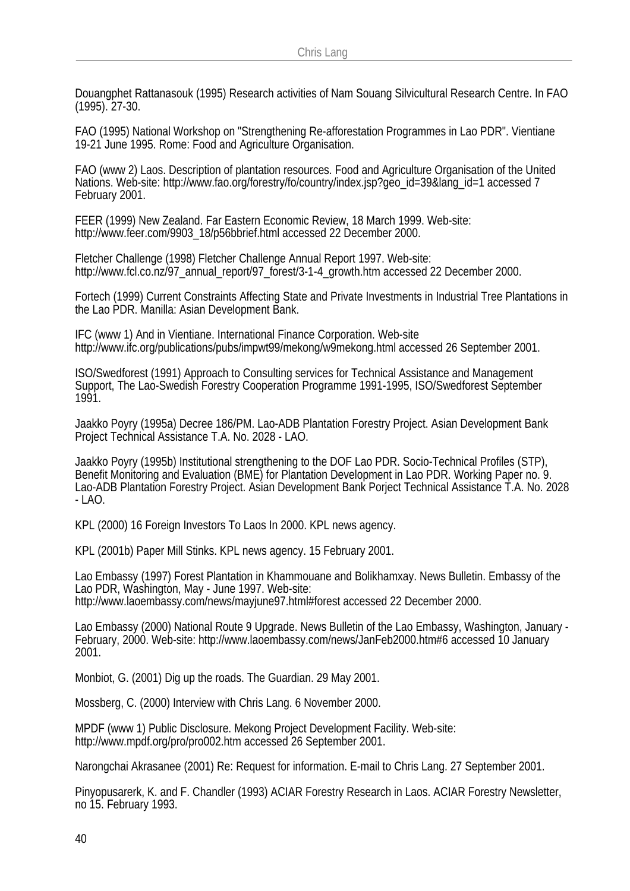Douangphet Rattanasouk (1995) Research activities of Nam Souang Silvicultural Research Centre. In FAO (1995). 27-30.

FAO (1995) National Workshop on "Strengthening Re-afforestation Programmes in Lao PDR". Vientiane 19-21 June 1995. Rome: Food and Agriculture Organisation.

FAO (www 2) Laos. Description of plantation resources. Food and Agriculture Organisation of the United Nations. Web-site: http://www.fao.org/forestry/fo/country/index.jsp?geo_id=39&lang_id=1 accessed 7 February 2001.

FEER (1999) New Zealand. Far Eastern Economic Review, 18 March 1999. Web-site: http://www.feer.com/9903_18/p56bbrief.html accessed 22 December 2000.

Fletcher Challenge (1998) Fletcher Challenge Annual Report 1997. Web-site: http://www.fcl.co.nz/97_annual_report/97_forest/3-1-4_growth.htm accessed 22 December 2000.

Fortech (1999) Current Constraints Affecting State and Private Investments in Industrial Tree Plantations in the Lao PDR. Manilla: Asian Development Bank.

IFC (www 1) And in Vientiane. International Finance Corporation. Web-site http://www.ifc.org/publications/pubs/impwt99/mekong/w9mekong.html accessed 26 September 2001.

ISO/Swedforest (1991) Approach to Consulting services for Technical Assistance and Management Support, The Lao-Swedish Forestry Cooperation Programme 1991-1995, ISO/Swedforest September 1991.

Jaakko Poyry (1995a) Decree 186/PM. Lao-ADB Plantation Forestry Project. Asian Development Bank Project Technical Assistance T.A. No. 2028 - LAO.

Jaakko Poyry (1995b) Institutional strengthening to the DOF Lao PDR. Socio-Technical Profiles (STP), Benefit Monitoring and Evaluation (BME) for Plantation Development in Lao PDR. Working Paper no. 9. Lao-ADB Plantation Forestry Project. Asian Development Bank Porject Technical Assistance T.A. No. 2028 - LAO.

KPL (2000) 16 Foreign Investors To Laos In 2000. KPL news agency.

KPL (2001b) Paper Mill Stinks. KPL news agency. 15 February 2001.

Lao Embassy (1997) Forest Plantation in Khammouane and Bolikhamxay. News Bulletin. Embassy of the Lao PDR, Washington, May - June 1997. Web-site: http://www.laoembassy.com/news/mayjune97.html#forest accessed 22 December 2000.

Lao Embassy (2000) National Route 9 Upgrade. News Bulletin of the Lao Embassy, Washington, January - February, 2000. Web-site: http://www.laoembassy.com/news/JanFeb2000.htm#6 accessed 10 January 2001.

Monbiot, G. (2001) Dig up the roads. The Guardian. 29 May 2001.

Mossberg, C. (2000) Interview with Chris Lang. 6 November 2000.

MPDF (www 1) Public Disclosure. Mekong Project Development Facility. Web-site: http://www.mpdf.org/pro/pro002.htm accessed 26 September 2001.

Narongchai Akrasanee (2001) Re: Request for information. E-mail to Chris Lang. 27 September 2001.

Pinyopusarerk, K. and F. Chandler (1993) ACIAR Forestry Research in Laos. ACIAR Forestry Newsletter, no 15. February 1993.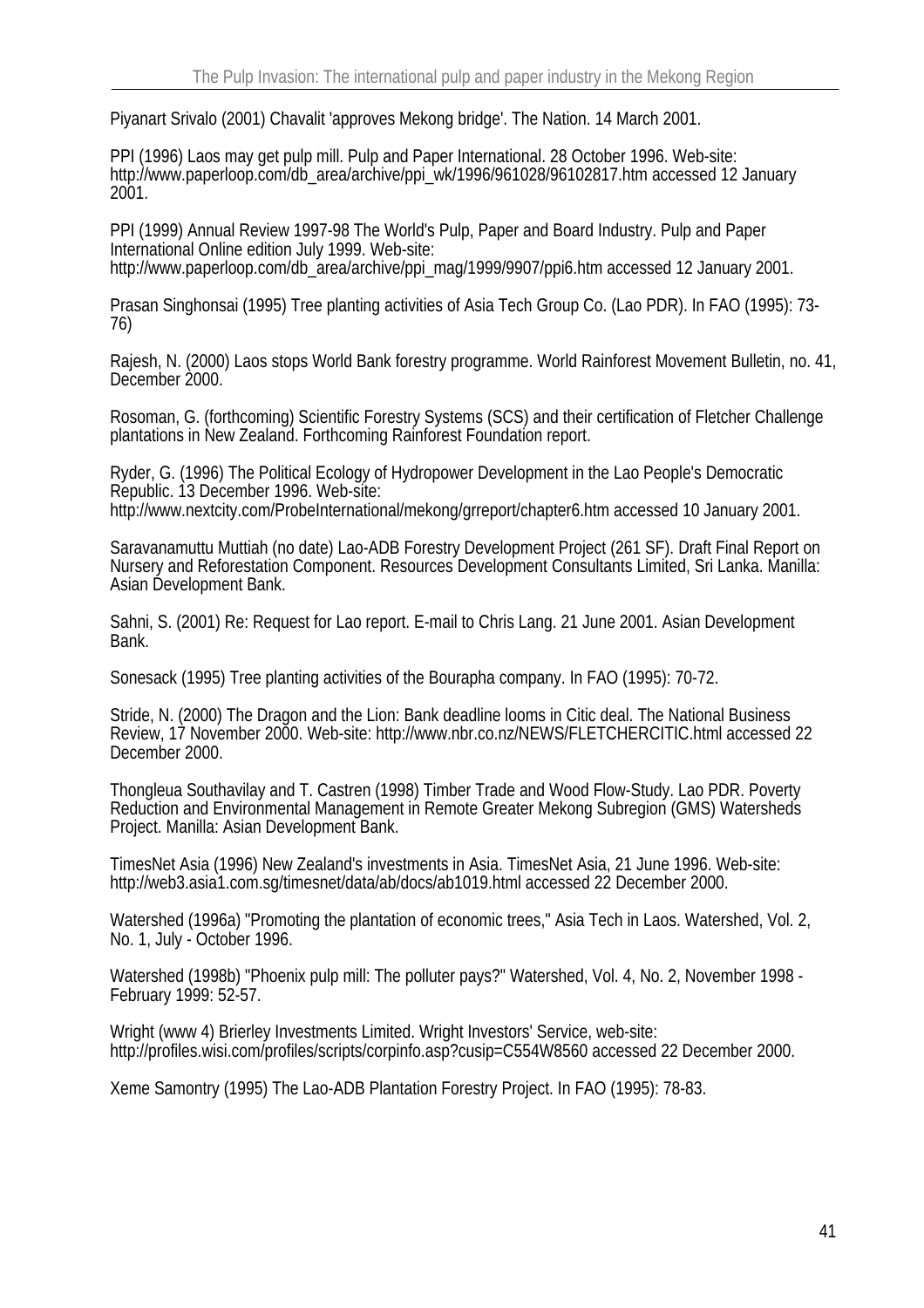Piyanart Srivalo (2001) Chavalit 'approves Mekong bridge'. The Nation. 14 March 2001.

PPI (1996) Laos may get pulp mill. Pulp and Paper International. 28 October 1996. Web-site: http://www.paperloop.com/db_area/archive/ppi_wk/1996/961028/96102817.htm accessed 12 January 2001.

PPI (1999) Annual Review 1997-98 The World's Pulp, Paper and Board Industry. Pulp and Paper International Online edition July 1999. Web-site: http://www.paperloop.com/db_area/archive/ppi_mag/1999/9907/ppi6.htm accessed 12 January 2001.

Prasan Singhonsai (1995) Tree planting activities of Asia Tech Group Co. (Lao PDR). In FAO (1995): 73-76)

Rajesh, N. (2000) Laos stops World Bank forestry programme. World Rainforest Movement Bulletin, no. 41, December 2000.

Rosoman, G. (forthcoming) Scientific Forestry Systems (SCS) and their certification of Fletcher Challenge plantations in New Zealand. Forthcoming Rainforest Foundation report.

Ryder, G. (1996) The Political Ecology of Hydropower Development in the Lao People's Democratic Republic. 13 December 1996. Web-site: http://www.nextcity.com/ProbeInternational/mekong/grreport/chapter6.htm accessed 10 January 2001.

Saravanamuttu Muttiah (no date) Lao-ADB Forestry Development Project (261 SF). Draft Final Report on Nursery and Reforestation Component. Resources Development Consultants Limited, Sri Lanka. Manilla: Asian Development Bank.

Sahni, S. (2001) Re: Request for Lao report. E-mail to Chris Lang. 21 June 2001. Asian Development Bank.

Sonesack (1995) Tree planting activities of the Bourapha company. In FAO (1995): 70-72.

Stride, N. (2000) The Dragon and the Lion: Bank deadline looms in Citic deal. The National Business Review, 17 November 2000. Web-site: http://www.nbr.co.nz/NEWS/FLETCHERCITIC.html accessed 22 December 2000.

Thongleua Southavilay and T. Castren (1998) Timber Trade and Wood Flow-Study. Lao PDR. Poverty Reduction and Environmental Management in Remote Greater Mekong Subregion (GMS) Watersheds Project. Manilla: Asian Development Bank.

TimesNet Asia (1996) New Zealand's investments in Asia. TimesNet Asia, 21 June 1996. Web-site: http://web3.asia1.com.sg/timesnet/data/ab/docs/ab1019.html accessed 22 December 2000.

Watershed (1996a) "Promoting the plantation of economic trees," Asia Tech in Laos. Watershed, Vol. 2, No. 1, July - October 1996.

Watershed (1998b) "Phoenix pulp mill: The polluter pays?" Watershed, Vol. 4, No. 2, November 1998 - February 1999: 52-57.

Wright (www 4) Brierley Investments Limited. Wright Investors' Service, web-site: http://profiles.wisi.com/profiles/scripts/corpinfo.asp?cusip=C554W8560 accessed 22 December 2000.

Xeme Samontry (1995) The Lao-ADB Plantation Forestry Project. In FAO (1995): 78-83.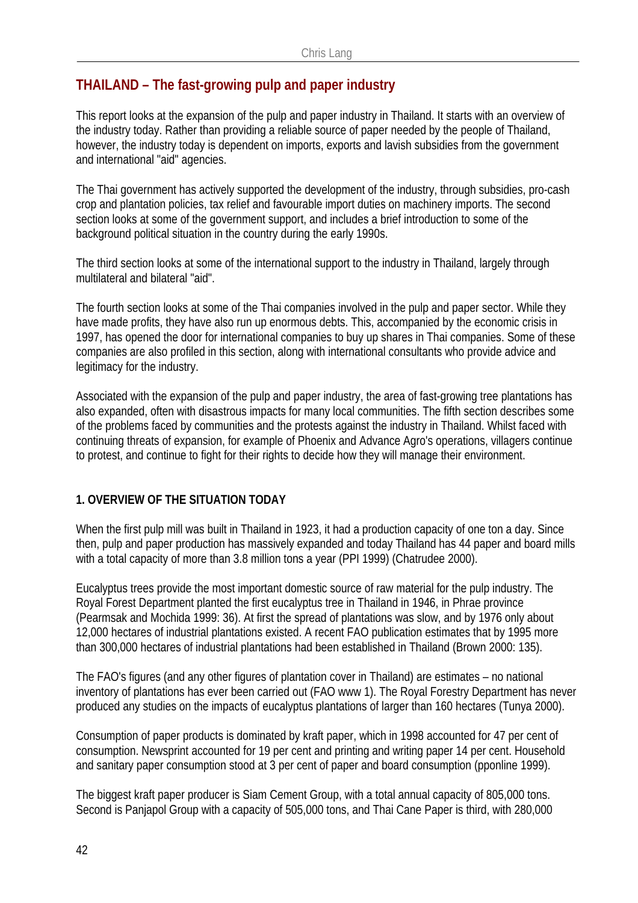## THAILAND – The fast-growing pulp and paper industry

This report looks at the expansion of the pulp and paper industry in Thailand. It starts with an overview of the industry today. Rather than providing a reliable source of paper needed by the people of Thailand, however, the industry today is dependent on imports, exports and lavish subsidies from the government and international "aid" agencies.

The Thai government has actively supported the development of the industry, through subsidies, pro-cash crop and plantation policies, tax relief and favourable import duties on machinery imports. The second section looks at some of the government support, and includes a brief introduction to some of the background political situation in the country during the early 1990s.

The third section looks at some of the international support to the industry in Thailand, largely through multilateral and bilateral "aid".

The fourth section looks at some of the Thai companies involved in the pulp and paper sector. While they have made profits, they have also run up enormous debts. This, accompanied by the economic crisis in 1997, has opened the door for international companies to buy up shares in Thai companies. Some of these companies are also profiled in this section, along with international consultants who provide advice and legitimacy for the industry.

Associated with the expansion of the pulp and paper industry, the area of fast-growing tree plantations has also expanded, often with disastrous impacts for many local communities. The fifth section describes some of the problems faced by communities and the protests against the industry in Thailand. Whilst faced with continuing threats of expansion, for example of Phoenix and Advance Agro's operations, villagers continue to protest, and continue to fight for their rights to decide how they will manage their environment.

### 1. OVERVIEW OF THE SITUATION TODAY

When the first pulp mill was built in Thailand in 1923, it had a production capacity of one ton a day. Since then, pulp and paper production has massively expanded and today Thailand has 44 paper and board mills with a total capacity of more than 3.8 million tons a year (PPI 1999) (Chatrudee 2000).

Eucalyptus trees provide the most important domestic source of raw material for the pulp industry. The Royal Forest Department planted the first eucalyptus tree in Thailand in 1946, in Phrae province (Pearmsak and Mochida 1999: 36). At first the spread of plantations was slow, and by 1976 only about 12,000 hectares of industrial plantations existed. A recent FAO publication estimates that by 1995 more than 300,000 hectares of industrial plantations had been established in Thailand (Brown 2000: 135).

The FAO's figures (and any other figures of plantation cover in Thailand) are estimates – no national inventory of plantations has ever been carried out (FAO www 1). The Royal Forestry Department has never produced any studies on the impacts of eucalyptus plantations of larger than 160 hectares (Tunya 2000).

Consumption of paper products is dominated by kraft paper, which in 1998 accounted for 47 per cent of consumption. Newsprint accounted for 19 per cent and printing and writing paper 14 per cent. Household and sanitary paper consumption stood at 3 per cent of paper and board consumption (pponline 1999).

The biggest kraft paper producer is Siam Cement Group, with a total annual capacity of 805,000 tons. Second is Panjapol Group with a capacity of 505,000 tons, and Thai Cane Paper is third, with 280,000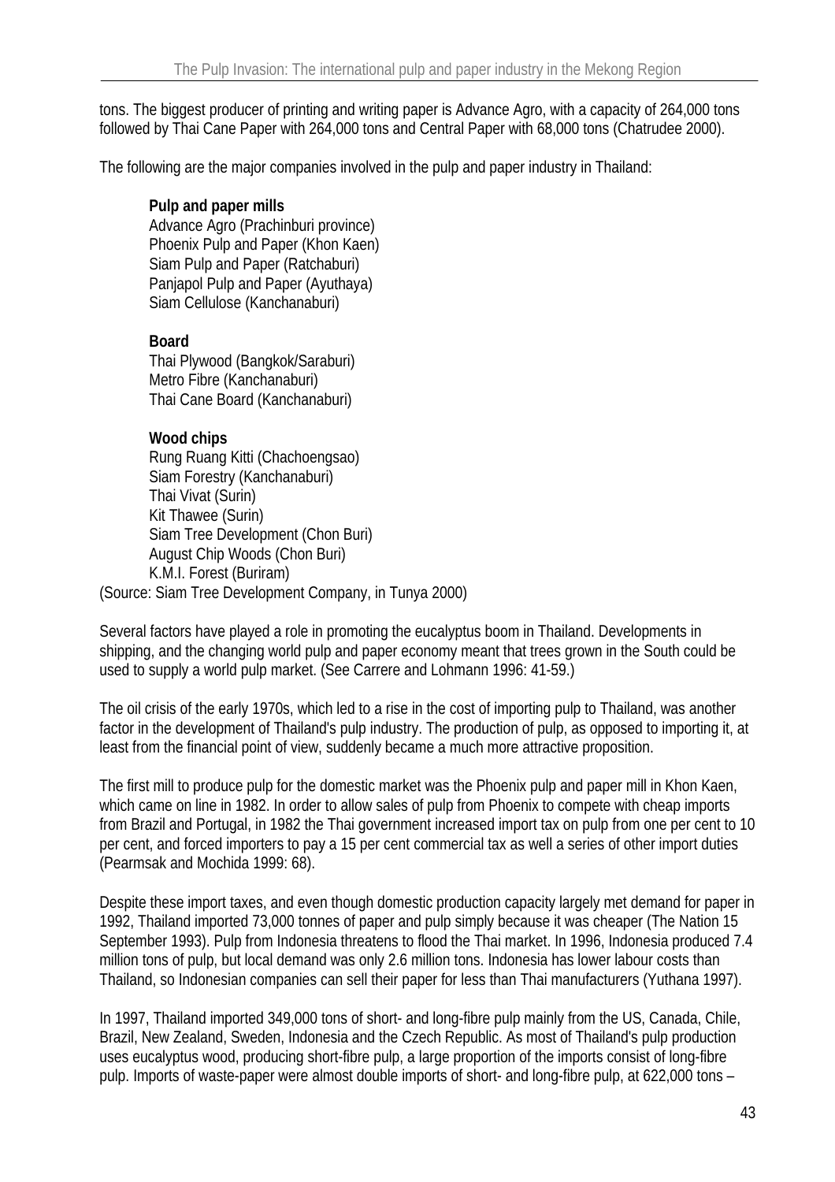tons. The biggest producer of printing and writing paper is Advance Agro, with a capacity of 264,000 tons followed by Thai Cane Paper with 264,000 tons and Central Paper with 68,000 tons (Chatrudee 2000).

The following are the major companies involved in the pulp and paper industry in Thailand:

**Pulp and paper mills**
Advance Agro (Prachinburi province)
Phoenix Pulp and Paper (Khon Kaen)
Siam Pulp and Paper (Ratchaburi)
Panjapol Pulp and Paper (Ayuthaya)
Siam Cellulose (Kanchanaburi)

**Board**
Thai Plywood (Bangkok/Saraburi)
Metro Fibre (Kanchanaburi)
Thai Cane Board (Kanchanaburi)

**Wood chips**
Rung Ruang Kitti (Chachoengsao)
Siam Forestry (Kanchanaburi)
Thai Vivat (Surin)
Kit Thawee (Surin)
Siam Tree Development (Chon Buri)
August Chip Woods (Chon Buri)
K.M.I. Forest (Buriram)

(Source: Siam Tree Development Company, in Tunya 2000)

Several factors have played a role in promoting the eucalyptus boom in Thailand. Developments in shipping, and the changing world pulp and paper economy meant that trees grown in the South could be used to supply a world pulp market. (See Carrere and Lohmann 1996: 41-59.)

The oil crisis of the early 1970s, which led to a rise in the cost of importing pulp to Thailand, was another factor in the development of Thailand's pulp industry. The production of pulp, as opposed to importing it, at least from the financial point of view, suddenly became a much more attractive proposition.

The first mill to produce pulp for the domestic market was the Phoenix pulp and paper mill in Khon Kaen, which came on line in 1982. In order to allow sales of pulp from Phoenix to compete with cheap imports from Brazil and Portugal, in 1982 the Thai government increased import tax on pulp from one per cent to 10 per cent, and forced importers to pay a 15 per cent commercial tax as well a series of other import duties (Pearmsak and Mochida 1999: 68).

Despite these import taxes, and even though domestic production capacity largely met demand for paper in 1992, Thailand imported 73,000 tonnes of paper and pulp simply because it was cheaper (The Nation 15 September 1993). Pulp from Indonesia threatens to flood the Thai market. In 1996, Indonesia produced 7.4 million tons of pulp, but local demand was only 2.6 million tons. Indonesia has lower labour costs than Thailand, so Indonesian companies can sell their paper for less than Thai manufacturers (Yuthana 1997).

In 1997, Thailand imported 349,000 tons of short- and long-fibre pulp mainly from the US, Canada, Chile, Brazil, New Zealand, Sweden, Indonesia and the Czech Republic. As most of Thailand's pulp production uses eucalyptus wood, producing short-fibre pulp, a large proportion of the imports consist of long-fibre pulp. Imports of waste-paper were almost double imports of short- and long-fibre pulp, at 622,000 tons –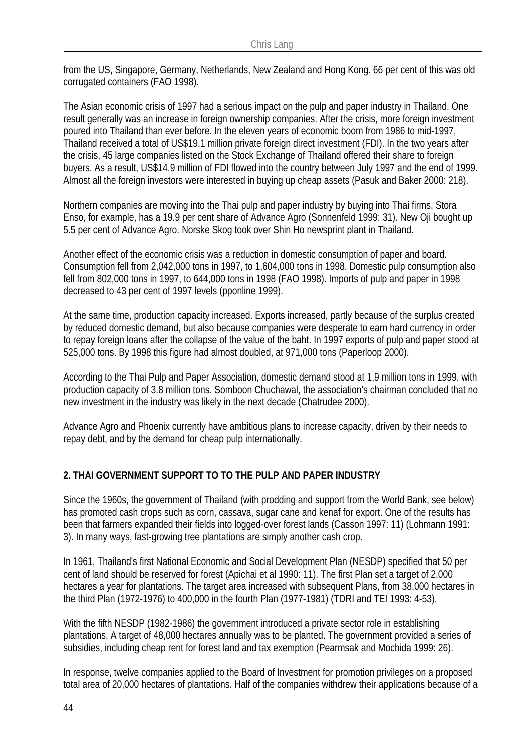from the US, Singapore, Germany, Netherlands, New Zealand and Hong Kong. 66 per cent of this was old corrugated containers (FAO 1998).

The Asian economic crisis of 1997 had a serious impact on the pulp and paper industry in Thailand. One result generally was an increase in foreign ownership companies. After the crisis, more foreign investment poured into Thailand than ever before. In the eleven years of economic boom from 1986 to mid-1997, Thailand received a total of US$19.1 million private foreign direct investment (FDI). In the two years after the crisis, 45 large companies listed on the Stock Exchange of Thailand offered their share to foreign buyers. As a result, US$14.9 million of FDI flowed into the country between July 1997 and the end of 1999. Almost all the foreign investors were interested in buying up cheap assets (Pasuk and Baker 2000: 218).

Northern companies are moving into the Thai pulp and paper industry by buying into Thai firms. Stora Enso, for example, has a 19.9 per cent share of Advance Agro (Sonnenfeld 1999: 31). New Oji bought up 5.5 per cent of Advance Agro. Norske Skog took over Shin Ho newsprint plant in Thailand.

Another effect of the economic crisis was a reduction in domestic consumption of paper and board. Consumption fell from 2,042,000 tons in 1997, to 1,604,000 tons in 1998. Domestic pulp consumption also fell from 802,000 tons in 1997, to 644,000 tons in 1998 (FAO 1998). Imports of pulp and paper in 1998 decreased to 43 per cent of 1997 levels (pponline 1999).

At the same time, production capacity increased. Exports increased, partly because of the surplus created by reduced domestic demand, but also because companies were desperate to earn hard currency in order to repay foreign loans after the collapse of the value of the baht. In 1997 exports of pulp and paper stood at 525,000 tons. By 1998 this figure had almost doubled, at 971,000 tons (Paperloop 2000).

According to the Thai Pulp and Paper Association, domestic demand stood at 1.9 million tons in 1999, with production capacity of 3.8 million tons. Somboon Chuchawal, the association's chairman concluded that no new investment in the industry was likely in the next decade (Chatrudee 2000).

Advance Agro and Phoenix currently have ambitious plans to increase capacity, driven by their needs to repay debt, and by the demand for cheap pulp internationally.

## 2. THAI GOVERNMENT SUPPORT TO TO THE PULP AND PAPER INDUSTRY

Since the 1960s, the government of Thailand (with prodding and support from the World Bank, see below) has promoted cash crops such as corn, cassava, sugar cane and kenaf for export. One of the results has been that farmers expanded their fields into logged-over forest lands (Casson 1997: 11) (Lohmann 1991: 3). In many ways, fast-growing tree plantations are simply another cash crop.

In 1961, Thailand's first National Economic and Social Development Plan (NESDP) specified that 50 per cent of land should be reserved for forest (Apichai et al 1990: 11). The first Plan set a target of 2,000 hectares a year for plantations. The target area increased with subsequent Plans, from 38,000 hectares in the third Plan (1972-1976) to 400,000 in the fourth Plan (1977-1981) (TDRI and TEI 1993: 4-53).

With the fifth NESDP (1982-1986) the government introduced a private sector role in establishing plantations. A target of 48,000 hectares annually was to be planted. The government provided a series of subsidies, including cheap rent for forest land and tax exemption (Pearmsak and Mochida 1999: 26).

In response, twelve companies applied to the Board of Investment for promotion privileges on a proposed total area of 20,000 hectares of plantations. Half of the companies withdrew their applications because of a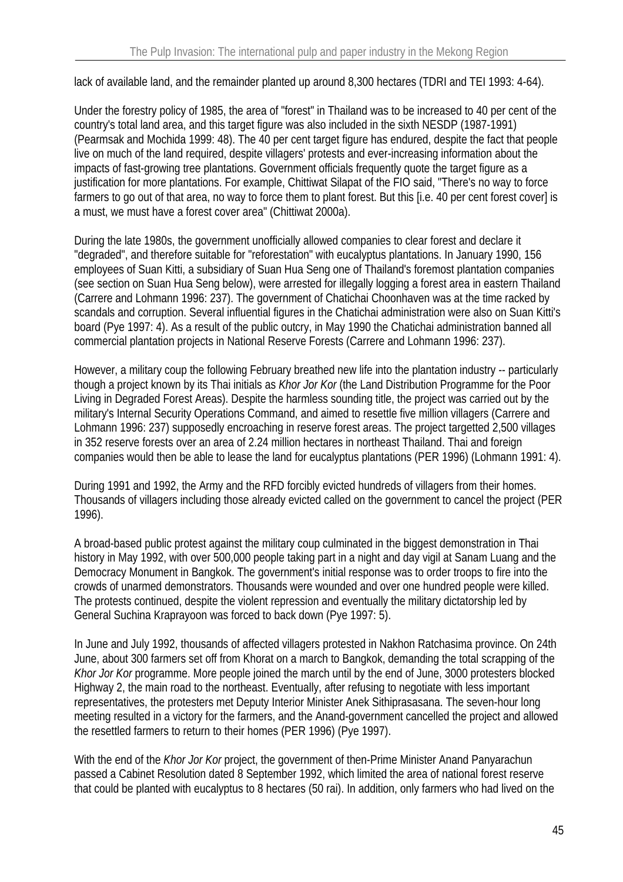lack of available land, and the remainder planted up around 8,300 hectares (TDRI and TEI 1993: 4-64).

Under the forestry policy of 1985, the area of "forest" in Thailand was to be increased to 40 per cent of the country's total land area, and this target figure was also included in the sixth NESDP (1987-1991) (Pearmsak and Mochida 1999: 48). The 40 per cent target figure has endured, despite the fact that people live on much of the land required, despite villagers' protests and ever-increasing information about the impacts of fast-growing tree plantations. Government officials frequently quote the target figure as a justification for more plantations. For example, Chittiwat Silapat of the FIO said, "There's no way to force farmers to go out of that area, no way to force them to plant forest. But this [i.e. 40 per cent forest cover] is a must, we must have a forest cover area" (Chittiwat 2000a).

During the late 1980s, the government unofficially allowed companies to clear forest and declare it "degraded", and therefore suitable for "reforestation" with eucalyptus plantations. In January 1990, 156 employees of Suan Kitti, a subsidiary of Suan Hua Seng one of Thailand's foremost plantation companies (see section on Suan Hua Seng below), were arrested for illegally logging a forest area in eastern Thailand (Carrere and Lohmann 1996: 237). The government of Chatichai Choonhaven was at the time racked by scandals and corruption. Several influential figures in the Chatichai administration were also on Suan Kitti's board (Pye 1997: 4). As a result of the public outcry, in May 1990 the Chatichai administration banned all commercial plantation projects in National Reserve Forests (Carrere and Lohmann 1996: 237).

However, a military coup the following February breathed new life into the plantation industry -- particularly though a project known by its Thai initials as *Khor Jor Kor* (the Land Distribution Programme for the Poor Living in Degraded Forest Areas). Despite the harmless sounding title, the project was carried out by the military's Internal Security Operations Command, and aimed to resettle five million villagers (Carrere and Lohmann 1996: 237) supposedly encroaching in reserve forest areas. The project targetted 2,500 villages in 352 reserve forests over an area of 2.24 million hectares in northeast Thailand. Thai and foreign companies would then be able to lease the land for eucalyptus plantations (PER 1996) (Lohmann 1991: 4).

During 1991 and 1992, the Army and the RFD forcibly evicted hundreds of villagers from their homes. Thousands of villagers including those already evicted called on the government to cancel the project (PER 1996).

A broad-based public protest against the military coup culminated in the biggest demonstration in Thai history in May 1992, with over 500,000 people taking part in a night and day vigil at Sanam Luang and the Democracy Monument in Bangkok. The government's initial response was to order troops to fire into the crowds of unarmed demonstrators. Thousands were wounded and over one hundred people were killed. The protests continued, despite the violent repression and eventually the military dictatorship led by General Suchina Kraprayoon was forced to back down (Pye 1997: 5).

In June and July 1992, thousands of affected villagers protested in Nakhon Ratchasima province. On 24th June, about 300 farmers set off from Khorat on a march to Bangkok, demanding the total scrapping of the *Khor Jor Kor* programme. More people joined the march until by the end of June, 3000 protesters blocked Highway 2, the main road to the northeast. Eventually, after refusing to negotiate with less important representatives, the protesters met Deputy Interior Minister Anek Sithiprasasana. The seven-hour long meeting resulted in a victory for the farmers, and the Anand-government cancelled the project and allowed the resettled farmers to return to their homes (PER 1996) (Pye 1997).

With the end of the *Khor Jor Kor* project, the government of then-Prime Minister Anand Panyarachun passed a Cabinet Resolution dated 8 September 1992, which limited the area of national forest reserve that could be planted with eucalyptus to 8 hectares (50 rai). In addition, only farmers who had lived on the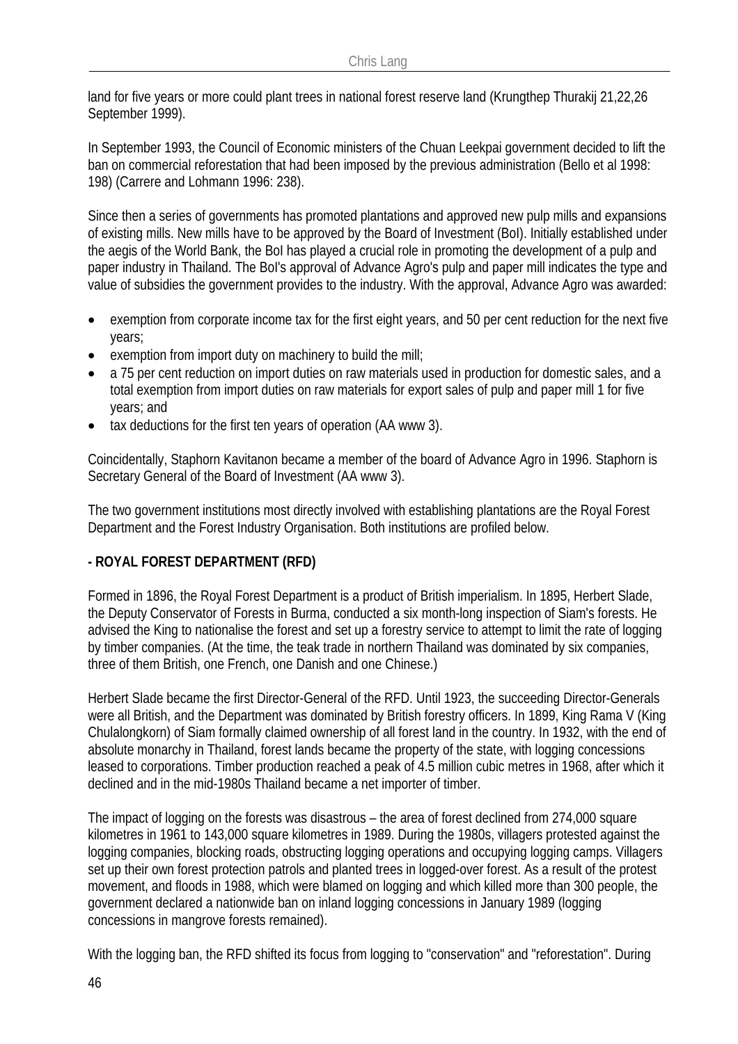land for five years or more could plant trees in national forest reserve land (Krungthep Thurakij 21,22,26 September 1999).

In September 1993, the Council of Economic ministers of the Chuan Leekpai government decided to lift the ban on commercial reforestation that had been imposed by the previous administration (Bello et al 1998: 198) (Carrere and Lohmann 1996: 238).

Since then a series of governments has promoted plantations and approved new pulp mills and expansions of existing mills. New mills have to be approved by the Board of Investment (BoI). Initially established under the aegis of the World Bank, the BoI has played a crucial role in promoting the development of a pulp and paper industry in Thailand. The BoI's approval of Advance Agro's pulp and paper mill indicates the type and value of subsidies the government provides to the industry. With the approval, Advance Agro was awarded:

- exemption from corporate income tax for the first eight years, and 50 per cent reduction for the next five years;
- exemption from import duty on machinery to build the mill;
- a 75 per cent reduction on import duties on raw materials used in production for domestic sales, and a total exemption from import duties on raw materials for export sales of pulp and paper mill 1 for five years; and
- tax deductions for the first ten years of operation (AA www 3).

Coincidentally, Staphorn Kavitanon became a member of the board of Advance Agro in 1996. Staphorn is Secretary General of the Board of Investment (AA www 3).

The two government institutions most directly involved with establishing plantations are the Royal Forest Department and the Forest Industry Organisation. Both institutions are profiled below.

**- ROYAL FOREST DEPARTMENT (RFD)**

Formed in 1896, the Royal Forest Department is a product of British imperialism. In 1895, Herbert Slade, the Deputy Conservator of Forests in Burma, conducted a six month-long inspection of Siam's forests. He advised the King to nationalise the forest and set up a forestry service to attempt to limit the rate of logging by timber companies. (At the time, the teak trade in northern Thailand was dominated by six companies, three of them British, one French, one Danish and one Chinese.)

Herbert Slade became the first Director-General of the RFD. Until 1923, the succeeding Director-Generals were all British, and the Department was dominated by British forestry officers. In 1899, King Rama V (King Chulalongkorn) of Siam formally claimed ownership of all forest land in the country. In 1932, with the end of absolute monarchy in Thailand, forest lands became the property of the state, with logging concessions leased to corporations. Timber production reached a peak of 4.5 million cubic metres in 1968, after which it declined and in the mid-1980s Thailand became a net importer of timber.

The impact of logging on the forests was disastrous – the area of forest declined from 274,000 square kilometres in 1961 to 143,000 square kilometres in 1989. During the 1980s, villagers protested against the logging companies, blocking roads, obstructing logging operations and occupying logging camps. Villagers set up their own forest protection patrols and planted trees in logged-over forest. As a result of the protest movement, and floods in 1988, which were blamed on logging and which killed more than 300 people, the government declared a nationwide ban on inland logging concessions in January 1989 (logging concessions in mangrove forests remained).

With the logging ban, the RFD shifted its focus from logging to "conservation" and "reforestation". During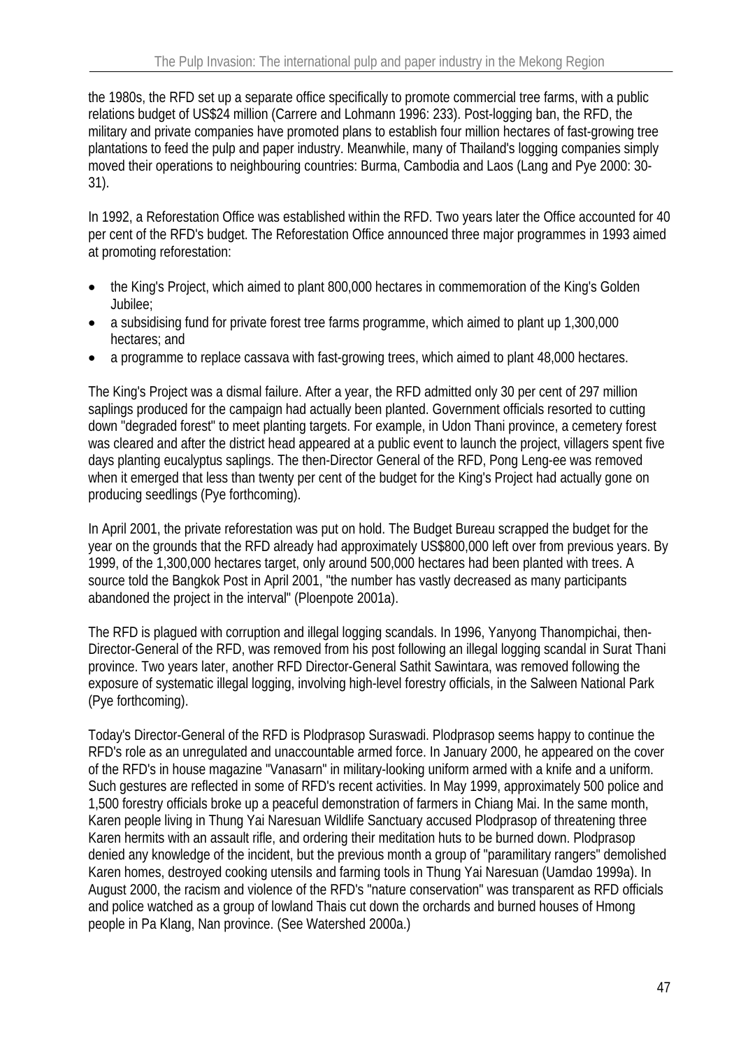the 1980s, the RFD set up a separate office specifically to promote commercial tree farms, with a public relations budget of US$24 million (Carrere and Lohmann 1996: 233). Post-logging ban, the RFD, the military and private companies have promoted plans to establish four million hectares of fast-growing tree plantations to feed the pulp and paper industry. Meanwhile, many of Thailand's logging companies simply moved their operations to neighbouring countries: Burma, Cambodia and Laos (Lang and Pye 2000: 30-31).

In 1992, a Reforestation Office was established within the RFD. Two years later the Office accounted for 40 per cent of the RFD's budget. The Reforestation Office announced three major programmes in 1993 aimed at promoting reforestation:

- the King's Project, which aimed to plant 800,000 hectares in commemoration of the King's Golden Jubilee;
- a subsidising fund for private forest tree farms programme, which aimed to plant up 1,300,000 hectares; and
- a programme to replace cassava with fast-growing trees, which aimed to plant 48,000 hectares.

The King's Project was a dismal failure. After a year, the RFD admitted only 30 per cent of 297 million saplings produced for the campaign had actually been planted. Government officials resorted to cutting down "degraded forest" to meet planting targets. For example, in Udon Thani province, a cemetery forest was cleared and after the district head appeared at a public event to launch the project, villagers spent five days planting eucalyptus saplings. The then-Director General of the RFD, Pong Leng-ee was removed when it emerged that less than twenty per cent of the budget for the King's Project had actually gone on producing seedlings (Pye forthcoming).

In April 2001, the private reforestation was put on hold. The Budget Bureau scrapped the budget for the year on the grounds that the RFD already had approximately US$800,000 left over from previous years. By 1999, of the 1,300,000 hectares target, only around 500,000 hectares had been planted with trees. A source told the Bangkok Post in April 2001, "the number has vastly decreased as many participants abandoned the project in the interval" (Ploenpote 2001a).

The RFD is plagued with corruption and illegal logging scandals. In 1996, Yanyong Thanompichai, then-Director-General of the RFD, was removed from his post following an illegal logging scandal in Surat Thani province. Two years later, another RFD Director-General Sathit Sawintara, was removed following the exposure of systematic illegal logging, involving high-level forestry officials, in the Salween National Park (Pye forthcoming).

Today's Director-General of the RFD is Plodprasop Suraswadi. Plodprasop seems happy to continue the RFD's role as an unregulated and unaccountable armed force. In January 2000, he appeared on the cover of the RFD's in house magazine "Vanasarn" in military-looking uniform armed with a knife and a uniform. Such gestures are reflected in some of RFD's recent activities. In May 1999, approximately 500 police and 1,500 forestry officials broke up a peaceful demonstration of farmers in Chiang Mai. In the same month, Karen people living in Thung Yai Naresuan Wildlife Sanctuary accused Plodprasop of threatening three Karen hermits with an assault rifle, and ordering their meditation huts to be burned down. Plodprasop denied any knowledge of the incident, but the previous month a group of "paramilitary rangers" demolished Karen homes, destroyed cooking utensils and farming tools in Thung Yai Naresuan (Uamdao 1999a). In August 2000, the racism and violence of the RFD's "nature conservation" was transparent as RFD officials and police watched as a group of lowland Thais cut down the orchards and burned houses of Hmong people in Pa Klang, Nan province. (See Watershed 2000a.)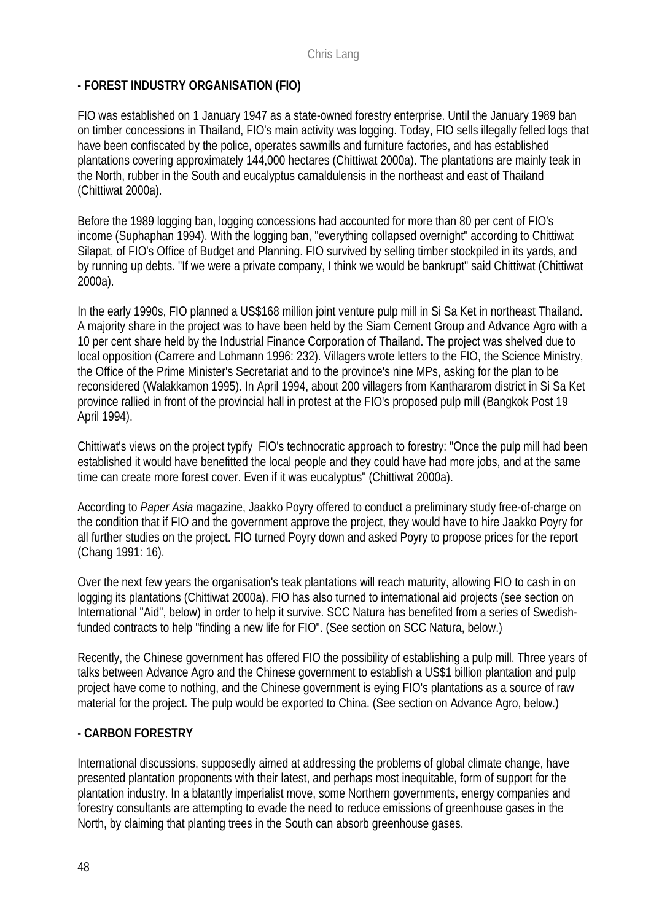**- FOREST INDUSTRY ORGANISATION (FIO)**

FIO was established on 1 January 1947 as a state-owned forestry enterprise. Until the January 1989 ban on timber concessions in Thailand, FIO's main activity was logging. Today, FIO sells illegally felled logs that have been confiscated by the police, operates sawmills and furniture factories, and has established plantations covering approximately 144,000 hectares (Chittiwat 2000a). The plantations are mainly teak in the North, rubber in the South and eucalyptus camaldulensis in the northeast and east of Thailand (Chittiwat 2000a).

Before the 1989 logging ban, logging concessions had accounted for more than 80 per cent of FIO's income (Suphaphan 1994). With the logging ban, "everything collapsed overnight" according to Chittiwat Silapat, of FIO's Office of Budget and Planning. FIO survived by selling timber stockpiled in its yards, and by running up debts. "If we were a private company, I think we would be bankrupt" said Chittiwat (Chittiwat 2000a).

In the early 1990s, FIO planned a US$168 million joint venture pulp mill in Si Sa Ket in northeast Thailand. A majority share in the project was to have been held by the Siam Cement Group and Advance Agro with a 10 per cent share held by the Industrial Finance Corporation of Thailand. The project was shelved due to local opposition (Carrere and Lohmann 1996: 232). Villagers wrote letters to the FIO, the Science Ministry, the Office of the Prime Minister's Secretariat and to the province's nine MPs, asking for the plan to be reconsidered (Walakkamon 1995). In April 1994, about 200 villagers from Kanthararom district in Si Sa Ket province rallied in front of the provincial hall in protest at the FIO's proposed pulp mill (Bangkok Post 19 April 1994).

Chittiwat's views on the project typify FIO's technocratic approach to forestry: "Once the pulp mill had been established it would have benefitted the local people and they could have had more jobs, and at the same time can create more forest cover. Even if it was eucalyptus" (Chittiwat 2000a).

According to *Paper Asia* magazine, Jaakko Poyry offered to conduct a preliminary study free-of-charge on the condition that if FIO and the government approve the project, they would have to hire Jaakko Poyry for all further studies on the project. FIO turned Poyry down and asked Poyry to propose prices for the report (Chang 1991: 16).

Over the next few years the organisation's teak plantations will reach maturity, allowing FIO to cash in on logging its plantations (Chittiwat 2000a). FIO has also turned to international aid projects (see section on International "Aid", below) in order to help it survive. SCC Natura has benefited from a series of Swedish-funded contracts to help "finding a new life for FIO". (See section on SCC Natura, below.)

Recently, the Chinese government has offered FIO the possibility of establishing a pulp mill. Three years of talks between Advance Agro and the Chinese government to establish a US$1 billion plantation and pulp project have come to nothing, and the Chinese government is eying FIO's plantations as a source of raw material for the project. The pulp would be exported to China. (See section on Advance Agro, below.)

**- CARBON FORESTRY**

International discussions, supposedly aimed at addressing the problems of global climate change, have presented plantation proponents with their latest, and perhaps most inequitable, form of support for the plantation industry. In a blatantly imperialist move, some Northern governments, energy companies and forestry consultants are attempting to evade the need to reduce emissions of greenhouse gases in the North, by claiming that planting trees in the South can absorb greenhouse gases.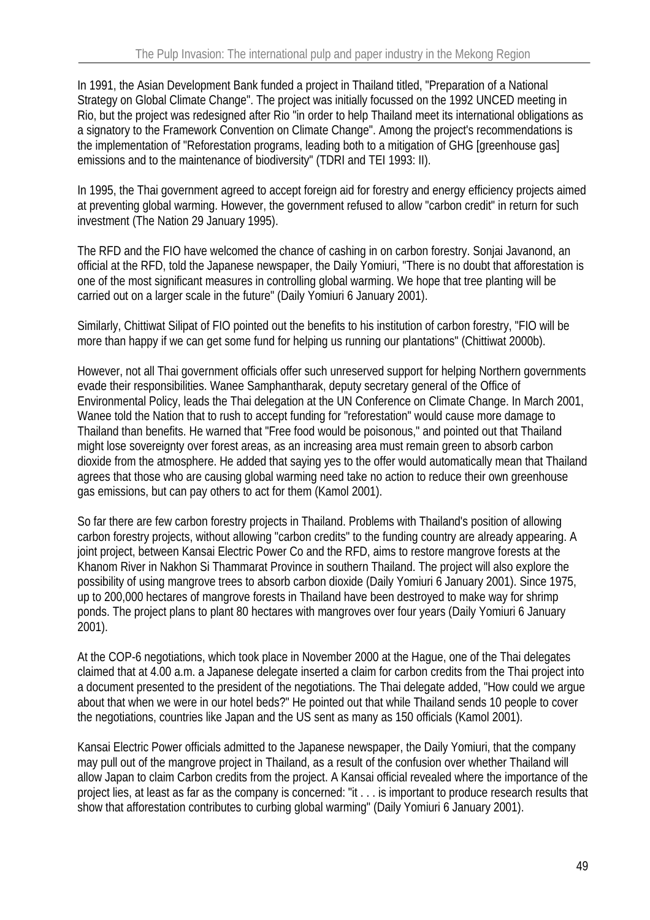In 1991, the Asian Development Bank funded a project in Thailand titled, "Preparation of a National Strategy on Global Climate Change". The project was initially focussed on the 1992 UNCED meeting in Rio, but the project was redesigned after Rio "in order to help Thailand meet its international obligations as a signatory to the Framework Convention on Climate Change". Among the project's recommendations is the implementation of "Reforestation programs, leading both to a mitigation of GHG [greenhouse gas] emissions and to the maintenance of biodiversity" (TDRI and TEI 1993: II).

In 1995, the Thai government agreed to accept foreign aid for forestry and energy efficiency projects aimed at preventing global warming. However, the government refused to allow "carbon credit" in return for such investment (The Nation 29 January 1995).

The RFD and the FIO have welcomed the chance of cashing in on carbon forestry. Sonjai Javanond, an official at the RFD, told the Japanese newspaper, the Daily Yomiuri, "There is no doubt that afforestation is one of the most significant measures in controlling global warming. We hope that tree planting will be carried out on a larger scale in the future" (Daily Yomiuri 6 January 2001).

Similarly, Chittiwat Silipat of FIO pointed out the benefits to his institution of carbon forestry, "FIO will be more than happy if we can get some fund for helping us running our plantations" (Chittiwat 2000b).

However, not all Thai government officials offer such unreserved support for helping Northern governments evade their responsibilities. Wanee Samphantharak, deputy secretary general of the Office of Environmental Policy, leads the Thai delegation at the UN Conference on Climate Change. In March 2001, Wanee told the Nation that to rush to accept funding for "reforestation" would cause more damage to Thailand than benefits. He warned that "Free food would be poisonous," and pointed out that Thailand might lose sovereignty over forest areas, as an increasing area must remain green to absorb carbon dioxide from the atmosphere. He added that saying yes to the offer would automatically mean that Thailand agrees that those who are causing global warming need take no action to reduce their own greenhouse gas emissions, but can pay others to act for them (Kamol 2001).

So far there are few carbon forestry projects in Thailand. Problems with Thailand's position of allowing carbon forestry projects, without allowing "carbon credits" to the funding country are already appearing. A joint project, between Kansai Electric Power Co and the RFD, aims to restore mangrove forests at the Khanom River in Nakhon Si Thammarat Province in southern Thailand. The project will also explore the possibility of using mangrove trees to absorb carbon dioxide (Daily Yomiuri 6 January 2001). Since 1975, up to 200,000 hectares of mangrove forests in Thailand have been destroyed to make way for shrimp ponds. The project plans to plant 80 hectares with mangroves over four years (Daily Yomiuri 6 January 2001).

At the COP-6 negotiations, which took place in November 2000 at the Hague, one of the Thai delegates claimed that at 4.00 a.m. a Japanese delegate inserted a claim for carbon credits from the Thai project into a document presented to the president of the negotiations. The Thai delegate added, "How could we argue about that when we were in our hotel beds?" He pointed out that while Thailand sends 10 people to cover the negotiations, countries like Japan and the US sent as many as 150 officials (Kamol 2001).

Kansai Electric Power officials admitted to the Japanese newspaper, the Daily Yomiuri, that the company may pull out of the mangrove project in Thailand, as a result of the confusion over whether Thailand will allow Japan to claim Carbon credits from the project. A Kansai official revealed where the importance of the project lies, at least as far as the company is concerned: "it . . . is important to produce research results that show that afforestation contributes to curbing global warming" (Daily Yomiuri 6 January 2001).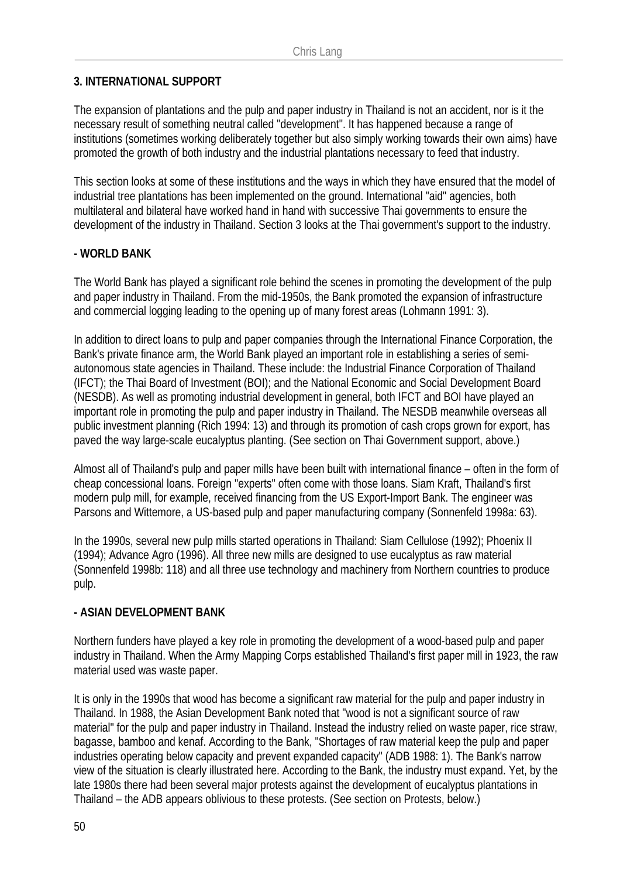## 3. INTERNATIONAL SUPPORT

The expansion of plantations and the pulp and paper industry in Thailand is not an accident, nor is it the necessary result of something neutral called "development". It has happened because a range of institutions (sometimes working deliberately together but also simply working towards their own aims) have promoted the growth of both industry and the industrial plantations necessary to feed that industry.

This section looks at some of these institutions and the ways in which they have ensured that the model of industrial tree plantations has been implemented on the ground. International "aid" agencies, both multilateral and bilateral have worked hand in hand with successive Thai governments to ensure the development of the industry in Thailand. Section 3 looks at the Thai government's support to the industry.

### - WORLD BANK

The World Bank has played a significant role behind the scenes in promoting the development of the pulp and paper industry in Thailand. From the mid-1950s, the Bank promoted the expansion of infrastructure and commercial logging leading to the opening up of many forest areas (Lohmann 1991: 3).

In addition to direct loans to pulp and paper companies through the International Finance Corporation, the Bank's private finance arm, the World Bank played an important role in establishing a series of semi-autonomous state agencies in Thailand. These include: the Industrial Finance Corporation of Thailand (IFCT); the Thai Board of Investment (BOI); and the National Economic and Social Development Board (NESDB). As well as promoting industrial development in general, both IFCT and BOI have played an important role in promoting the pulp and paper industry in Thailand. The NESDB meanwhile overseas all public investment planning (Rich 1994: 13) and through its promotion of cash crops grown for export, has paved the way large-scale eucalyptus planting. (See section on Thai Government support, above.)

Almost all of Thailand's pulp and paper mills have been built with international finance – often in the form of cheap concessional loans. Foreign "experts" often come with those loans. Siam Kraft, Thailand's first modern pulp mill, for example, received financing from the US Export-Import Bank. The engineer was Parsons and Wittemore, a US-based pulp and paper manufacturing company (Sonnenfeld 1998a: 63).

In the 1990s, several new pulp mills started operations in Thailand: Siam Cellulose (1992); Phoenix II (1994); Advance Agro (1996). All three new mills are designed to use eucalyptus as raw material (Sonnenfeld 1998b: 118) and all three use technology and machinery from Northern countries to produce pulp.

### - ASIAN DEVELOPMENT BANK

Northern funders have played a key role in promoting the development of a wood-based pulp and paper industry in Thailand. When the Army Mapping Corps established Thailand's first paper mill in 1923, the raw material used was waste paper.

It is only in the 1990s that wood has become a significant raw material for the pulp and paper industry in Thailand. In 1988, the Asian Development Bank noted that "wood is not a significant source of raw material" for the pulp and paper industry in Thailand. Instead the industry relied on waste paper, rice straw, bagasse, bamboo and kenaf. According to the Bank, "Shortages of raw material keep the pulp and paper industries operating below capacity and prevent expanded capacity" (ADB 1988: 1). The Bank's narrow view of the situation is clearly illustrated here. According to the Bank, the industry must expand. Yet, by the late 1980s there had been several major protests against the development of eucalyptus plantations in Thailand – the ADB appears oblivious to these protests. (See section on Protests, below.)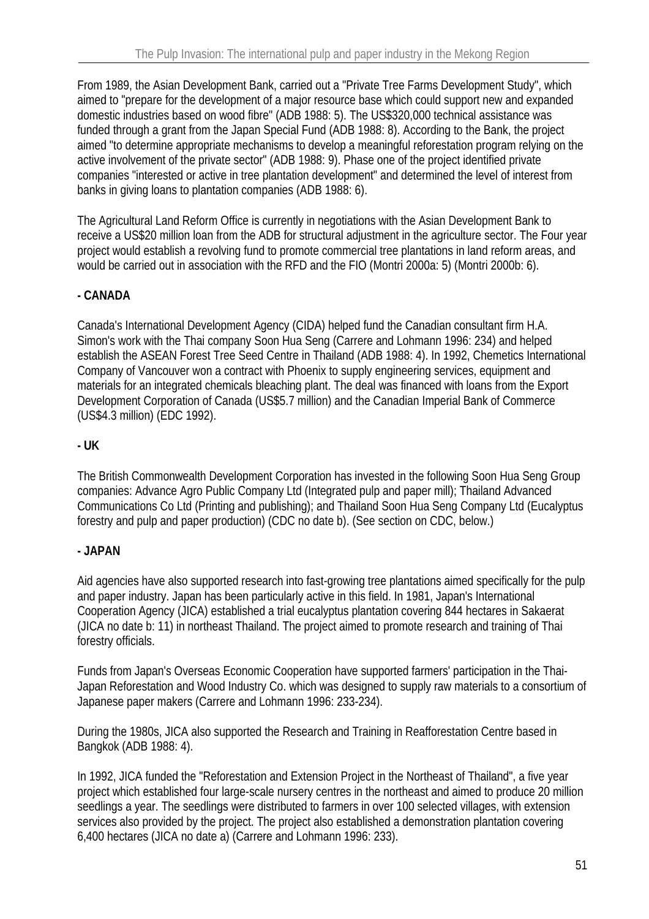From 1989, the Asian Development Bank, carried out a "Private Tree Farms Development Study", which aimed to "prepare for the development of a major resource base which could support new and expanded domestic industries based on wood fibre" (ADB 1988: 5). The US$320,000 technical assistance was funded through a grant from the Japan Special Fund (ADB 1988: 8). According to the Bank, the project aimed "to determine appropriate mechanisms to develop a meaningful reforestation program relying on the active involvement of the private sector" (ADB 1988: 9). Phase one of the project identified private companies "interested or active in tree plantation development" and determined the level of interest from banks in giving loans to plantation companies (ADB 1988: 6).

The Agricultural Land Reform Office is currently in negotiations with the Asian Development Bank to receive a US$20 million loan from the ADB for structural adjustment in the agriculture sector. The Four year project would establish a revolving fund to promote commercial tree plantations in land reform areas, and would be carried out in association with the RFD and the FIO (Montri 2000a: 5) (Montri 2000b: 6).

**- CANADA**

Canada's International Development Agency (CIDA) helped fund the Canadian consultant firm H.A. Simon's work with the Thai company Soon Hua Seng (Carrere and Lohmann 1996: 234) and helped establish the ASEAN Forest Tree Seed Centre in Thailand (ADB 1988: 4). In 1992, Chemetics International Company of Vancouver won a contract with Phoenix to supply engineering services, equipment and materials for an integrated chemicals bleaching plant. The deal was financed with loans from the Export Development Corporation of Canada (US$5.7 million) and the Canadian Imperial Bank of Commerce (US$4.3 million) (EDC 1992).

**- UK**

The British Commonwealth Development Corporation has invested in the following Soon Hua Seng Group companies: Advance Agro Public Company Ltd (Integrated pulp and paper mill); Thailand Advanced Communications Co Ltd (Printing and publishing); and Thailand Soon Hua Seng Company Ltd (Eucalyptus forestry and pulp and paper production) (CDC no date b). (See section on CDC, below.)

**- JAPAN**

Aid agencies have also supported research into fast-growing tree plantations aimed specifically for the pulp and paper industry. Japan has been particularly active in this field. In 1981, Japan's International Cooperation Agency (JICA) established a trial eucalyptus plantation covering 844 hectares in Sakaerat (JICA no date b: 11) in northeast Thailand. The project aimed to promote research and training of Thai forestry officials.

Funds from Japan's Overseas Economic Cooperation have supported farmers' participation in the Thai-Japan Reforestation and Wood Industry Co. which was designed to supply raw materials to a consortium of Japanese paper makers (Carrere and Lohmann 1996: 233-234).

During the 1980s, JICA also supported the Research and Training in Reafforestation Centre based in Bangkok (ADB 1988: 4).

In 1992, JICA funded the "Reforestation and Extension Project in the Northeast of Thailand", a five year project which established four large-scale nursery centres in the northeast and aimed to produce 20 million seedlings a year. The seedlings were distributed to farmers in over 100 selected villages, with extension services also provided by the project. The project also established a demonstration plantation covering 6,400 hectares (JICA no date a) (Carrere and Lohmann 1996: 233).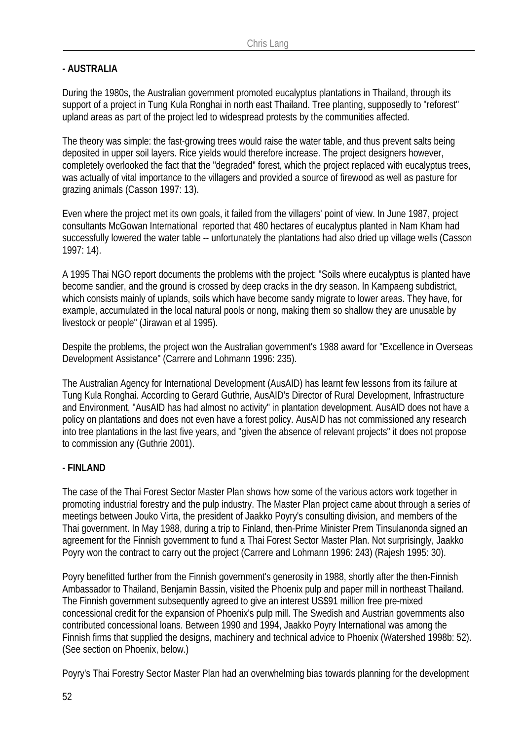**- AUSTRALIA**

During the 1980s, the Australian government promoted eucalyptus plantations in Thailand, through its support of a project in Tung Kula Ronghai in north east Thailand. Tree planting, supposedly to "reforest" upland areas as part of the project led to widespread protests by the communities affected.

The theory was simple: the fast-growing trees would raise the water table, and thus prevent salts being deposited in upper soil layers. Rice yields would therefore increase. The project designers however, completely overlooked the fact that the "degraded" forest, which the project replaced with eucalyptus trees, was actually of vital importance to the villagers and provided a source of firewood as well as pasture for grazing animals (Casson 1997: 13).

Even where the project met its own goals, it failed from the villagers' point of view. In June 1987, project consultants McGowan International reported that 480 hectares of eucalyptus planted in Nam Kham had successfully lowered the water table -- unfortunately the plantations had also dried up village wells (Casson 1997: 14).

A 1995 Thai NGO report documents the problems with the project: "Soils where eucalyptus is planted have become sandier, and the ground is crossed by deep cracks in the dry season. In Kampaeng subdistrict, which consists mainly of uplands, soils which have become sandy migrate to lower areas. They have, for example, accumulated in the local natural pools or nong, making them so shallow they are unusable by livestock or people" (Jirawan et al 1995).

Despite the problems, the project won the Australian government's 1988 award for "Excellence in Overseas Development Assistance" (Carrere and Lohmann 1996: 235).

The Australian Agency for International Development (AusAID) has learnt few lessons from its failure at Tung Kula Ronghai. According to Gerard Guthrie, AusAID's Director of Rural Development, Infrastructure and Environment, "AusAID has had almost no activity" in plantation development. AusAID does not have a policy on plantations and does not even have a forest policy. AusAID has not commissioned any research into tree plantations in the last five years, and "given the absence of relevant projects" it does not propose to commission any (Guthrie 2001).

**- FINLAND**

The case of the Thai Forest Sector Master Plan shows how some of the various actors work together in promoting industrial forestry and the pulp industry. The Master Plan project came about through a series of meetings between Jouko Virta, the president of Jaakko Poyry's consulting division, and members of the Thai government. In May 1988, during a trip to Finland, then-Prime Minister Prem Tinsulanonda signed an agreement for the Finnish government to fund a Thai Forest Sector Master Plan. Not surprisingly, Jaakko Poyry won the contract to carry out the project (Carrere and Lohmann 1996: 243) (Rajesh 1995: 30).

Poyry benefitted further from the Finnish government's generosity in 1988, shortly after the then-Finnish Ambassador to Thailand, Benjamin Bassin, visited the Phoenix pulp and paper mill in northeast Thailand. The Finnish government subsequently agreed to give an interest US$91 million free pre-mixed concessional credit for the expansion of Phoenix's pulp mill. The Swedish and Austrian governments also contributed concessional loans. Between 1990 and 1994, Jaakko Poyry International was among the Finnish firms that supplied the designs, machinery and technical advice to Phoenix (Watershed 1998b: 52). (See section on Phoenix, below.)

Poyry's Thai Forestry Sector Master Plan had an overwhelming bias towards planning for the development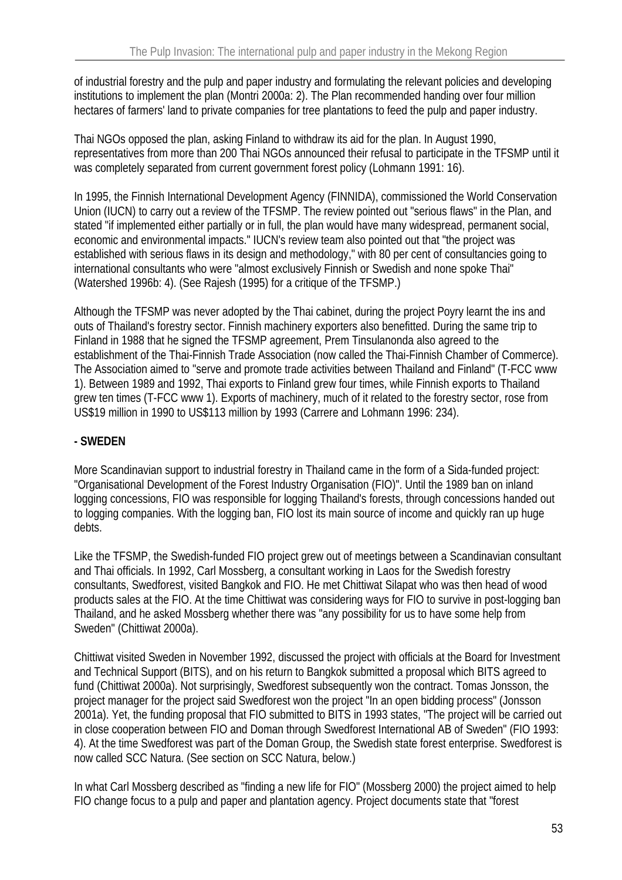of industrial forestry and the pulp and paper industry and formulating the relevant policies and developing institutions to implement the plan (Montri 2000a: 2). The Plan recommended handing over four million hectares of farmers' land to private companies for tree plantations to feed the pulp and paper industry.

Thai NGOs opposed the plan, asking Finland to withdraw its aid for the plan. In August 1990, representatives from more than 200 Thai NGOs announced their refusal to participate in the TFSMP until it was completely separated from current government forest policy (Lohmann 1991: 16).

In 1995, the Finnish International Development Agency (FINNIDA), commissioned the World Conservation Union (IUCN) to carry out a review of the TFSMP. The review pointed out "serious flaws" in the Plan, and stated "if implemented either partially or in full, the plan would have many widespread, permanent social, economic and environmental impacts." IUCN's review team also pointed out that "the project was established with serious flaws in its design and methodology," with 80 per cent of consultancies going to international consultants who were "almost exclusively Finnish or Swedish and none spoke Thai" (Watershed 1996b: 4). (See Rajesh (1995) for a critique of the TFSMP.)

Although the TFSMP was never adopted by the Thai cabinet, during the project Poyry learnt the ins and outs of Thailand's forestry sector. Finnish machinery exporters also benefitted. During the same trip to Finland in 1988 that he signed the TFSMP agreement, Prem Tinsulanonda also agreed to the establishment of the Thai-Finnish Trade Association (now called the Thai-Finnish Chamber of Commerce). The Association aimed to "serve and promote trade activities between Thailand and Finland" (T-FCC www 1). Between 1989 and 1992, Thai exports to Finland grew four times, while Finnish exports to Thailand grew ten times (T-FCC www 1). Exports of machinery, much of it related to the forestry sector, rose from US$19 million in 1990 to US$113 million by 1993 (Carrere and Lohmann 1996: 234).

**- SWEDEN**

More Scandinavian support to industrial forestry in Thailand came in the form of a Sida-funded project: "Organisational Development of the Forest Industry Organisation (FIO)". Until the 1989 ban on inland logging concessions, FIO was responsible for logging Thailand's forests, through concessions handed out to logging companies. With the logging ban, FIO lost its main source of income and quickly ran up huge debts.

Like the TFSMP, the Swedish-funded FIO project grew out of meetings between a Scandinavian consultant and Thai officials. In 1992, Carl Mossberg, a consultant working in Laos for the Swedish forestry consultants, Swedforest, visited Bangkok and FIO. He met Chittiwat Silapat who was then head of wood products sales at the FIO. At the time Chittiwat was considering ways for FIO to survive in post-logging ban Thailand, and he asked Mossberg whether there was "any possibility for us to have some help from Sweden" (Chittiwat 2000a).

Chittiwat visited Sweden in November 1992, discussed the project with officials at the Board for Investment and Technical Support (BITS), and on his return to Bangkok submitted a proposal which BITS agreed to fund (Chittiwat 2000a). Not surprisingly, Swedforest subsequently won the contract. Tomas Jonsson, the project manager for the project said Swedforest won the project "In an open bidding process" (Jonsson 2001a). Yet, the funding proposal that FIO submitted to BITS in 1993 states, "The project will be carried out in close cooperation between FIO and Doman through Swedforest International AB of Sweden" (FIO 1993: 4). At the time Swedforest was part of the Doman Group, the Swedish state forest enterprise. Swedforest is now called SCC Natura. (See section on SCC Natura, below.)

In what Carl Mossberg described as "finding a new life for FIO" (Mossberg 2000) the project aimed to help FIO change focus to a pulp and paper and plantation agency. Project documents state that "forest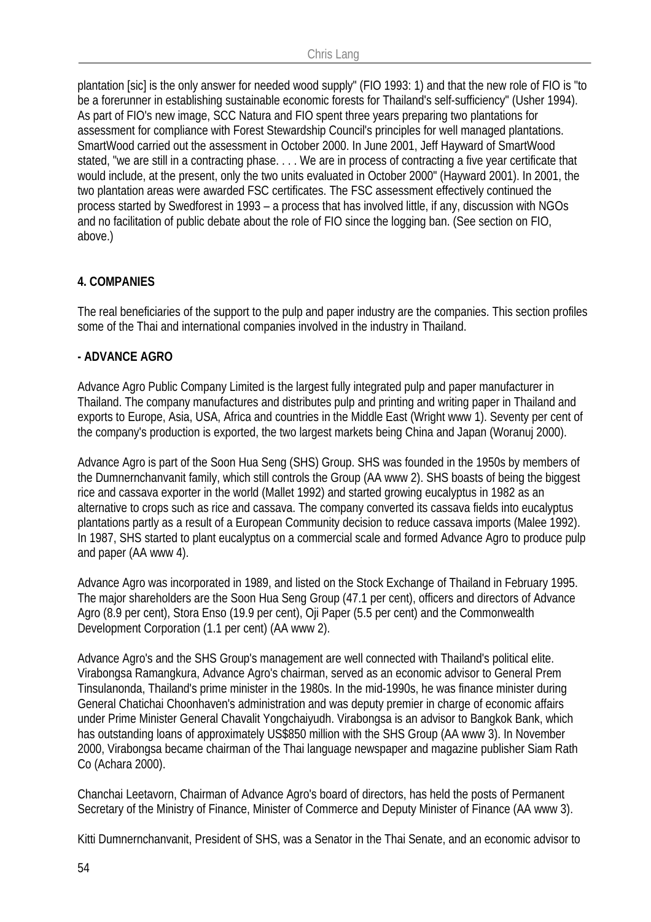plantation [sic] is the only answer for needed wood supply" (FIO 1993: 1) and that the new role of FIO is "to be a forerunner in establishing sustainable economic forests for Thailand's self-sufficiency" (Usher 1994). As part of FIO's new image, SCC Natura and FIO spent three years preparing two plantations for assessment for compliance with Forest Stewardship Council's principles for well managed plantations. SmartWood carried out the assessment in October 2000. In June 2001, Jeff Hayward of SmartWood stated, "we are still in a contracting phase. . . . We are in process of contracting a five year certificate that would include, at the present, only the two units evaluated in October 2000" (Hayward 2001). In 2001, the two plantation areas were awarded FSC certificates. The FSC assessment effectively continued the process started by Swedforest in 1993 – a process that has involved little, if any, discussion with NGOs and no facilitation of public debate about the role of FIO since the logging ban. (See section on FIO, above.)

## 4. COMPANIES

The real beneficiaries of the support to the pulp and paper industry are the companies. This section profiles some of the Thai and international companies involved in the industry in Thailand.

### - ADVANCE AGRO

Advance Agro Public Company Limited is the largest fully integrated pulp and paper manufacturer in Thailand. The company manufactures and distributes pulp and printing and writing paper in Thailand and exports to Europe, Asia, USA, Africa and countries in the Middle East (Wright www 1). Seventy per cent of the company's production is exported, the two largest markets being China and Japan (Woranuj 2000).

Advance Agro is part of the Soon Hua Seng (SHS) Group. SHS was founded in the 1950s by members of the Dumnernchanvanit family, which still controls the Group (AA www 2). SHS boasts of being the biggest rice and cassava exporter in the world (Mallet 1992) and started growing eucalyptus in 1982 as an alternative to crops such as rice and cassava. The company converted its cassava fields into eucalyptus plantations partly as a result of a European Community decision to reduce cassava imports (Malee 1992). In 1987, SHS started to plant eucalyptus on a commercial scale and formed Advance Agro to produce pulp and paper (AA www 4).

Advance Agro was incorporated in 1989, and listed on the Stock Exchange of Thailand in February 1995. The major shareholders are the Soon Hua Seng Group (47.1 per cent), officers and directors of Advance Agro (8.9 per cent), Stora Enso (19.9 per cent), Oji Paper (5.5 per cent) and the Commonwealth Development Corporation (1.1 per cent) (AA www 2).

Advance Agro's and the SHS Group's management are well connected with Thailand's political elite. Virabongsa Ramangkura, Advance Agro's chairman, served as an economic advisor to General Prem Tinsulanonda, Thailand's prime minister in the 1980s. In the mid-1990s, he was finance minister during General Chatichai Choonhaven's administration and was deputy premier in charge of economic affairs under Prime Minister General Chavalit Yongchaiyudh. Virabongsa is an advisor to Bangkok Bank, which has outstanding loans of approximately US$850 million with the SHS Group (AA www 3). In November 2000, Virabongsa became chairman of the Thai language newspaper and magazine publisher Siam Rath Co (Achara 2000).

Chanchai Leetavorn, Chairman of Advance Agro's board of directors, has held the posts of Permanent Secretary of the Ministry of Finance, Minister of Commerce and Deputy Minister of Finance (AA www 3).

Kitti Dumnernchanvanit, President of SHS, was a Senator in the Thai Senate, and an economic advisor to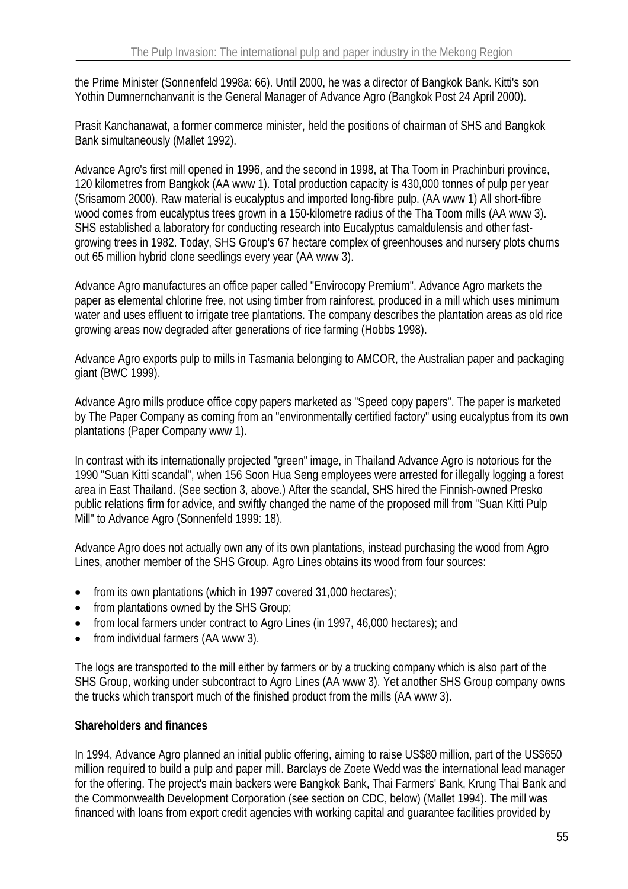the Prime Minister (Sonnenfeld 1998a: 66). Until 2000, he was a director of Bangkok Bank. Kitti's son Yothin Dumnernchanvanit is the General Manager of Advance Agro (Bangkok Post 24 April 2000).

Prasit Kanchanawat, a former commerce minister, held the positions of chairman of SHS and Bangkok Bank simultaneously (Mallet 1992).

Advance Agro's first mill opened in 1996, and the second in 1998, at Tha Toom in Prachinburi province, 120 kilometres from Bangkok (AA www 1). Total production capacity is 430,000 tonnes of pulp per year (Srisamorn 2000). Raw material is eucalyptus and imported long-fibre pulp. (AA www 1) All short-fibre wood comes from eucalyptus trees grown in a 150-kilometre radius of the Tha Toom mills (AA www 3). SHS established a laboratory for conducting research into Eucalyptus camaldulensis and other fast-growing trees in 1982. Today, SHS Group's 67 hectare complex of greenhouses and nursery plots churns out 65 million hybrid clone seedlings every year (AA www 3).

Advance Agro manufactures an office paper called "Envirocopy Premium". Advance Agro markets the paper as elemental chlorine free, not using timber from rainforest, produced in a mill which uses minimum water and uses effluent to irrigate tree plantations. The company describes the plantation areas as old rice growing areas now degraded after generations of rice farming (Hobbs 1998).

Advance Agro exports pulp to mills in Tasmania belonging to AMCOR, the Australian paper and packaging giant (BWC 1999).

Advance Agro mills produce office copy papers marketed as "Speed copy papers". The paper is marketed by The Paper Company as coming from an "environmentally certified factory" using eucalyptus from its own plantations (Paper Company www 1).

In contrast with its internationally projected "green" image, in Thailand Advance Agro is notorious for the 1990 "Suan Kitti scandal", when 156 Soon Hua Seng employees were arrested for illegally logging a forest area in East Thailand. (See section 3, above.) After the scandal, SHS hired the Finnish-owned Presko public relations firm for advice, and swiftly changed the name of the proposed mill from "Suan Kitti Pulp Mill" to Advance Agro (Sonnenfeld 1999: 18).

Advance Agro does not actually own any of its own plantations, instead purchasing the wood from Agro Lines, another member of the SHS Group. Agro Lines obtains its wood from four sources:

- from its own plantations (which in 1997 covered 31,000 hectares);
- from plantations owned by the SHS Group;
- from local farmers under contract to Agro Lines (in 1997, 46,000 hectares); and
- from individual farmers (AA www 3).

The logs are transported to the mill either by farmers or by a trucking company which is also part of the SHS Group, working under subcontract to Agro Lines (AA www 3). Yet another SHS Group company owns the trucks which transport much of the finished product from the mills (AA www 3).

**Shareholders and finances**

In 1994, Advance Agro planned an initial public offering, aiming to raise US$80 million, part of the US$650 million required to build a pulp and paper mill. Barclays de Zoete Wedd was the international lead manager for the offering. The project's main backers were Bangkok Bank, Thai Farmers' Bank, Krung Thai Bank and the Commonwealth Development Corporation (see section on CDC, below) (Mallet 1994). The mill was financed with loans from export credit agencies with working capital and guarantee facilities provided by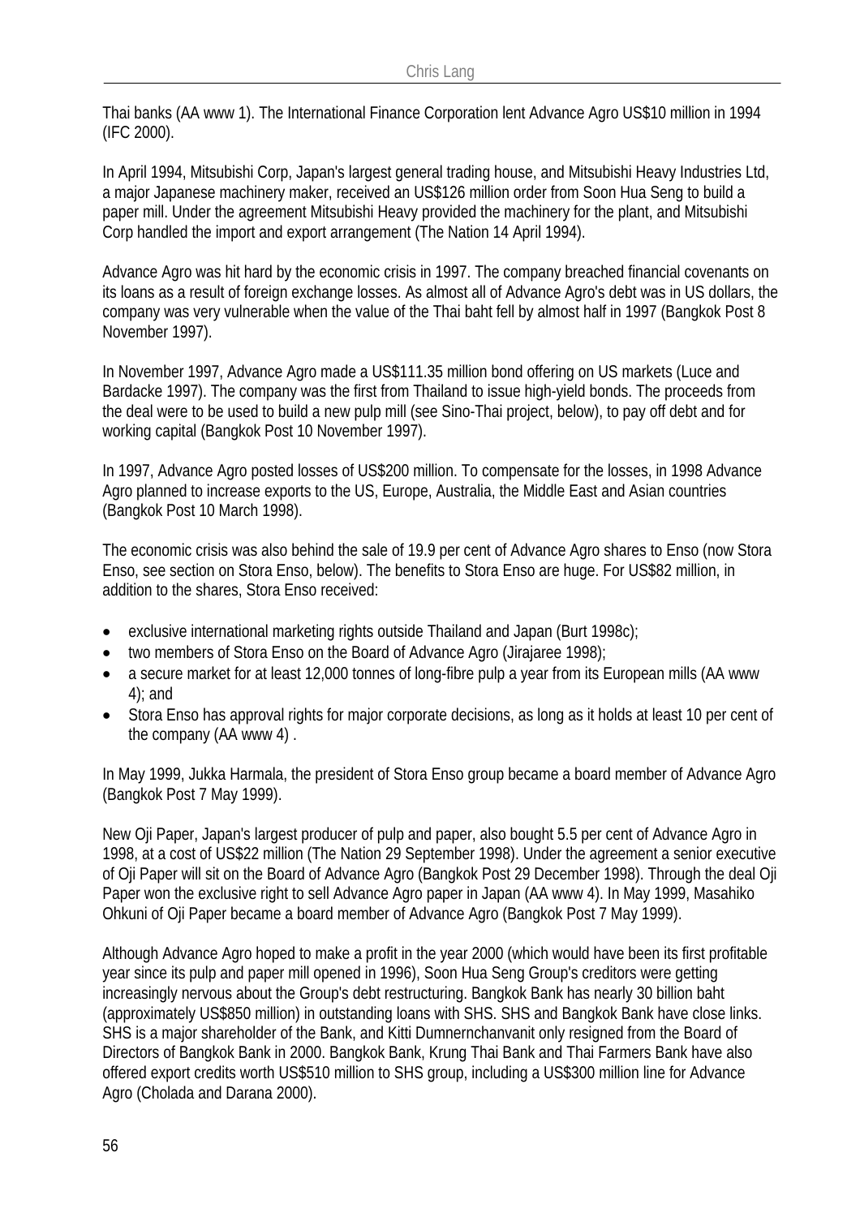Thai banks (AA www 1). The International Finance Corporation lent Advance Agro US$10 million in 1994 (IFC 2000).

In April 1994, Mitsubishi Corp, Japan's largest general trading house, and Mitsubishi Heavy Industries Ltd, a major Japanese machinery maker, received an US$126 million order from Soon Hua Seng to build a paper mill. Under the agreement Mitsubishi Heavy provided the machinery for the plant, and Mitsubishi Corp handled the import and export arrangement (The Nation 14 April 1994).

Advance Agro was hit hard by the economic crisis in 1997. The company breached financial covenants on its loans as a result of foreign exchange losses. As almost all of Advance Agro's debt was in US dollars, the company was very vulnerable when the value of the Thai baht fell by almost half in 1997 (Bangkok Post 8 November 1997).

In November 1997, Advance Agro made a US$111.35 million bond offering on US markets (Luce and Bardacke 1997). The company was the first from Thailand to issue high-yield bonds. The proceeds from the deal were to be used to build a new pulp mill (see Sino-Thai project, below), to pay off debt and for working capital (Bangkok Post 10 November 1997).

In 1997, Advance Agro posted losses of US$200 million. To compensate for the losses, in 1998 Advance Agro planned to increase exports to the US, Europe, Australia, the Middle East and Asian countries (Bangkok Post 10 March 1998).

The economic crisis was also behind the sale of 19.9 per cent of Advance Agro shares to Enso (now Stora Enso, see section on Stora Enso, below). The benefits to Stora Enso are huge. For US$82 million, in addition to the shares, Stora Enso received:

- exclusive international marketing rights outside Thailand and Japan (Burt 1998c);
- two members of Stora Enso on the Board of Advance Agro (Jirajaree 1998);
- a secure market for at least 12,000 tonnes of long-fibre pulp a year from its European mills (AA www 4); and
- Stora Enso has approval rights for major corporate decisions, as long as it holds at least 10 per cent of the company (AA www 4) .

In May 1999, Jukka Harmala, the president of Stora Enso group became a board member of Advance Agro (Bangkok Post 7 May 1999).

New Oji Paper, Japan's largest producer of pulp and paper, also bought 5.5 per cent of Advance Agro in 1998, at a cost of US$22 million (The Nation 29 September 1998). Under the agreement a senior executive of Oji Paper will sit on the Board of Advance Agro (Bangkok Post 29 December 1998). Through the deal Oji Paper won the exclusive right to sell Advance Agro paper in Japan (AA www 4). In May 1999, Masahiko Ohkuni of Oji Paper became a board member of Advance Agro (Bangkok Post 7 May 1999).

Although Advance Agro hoped to make a profit in the year 2000 (which would have been its first profitable year since its pulp and paper mill opened in 1996), Soon Hua Seng Group's creditors were getting increasingly nervous about the Group's debt restructuring. Bangkok Bank has nearly 30 billion baht (approximately US$850 million) in outstanding loans with SHS. SHS and Bangkok Bank have close links. SHS is a major shareholder of the Bank, and Kitti Dumnernchanvanit only resigned from the Board of Directors of Bangkok Bank in 2000. Bangkok Bank, Krung Thai Bank and Thai Farmers Bank have also offered export credits worth US$510 million to SHS group, including a US$300 million line for Advance Agro (Cholada and Darana 2000).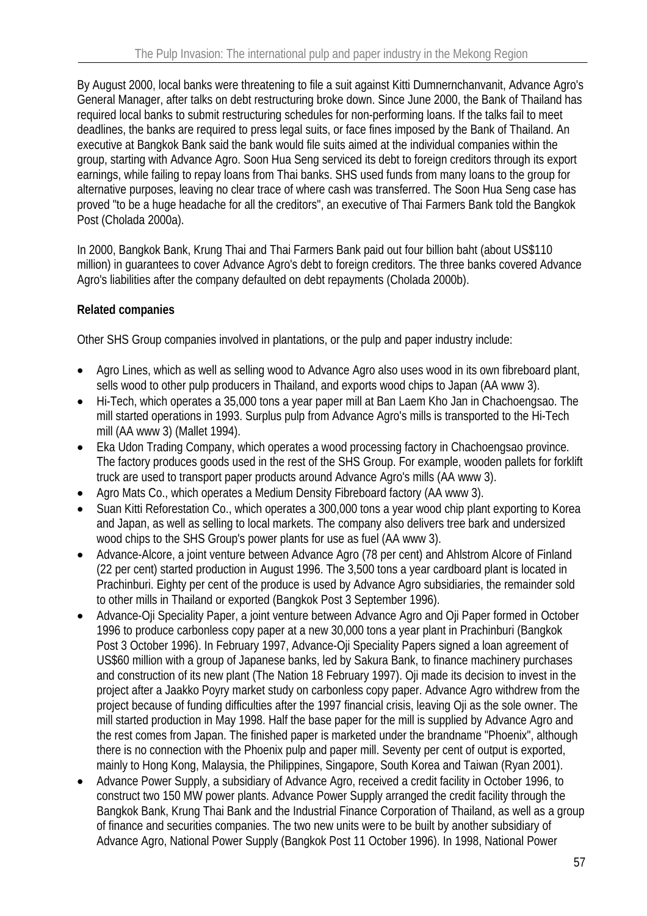By August 2000, local banks were threatening to file a suit against Kitti Dumnernchanvanit, Advance Agro's General Manager, after talks on debt restructuring broke down. Since June 2000, the Bank of Thailand has required local banks to submit restructuring schedules for non-performing loans. If the talks fail to meet deadlines, the banks are required to press legal suits, or face fines imposed by the Bank of Thailand. An executive at Bangkok Bank said the bank would file suits aimed at the individual companies within the group, starting with Advance Agro. Soon Hua Seng serviced its debt to foreign creditors through its export earnings, while failing to repay loans from Thai banks. SHS used funds from many loans to the group for alternative purposes, leaving no clear trace of where cash was transferred. The Soon Hua Seng case has proved "to be a huge headache for all the creditors", an executive of Thai Farmers Bank told the Bangkok Post (Cholada 2000a).

In 2000, Bangkok Bank, Krung Thai and Thai Farmers Bank paid out four billion baht (about US$110 million) in guarantees to cover Advance Agro's debt to foreign creditors. The three banks covered Advance Agro's liabilities after the company defaulted on debt repayments (Cholada 2000b).

**Related companies**

Other SHS Group companies involved in plantations, or the pulp and paper industry include:

- Agro Lines, which as well as selling wood to Advance Agro also uses wood in its own fibreboard plant, sells wood to other pulp producers in Thailand, and exports wood chips to Japan (AA www 3).
- Hi-Tech, which operates a 35,000 tons a year paper mill at Ban Laem Kho Jan in Chachoengsao. The mill started operations in 1993. Surplus pulp from Advance Agro's mills is transported to the Hi-Tech mill (AA www 3) (Mallet 1994).
- Eka Udon Trading Company, which operates a wood processing factory in Chachoengsao province. The factory produces goods used in the rest of the SHS Group. For example, wooden pallets for forklift truck are used to transport paper products around Advance Agro's mills (AA www 3).
- Agro Mats Co., which operates a Medium Density Fibreboard factory (AA www 3).
- Suan Kitti Reforestation Co., which operates a 300,000 tons a year wood chip plant exporting to Korea and Japan, as well as selling to local markets. The company also delivers tree bark and undersized wood chips to the SHS Group's power plants for use as fuel (AA www 3).
- Advance-Alcore, a joint venture between Advance Agro (78 per cent) and Ahlstrom Alcore of Finland (22 per cent) started production in August 1996. The 3,500 tons a year cardboard plant is located in Prachinburi. Eighty per cent of the produce is used by Advance Agro subsidiaries, the remainder sold to other mills in Thailand or exported (Bangkok Post 3 September 1996).
- Advance-Oji Speciality Paper, a joint venture between Advance Agro and Oji Paper formed in October 1996 to produce carbonless copy paper at a new 30,000 tons a year plant in Prachinburi (Bangkok Post 3 October 1996). In February 1997, Advance-Oji Speciality Papers signed a loan agreement of US$60 million with a group of Japanese banks, led by Sakura Bank, to finance machinery purchases and construction of its new plant (The Nation 18 February 1997). Oji made its decision to invest in the project after a Jaakko Poyry market study on carbonless copy paper. Advance Agro withdrew from the project because of funding difficulties after the 1997 financial crisis, leaving Oji as the sole owner. The mill started production in May 1998. Half the base paper for the mill is supplied by Advance Agro and the rest comes from Japan. The finished paper is marketed under the brandname "Phoenix", although there is no connection with the Phoenix pulp and paper mill. Seventy per cent of output is exported, mainly to Hong Kong, Malaysia, the Philippines, Singapore, South Korea and Taiwan (Ryan 2001).
- Advance Power Supply, a subsidiary of Advance Agro, received a credit facility in October 1996, to construct two 150 MW power plants. Advance Power Supply arranged the credit facility through the Bangkok Bank, Krung Thai Bank and the Industrial Finance Corporation of Thailand, as well as a group of finance and securities companies. The two new units were to be built by another subsidiary of Advance Agro, National Power Supply (Bangkok Post 11 October 1996). In 1998, National Power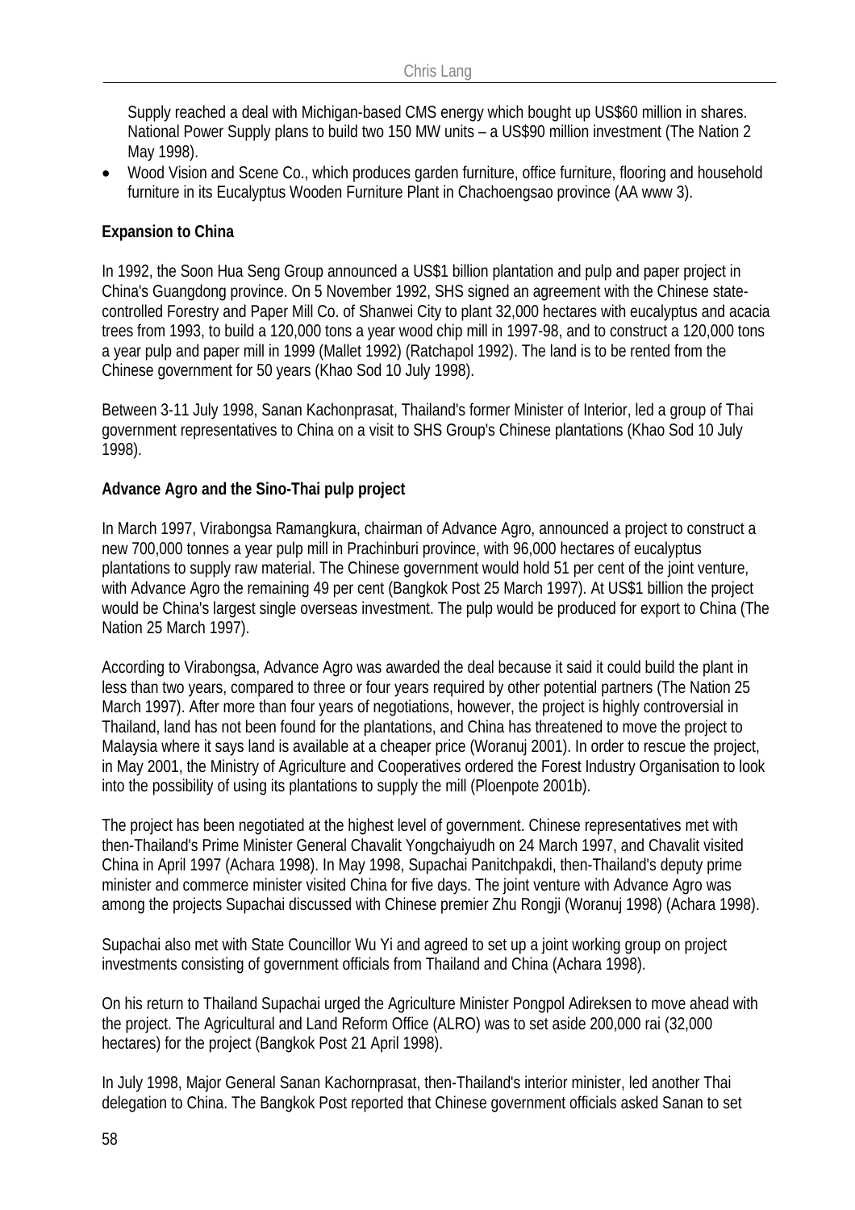Supply reached a deal with Michigan-based CMS energy which bought up US$60 million in shares. National Power Supply plans to build two 150 MW units – a US$90 million investment (The Nation 2 May 1998).

- Wood Vision and Scene Co., which produces garden furniture, office furniture, flooring and household furniture in its Eucalyptus Wooden Furniture Plant in Chachoengsao province (AA www 3).

**Expansion to China**

In 1992, the Soon Hua Seng Group announced a US$1 billion plantation and pulp and paper project in China's Guangdong province. On 5 November 1992, SHS signed an agreement with the Chinese state-controlled Forestry and Paper Mill Co. of Shanwei City to plant 32,000 hectares with eucalyptus and acacia trees from 1993, to build a 120,000 tons a year wood chip mill in 1997-98, and to construct a 120,000 tons a year pulp and paper mill in 1999 (Mallet 1992) (Ratchapol 1992). The land is to be rented from the Chinese government for 50 years (Khao Sod 10 July 1998).

Between 3-11 July 1998, Sanan Kachonprasat, Thailand's former Minister of Interior, led a group of Thai government representatives to China on a visit to SHS Group's Chinese plantations (Khao Sod 10 July 1998).

**Advance Agro and the Sino-Thai pulp project**

In March 1997, Virabongsa Ramangkura, chairman of Advance Agro, announced a project to construct a new 700,000 tonnes a year pulp mill in Prachinburi province, with 96,000 hectares of eucalyptus plantations to supply raw material. The Chinese government would hold 51 per cent of the joint venture, with Advance Agro the remaining 49 per cent (Bangkok Post 25 March 1997). At US$1 billion the project would be China's largest single overseas investment. The pulp would be produced for export to China (The Nation 25 March 1997).

According to Virabongsa, Advance Agro was awarded the deal because it said it could build the plant in less than two years, compared to three or four years required by other potential partners (The Nation 25 March 1997). After more than four years of negotiations, however, the project is highly controversial in Thailand, land has not been found for the plantations, and China has threatened to move the project to Malaysia where it says land is available at a cheaper price (Woranuj 2001). In order to rescue the project, in May 2001, the Ministry of Agriculture and Cooperatives ordered the Forest Industry Organisation to look into the possibility of using its plantations to supply the mill (Ploenpote 2001b).

The project has been negotiated at the highest level of government. Chinese representatives met with then-Thailand's Prime Minister General Chavalit Yongchaiyudh on 24 March 1997, and Chavalit visited China in April 1997 (Achara 1998). In May 1998, Supachai Panitchpakdi, then-Thailand's deputy prime minister and commerce minister visited China for five days. The joint venture with Advance Agro was among the projects Supachai discussed with Chinese premier Zhu Rongji (Woranuj 1998) (Achara 1998).

Supachai also met with State Councillor Wu Yi and agreed to set up a joint working group on project investments consisting of government officials from Thailand and China (Achara 1998).

On his return to Thailand Supachai urged the Agriculture Minister Pongpol Adireksen to move ahead with the project. The Agricultural and Land Reform Office (ALRO) was to set aside 200,000 rai (32,000 hectares) for the project (Bangkok Post 21 April 1998).

In July 1998, Major General Sanan Kachornprasat, then-Thailand's interior minister, led another Thai delegation to China. The Bangkok Post reported that Chinese government officials asked Sanan to set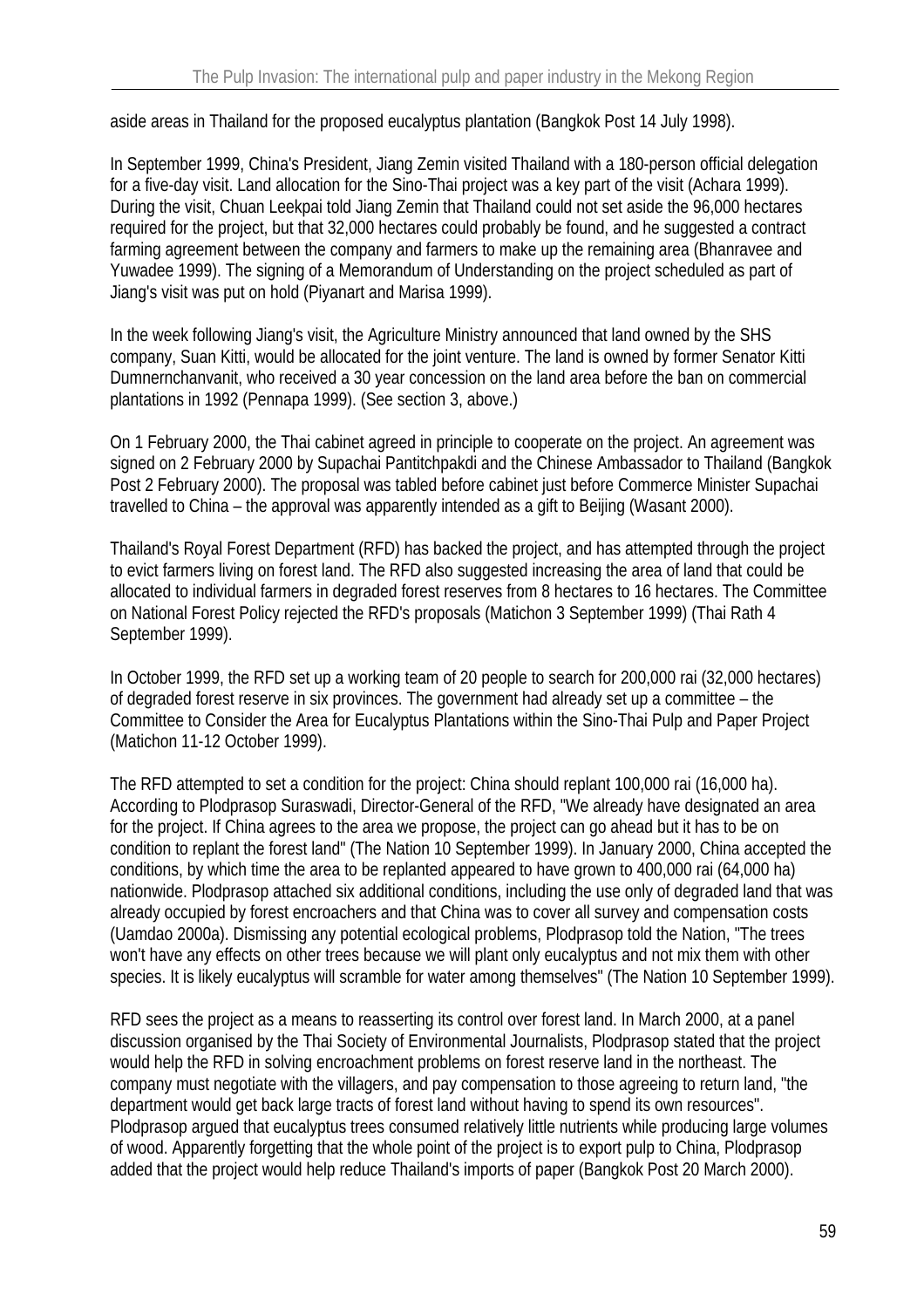aside areas in Thailand for the proposed eucalyptus plantation (Bangkok Post 14 July 1998).

In September 1999, China's President, Jiang Zemin visited Thailand with a 180-person official delegation for a five-day visit. Land allocation for the Sino-Thai project was a key part of the visit (Achara 1999). During the visit, Chuan Leekpai told Jiang Zemin that Thailand could not set aside the 96,000 hectares required for the project, but that 32,000 hectares could probably be found, and he suggested a contract farming agreement between the company and farmers to make up the remaining area (Bhanravee and Yuwadee 1999). The signing of a Memorandum of Understanding on the project scheduled as part of Jiang's visit was put on hold (Piyanart and Marisa 1999).

In the week following Jiang's visit, the Agriculture Ministry announced that land owned by the SHS company, Suan Kitti, would be allocated for the joint venture. The land is owned by former Senator Kitti Dumnernchanvanit, who received a 30 year concession on the land area before the ban on commercial plantations in 1992 (Pennapa 1999). (See section 3, above.)

On 1 February 2000, the Thai cabinet agreed in principle to cooperate on the project. An agreement was signed on 2 February 2000 by Supachai Pantitchpakdi and the Chinese Ambassador to Thailand (Bangkok Post 2 February 2000). The proposal was tabled before cabinet just before Commerce Minister Supachai travelled to China – the approval was apparently intended as a gift to Beijing (Wasant 2000).

Thailand's Royal Forest Department (RFD) has backed the project, and has attempted through the project to evict farmers living on forest land. The RFD also suggested increasing the area of land that could be allocated to individual farmers in degraded forest reserves from 8 hectares to 16 hectares. The Committee on National Forest Policy rejected the RFD's proposals (Matichon 3 September 1999) (Thai Rath 4 September 1999).

In October 1999, the RFD set up a working team of 20 people to search for 200,000 rai (32,000 hectares) of degraded forest reserve in six provinces. The government had already set up a committee – the Committee to Consider the Area for Eucalyptus Plantations within the Sino-Thai Pulp and Paper Project (Matichon 11-12 October 1999).

The RFD attempted to set a condition for the project: China should replant 100,000 rai (16,000 ha). According to Plodprasop Suraswadi, Director-General of the RFD, "We already have designated an area for the project. If China agrees to the area we propose, the project can go ahead but it has to be on condition to replant the forest land" (The Nation 10 September 1999). In January 2000, China accepted the conditions, by which time the area to be replanted appeared to have grown to 400,000 rai (64,000 ha) nationwide. Plodprasop attached six additional conditions, including the use only of degraded land that was already occupied by forest encroachers and that China was to cover all survey and compensation costs (Uamdao 2000a). Dismissing any potential ecological problems, Plodprasop told the Nation, "The trees won't have any effects on other trees because we will plant only eucalyptus and not mix them with other species. It is likely eucalyptus will scramble for water among themselves" (The Nation 10 September 1999).

RFD sees the project as a means to reasserting its control over forest land. In March 2000, at a panel discussion organised by the Thai Society of Environmental Journalists, Plodprasop stated that the project would help the RFD in solving encroachment problems on forest reserve land in the northeast. The company must negotiate with the villagers, and pay compensation to those agreeing to return land, "the department would get back large tracts of forest land without having to spend its own resources". Plodprasop argued that eucalyptus trees consumed relatively little nutrients while producing large volumes of wood. Apparently forgetting that the whole point of the project is to export pulp to China, Plodprasop added that the project would help reduce Thailand's imports of paper (Bangkok Post 20 March 2000).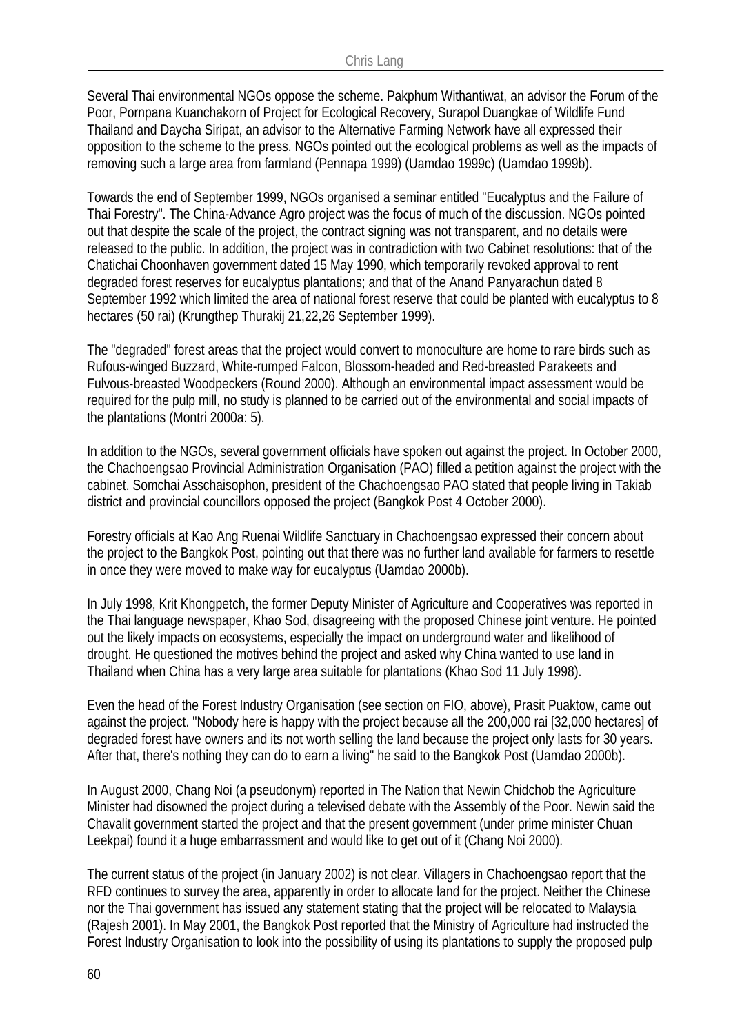Several Thai environmental NGOs oppose the scheme. Pakphum Withantiwat, an advisor the Forum of the Poor, Pornpana Kuanchakorn of Project for Ecological Recovery, Surapol Duangkae of Wildlife Fund Thailand and Daycha Siripat, an advisor to the Alternative Farming Network have all expressed their opposition to the scheme to the press. NGOs pointed out the ecological problems as well as the impacts of removing such a large area from farmland (Pennapa 1999) (Uamdao 1999c) (Uamdao 1999b).

Towards the end of September 1999, NGOs organised a seminar entitled "Eucalyptus and the Failure of Thai Forestry". The China-Advance Agro project was the focus of much of the discussion. NGOs pointed out that despite the scale of the project, the contract signing was not transparent, and no details were released to the public. In addition, the project was in contradiction with two Cabinet resolutions: that of the Chatichai Choonhaven government dated 15 May 1990, which temporarily revoked approval to rent degraded forest reserves for eucalyptus plantations; and that of the Anand Panyarachun dated 8 September 1992 which limited the area of national forest reserve that could be planted with eucalyptus to 8 hectares (50 rai) (Krungthep Thurakij 21,22,26 September 1999).

The "degraded" forest areas that the project would convert to monoculture are home to rare birds such as Rufous-winged Buzzard, White-rumped Falcon, Blossom-headed and Red-breasted Parakeets and Fulvous-breasted Woodpeckers (Round 2000). Although an environmental impact assessment would be required for the pulp mill, no study is planned to be carried out of the environmental and social impacts of the plantations (Montri 2000a: 5).

In addition to the NGOs, several government officials have spoken out against the project. In October 2000, the Chachoengsao Provincial Administration Organisation (PAO) filled a petition against the project with the cabinet. Somchai Asschaisophon, president of the Chachoengsao PAO stated that people living in Takiab district and provincial councillors opposed the project (Bangkok Post 4 October 2000).

Forestry officials at Kao Ang Ruenai Wildlife Sanctuary in Chachoengsao expressed their concern about the project to the Bangkok Post, pointing out that there was no further land available for farmers to resettle in once they were moved to make way for eucalyptus (Uamdao 2000b).

In July 1998, Krit Khongpetch, the former Deputy Minister of Agriculture and Cooperatives was reported in the Thai language newspaper, Khao Sod, disagreeing with the proposed Chinese joint venture. He pointed out the likely impacts on ecosystems, especially the impact on underground water and likelihood of drought. He questioned the motives behind the project and asked why China wanted to use land in Thailand when China has a very large area suitable for plantations (Khao Sod 11 July 1998).

Even the head of the Forest Industry Organisation (see section on FIO, above), Prasit Puaktow, came out against the project. "Nobody here is happy with the project because all the 200,000 rai [32,000 hectares] of degraded forest have owners and its not worth selling the land because the project only lasts for 30 years. After that, there's nothing they can do to earn a living" he said to the Bangkok Post (Uamdao 2000b).

In August 2000, Chang Noi (a pseudonym) reported in The Nation that Newin Chidchob the Agriculture Minister had disowned the project during a televised debate with the Assembly of the Poor. Newin said the Chavalit government started the project and that the present government (under prime minister Chuan Leekpai) found it a huge embarrassment and would like to get out of it (Chang Noi 2000).

The current status of the project (in January 2002) is not clear. Villagers in Chachoengsao report that the RFD continues to survey the area, apparently in order to allocate land for the project. Neither the Chinese nor the Thai government has issued any statement stating that the project will be relocated to Malaysia (Rajesh 2001). In May 2001, the Bangkok Post reported that the Ministry of Agriculture had instructed the Forest Industry Organisation to look into the possibility of using its plantations to supply the proposed pulp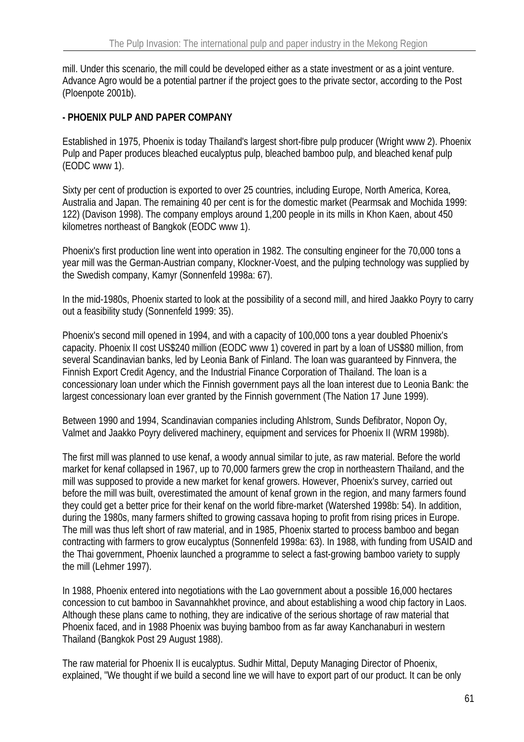mill. Under this scenario, the mill could be developed either as a state investment or as a joint venture. Advance Agro would be a potential partner if the project goes to the private sector, according to the Post (Ploenpote 2001b).

**- PHOENIX PULP AND PAPER COMPANY**

Established in 1975, Phoenix is today Thailand's largest short-fibre pulp producer (Wright www 2). Phoenix Pulp and Paper produces bleached eucalyptus pulp, bleached bamboo pulp, and bleached kenaf pulp (EODC www 1).

Sixty per cent of production is exported to over 25 countries, including Europe, North America, Korea, Australia and Japan. The remaining 40 per cent is for the domestic market (Pearmsak and Mochida 1999: 122) (Davison 1998). The company employs around 1,200 people in its mills in Khon Kaen, about 450 kilometres northeast of Bangkok (EODC www 1).

Phoenix's first production line went into operation in 1982. The consulting engineer for the 70,000 tons a year mill was the German-Austrian company, Klockner-Voest, and the pulping technology was supplied by the Swedish company, Kamyr (Sonnenfeld 1998a: 67).

In the mid-1980s, Phoenix started to look at the possibility of a second mill, and hired Jaakko Poyry to carry out a feasibility study (Sonnenfeld 1999: 35).

Phoenix's second mill opened in 1994, and with a capacity of 100,000 tons a year doubled Phoenix's capacity. Phoenix II cost US$240 million (EODC www 1) covered in part by a loan of US$80 million, from several Scandinavian banks, led by Leonia Bank of Finland. The loan was guaranteed by Finnvera, the Finnish Export Credit Agency, and the Industrial Finance Corporation of Thailand. The loan is a concessionary loan under which the Finnish government pays all the loan interest due to Leonia Bank: the largest concessionary loan ever granted by the Finnish government (The Nation 17 June 1999).

Between 1990 and 1994, Scandinavian companies including Ahlstrom, Sunds Defibrator, Nopon Oy, Valmet and Jaakko Poyry delivered machinery, equipment and services for Phoenix II (WRM 1998b).

The first mill was planned to use kenaf, a woody annual similar to jute, as raw material. Before the world market for kenaf collapsed in 1967, up to 70,000 farmers grew the crop in northeastern Thailand, and the mill was supposed to provide a new market for kenaf growers. However, Phoenix's survey, carried out before the mill was built, overestimated the amount of kenaf grown in the region, and many farmers found they could get a better price for their kenaf on the world fibre-market (Watershed 1998b: 54). In addition, during the 1980s, many farmers shifted to growing cassava hoping to profit from rising prices in Europe. The mill was thus left short of raw material, and in 1985, Phoenix started to process bamboo and began contracting with farmers to grow eucalyptus (Sonnenfeld 1998a: 63). In 1988, with funding from USAID and the Thai government, Phoenix launched a programme to select a fast-growing bamboo variety to supply the mill (Lehmer 1997).

In 1988, Phoenix entered into negotiations with the Lao government about a possible 16,000 hectares concession to cut bamboo in Savannahkhet province, and about establishing a wood chip factory in Laos. Although these plans came to nothing, they are indicative of the serious shortage of raw material that Phoenix faced, and in 1988 Phoenix was buying bamboo from as far away Kanchanaburi in western Thailand (Bangkok Post 29 August 1988).

The raw material for Phoenix II is eucalyptus. Sudhir Mittal, Deputy Managing Director of Phoenix, explained, "We thought if we build a second line we will have to export part of our product. It can be only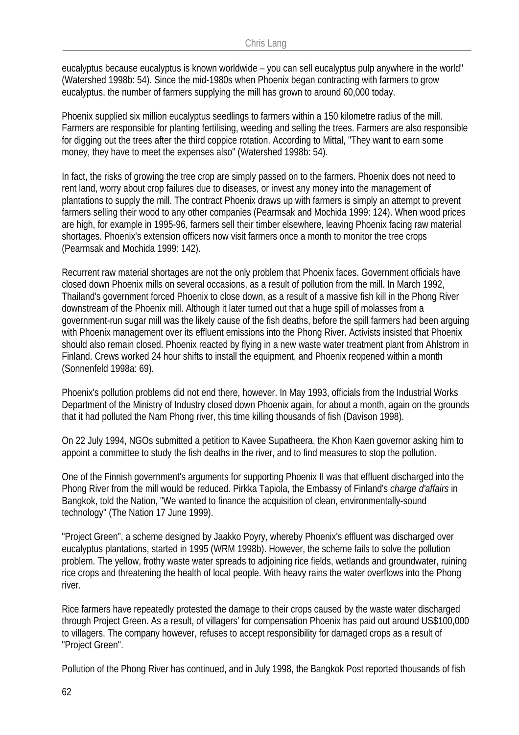eucalyptus because eucalyptus is known worldwide – you can sell eucalyptus pulp anywhere in the world" (Watershed 1998b: 54). Since the mid-1980s when Phoenix began contracting with farmers to grow eucalyptus, the number of farmers supplying the mill has grown to around 60,000 today.

Phoenix supplied six million eucalyptus seedlings to farmers within a 150 kilometre radius of the mill. Farmers are responsible for planting fertilising, weeding and selling the trees. Farmers are also responsible for digging out the trees after the third coppice rotation. According to Mittal, "They want to earn some money, they have to meet the expenses also" (Watershed 1998b: 54).

In fact, the risks of growing the tree crop are simply passed on to the farmers. Phoenix does not need to rent land, worry about crop failures due to diseases, or invest any money into the management of plantations to supply the mill. The contract Phoenix draws up with farmers is simply an attempt to prevent farmers selling their wood to any other companies (Pearmsak and Mochida 1999: 124). When wood prices are high, for example in 1995-96, farmers sell their timber elsewhere, leaving Phoenix facing raw material shortages. Phoenix's extension officers now visit farmers once a month to monitor the tree crops (Pearmsak and Mochida 1999: 142).

Recurrent raw material shortages are not the only problem that Phoenix faces. Government officials have closed down Phoenix mills on several occasions, as a result of pollution from the mill. In March 1992, Thailand's government forced Phoenix to close down, as a result of a massive fish kill in the Phong River downstream of the Phoenix mill. Although it later turned out that a huge spill of molasses from a government-run sugar mill was the likely cause of the fish deaths, before the spill farmers had been arguing with Phoenix management over its effluent emissions into the Phong River. Activists insisted that Phoenix should also remain closed. Phoenix reacted by flying in a new waste water treatment plant from Ahlstrom in Finland. Crews worked 24 hour shifts to install the equipment, and Phoenix reopened within a month (Sonnenfeld 1998a: 69).

Phoenix's pollution problems did not end there, however. In May 1993, officials from the Industrial Works Department of the Ministry of Industry closed down Phoenix again, for about a month, again on the grounds that it had polluted the Nam Phong river, this time killing thousands of fish (Davison 1998).

On 22 July 1994, NGOs submitted a petition to Kavee Supatheera, the Khon Kaen governor asking him to appoint a committee to study the fish deaths in the river, and to find measures to stop the pollution.

One of the Finnish government's arguments for supporting Phoenix II was that effluent discharged into the Phong River from the mill would be reduced. Pirkka Tapiola, the Embassy of Finland's *charge d'affairs* in Bangkok, told the Nation, "We wanted to finance the acquisition of clean, environmentally-sound technology" (The Nation 17 June 1999).

"Project Green", a scheme designed by Jaakko Poyry, whereby Phoenix's effluent was discharged over eucalyptus plantations, started in 1995 (WRM 1998b). However, the scheme fails to solve the pollution problem. The yellow, frothy waste water spreads to adjoining rice fields, wetlands and groundwater, ruining rice crops and threatening the health of local people. With heavy rains the water overflows into the Phong river.

Rice farmers have repeatedly protested the damage to their crops caused by the waste water discharged through Project Green. As a result, of villagers' for compensation Phoenix has paid out around US$100,000 to villagers. The company however, refuses to accept responsibility for damaged crops as a result of "Project Green".

Pollution of the Phong River has continued, and in July 1998, the Bangkok Post reported thousands of fish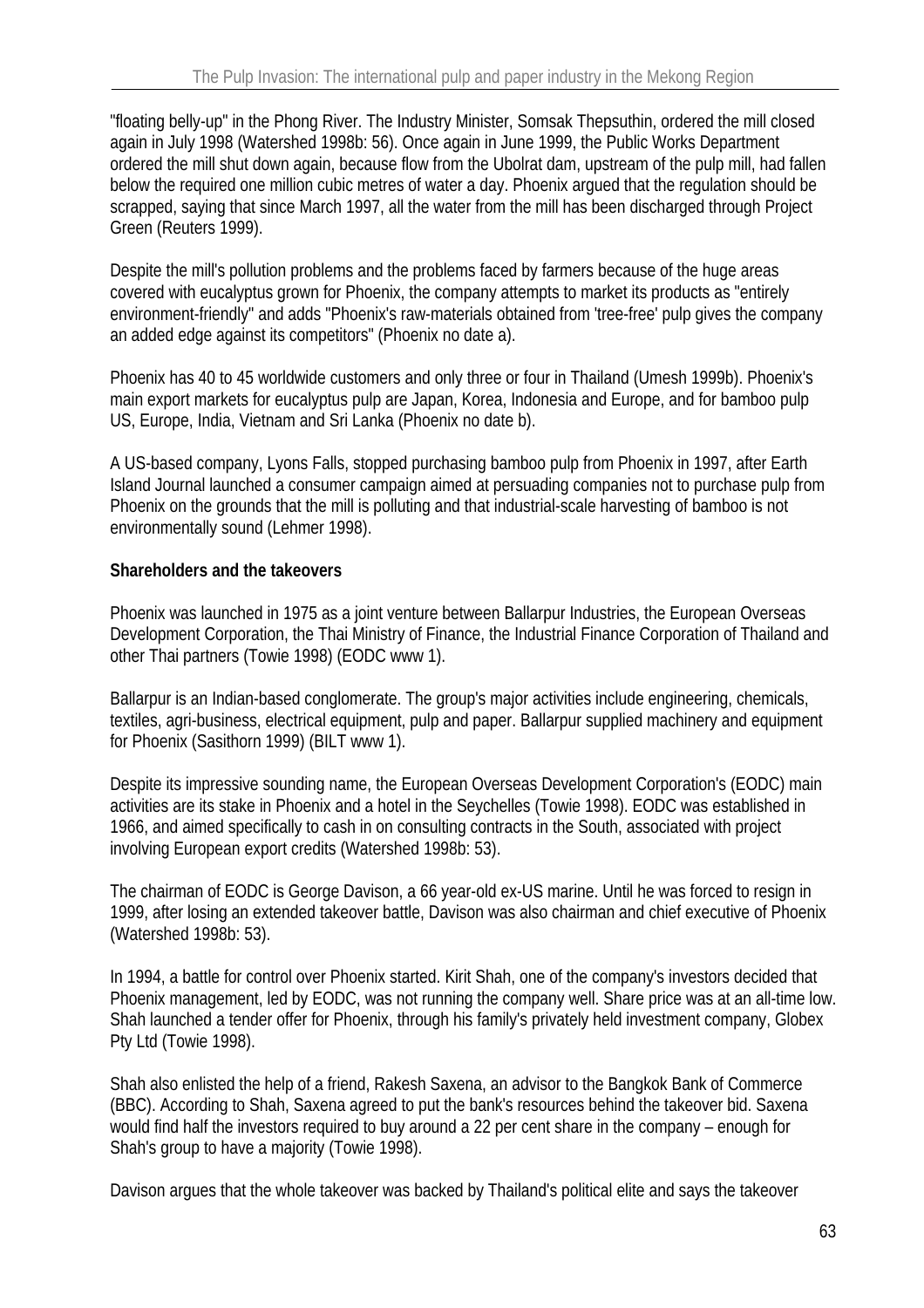"floating belly-up" in the Phong River. The Industry Minister, Somsak Thepsuthin, ordered the mill closed again in July 1998 (Watershed 1998b: 56). Once again in June 1999, the Public Works Department ordered the mill shut down again, because flow from the Ubolrat dam, upstream of the pulp mill, had fallen below the required one million cubic metres of water a day. Phoenix argued that the regulation should be scrapped, saying that since March 1997, all the water from the mill has been discharged through Project Green (Reuters 1999).

Despite the mill's pollution problems and the problems faced by farmers because of the huge areas covered with eucalyptus grown for Phoenix, the company attempts to market its products as "entirely environment-friendly" and adds "Phoenix's raw-materials obtained from 'tree-free' pulp gives the company an added edge against its competitors" (Phoenix no date a).

Phoenix has 40 to 45 worldwide customers and only three or four in Thailand (Umesh 1999b). Phoenix's main export markets for eucalyptus pulp are Japan, Korea, Indonesia and Europe, and for bamboo pulp US, Europe, India, Vietnam and Sri Lanka (Phoenix no date b).

A US-based company, Lyons Falls, stopped purchasing bamboo pulp from Phoenix in 1997, after Earth Island Journal launched a consumer campaign aimed at persuading companies not to purchase pulp from Phoenix on the grounds that the mill is polluting and that industrial-scale harvesting of bamboo is not environmentally sound (Lehmer 1998).

**Shareholders and the takeovers**

Phoenix was launched in 1975 as a joint venture between Ballarpur Industries, the European Overseas Development Corporation, the Thai Ministry of Finance, the Industrial Finance Corporation of Thailand and other Thai partners (Towie 1998) (EODC www 1).

Ballarpur is an Indian-based conglomerate. The group's major activities include engineering, chemicals, textiles, agri-business, electrical equipment, pulp and paper. Ballarpur supplied machinery and equipment for Phoenix (Sasithorn 1999) (BILT www 1).

Despite its impressive sounding name, the European Overseas Development Corporation's (EODC) main activities are its stake in Phoenix and a hotel in the Seychelles (Towie 1998). EODC was established in 1966, and aimed specifically to cash in on consulting contracts in the South, associated with project involving European export credits (Watershed 1998b: 53).

The chairman of EODC is George Davison, a 66 year-old ex-US marine. Until he was forced to resign in 1999, after losing an extended takeover battle, Davison was also chairman and chief executive of Phoenix (Watershed 1998b: 53).

In 1994, a battle for control over Phoenix started. Kirit Shah, one of the company's investors decided that Phoenix management, led by EODC, was not running the company well. Share price was at an all-time low. Shah launched a tender offer for Phoenix, through his family's privately held investment company, Globex Pty Ltd (Towie 1998).

Shah also enlisted the help of a friend, Rakesh Saxena, an advisor to the Bangkok Bank of Commerce (BBC). According to Shah, Saxena agreed to put the bank's resources behind the takeover bid. Saxena would find half the investors required to buy around a 22 per cent share in the company – enough for Shah's group to have a majority (Towie 1998).

Davison argues that the whole takeover was backed by Thailand's political elite and says the takeover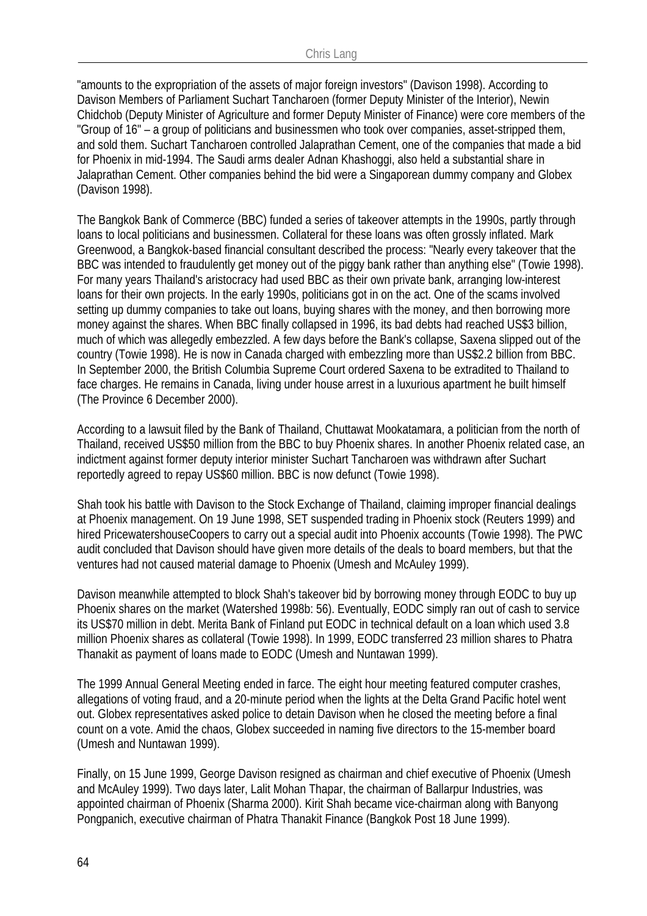"amounts to the expropriation of the assets of major foreign investors" (Davison 1998). According to Davison Members of Parliament Suchart Tancharoen (former Deputy Minister of the Interior), Newin Chidchob (Deputy Minister of Agriculture and former Deputy Minister of Finance) were core members of the "Group of 16" – a group of politicians and businessmen who took over companies, asset-stripped them, and sold them. Suchart Tancharoen controlled Jalaprathan Cement, one of the companies that made a bid for Phoenix in mid-1994. The Saudi arms dealer Adnan Khashoggi, also held a substantial share in Jalaprathan Cement. Other companies behind the bid were a Singaporean dummy company and Globex (Davison 1998).

The Bangkok Bank of Commerce (BBC) funded a series of takeover attempts in the 1990s, partly through loans to local politicians and businessmen. Collateral for these loans was often grossly inflated. Mark Greenwood, a Bangkok-based financial consultant described the process: "Nearly every takeover that the BBC was intended to fraudulently get money out of the piggy bank rather than anything else" (Towie 1998). For many years Thailand's aristocracy had used BBC as their own private bank, arranging low-interest loans for their own projects. In the early 1990s, politicians got in on the act. One of the scams involved setting up dummy companies to take out loans, buying shares with the money, and then borrowing more money against the shares. When BBC finally collapsed in 1996, its bad debts had reached US$3 billion, much of which was allegedly embezzled. A few days before the Bank's collapse, Saxena slipped out of the country (Towie 1998). He is now in Canada charged with embezzling more than US$2.2 billion from BBC. In September 2000, the British Columbia Supreme Court ordered Saxena to be extradited to Thailand to face charges. He remains in Canada, living under house arrest in a luxurious apartment he built himself (The Province 6 December 2000).

According to a lawsuit filed by the Bank of Thailand, Chuttawat Mookatamara, a politician from the north of Thailand, received US$50 million from the BBC to buy Phoenix shares. In another Phoenix related case, an indictment against former deputy interior minister Suchart Tancharoen was withdrawn after Suchart reportedly agreed to repay US$60 million. BBC is now defunct (Towie 1998).

Shah took his battle with Davison to the Stock Exchange of Thailand, claiming improper financial dealings at Phoenix management. On 19 June 1998, SET suspended trading in Phoenix stock (Reuters 1999) and hired PricewatershouseCoopers to carry out a special audit into Phoenix accounts (Towie 1998). The PWC audit concluded that Davison should have given more details of the deals to board members, but that the ventures had not caused material damage to Phoenix (Umesh and McAuley 1999).

Davison meanwhile attempted to block Shah's takeover bid by borrowing money through EODC to buy up Phoenix shares on the market (Watershed 1998b: 56). Eventually, EODC simply ran out of cash to service its US$70 million in debt. Merita Bank of Finland put EODC in technical default on a loan which used 3.8 million Phoenix shares as collateral (Towie 1998). In 1999, EODC transferred 23 million shares to Phatra Thanakit as payment of loans made to EODC (Umesh and Nuntawan 1999).

The 1999 Annual General Meeting ended in farce. The eight hour meeting featured computer crashes, allegations of voting fraud, and a 20-minute period when the lights at the Delta Grand Pacific hotel went out. Globex representatives asked police to detain Davison when he closed the meeting before a final count on a vote. Amid the chaos, Globex succeeded in naming five directors to the 15-member board (Umesh and Nuntawan 1999).

Finally, on 15 June 1999, George Davison resigned as chairman and chief executive of Phoenix (Umesh and McAuley 1999). Two days later, Lalit Mohan Thapar, the chairman of Ballarpur Industries, was appointed chairman of Phoenix (Sharma 2000). Kirit Shah became vice-chairman along with Banyong Pongpanich, executive chairman of Phatra Thanakit Finance (Bangkok Post 18 June 1999).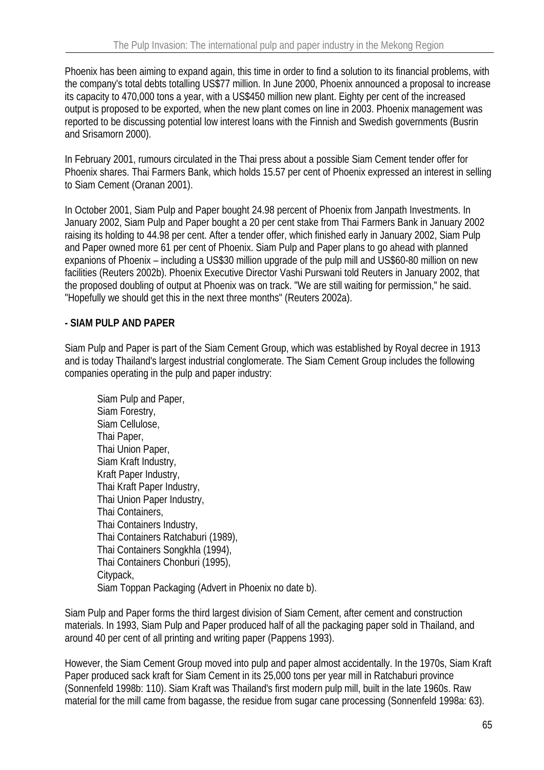Phoenix has been aiming to expand again, this time in order to find a solution to its financial problems, with the company's total debts totalling US$77 million. In June 2000, Phoenix announced a proposal to increase its capacity to 470,000 tons a year, with a US$450 million new plant. Eighty per cent of the increased output is proposed to be exported, when the new plant comes on line in 2003. Phoenix management was reported to be discussing potential low interest loans with the Finnish and Swedish governments (Busrin and Srisamorn 2000).

In February 2001, rumours circulated in the Thai press about a possible Siam Cement tender offer for Phoenix shares. Thai Farmers Bank, which holds 15.57 per cent of Phoenix expressed an interest in selling to Siam Cement (Oranan 2001).

In October 2001, Siam Pulp and Paper bought 24.98 percent of Phoenix from Janpath Investments. In January 2002, Siam Pulp and Paper bought a 20 per cent stake from Thai Farmers Bank in January 2002 raising its holding to 44.98 per cent. After a tender offer, which finished early in January 2002, Siam Pulp and Paper owned more 61 per cent of Phoenix. Siam Pulp and Paper plans to go ahead with planned expanions of Phoenix – including a US$30 million upgrade of the pulp mill and US$60-80 million on new facilities (Reuters 2002b). Phoenix Executive Director Vashi Purswani told Reuters in January 2002, that the proposed doubling of output at Phoenix was on track. "We are still waiting for permission," he said. "Hopefully we should get this in the next three months" (Reuters 2002a).

**- SIAM PULP AND PAPER**

Siam Pulp and Paper is part of the Siam Cement Group, which was established by Royal decree in 1913 and is today Thailand's largest industrial conglomerate. The Siam Cement Group includes the following companies operating in the pulp and paper industry:

Siam Pulp and Paper,  
Siam Forestry,  
Siam Cellulose,  
Thai Paper,  
Thai Union Paper,  
Siam Kraft Industry,  
Kraft Paper Industry,  
Thai Kraft Paper Industry,  
Thai Union Paper Industry,  
Thai Containers,  
Thai Containers Industry,  
Thai Containers Ratchaburi (1989),  
Thai Containers Songkhla (1994),  
Thai Containers Chonburi (1995),  
Citypack,  
Siam Toppan Packaging (Advert in Phoenix no date b).

Siam Pulp and Paper forms the third largest division of Siam Cement, after cement and construction materials. In 1993, Siam Pulp and Paper produced half of all the packaging paper sold in Thailand, and around 40 per cent of all printing and writing paper (Pappens 1993).

However, the Siam Cement Group moved into pulp and paper almost accidentally. In the 1970s, Siam Kraft Paper produced sack kraft for Siam Cement in its 25,000 tons per year mill in Ratchaburi province (Sonnenfeld 1998b: 110). Siam Kraft was Thailand's first modern pulp mill, built in the late 1960s. Raw material for the mill came from bagasse, the residue from sugar cane processing (Sonnenfeld 1998a: 63).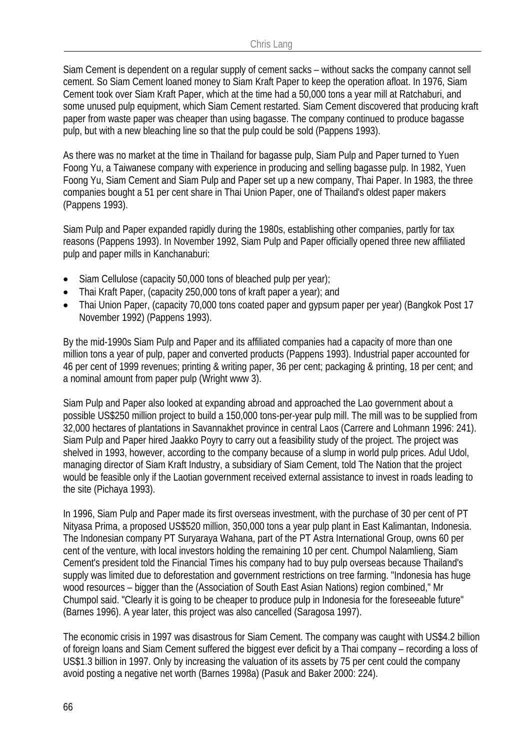Siam Cement is dependent on a regular supply of cement sacks – without sacks the company cannot sell cement. So Siam Cement loaned money to Siam Kraft Paper to keep the operation afloat. In 1976, Siam Cement took over Siam Kraft Paper, which at the time had a 50,000 tons a year mill at Ratchaburi, and some unused pulp equipment, which Siam Cement restarted. Siam Cement discovered that producing kraft paper from waste paper was cheaper than using bagasse. The company continued to produce bagasse pulp, but with a new bleaching line so that the pulp could be sold (Pappens 1993).

As there was no market at the time in Thailand for bagasse pulp, Siam Pulp and Paper turned to Yuen Foong Yu, a Taiwanese company with experience in producing and selling bagasse pulp. In 1982, Yuen Foong Yu, Siam Cement and Siam Pulp and Paper set up a new company, Thai Paper. In 1983, the three companies bought a 51 per cent share in Thai Union Paper, one of Thailand's oldest paper makers (Pappens 1993).

Siam Pulp and Paper expanded rapidly during the 1980s, establishing other companies, partly for tax reasons (Pappens 1993). In November 1992, Siam Pulp and Paper officially opened three new affiliated pulp and paper mills in Kanchanaburi:

- Siam Cellulose (capacity 50,000 tons of bleached pulp per year);
- Thai Kraft Paper, (capacity 250,000 tons of kraft paper a year); and
- Thai Union Paper, (capacity 70,000 tons coated paper and gypsum paper per year) (Bangkok Post 17 November 1992) (Pappens 1993).

By the mid-1990s Siam Pulp and Paper and its affiliated companies had a capacity of more than one million tons a year of pulp, paper and converted products (Pappens 1993). Industrial paper accounted for 46 per cent of 1999 revenues; printing & writing paper, 36 per cent; packaging & printing, 18 per cent; and a nominal amount from paper pulp (Wright www 3).

Siam Pulp and Paper also looked at expanding abroad and approached the Lao government about a possible US$250 million project to build a 150,000 tons-per-year pulp mill. The mill was to be supplied from 32,000 hectares of plantations in Savannakhet province in central Laos (Carrere and Lohmann 1996: 241). Siam Pulp and Paper hired Jaakko Poyry to carry out a feasibility study of the project. The project was shelved in 1993, however, according to the company because of a slump in world pulp prices. Adul Udol, managing director of Siam Kraft Industry, a subsidiary of Siam Cement, told The Nation that the project would be feasible only if the Laotian government received external assistance to invest in roads leading to the site (Pichaya 1993).

In 1996, Siam Pulp and Paper made its first overseas investment, with the purchase of 30 per cent of PT Nityasa Prima, a proposed US$520 million, 350,000 tons a year pulp plant in East Kalimantan, Indonesia. The Indonesian company PT Suryaraya Wahana, part of the PT Astra International Group, owns 60 per cent of the venture, with local investors holding the remaining 10 per cent. Chumpol Nalamlieng, Siam Cement's president told the Financial Times his company had to buy pulp overseas because Thailand's supply was limited due to deforestation and government restrictions on tree farming. "Indonesia has huge wood resources – bigger than the (Association of South East Asian Nations) region combined," Mr Chumpol said. "Clearly it is going to be cheaper to produce pulp in Indonesia for the foreseeable future" (Barnes 1996). A year later, this project was also cancelled (Saragosa 1997).

The economic crisis in 1997 was disastrous for Siam Cement. The company was caught with US$4.2 billion of foreign loans and Siam Cement suffered the biggest ever deficit by a Thai company – recording a loss of US$1.3 billion in 1997. Only by increasing the valuation of its assets by 75 per cent could the company avoid posting a negative net worth (Barnes 1998a) (Pasuk and Baker 2000: 224).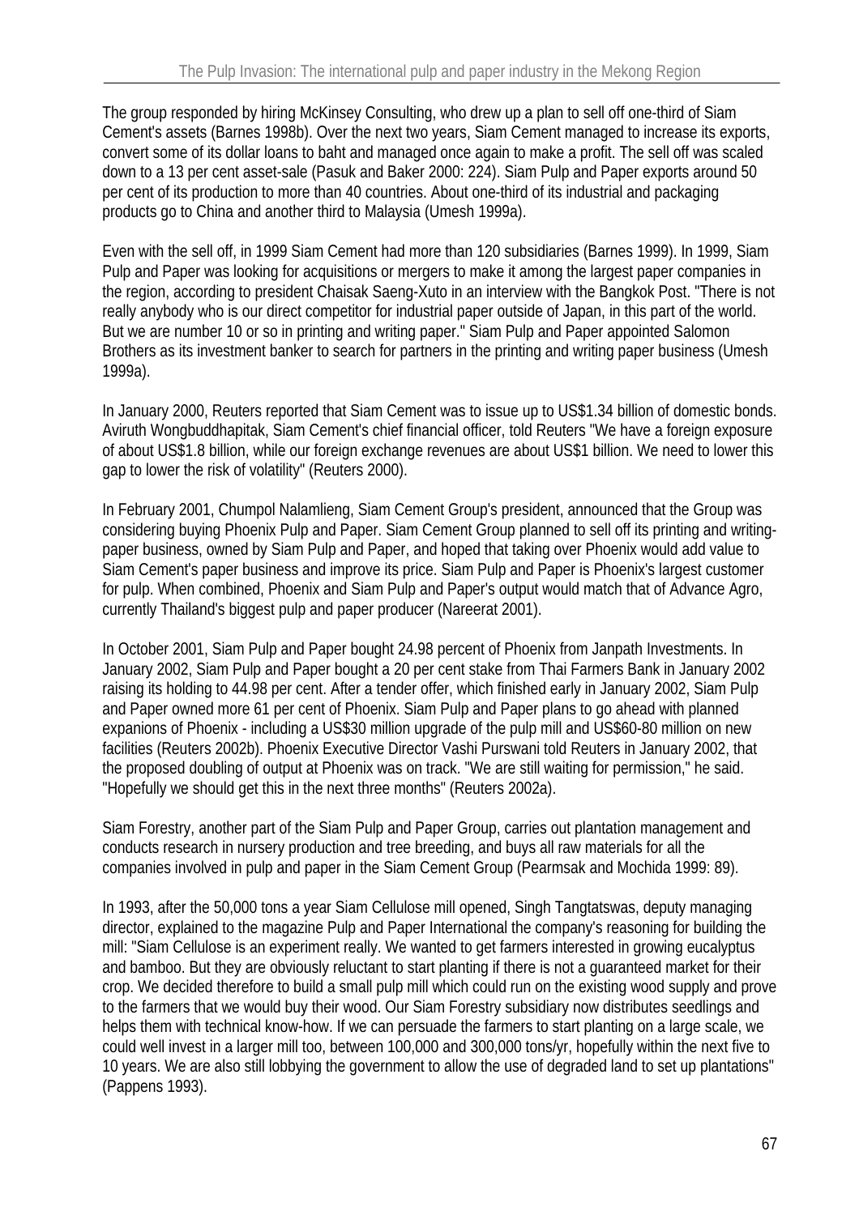The group responded by hiring McKinsey Consulting, who drew up a plan to sell off one-third of Siam Cement's assets (Barnes 1998b). Over the next two years, Siam Cement managed to increase its exports, convert some of its dollar loans to baht and managed once again to make a profit. The sell off was scaled down to a 13 per cent asset-sale (Pasuk and Baker 2000: 224). Siam Pulp and Paper exports around 50 per cent of its production to more than 40 countries. About one-third of its industrial and packaging products go to China and another third to Malaysia (Umesh 1999a).

Even with the sell off, in 1999 Siam Cement had more than 120 subsidiaries (Barnes 1999). In 1999, Siam Pulp and Paper was looking for acquisitions or mergers to make it among the largest paper companies in the region, according to president Chaisak Saeng-Xuto in an interview with the Bangkok Post. "There is not really anybody who is our direct competitor for industrial paper outside of Japan, in this part of the world. But we are number 10 or so in printing and writing paper." Siam Pulp and Paper appointed Salomon Brothers as its investment banker to search for partners in the printing and writing paper business (Umesh 1999a).

In January 2000, Reuters reported that Siam Cement was to issue up to US$1.34 billion of domestic bonds. Aviruth Wongbuddhapitak, Siam Cement's chief financial officer, told Reuters "We have a foreign exposure of about US$1.8 billion, while our foreign exchange revenues are about US$1 billion. We need to lower this gap to lower the risk of volatility" (Reuters 2000).

In February 2001, Chumpol Nalamlieng, Siam Cement Group's president, announced that the Group was considering buying Phoenix Pulp and Paper. Siam Cement Group planned to sell off its printing and writing-paper business, owned by Siam Pulp and Paper, and hoped that taking over Phoenix would add value to Siam Cement's paper business and improve its price. Siam Pulp and Paper is Phoenix's largest customer for pulp. When combined, Phoenix and Siam Pulp and Paper's output would match that of Advance Agro, currently Thailand's biggest pulp and paper producer (Nareerat 2001).

In October 2001, Siam Pulp and Paper bought 24.98 percent of Phoenix from Janpath Investments. In January 2002, Siam Pulp and Paper bought a 20 per cent stake from Thai Farmers Bank in January 2002 raising its holding to 44.98 per cent. After a tender offer, which finished early in January 2002, Siam Pulp and Paper owned more 61 per cent of Phoenix. Siam Pulp and Paper plans to go ahead with planned expanions of Phoenix - including a US$30 million upgrade of the pulp mill and US$60-80 million on new facilities (Reuters 2002b). Phoenix Executive Director Vashi Purswani told Reuters in January 2002, that the proposed doubling of output at Phoenix was on track. "We are still waiting for permission," he said. "Hopefully we should get this in the next three months" (Reuters 2002a).

Siam Forestry, another part of the Siam Pulp and Paper Group, carries out plantation management and conducts research in nursery production and tree breeding, and buys all raw materials for all the companies involved in pulp and paper in the Siam Cement Group (Pearmsak and Mochida 1999: 89).

In 1993, after the 50,000 tons a year Siam Cellulose mill opened, Singh Tangtatswas, deputy managing director, explained to the magazine Pulp and Paper International the company's reasoning for building the mill: "Siam Cellulose is an experiment really. We wanted to get farmers interested in growing eucalyptus and bamboo. But they are obviously reluctant to start planting if there is not a guaranteed market for their crop. We decided therefore to build a small pulp mill which could run on the existing wood supply and prove to the farmers that we would buy their wood. Our Siam Forestry subsidiary now distributes seedlings and helps them with technical know-how. If we can persuade the farmers to start planting on a large scale, we could well invest in a larger mill too, between 100,000 and 300,000 tons/yr, hopefully within the next five to 10 years. We are also still lobbying the government to allow the use of degraded land to set up plantations" (Pappens 1993).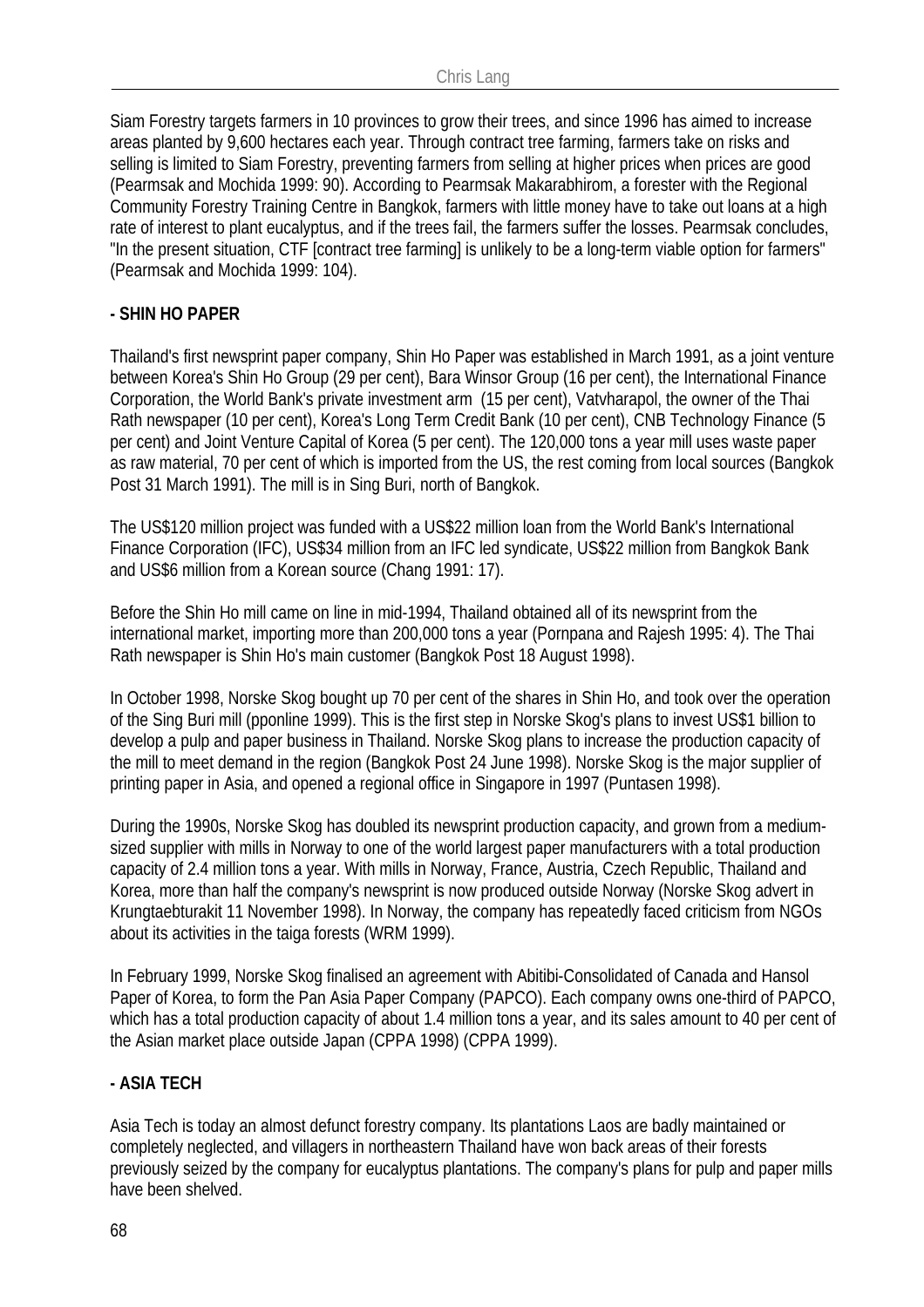Siam Forestry targets farmers in 10 provinces to grow their trees, and since 1996 has aimed to increase areas planted by 9,600 hectares each year. Through contract tree farming, farmers take on risks and selling is limited to Siam Forestry, preventing farmers from selling at higher prices when prices are good (Pearmsak and Mochida 1999: 90). According to Pearmsak Makarabhirom, a forester with the Regional Community Forestry Training Centre in Bangkok, farmers with little money have to take out loans at a high rate of interest to plant eucalyptus, and if the trees fail, the farmers suffer the losses. Pearmsak concludes, "In the present situation, CTF [contract tree farming] is unlikely to be a long-term viable option for farmers" (Pearmsak and Mochida 1999: 104).

**- SHIN HO PAPER**

Thailand's first newsprint paper company, Shin Ho Paper was established in March 1991, as a joint venture between Korea's Shin Ho Group (29 per cent), Bara Winsor Group (16 per cent), the International Finance Corporation, the World Bank's private investment arm (15 per cent), Vatvharapol, the owner of the Thai Rath newspaper (10 per cent), Korea's Long Term Credit Bank (10 per cent), CNB Technology Finance (5 per cent) and Joint Venture Capital of Korea (5 per cent). The 120,000 tons a year mill uses waste paper as raw material, 70 per cent of which is imported from the US, the rest coming from local sources (Bangkok Post 31 March 1991). The mill is in Sing Buri, north of Bangkok.

The US$120 million project was funded with a US$22 million loan from the World Bank's International Finance Corporation (IFC), US$34 million from an IFC led syndicate, US$22 million from Bangkok Bank and US$6 million from a Korean source (Chang 1991: 17).

Before the Shin Ho mill came on line in mid-1994, Thailand obtained all of its newsprint from the international market, importing more than 200,000 tons a year (Pornpana and Rajesh 1995: 4). The Thai Rath newspaper is Shin Ho's main customer (Bangkok Post 18 August 1998).

In October 1998, Norske Skog bought up 70 per cent of the shares in Shin Ho, and took over the operation of the Sing Buri mill (pponline 1999). This is the first step in Norske Skog's plans to invest US$1 billion to develop a pulp and paper business in Thailand. Norske Skog plans to increase the production capacity of the mill to meet demand in the region (Bangkok Post 24 June 1998). Norske Skog is the major supplier of printing paper in Asia, and opened a regional office in Singapore in 1997 (Puntasen 1998).

During the 1990s, Norske Skog has doubled its newsprint production capacity, and grown from a medium-sized supplier with mills in Norway to one of the world largest paper manufacturers with a total production capacity of 2.4 million tons a year. With mills in Norway, France, Austria, Czech Republic, Thailand and Korea, more than half the company's newsprint is now produced outside Norway (Norske Skog advert in Krungtaebturakit 11 November 1998). In Norway, the company has repeatedly faced criticism from NGOs about its activities in the taiga forests (WRM 1999).

In February 1999, Norske Skog finalised an agreement with Abitibi-Consolidated of Canada and Hansol Paper of Korea, to form the Pan Asia Paper Company (PAPCO). Each company owns one-third of PAPCO, which has a total production capacity of about 1.4 million tons a year, and its sales amount to 40 per cent of the Asian market place outside Japan (CPPA 1998) (CPPA 1999).

**- ASIA TECH**

Asia Tech is today an almost defunct forestry company. Its plantations Laos are badly maintained or completely neglected, and villagers in northeastern Thailand have won back areas of their forests previously seized by the company for eucalyptus plantations. The company's plans for pulp and paper mills have been shelved.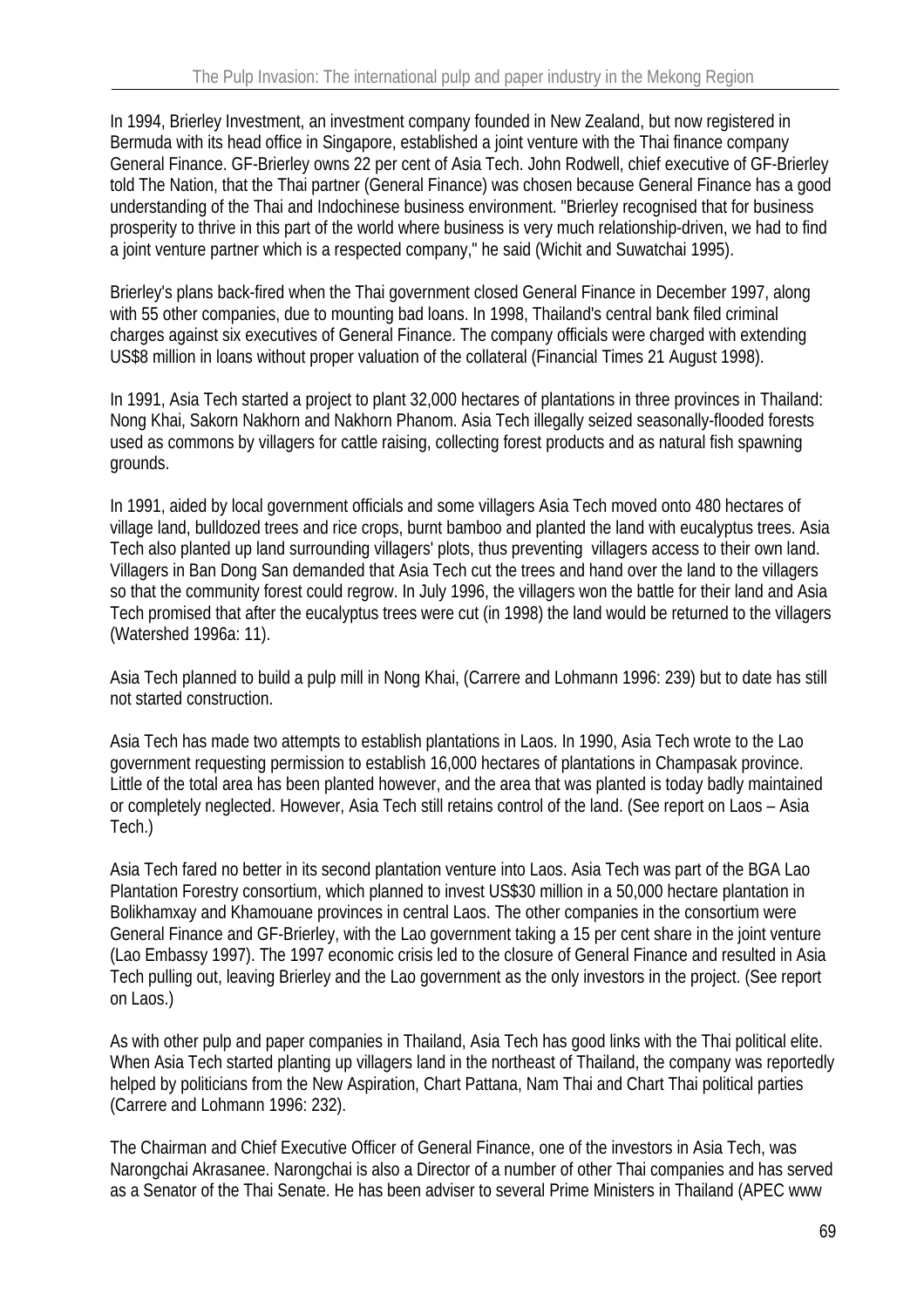In 1994, Brierley Investment, an investment company founded in New Zealand, but now registered in Bermuda with its head office in Singapore, established a joint venture with the Thai finance company General Finance. GF-Brierley owns 22 per cent of Asia Tech. John Rodwell, chief executive of GF-Brierley told The Nation, that the Thai partner (General Finance) was chosen because General Finance has a good understanding of the Thai and Indochinese business environment. "Brierley recognised that for business prosperity to thrive in this part of the world where business is very much relationship-driven, we had to find a joint venture partner which is a respected company," he said (Wichit and Suwatchai 1995).

Brierley's plans back-fired when the Thai government closed General Finance in December 1997, along with 55 other companies, due to mounting bad loans. In 1998, Thailand's central bank filed criminal charges against six executives of General Finance. The company officials were charged with extending US$8 million in loans without proper valuation of the collateral (Financial Times 21 August 1998).

In 1991, Asia Tech started a project to plant 32,000 hectares of plantations in three provinces in Thailand: Nong Khai, Sakorn Nakhorn and Nakhorn Phanom. Asia Tech illegally seized seasonally-flooded forests used as commons by villagers for cattle raising, collecting forest products and as natural fish spawning grounds.

In 1991, aided by local government officials and some villagers Asia Tech moved onto 480 hectares of village land, bulldozed trees and rice crops, burnt bamboo and planted the land with eucalyptus trees. Asia Tech also planted up land surrounding villagers' plots, thus preventing villagers access to their own land. Villagers in Ban Dong San demanded that Asia Tech cut the trees and hand over the land to the villagers so that the community forest could regrow. In July 1996, the villagers won the battle for their land and Asia Tech promised that after the eucalyptus trees were cut (in 1998) the land would be returned to the villagers (Watershed 1996a: 11).

Asia Tech planned to build a pulp mill in Nong Khai, (Carrere and Lohmann 1996: 239) but to date has still not started construction.

Asia Tech has made two attempts to establish plantations in Laos. In 1990, Asia Tech wrote to the Lao government requesting permission to establish 16,000 hectares of plantations in Champasak province. Little of the total area has been planted however, and the area that was planted is today badly maintained or completely neglected. However, Asia Tech still retains control of the land. (See report on Laos – Asia Tech.)

Asia Tech fared no better in its second plantation venture into Laos. Asia Tech was part of the BGA Lao Plantation Forestry consortium, which planned to invest US$30 million in a 50,000 hectare plantation in Bolikhamxay and Khamouane provinces in central Laos. The other companies in the consortium were General Finance and GF-Brierley, with the Lao government taking a 15 per cent share in the joint venture (Lao Embassy 1997). The 1997 economic crisis led to the closure of General Finance and resulted in Asia Tech pulling out, leaving Brierley and the Lao government as the only investors in the project. (See report on Laos.)

As with other pulp and paper companies in Thailand, Asia Tech has good links with the Thai political elite. When Asia Tech started planting up villagers land in the northeast of Thailand, the company was reportedly helped by politicians from the New Aspiration, Chart Pattana, Nam Thai and Chart Thai political parties (Carrere and Lohmann 1996: 232).

The Chairman and Chief Executive Officer of General Finance, one of the investors in Asia Tech, was Narongchai Akrasanee. Narongchai is also a Director of a number of other Thai companies and has served as a Senator of the Thai Senate. He has been adviser to several Prime Ministers in Thailand (APEC www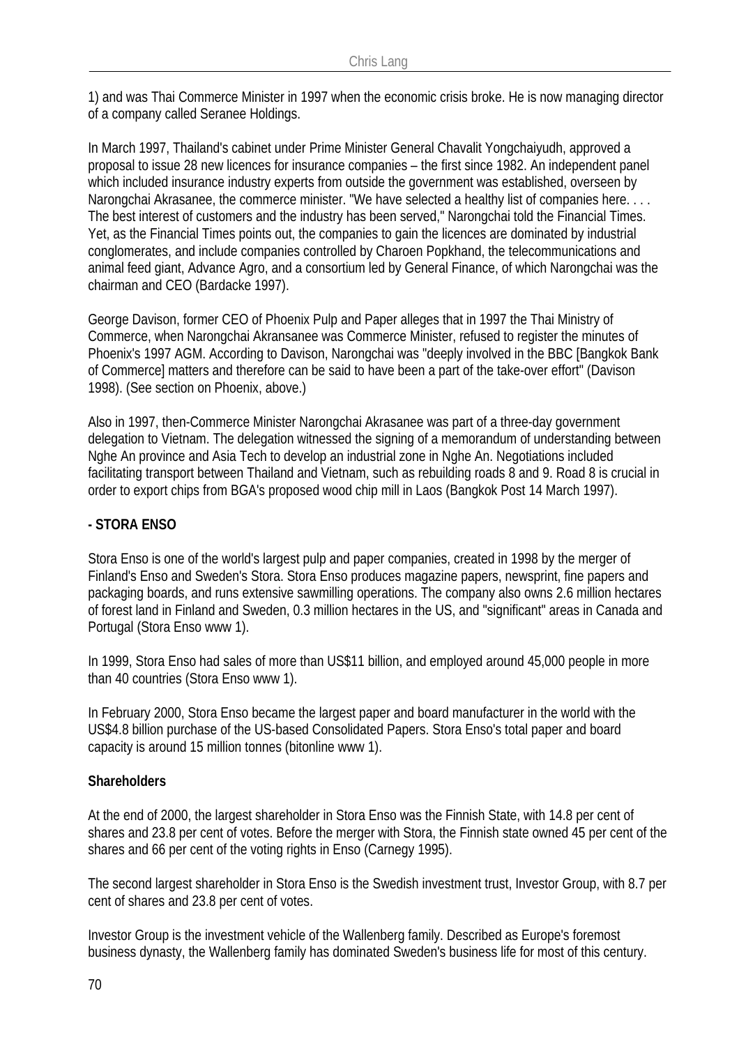1) and was Thai Commerce Minister in 1997 when the economic crisis broke. He is now managing director of a company called Seranee Holdings.

In March 1997, Thailand's cabinet under Prime Minister General Chavalit Yongchaiyudh, approved a proposal to issue 28 new licences for insurance companies – the first since 1982. An independent panel which included insurance industry experts from outside the government was established, overseen by Narongchai Akrasanee, the commerce minister. "We have selected a healthy list of companies here. . . . The best interest of customers and the industry has been served," Narongchai told the Financial Times. Yet, as the Financial Times points out, the companies to gain the licences are dominated by industrial conglomerates, and include companies controlled by Charoen Popkhand, the telecommunications and animal feed giant, Advance Agro, and a consortium led by General Finance, of which Narongchai was the chairman and CEO (Bardacke 1997).

George Davison, former CEO of Phoenix Pulp and Paper alleges that in 1997 the Thai Ministry of Commerce, when Narongchai Akransanee was Commerce Minister, refused to register the minutes of Phoenix's 1997 AGM. According to Davison, Narongchai was "deeply involved in the BBC [Bangkok Bank of Commerce] matters and therefore can be said to have been a part of the take-over effort" (Davison 1998). (See section on Phoenix, above.)

Also in 1997, then-Commerce Minister Narongchai Akrasanee was part of a three-day government delegation to Vietnam. The delegation witnessed the signing of a memorandum of understanding between Nghe An province and Asia Tech to develop an industrial zone in Nghe An. Negotiations included facilitating transport between Thailand and Vietnam, such as rebuilding roads 8 and 9. Road 8 is crucial in order to export chips from BGA's proposed wood chip mill in Laos (Bangkok Post 14 March 1997).

### - STORA ENSO

Stora Enso is one of the world's largest pulp and paper companies, created in 1998 by the merger of Finland's Enso and Sweden's Stora. Stora Enso produces magazine papers, newsprint, fine papers and packaging boards, and runs extensive sawmilling operations. The company also owns 2.6 million hectares of forest land in Finland and Sweden, 0.3 million hectares in the US, and "significant" areas in Canada and Portugal (Stora Enso www 1).

In 1999, Stora Enso had sales of more than US$11 billion, and employed around 45,000 people in more than 40 countries (Stora Enso www 1).

In February 2000, Stora Enso became the largest paper and board manufacturer in the world with the US$4.8 billion purchase of the US-based Consolidated Papers. Stora Enso's total paper and board capacity is around 15 million tonnes (bitonline www 1).

#### Shareholders

At the end of 2000, the largest shareholder in Stora Enso was the Finnish State, with 14.8 per cent of shares and 23.8 per cent of votes. Before the merger with Stora, the Finnish state owned 45 per cent of the shares and 66 per cent of the voting rights in Enso (Carnegy 1995).

The second largest shareholder in Stora Enso is the Swedish investment trust, Investor Group, with 8.7 per cent of shares and 23.8 per cent of votes.

Investor Group is the investment vehicle of the Wallenberg family. Described as Europe's foremost business dynasty, the Wallenberg family has dominated Sweden's business life for most of this century.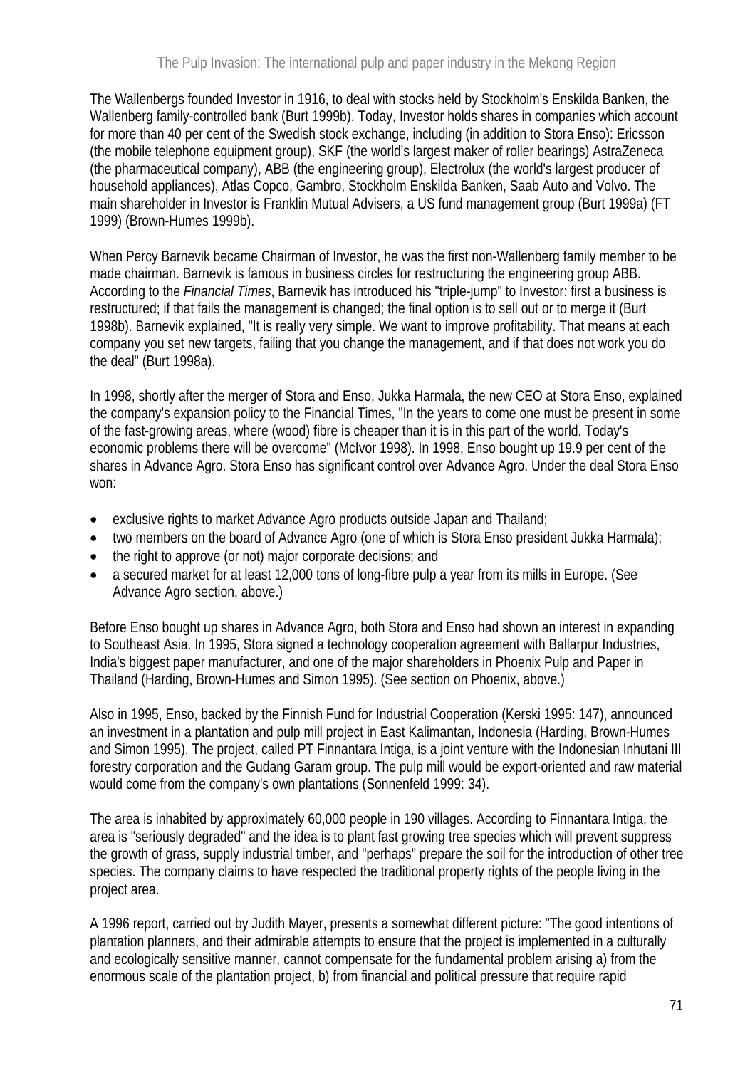The Wallenbergs founded Investor in 1916, to deal with stocks held by Stockholm's Enskilda Banken, the Wallenberg family-controlled bank (Burt 1999b). Today, Investor holds shares in companies which account for more than 40 per cent of the Swedish stock exchange, including (in addition to Stora Enso): Ericsson (the mobile telephone equipment group), SKF (the world's largest maker of roller bearings) AstraZeneca (the pharmaceutical company), ABB (the engineering group), Electrolux (the world's largest producer of household appliances), Atlas Copco, Gambro, Stockholm Enskilda Banken, Saab Auto and Volvo. The main shareholder in Investor is Franklin Mutual Advisers, a US fund management group (Burt 1999a) (FT 1999) (Brown-Humes 1999b).

When Percy Barnevik became Chairman of Investor, he was the first non-Wallenberg family member to be made chairman. Barnevik is famous in business circles for restructuring the engineering group ABB. According to the *Financial Times*, Barnevik has introduced his "triple-jump" to Investor: first a business is restructured; if that fails the management is changed; the final option is to sell out or to merge it (Burt 1998b). Barnevik explained, "It is really very simple. We want to improve profitability. That means at each company you set new targets, failing that you change the management, and if that does not work you do the deal" (Burt 1998a).

In 1998, shortly after the merger of Stora and Enso, Jukka Harmala, the new CEO at Stora Enso, explained the company's expansion policy to the Financial Times, "In the years to come one must be present in some of the fast-growing areas, where (wood) fibre is cheaper than it is in this part of the world. Today's economic problems there will be overcome" (McIvor 1998). In 1998, Enso bought up 19.9 per cent of the shares in Advance Agro. Stora Enso has significant control over Advance Agro. Under the deal Stora Enso won:

- exclusive rights to market Advance Agro products outside Japan and Thailand;
- two members on the board of Advance Agro (one of which is Stora Enso president Jukka Harmala);
- the right to approve (or not) major corporate decisions; and
- a secured market for at least 12,000 tons of long-fibre pulp a year from its mills in Europe. (See Advance Agro section, above.)

Before Enso bought up shares in Advance Agro, both Stora and Enso had shown an interest in expanding to Southeast Asia. In 1995, Stora signed a technology cooperation agreement with Ballarpur Industries, India's biggest paper manufacturer, and one of the major shareholders in Phoenix Pulp and Paper in Thailand (Harding, Brown-Humes and Simon 1995). (See section on Phoenix, above.)

Also in 1995, Enso, backed by the Finnish Fund for Industrial Cooperation (Kerski 1995: 147), announced an investment in a plantation and pulp mill project in East Kalimantan, Indonesia (Harding, Brown-Humes and Simon 1995). The project, called PT Finnantara Intiga, is a joint venture with the Indonesian Inhutani III forestry corporation and the Gudang Garam group. The pulp mill would be export-oriented and raw material would come from the company's own plantations (Sonnenfeld 1999: 34).

The area is inhabited by approximately 60,000 people in 190 villages. According to Finnantara Intiga, the area is "seriously degraded" and the idea is to plant fast growing tree species which will prevent suppress the growth of grass, supply industrial timber, and "perhaps" prepare the soil for the introduction of other tree species. The company claims to have respected the traditional property rights of the people living in the project area.

A 1996 report, carried out by Judith Mayer, presents a somewhat different picture: "The good intentions of plantation planners, and their admirable attempts to ensure that the project is implemented in a culturally and ecologically sensitive manner, cannot compensate for the fundamental problem arising a) from the enormous scale of the plantation project, b) from financial and political pressure that require rapid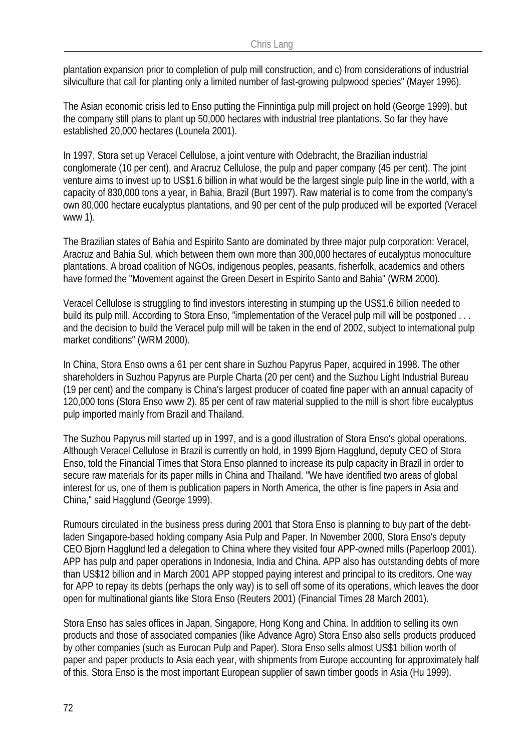plantation expansion prior to completion of pulp mill construction, and c) from considerations of industrial silviculture that call for planting only a limited number of fast-growing pulpwood species" (Mayer 1996).

The Asian economic crisis led to Enso putting the Finnintiga pulp mill project on hold (George 1999), but the company still plans to plant up 50,000 hectares with industrial tree plantations. So far they have established 20,000 hectares (Lounela 2001).

In 1997, Stora set up Veracel Cellulose, a joint venture with Odebracht, the Brazilian industrial conglomerate (10 per cent), and Aracruz Cellulose, the pulp and paper company (45 per cent). The joint venture aims to invest up to US$1.6 billion in what would be the largest single pulp line in the world, with a capacity of 830,000 tons a year, in Bahia, Brazil (Burt 1997). Raw material is to come from the company's own 80,000 hectare eucalyptus plantations, and 90 per cent of the pulp produced will be exported (Veracel www 1).

The Brazilian states of Bahia and Espirito Santo are dominated by three major pulp corporation: Veracel, Aracruz and Bahia Sul, which between them own more than 300,000 hectares of eucalyptus monoculture plantations. A broad coalition of NGOs, indigenous peoples, peasants, fisherfolk, academics and others have formed the "Movement against the Green Desert in Espirito Santo and Bahia" (WRM 2000).

Veracel Cellulose is struggling to find investors interesting in stumping up the US$1.6 billion needed to build its pulp mill. According to Stora Enso, "implementation of the Veracel pulp mill will be postponed . . . and the decision to build the Veracel pulp mill will be taken in the end of 2002, subject to international pulp market conditions" (WRM 2000).

In China, Stora Enso owns a 61 per cent share in Suzhou Papyrus Paper, acquired in 1998. The other shareholders in Suzhou Papyrus are Purple Charta (20 per cent) and the Suzhou Light Industrial Bureau (19 per cent) and the company is China's largest producer of coated fine paper with an annual capacity of 120,000 tons (Stora Enso www 2). 85 per cent of raw material supplied to the mill is short fibre eucalyptus pulp imported mainly from Brazil and Thailand.

The Suzhou Papyrus mill started up in 1997, and is a good illustration of Stora Enso's global operations. Although Veracel Cellulose in Brazil is currently on hold, in 1999 Bjorn Hagglund, deputy CEO of Stora Enso, told the Financial Times that Stora Enso planned to increase its pulp capacity in Brazil in order to secure raw materials for its paper mills in China and Thailand. "We have identified two areas of global interest for us, one of them is publication papers in North America, the other is fine papers in Asia and China," said Hagglund (George 1999).

Rumours circulated in the business press during 2001 that Stora Enso is planning to buy part of the debt-laden Singapore-based holding company Asia Pulp and Paper. In November 2000, Stora Enso's deputy CEO Bjorn Hagglund led a delegation to China where they visited four APP-owned mills (Paperloop 2001). APP has pulp and paper operations in Indonesia, India and China. APP also has outstanding debts of more than US$12 billion and in March 2001 APP stopped paying interest and principal to its creditors. One way for APP to repay its debts (perhaps the only way) is to sell off some of its operations, which leaves the door open for multinational giants like Stora Enso (Reuters 2001) (Financial Times 28 March 2001).

Stora Enso has sales offices in Japan, Singapore, Hong Kong and China. In addition to selling its own products and those of associated companies (like Advance Agro) Stora Enso also sells products produced by other companies (such as Eurocan Pulp and Paper). Stora Enso sells almost US$1 billion worth of paper and paper products to Asia each year, with shipments from Europe accounting for approximately half of this. Stora Enso is the most important European supplier of sawn timber goods in Asia (Hu 1999).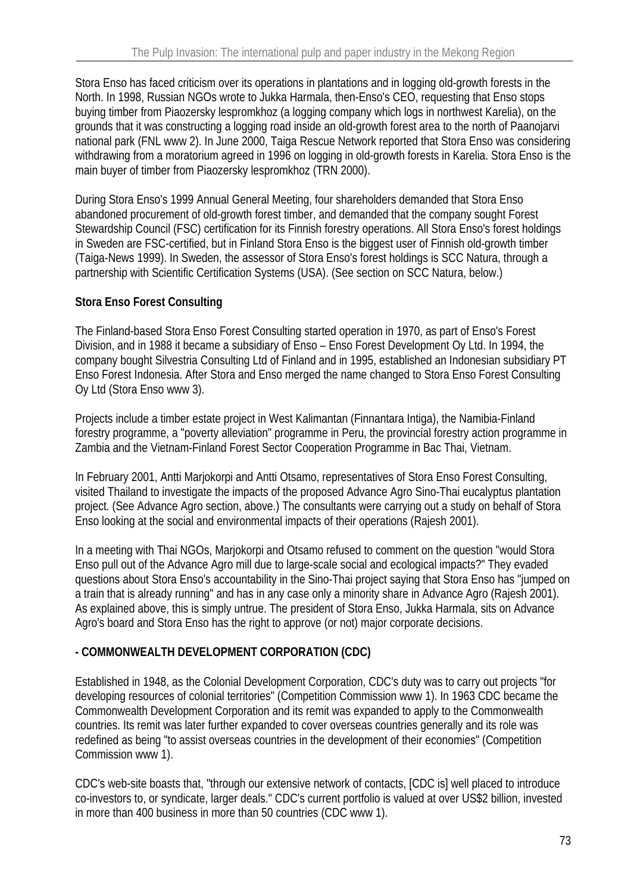Stora Enso has faced criticism over its operations in plantations and in logging old-growth forests in the North. In 1998, Russian NGOs wrote to Jukka Harmala, then-Enso's CEO, requesting that Enso stops buying timber from Piaozersky lespromkhoz (a logging company which logs in northwest Karelia), on the grounds that it was constructing a logging road inside an old-growth forest area to the north of Paanojarvi national park (FNL www 2). In June 2000, Taiga Rescue Network reported that Stora Enso was considering withdrawing from a moratorium agreed in 1996 on logging in old-growth forests in Karelia. Stora Enso is the main buyer of timber from Piaozersky lespromkhoz (TRN 2000).

During Stora Enso's 1999 Annual General Meeting, four shareholders demanded that Stora Enso abandoned procurement of old-growth forest timber, and demanded that the company sought Forest Stewardship Council (FSC) certification for its Finnish forestry operations. All Stora Enso's forest holdings in Sweden are FSC-certified, but in Finland Stora Enso is the biggest user of Finnish old-growth timber (Taiga-News 1999). In Sweden, the assessor of Stora Enso's forest holdings is SCC Natura, through a partnership with Scientific Certification Systems (USA). (See section on SCC Natura, below.)

**Stora Enso Forest Consulting**

The Finland-based Stora Enso Forest Consulting started operation in 1970, as part of Enso's Forest Division, and in 1988 it became a subsidiary of Enso – Enso Forest Development Oy Ltd. In 1994, the company bought Silvestria Consulting Ltd of Finland and in 1995, established an Indonesian subsidiary PT Enso Forest Indonesia. After Stora and Enso merged the name changed to Stora Enso Forest Consulting Oy Ltd (Stora Enso www 3).

Projects include a timber estate project in West Kalimantan (Finnantara Intiga), the Namibia-Finland forestry programme, a "poverty alleviation" programme in Peru, the provincial forestry action programme in Zambia and the Vietnam-Finland Forest Sector Cooperation Programme in Bac Thai, Vietnam.

In February 2001, Antti Marjokorpi and Antti Otsamo, representatives of Stora Enso Forest Consulting, visited Thailand to investigate the impacts of the proposed Advance Agro Sino-Thai eucalyptus plantation project. (See Advance Agro section, above.) The consultants were carrying out a study on behalf of Stora Enso looking at the social and environmental impacts of their operations (Rajesh 2001).

In a meeting with Thai NGOs, Marjokorpi and Otsamo refused to comment on the question "would Stora Enso pull out of the Advance Agro mill due to large-scale social and ecological impacts?" They evaded questions about Stora Enso's accountability in the Sino-Thai project saying that Stora Enso has "jumped on a train that is already running" and has in any case only a minority share in Advance Agro (Rajesh 2001). As explained above, this is simply untrue. The president of Stora Enso, Jukka Harmala, sits on Advance Agro's board and Stora Enso has the right to approve (or not) major corporate decisions.

**- COMMONWEALTH DEVELOPMENT CORPORATION (CDC)**

Established in 1948, as the Colonial Development Corporation, CDC's duty was to carry out projects "for developing resources of colonial territories" (Competition Commission www 1). In 1963 CDC became the Commonwealth Development Corporation and its remit was expanded to apply to the Commonwealth countries. Its remit was later further expanded to cover overseas countries generally and its role was redefined as being "to assist overseas countries in the development of their economies" (Competition Commission www 1).

CDC's web-site boasts that, "through our extensive network of contacts, [CDC is] well placed to introduce co-investors to, or syndicate, larger deals." CDC's current portfolio is valued at over US$2 billion, invested in more than 400 business in more than 50 countries (CDC www 1).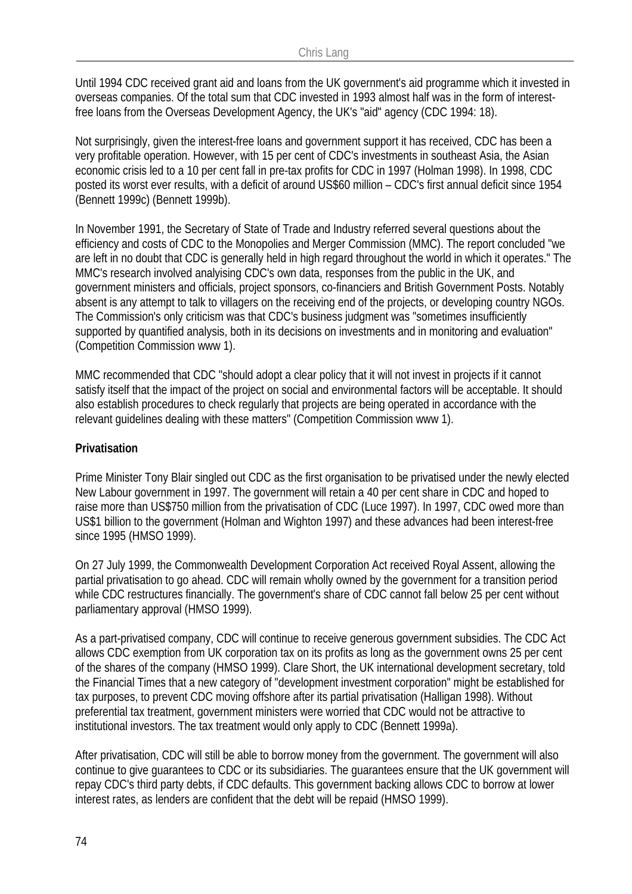Until 1994 CDC received grant aid and loans from the UK government's aid programme which it invested in overseas companies. Of the total sum that CDC invested in 1993 almost half was in the form of interest-free loans from the Overseas Development Agency, the UK's "aid" agency (CDC 1994: 18).

Not surprisingly, given the interest-free loans and government support it has received, CDC has been a very profitable operation. However, with 15 per cent of CDC's investments in southeast Asia, the Asian economic crisis led to a 10 per cent fall in pre-tax profits for CDC in 1997 (Holman 1998). In 1998, CDC posted its worst ever results, with a deficit of around US$60 million – CDC's first annual deficit since 1954 (Bennett 1999c) (Bennett 1999b).

In November 1991, the Secretary of State of Trade and Industry referred several questions about the efficiency and costs of CDC to the Monopolies and Merger Commission (MMC). The report concluded "we are left in no doubt that CDC is generally held in high regard throughout the world in which it operates." The MMC's research involved analyising CDC's own data, responses from the public in the UK, and government ministers and officials, project sponsors, co-financiers and British Government Posts. Notably absent is any attempt to talk to villagers on the receiving end of the projects, or developing country NGOs. The Commission's only criticism was that CDC's business judgment was "sometimes insufficiently supported by quantified analysis, both in its decisions on investments and in monitoring and evaluation" (Competition Commission www 1).

MMC recommended that CDC "should adopt a clear policy that it will not invest in projects if it cannot satisfy itself that the impact of the project on social and environmental factors will be acceptable. It should also establish procedures to check regularly that projects are being operated in accordance with the relevant guidelines dealing with these matters" (Competition Commission www 1).

**Privatisation**

Prime Minister Tony Blair singled out CDC as the first organisation to be privatised under the newly elected New Labour government in 1997. The government will retain a 40 per cent share in CDC and hoped to raise more than US$750 million from the privatisation of CDC (Luce 1997). In 1997, CDC owed more than US$1 billion to the government (Holman and Wighton 1997) and these advances had been interest-free since 1995 (HMSO 1999).

On 27 July 1999, the Commonwealth Development Corporation Act received Royal Assent, allowing the partial privatisation to go ahead. CDC will remain wholly owned by the government for a transition period while CDC restructures financially. The government's share of CDC cannot fall below 25 per cent without parliamentary approval (HMSO 1999).

As a part-privatised company, CDC will continue to receive generous government subsidies. The CDC Act allows CDC exemption from UK corporation tax on its profits as long as the government owns 25 per cent of the shares of the company (HMSO 1999). Clare Short, the UK international development secretary, told the Financial Times that a new category of "development investment corporation" might be established for tax purposes, to prevent CDC moving offshore after its partial privatisation (Halligan 1998). Without preferential tax treatment, government ministers were worried that CDC would not be attractive to institutional investors. The tax treatment would only apply to CDC (Bennett 1999a).

After privatisation, CDC will still be able to borrow money from the government. The government will also continue to give guarantees to CDC or its subsidiaries. The guarantees ensure that the UK government will repay CDC's third party debts, if CDC defaults. This government backing allows CDC to borrow at lower interest rates, as lenders are confident that the debt will be repaid (HMSO 1999).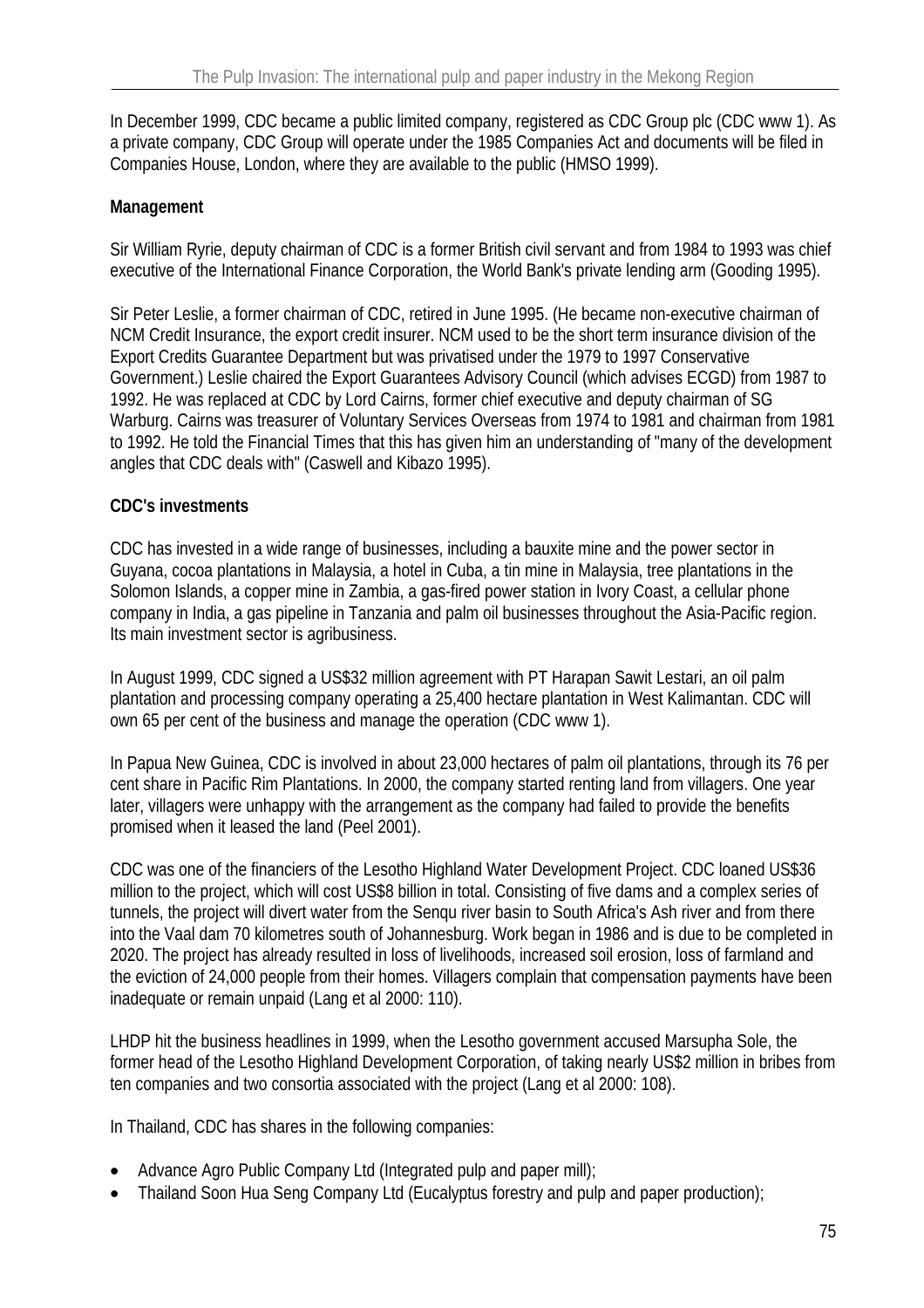In December 1999, CDC became a public limited company, registered as CDC Group plc (CDC www 1). As a private company, CDC Group will operate under the 1985 Companies Act and documents will be filed in Companies House, London, where they are available to the public (HMSO 1999).

**Management**

Sir William Ryrie, deputy chairman of CDC is a former British civil servant and from 1984 to 1993 was chief executive of the International Finance Corporation, the World Bank's private lending arm (Gooding 1995).

Sir Peter Leslie, a former chairman of CDC, retired in June 1995. (He became non-executive chairman of NCM Credit Insurance, the export credit insurer. NCM used to be the short term insurance division of the Export Credits Guarantee Department but was privatised under the 1979 to 1997 Conservative Government.) Leslie chaired the Export Guarantees Advisory Council (which advises ECGD) from 1987 to 1992. He was replaced at CDC by Lord Cairns, former chief executive and deputy chairman of SG Warburg. Cairns was treasurer of Voluntary Services Overseas from 1974 to 1981 and chairman from 1981 to 1992. He told the Financial Times that this has given him an understanding of "many of the development angles that CDC deals with" (Caswell and Kibazo 1995).

**CDC's investments**

CDC has invested in a wide range of businesses, including a bauxite mine and the power sector in Guyana, cocoa plantations in Malaysia, a hotel in Cuba, a tin mine in Malaysia, tree plantations in the Solomon Islands, a copper mine in Zambia, a gas-fired power station in Ivory Coast, a cellular phone company in India, a gas pipeline in Tanzania and palm oil businesses throughout the Asia-Pacific region. Its main investment sector is agribusiness.

In August 1999, CDC signed a US$32 million agreement with PT Harapan Sawit Lestari, an oil palm plantation and processing company operating a 25,400 hectare plantation in West Kalimantan. CDC will own 65 per cent of the business and manage the operation (CDC www 1).

In Papua New Guinea, CDC is involved in about 23,000 hectares of palm oil plantations, through its 76 per cent share in Pacific Rim Plantations. In 2000, the company started renting land from villagers. One year later, villagers were unhappy with the arrangement as the company had failed to provide the benefits promised when it leased the land (Peel 2001).

CDC was one of the financiers of the Lesotho Highland Water Development Project. CDC loaned US$36 million to the project, which will cost US$8 billion in total. Consisting of five dams and a complex series of tunnels, the project will divert water from the Senqu river basin to South Africa's Ash river and from there into the Vaal dam 70 kilometres south of Johannesburg. Work began in 1986 and is due to be completed in 2020. The project has already resulted in loss of livelihoods, increased soil erosion, loss of farmland and the eviction of 24,000 people from their homes. Villagers complain that compensation payments have been inadequate or remain unpaid (Lang et al 2000: 110).

LHDP hit the business headlines in 1999, when the Lesotho government accused Marsupha Sole, the former head of the Lesotho Highland Development Corporation, of taking nearly US$2 million in bribes from ten companies and two consortia associated with the project (Lang et al 2000: 108).

In Thailand, CDC has shares in the following companies:

- Advance Agro Public Company Ltd (Integrated pulp and paper mill);
- Thailand Soon Hua Seng Company Ltd (Eucalyptus forestry and pulp and paper production);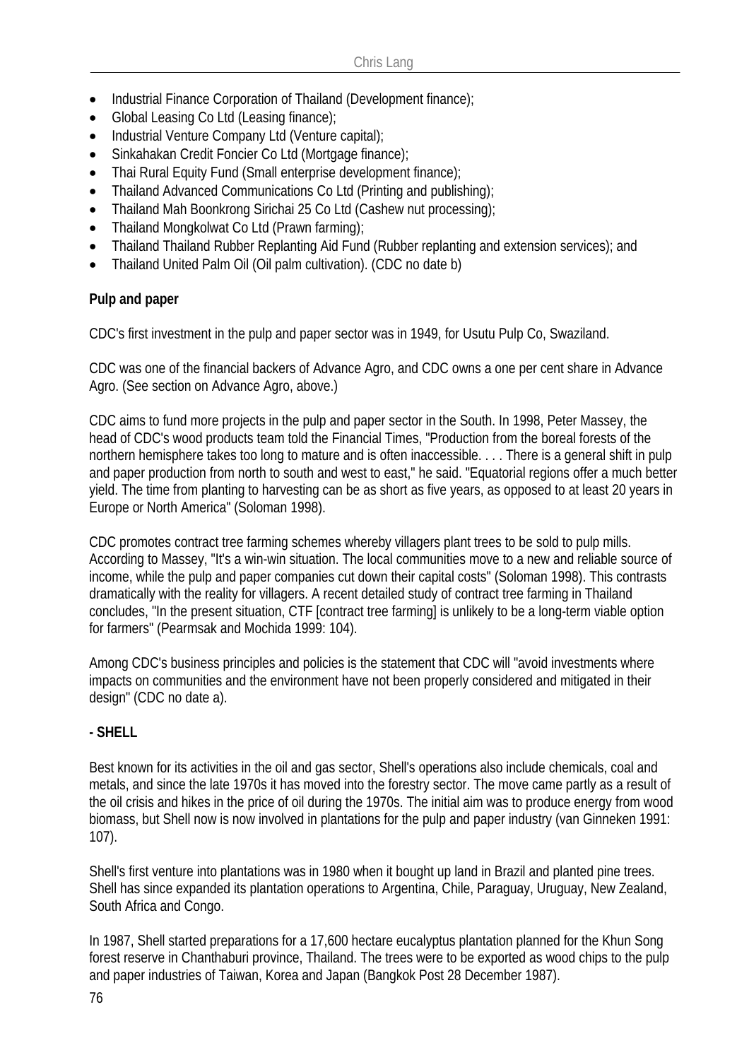- Industrial Finance Corporation of Thailand (Development finance);
- Global Leasing Co Ltd (Leasing finance);
- Industrial Venture Company Ltd (Venture capital);
- Sinkahakan Credit Foncier Co Ltd (Mortgage finance);
- Thai Rural Equity Fund (Small enterprise development finance);
- Thailand Advanced Communications Co Ltd (Printing and publishing);
- Thailand Mah Boonkrong Sirichai 25 Co Ltd (Cashew nut processing);
- Thailand Mongkolwat Co Ltd (Prawn farming);
- Thailand Thailand Rubber Replanting Aid Fund (Rubber replanting and extension services); and
- Thailand United Palm Oil (Oil palm cultivation). (CDC no date b)

**Pulp and paper**

CDC's first investment in the pulp and paper sector was in 1949, for Usutu Pulp Co, Swaziland.

CDC was one of the financial backers of Advance Agro, and CDC owns a one per cent share in Advance Agro. (See section on Advance Agro, above.)

CDC aims to fund more projects in the pulp and paper sector in the South. In 1998, Peter Massey, the head of CDC's wood products team told the Financial Times, "Production from the boreal forests of the northern hemisphere takes too long to mature and is often inaccessible. . . . There is a general shift in pulp and paper production from north to south and west to east," he said. "Equatorial regions offer a much better yield. The time from planting to harvesting can be as short as five years, as opposed to at least 20 years in Europe or North America" (Soloman 1998).

CDC promotes contract tree farming schemes whereby villagers plant trees to be sold to pulp mills. According to Massey, "It's a win-win situation. The local communities move to a new and reliable source of income, while the pulp and paper companies cut down their capital costs" (Soloman 1998). This contrasts dramatically with the reality for villagers. A recent detailed study of contract tree farming in Thailand concludes, "In the present situation, CTF [contract tree farming] is unlikely to be a long-term viable option for farmers" (Pearmsak and Mochida 1999: 104).

Among CDC's business principles and policies is the statement that CDC will "avoid investments where impacts on communities and the environment have not been properly considered and mitigated in their design" (CDC no date a).

**- SHELL**

Best known for its activities in the oil and gas sector, Shell's operations also include chemicals, coal and metals, and since the late 1970s it has moved into the forestry sector. The move came partly as a result of the oil crisis and hikes in the price of oil during the 1970s. The initial aim was to produce energy from wood biomass, but Shell now is now involved in plantations for the pulp and paper industry (van Ginneken 1991: 107).

Shell's first venture into plantations was in 1980 when it bought up land in Brazil and planted pine trees. Shell has since expanded its plantation operations to Argentina, Chile, Paraguay, Uruguay, New Zealand, South Africa and Congo.

In 1987, Shell started preparations for a 17,600 hectare eucalyptus plantation planned for the Khun Song forest reserve in Chanthaburi province, Thailand. The trees were to be exported as wood chips to the pulp and paper industries of Taiwan, Korea and Japan (Bangkok Post 28 December 1987).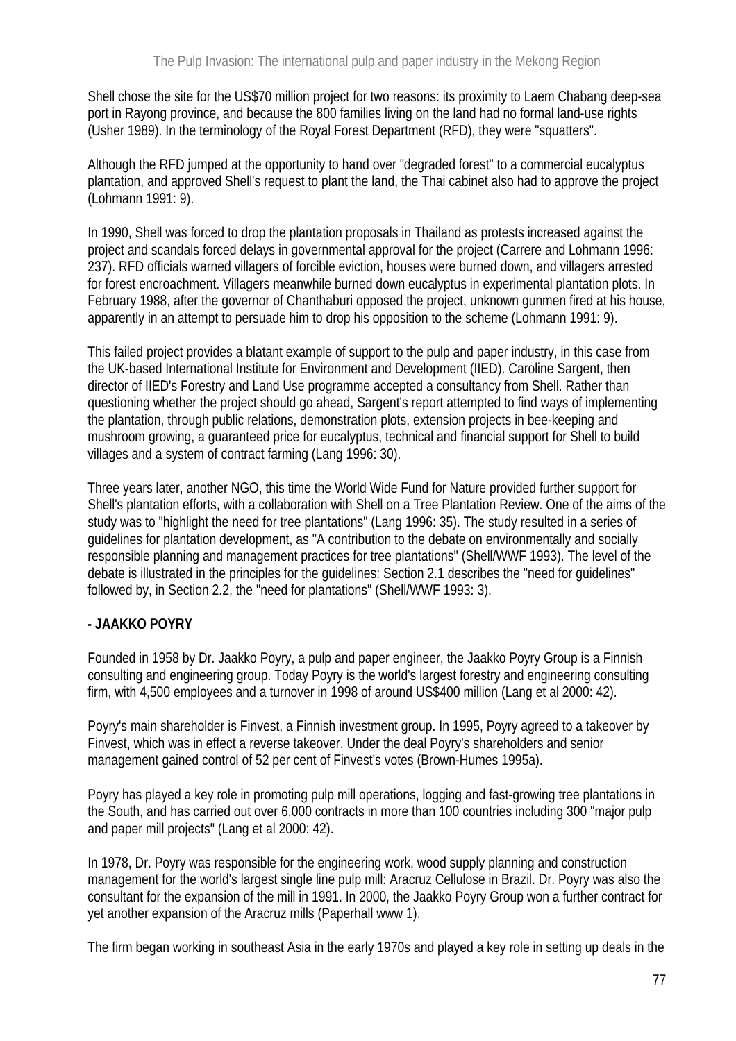Shell chose the site for the US$70 million project for two reasons: its proximity to Laem Chabang deep-sea port in Rayong province, and because the 800 families living on the land had no formal land-use rights (Usher 1989). In the terminology of the Royal Forest Department (RFD), they were "squatters".

Although the RFD jumped at the opportunity to hand over "degraded forest" to a commercial eucalyptus plantation, and approved Shell's request to plant the land, the Thai cabinet also had to approve the project (Lohmann 1991: 9).

In 1990, Shell was forced to drop the plantation proposals in Thailand as protests increased against the project and scandals forced delays in governmental approval for the project (Carrere and Lohmann 1996: 237). RFD officials warned villagers of forcible eviction, houses were burned down, and villagers arrested for forest encroachment. Villagers meanwhile burned down eucalyptus in experimental plantation plots. In February 1988, after the governor of Chanthaburi opposed the project, unknown gunmen fired at his house, apparently in an attempt to persuade him to drop his opposition to the scheme (Lohmann 1991: 9).

This failed project provides a blatant example of support to the pulp and paper industry, in this case from the UK-based International Institute for Environment and Development (IIED). Caroline Sargent, then director of IIED's Forestry and Land Use programme accepted a consultancy from Shell. Rather than questioning whether the project should go ahead, Sargent's report attempted to find ways of implementing the plantation, through public relations, demonstration plots, extension projects in bee-keeping and mushroom growing, a guaranteed price for eucalyptus, technical and financial support for Shell to build villages and a system of contract farming (Lang 1996: 30).

Three years later, another NGO, this time the World Wide Fund for Nature provided further support for Shell's plantation efforts, with a collaboration with Shell on a Tree Plantation Review. One of the aims of the study was to "highlight the need for tree plantations" (Lang 1996: 35). The study resulted in a series of guidelines for plantation development, as "A contribution to the debate on environmentally and socially responsible planning and management practices for tree plantations" (Shell/WWF 1993). The level of the debate is illustrated in the principles for the guidelines: Section 2.1 describes the "need for guidelines" followed by, in Section 2.2, the "need for plantations" (Shell/WWF 1993: 3).

**- JAAKKO POYRY**

Founded in 1958 by Dr. Jaakko Poyry, a pulp and paper engineer, the Jaakko Poyry Group is a Finnish consulting and engineering group. Today Poyry is the world's largest forestry and engineering consulting firm, with 4,500 employees and a turnover in 1998 of around US$400 million (Lang et al 2000: 42).

Poyry's main shareholder is Finvest, a Finnish investment group. In 1995, Poyry agreed to a takeover by Finvest, which was in effect a reverse takeover. Under the deal Poyry's shareholders and senior management gained control of 52 per cent of Finvest's votes (Brown-Humes 1995a).

Poyry has played a key role in promoting pulp mill operations, logging and fast-growing tree plantations in the South, and has carried out over 6,000 contracts in more than 100 countries including 300 "major pulp and paper mill projects" (Lang et al 2000: 42).

In 1978, Dr. Poyry was responsible for the engineering work, wood supply planning and construction management for the world's largest single line pulp mill: Aracruz Cellulose in Brazil. Dr. Poyry was also the consultant for the expansion of the mill in 1991. In 2000, the Jaakko Poyry Group won a further contract for yet another expansion of the Aracruz mills (Paperhall www 1).

The firm began working in southeast Asia in the early 1970s and played a key role in setting up deals in the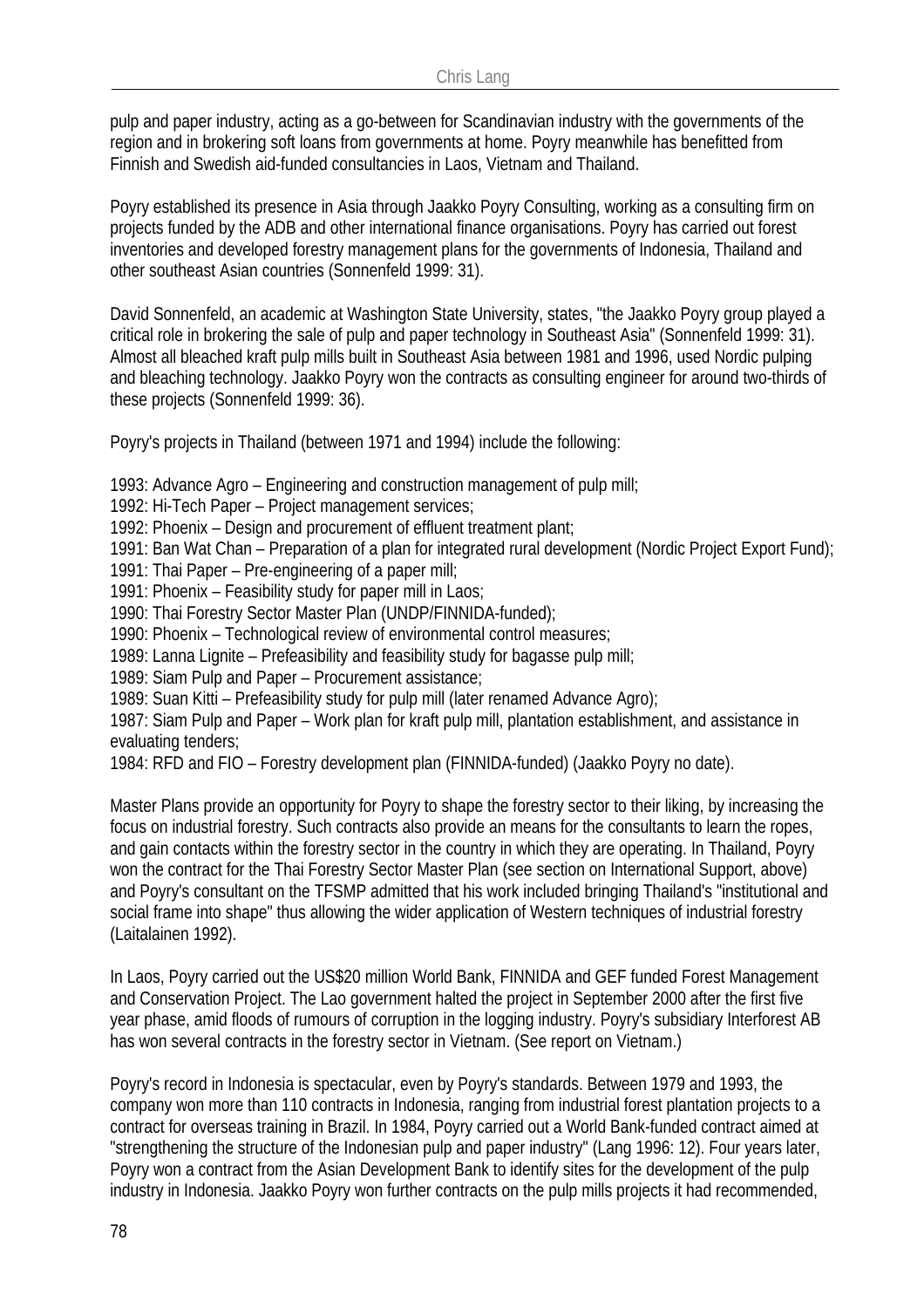pulp and paper industry, acting as a go-between for Scandinavian industry with the governments of the region and in brokering soft loans from governments at home. Poyry meanwhile has benefitted from Finnish and Swedish aid-funded consultancies in Laos, Vietnam and Thailand.

Poyry established its presence in Asia through Jaakko Poyry Consulting, working as a consulting firm on projects funded by the ADB and other international finance organisations. Poyry has carried out forest inventories and developed forestry management plans for the governments of Indonesia, Thailand and other southeast Asian countries (Sonnenfeld 1999: 31).

David Sonnenfeld, an academic at Washington State University, states, "the Jaakko Poyry group played a critical role in brokering the sale of pulp and paper technology in Southeast Asia" (Sonnenfeld 1999: 31). Almost all bleached kraft pulp mills built in Southeast Asia between 1981 and 1996, used Nordic pulping and bleaching technology. Jaakko Poyry won the contracts as consulting engineer for around two-thirds of these projects (Sonnenfeld 1999: 36).

Poyry's projects in Thailand (between 1971 and 1994) include the following:

1993: Advance Agro – Engineering and construction management of pulp mill;
1992: Hi-Tech Paper – Project management services;
1992: Phoenix – Design and procurement of effluent treatment plant;
1991: Ban Wat Chan – Preparation of a plan for integrated rural development (Nordic Project Export Fund);
1991: Thai Paper – Pre-engineering of a paper mill;
1991: Phoenix – Feasibility study for paper mill in Laos;
1990: Thai Forestry Sector Master Plan (UNDP/FINNIDA-funded);
1990: Phoenix – Technological review of environmental control measures;
1989: Lanna Lignite – Prefeasibility and feasibility study for bagasse pulp mill;
1989: Siam Pulp and Paper – Procurement assistance;
1989: Suan Kitti – Prefeasibility study for pulp mill (later renamed Advance Agro);
1987: Siam Pulp and Paper – Work plan for kraft pulp mill, plantation establishment, and assistance in evaluating tenders;
1984: RFD and FIO – Forestry development plan (FINNIDA-funded) (Jaakko Poyry no date).

Master Plans provide an opportunity for Poyry to shape the forestry sector to their liking, by increasing the focus on industrial forestry. Such contracts also provide an means for the consultants to learn the ropes, and gain contacts within the forestry sector in the country in which they are operating. In Thailand, Poyry won the contract for the Thai Forestry Sector Master Plan (see section on International Support, above) and Poyry's consultant on the TFSMP admitted that his work included bringing Thailand's "institutional and social frame into shape" thus allowing the wider application of Western techniques of industrial forestry (Laitalainen 1992).

In Laos, Poyry carried out the US$20 million World Bank, FINNIDA and GEF funded Forest Management and Conservation Project. The Lao government halted the project in September 2000 after the first five year phase, amid floods of rumours of corruption in the logging industry. Poyry's subsidiary Interforest AB has won several contracts in the forestry sector in Vietnam. (See report on Vietnam.)

Poyry's record in Indonesia is spectacular, even by Poyry's standards. Between 1979 and 1993, the company won more than 110 contracts in Indonesia, ranging from industrial forest plantation projects to a contract for overseas training in Brazil. In 1984, Poyry carried out a World Bank-funded contract aimed at "strengthening the structure of the Indonesian pulp and paper industry" (Lang 1996: 12). Four years later, Poyry won a contract from the Asian Development Bank to identify sites for the development of the pulp industry in Indonesia. Jaakko Poyry won further contracts on the pulp mills projects it had recommended,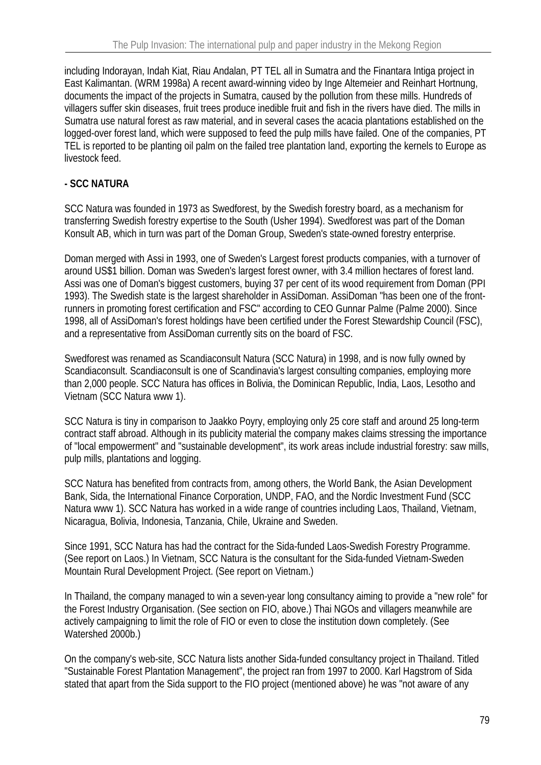including Indorayan, Indah Kiat, Riau Andalan, PT TEL all in Sumatra and the Finantara Intiga project in East Kalimantan. (WRM 1998a) A recent award-winning video by Inge Altemeier and Reinhart Hortnung, documents the impact of the projects in Sumatra, caused by the pollution from these mills. Hundreds of villagers suffer skin diseases, fruit trees produce inedible fruit and fish in the rivers have died. The mills in Sumatra use natural forest as raw material, and in several cases the acacia plantations established on the logged-over forest land, which were supposed to feed the pulp mills have failed. One of the companies, PT TEL is reported to be planting oil palm on the failed tree plantation land, exporting the kernels to Europe as livestock feed.

**- SCC NATURA**

SCC Natura was founded in 1973 as Swedforest, by the Swedish forestry board, as a mechanism for transferring Swedish forestry expertise to the South (Usher 1994). Swedforest was part of the Doman Konsult AB, which in turn was part of the Doman Group, Sweden's state-owned forestry enterprise.

Doman merged with Assi in 1993, one of Sweden's Largest forest products companies, with a turnover of around US$1 billion. Doman was Sweden's largest forest owner, with 3.4 million hectares of forest land. Assi was one of Doman's biggest customers, buying 37 per cent of its wood requirement from Doman (PPI 1993). The Swedish state is the largest shareholder in AssiDoman. AssiDoman "has been one of the front-runners in promoting forest certification and FSC" according to CEO Gunnar Palme (Palme 2000). Since 1998, all of AssiDoman's forest holdings have been certified under the Forest Stewardship Council (FSC), and a representative from AssiDoman currently sits on the board of FSC.

Swedforest was renamed as Scandiaconsult Natura (SCC Natura) in 1998, and is now fully owned by Scandiaconsult. Scandiaconsult is one of Scandinavia's largest consulting companies, employing more than 2,000 people. SCC Natura has offices in Bolivia, the Dominican Republic, India, Laos, Lesotho and Vietnam (SCC Natura www 1).

SCC Natura is tiny in comparison to Jaakko Poyry, employing only 25 core staff and around 25 long-term contract staff abroad. Although in its publicity material the company makes claims stressing the importance of "local empowerment" and "sustainable development", its work areas include industrial forestry: saw mills, pulp mills, plantations and logging.

SCC Natura has benefited from contracts from, among others, the World Bank, the Asian Development Bank, Sida, the International Finance Corporation, UNDP, FAO, and the Nordic Investment Fund (SCC Natura www 1). SCC Natura has worked in a wide range of countries including Laos, Thailand, Vietnam, Nicaragua, Bolivia, Indonesia, Tanzania, Chile, Ukraine and Sweden.

Since 1991, SCC Natura has had the contract for the Sida-funded Laos-Swedish Forestry Programme. (See report on Laos.) In Vietnam, SCC Natura is the consultant for the Sida-funded Vietnam-Sweden Mountain Rural Development Project. (See report on Vietnam.)

In Thailand, the company managed to win a seven-year long consultancy aiming to provide a "new role" for the Forest Industry Organisation. (See section on FIO, above.) Thai NGOs and villagers meanwhile are actively campaigning to limit the role of FIO or even to close the institution down completely. (See Watershed 2000b.)

On the company's web-site, SCC Natura lists another Sida-funded consultancy project in Thailand. Titled "Sustainable Forest Plantation Management", the project ran from 1997 to 2000. Karl Hagstrom of Sida stated that apart from the Sida support to the FIO project (mentioned above) he was "not aware of any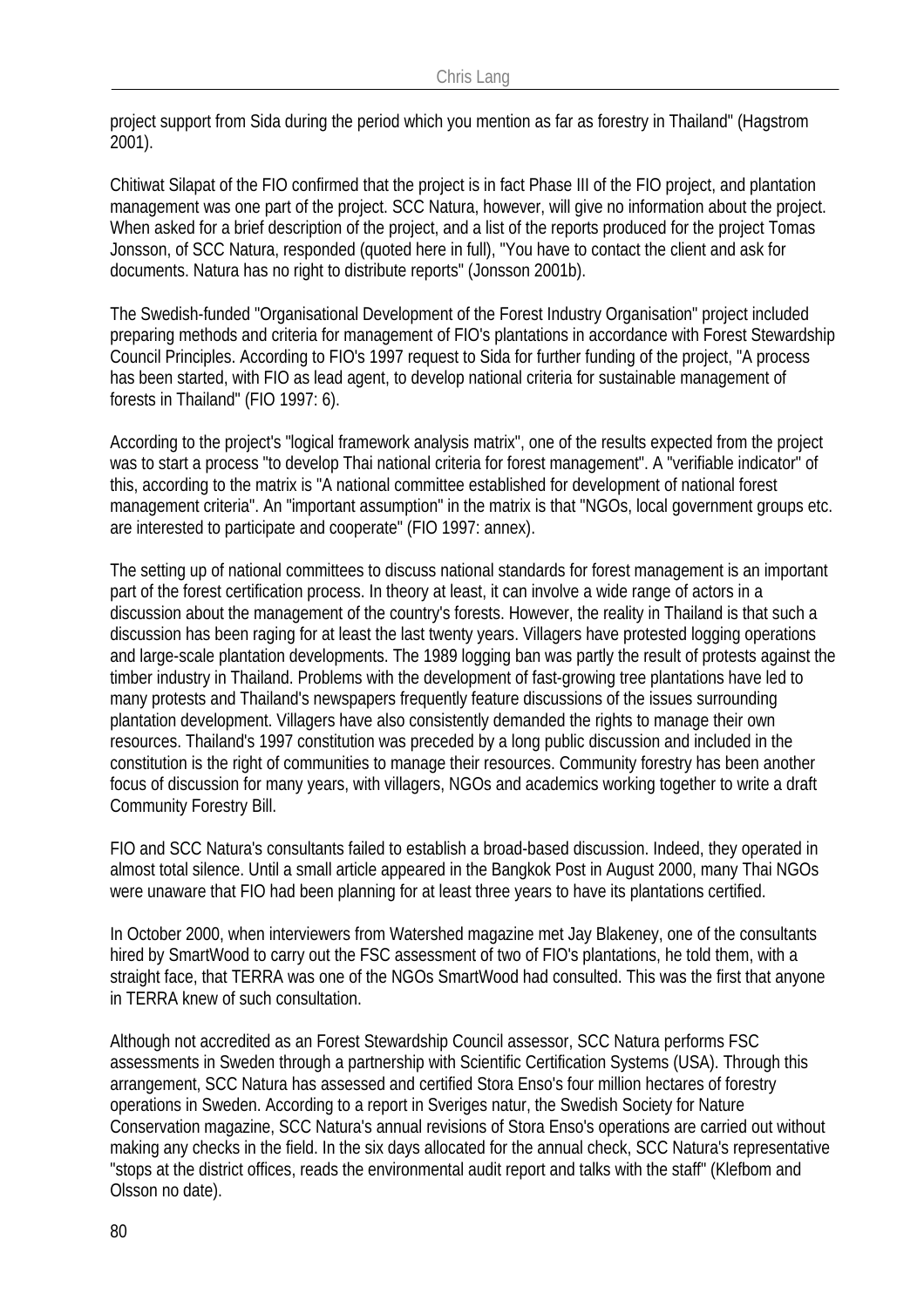project support from Sida during the period which you mention as far as forestry in Thailand" (Hagstrom 2001).

Chitiwat Silapat of the FIO confirmed that the project is in fact Phase III of the FIO project, and plantation management was one part of the project. SCC Natura, however, will give no information about the project. When asked for a brief description of the project, and a list of the reports produced for the project Tomas Jonsson, of SCC Natura, responded (quoted here in full), "You have to contact the client and ask for documents. Natura has no right to distribute reports" (Jonsson 2001b).

The Swedish-funded "Organisational Development of the Forest Industry Organisation" project included preparing methods and criteria for management of FIO's plantations in accordance with Forest Stewardship Council Principles. According to FIO's 1997 request to Sida for further funding of the project, "A process has been started, with FIO as lead agent, to develop national criteria for sustainable management of forests in Thailand" (FIO 1997: 6).

According to the project's "logical framework analysis matrix", one of the results expected from the project was to start a process "to develop Thai national criteria for forest management". A "verifiable indicator" of this, according to the matrix is "A national committee established for development of national forest management criteria". An "important assumption" in the matrix is that "NGOs, local government groups etc. are interested to participate and cooperate" (FIO 1997: annex).

The setting up of national committees to discuss national standards for forest management is an important part of the forest certification process. In theory at least, it can involve a wide range of actors in a discussion about the management of the country's forests. However, the reality in Thailand is that such a discussion has been raging for at least the last twenty years. Villagers have protested logging operations and large-scale plantation developments. The 1989 logging ban was partly the result of protests against the timber industry in Thailand. Problems with the development of fast-growing tree plantations have led to many protests and Thailand's newspapers frequently feature discussions of the issues surrounding plantation development. Villagers have also consistently demanded the rights to manage their own resources. Thailand's 1997 constitution was preceded by a long public discussion and included in the constitution is the right of communities to manage their resources. Community forestry has been another focus of discussion for many years, with villagers, NGOs and academics working together to write a draft Community Forestry Bill.

FIO and SCC Natura's consultants failed to establish a broad-based discussion. Indeed, they operated in almost total silence. Until a small article appeared in the Bangkok Post in August 2000, many Thai NGOs were unaware that FIO had been planning for at least three years to have its plantations certified.

In October 2000, when interviewers from Watershed magazine met Jay Blakeney, one of the consultants hired by SmartWood to carry out the FSC assessment of two of FIO's plantations, he told them, with a straight face, that TERRA was one of the NGOs SmartWood had consulted. This was the first that anyone in TERRA knew of such consultation.

Although not accredited as an Forest Stewardship Council assessor, SCC Natura performs FSC assessments in Sweden through a partnership with Scientific Certification Systems (USA). Through this arrangement, SCC Natura has assessed and certified Stora Enso's four million hectares of forestry operations in Sweden. According to a report in Sveriges natur, the Swedish Society for Nature Conservation magazine, SCC Natura's annual revisions of Stora Enso's operations are carried out without making any checks in the field. In the six days allocated for the annual check, SCC Natura's representative "stops at the district offices, reads the environmental audit report and talks with the staff" (Klefbom and Olsson no date).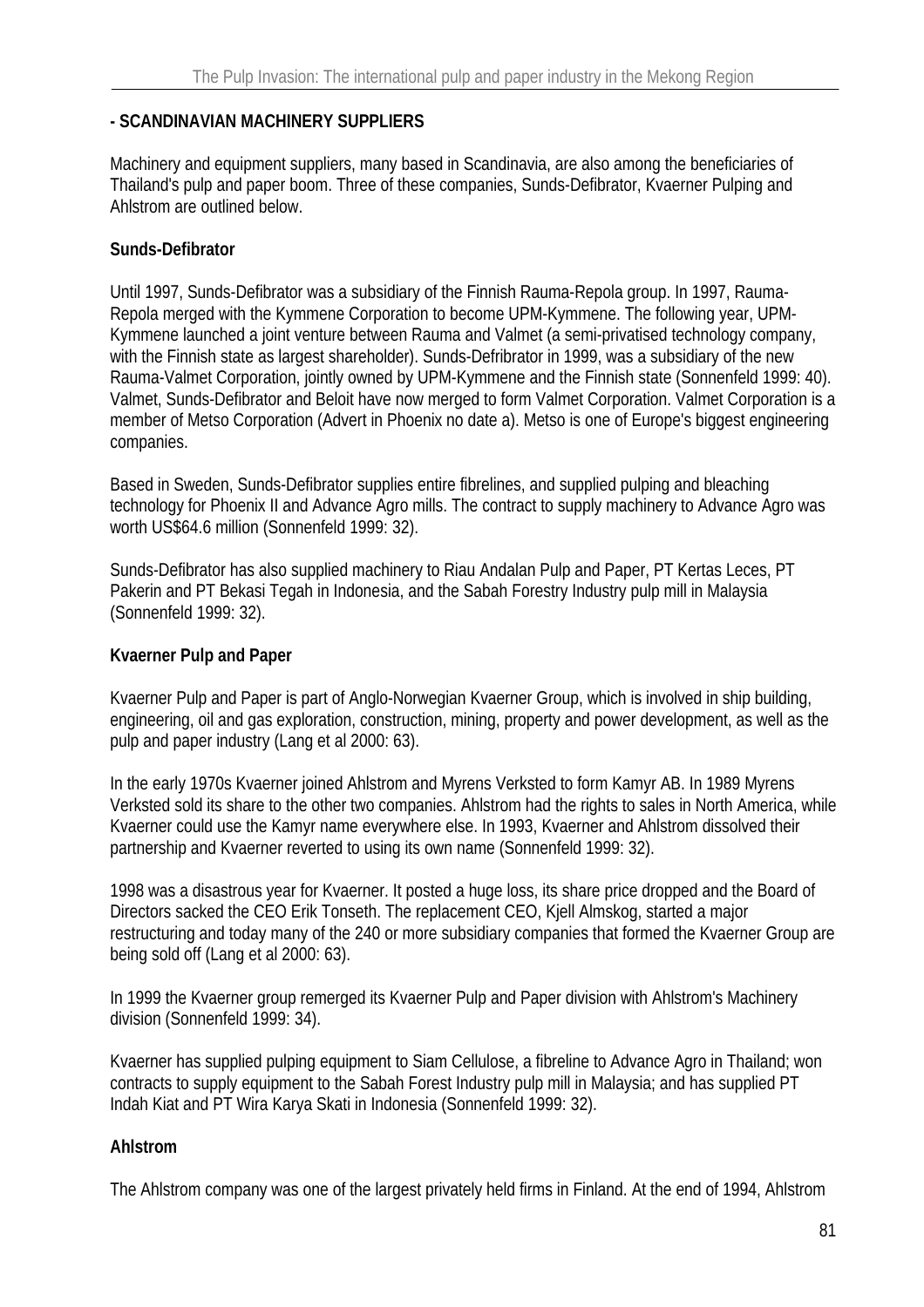**- SCANDINAVIAN MACHINERY SUPPLIERS**

Machinery and equipment suppliers, many based in Scandinavia, are also among the beneficiaries of Thailand's pulp and paper boom. Three of these companies, Sunds-Defibrator, Kvaerner Pulping and Ahlstrom are outlined below.

**Sunds-Defibrator**

Until 1997, Sunds-Defibrator was a subsidiary of the Finnish Rauma-Repola group. In 1997, Rauma-Repola merged with the Kymmene Corporation to become UPM-Kymmene. The following year, UPM-Kymmene launched a joint venture between Rauma and Valmet (a semi-privatised technology company, with the Finnish state as largest shareholder). Sunds-Defribrator in 1999, was a subsidiary of the new Rauma-Valmet Corporation, jointly owned by UPM-Kymmene and the Finnish state (Sonnenfeld 1999: 40). Valmet, Sunds-Defibrator and Beloit have now merged to form Valmet Corporation. Valmet Corporation is a member of Metso Corporation (Advert in Phoenix no date a). Metso is one of Europe's biggest engineering companies.

Based in Sweden, Sunds-Defibrator supplies entire fibrelines, and supplied pulping and bleaching technology for Phoenix II and Advance Agro mills. The contract to supply machinery to Advance Agro was worth US$64.6 million (Sonnenfeld 1999: 32).

Sunds-Defibrator has also supplied machinery to Riau Andalan Pulp and Paper, PT Kertas Leces, PT Pakerin and PT Bekasi Tegah in Indonesia, and the Sabah Forestry Industry pulp mill in Malaysia (Sonnenfeld 1999: 32).

**Kvaerner Pulp and Paper**

Kvaerner Pulp and Paper is part of Anglo-Norwegian Kvaerner Group, which is involved in ship building, engineering, oil and gas exploration, construction, mining, property and power development, as well as the pulp and paper industry (Lang et al 2000: 63).

In the early 1970s Kvaerner joined Ahlstrom and Myrens Verksted to form Kamyr AB. In 1989 Myrens Verksted sold its share to the other two companies. Ahlstrom had the rights to sales in North America, while Kvaerner could use the Kamyr name everywhere else. In 1993, Kvaerner and Ahlstrom dissolved their partnership and Kvaerner reverted to using its own name (Sonnenfeld 1999: 32).

1998 was a disastrous year for Kvaerner. It posted a huge loss, its share price dropped and the Board of Directors sacked the CEO Erik Tonseth. The replacement CEO, Kjell Almskog, started a major restructuring and today many of the 240 or more subsidiary companies that formed the Kvaerner Group are being sold off (Lang et al 2000: 63).

In 1999 the Kvaerner group remerged its Kvaerner Pulp and Paper division with Ahlstrom's Machinery division (Sonnenfeld 1999: 34).

Kvaerner has supplied pulping equipment to Siam Cellulose, a fibreline to Advance Agro in Thailand; won contracts to supply equipment to the Sabah Forest Industry pulp mill in Malaysia; and has supplied PT Indah Kiat and PT Wira Karya Skati in Indonesia (Sonnenfeld 1999: 32).

**Ahlstrom**

The Ahlstrom company was one of the largest privately held firms in Finland. At the end of 1994, Ahlstrom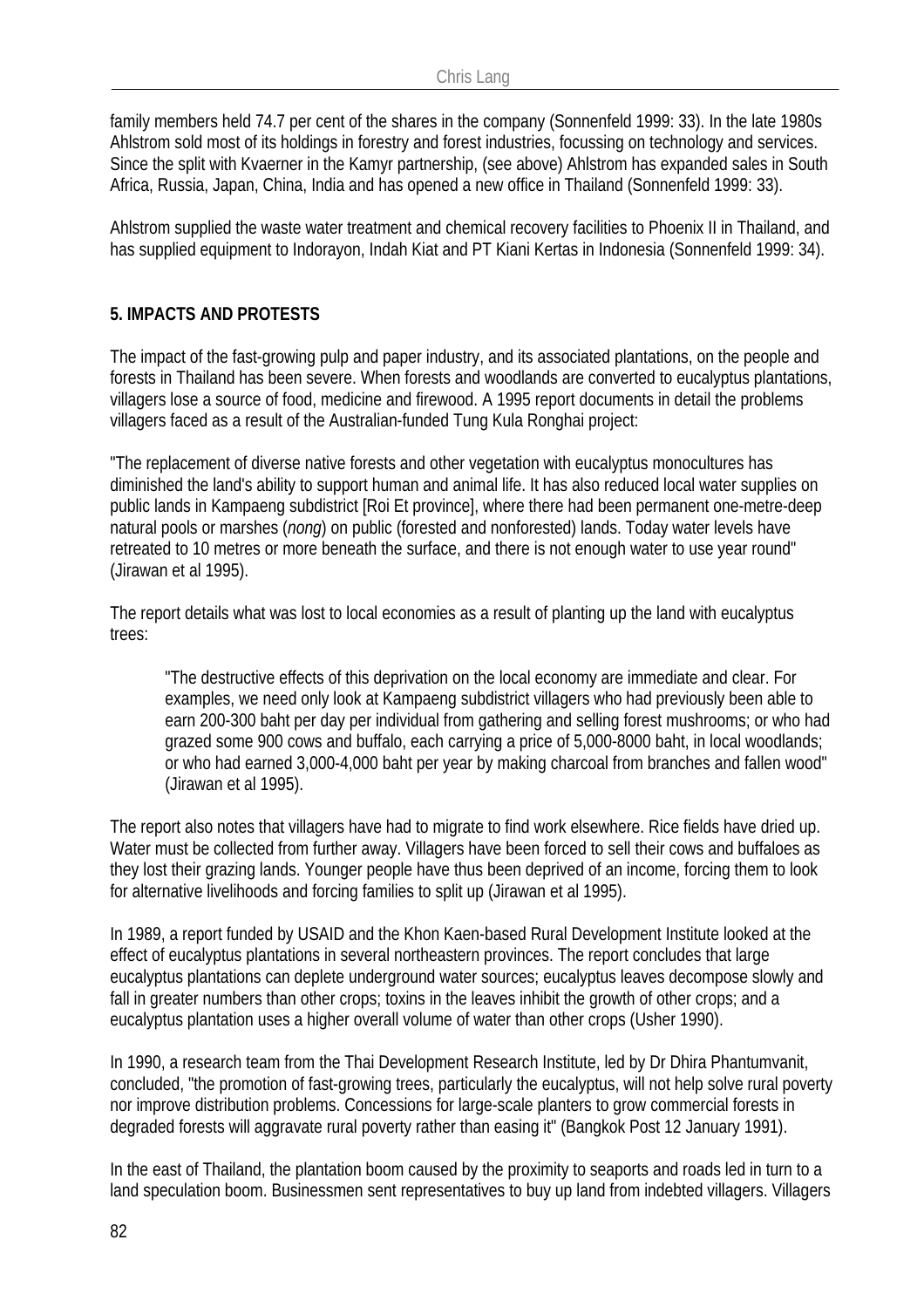family members held 74.7 per cent of the shares in the company (Sonnenfeld 1999: 33). In the late 1980s Ahlstrom sold most of its holdings in forestry and forest industries, focussing on technology and services. Since the split with Kvaerner in the Kamyr partnership, (see above) Ahlstrom has expanded sales in South Africa, Russia, Japan, China, India and has opened a new office in Thailand (Sonnenfeld 1999: 33).

Ahlstrom supplied the waste water treatment and chemical recovery facilities to Phoenix II in Thailand, and has supplied equipment to Indorayon, Indah Kiat and PT Kiani Kertas in Indonesia (Sonnenfeld 1999: 34).

## 5. IMPACTS AND PROTESTS

The impact of the fast-growing pulp and paper industry, and its associated plantations, on the people and forests in Thailand has been severe. When forests and woodlands are converted to eucalyptus plantations, villagers lose a source of food, medicine and firewood. A 1995 report documents in detail the problems villagers faced as a result of the Australian-funded Tung Kula Ronghai project:

"The replacement of diverse native forests and other vegetation with eucalyptus monocultures has diminished the land's ability to support human and animal life. It has also reduced local water supplies on public lands in Kampaeng subdistrict [Roi Et province], where there had been permanent one-metre-deep natural pools or marshes (*nong*) on public (forested and nonforested) lands. Today water levels have retreated to 10 metres or more beneath the surface, and there is not enough water to use year round" (Jirawan et al 1995).

The report details what was lost to local economies as a result of planting up the land with eucalyptus trees:

> "The destructive effects of this deprivation on the local economy are immediate and clear. For examples, we need only look at Kampaeng subdistrict villagers who had previously been able to earn 200-300 baht per day per individual from gathering and selling forest mushrooms; or who had grazed some 900 cows and buffalo, each carrying a price of 5,000-8000 baht, in local woodlands; or who had earned 3,000-4,000 baht per year by making charcoal from branches and fallen wood" (Jirawan et al 1995).

The report also notes that villagers have had to migrate to find work elsewhere. Rice fields have dried up. Water must be collected from further away. Villagers have been forced to sell their cows and buffaloes as they lost their grazing lands. Younger people have thus been deprived of an income, forcing them to look for alternative livelihoods and forcing families to split up (Jirawan et al 1995).

In 1989, a report funded by USAID and the Khon Kaen-based Rural Development Institute looked at the effect of eucalyptus plantations in several northeastern provinces. The report concludes that large eucalyptus plantations can deplete underground water sources; eucalyptus leaves decompose slowly and fall in greater numbers than other crops; toxins in the leaves inhibit the growth of other crops; and a eucalyptus plantation uses a higher overall volume of water than other crops (Usher 1990).

In 1990, a research team from the Thai Development Research Institute, led by Dr Dhira Phantumvanit, concluded, "the promotion of fast-growing trees, particularly the eucalyptus, will not help solve rural poverty nor improve distribution problems. Concessions for large-scale planters to grow commercial forests in degraded forests will aggravate rural poverty rather than easing it" (Bangkok Post 12 January 1991).

In the east of Thailand, the plantation boom caused by the proximity to seaports and roads led in turn to a land speculation boom. Businessmen sent representatives to buy up land from indebted villagers. Villagers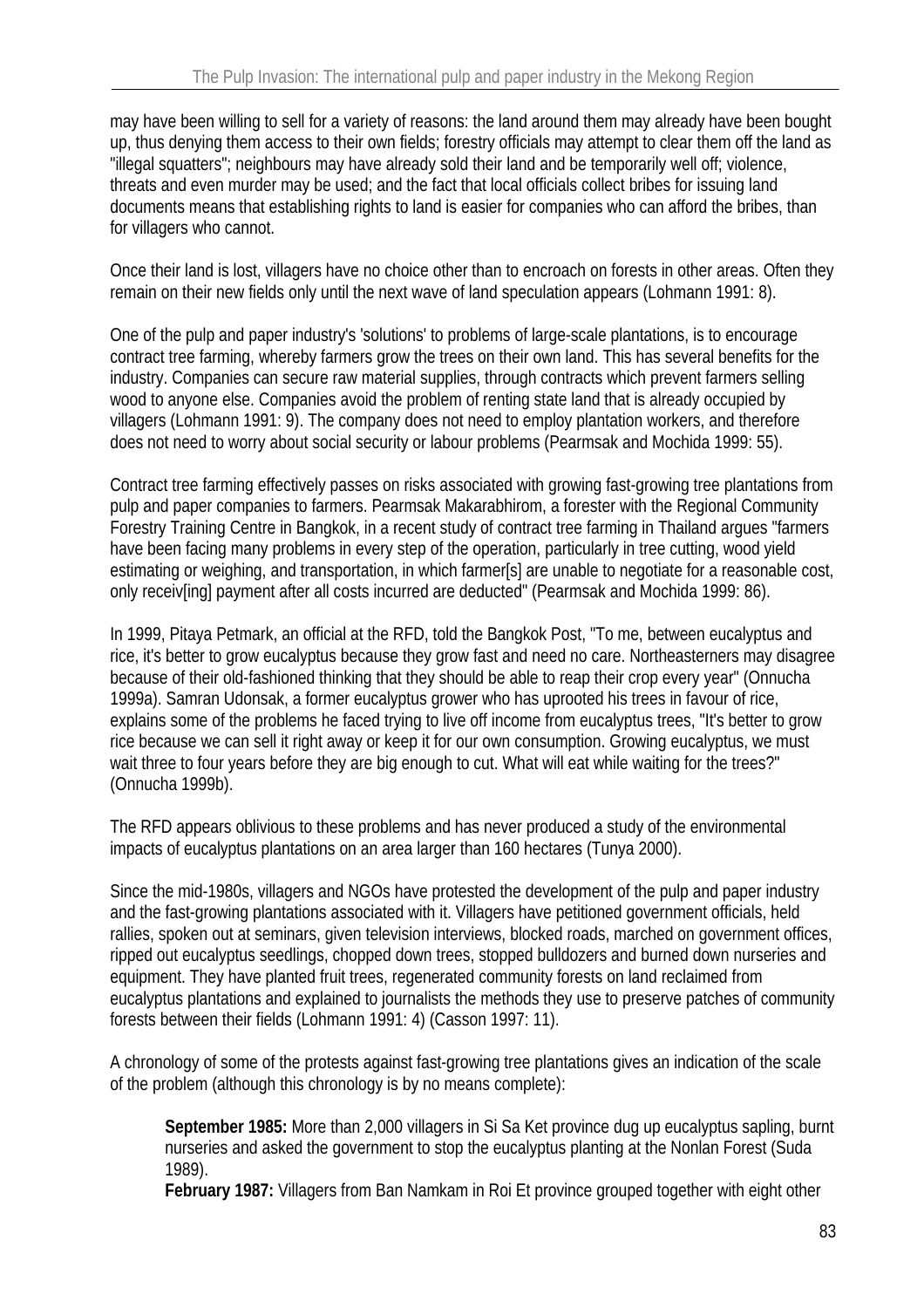may have been willing to sell for a variety of reasons: the land around them may already have been bought up, thus denying them access to their own fields; forestry officials may attempt to clear them off the land as "illegal squatters"; neighbours may have already sold their land and be temporarily well off; violence, threats and even murder may be used; and the fact that local officials collect bribes for issuing land documents means that establishing rights to land is easier for companies who can afford the bribes, than for villagers who cannot.

Once their land is lost, villagers have no choice other than to encroach on forests in other areas. Often they remain on their new fields only until the next wave of land speculation appears (Lohmann 1991: 8).

One of the pulp and paper industry's 'solutions' to problems of large-scale plantations, is to encourage contract tree farming, whereby farmers grow the trees on their own land. This has several benefits for the industry. Companies can secure raw material supplies, through contracts which prevent farmers selling wood to anyone else. Companies avoid the problem of renting state land that is already occupied by villagers (Lohmann 1991: 9). The company does not need to employ plantation workers, and therefore does not need to worry about social security or labour problems (Pearmsak and Mochida 1999: 55).

Contract tree farming effectively passes on risks associated with growing fast-growing tree plantations from pulp and paper companies to farmers. Pearmsak Makarabhirom, a forester with the Regional Community Forestry Training Centre in Bangkok, in a recent study of contract tree farming in Thailand argues "farmers have been facing many problems in every step of the operation, particularly in tree cutting, wood yield estimating or weighing, and transportation, in which farmer[s] are unable to negotiate for a reasonable cost, only receiv[ing] payment after all costs incurred are deducted" (Pearmsak and Mochida 1999: 86).

In 1999, Pitaya Petmark, an official at the RFD, told the Bangkok Post, "To me, between eucalyptus and rice, it's better to grow eucalyptus because they grow fast and need no care. Northeasterners may disagree because of their old-fashioned thinking that they should be able to reap their crop every year" (Onnucha 1999a). Samran Udonsak, a former eucalyptus grower who has uprooted his trees in favour of rice, explains some of the problems he faced trying to live off income from eucalyptus trees, "It's better to grow rice because we can sell it right away or keep it for our own consumption. Growing eucalyptus, we must wait three to four years before they are big enough to cut. What will eat while waiting for the trees?" (Onnucha 1999b).

The RFD appears oblivious to these problems and has never produced a study of the environmental impacts of eucalyptus plantations on an area larger than 160 hectares (Tunya 2000).

Since the mid-1980s, villagers and NGOs have protested the development of the pulp and paper industry and the fast-growing plantations associated with it. Villagers have petitioned government officials, held rallies, spoken out at seminars, given television interviews, blocked roads, marched on government offices, ripped out eucalyptus seedlings, chopped down trees, stopped bulldozers and burned down nurseries and equipment. They have planted fruit trees, regenerated community forests on land reclaimed from eucalyptus plantations and explained to journalists the methods they use to preserve patches of community forests between their fields (Lohmann 1991: 4) (Casson 1997: 11).

A chronology of some of the protests against fast-growing tree plantations gives an indication of the scale of the problem (although this chronology is by no means complete):

> **September 1985:** More than 2,000 villagers in Si Sa Ket province dug up eucalyptus sapling, burnt nurseries and asked the government to stop the eucalyptus planting at the Nonlan Forest (Suda 1989).
> **February 1987:** Villagers from Ban Namkam in Roi Et province grouped together with eight other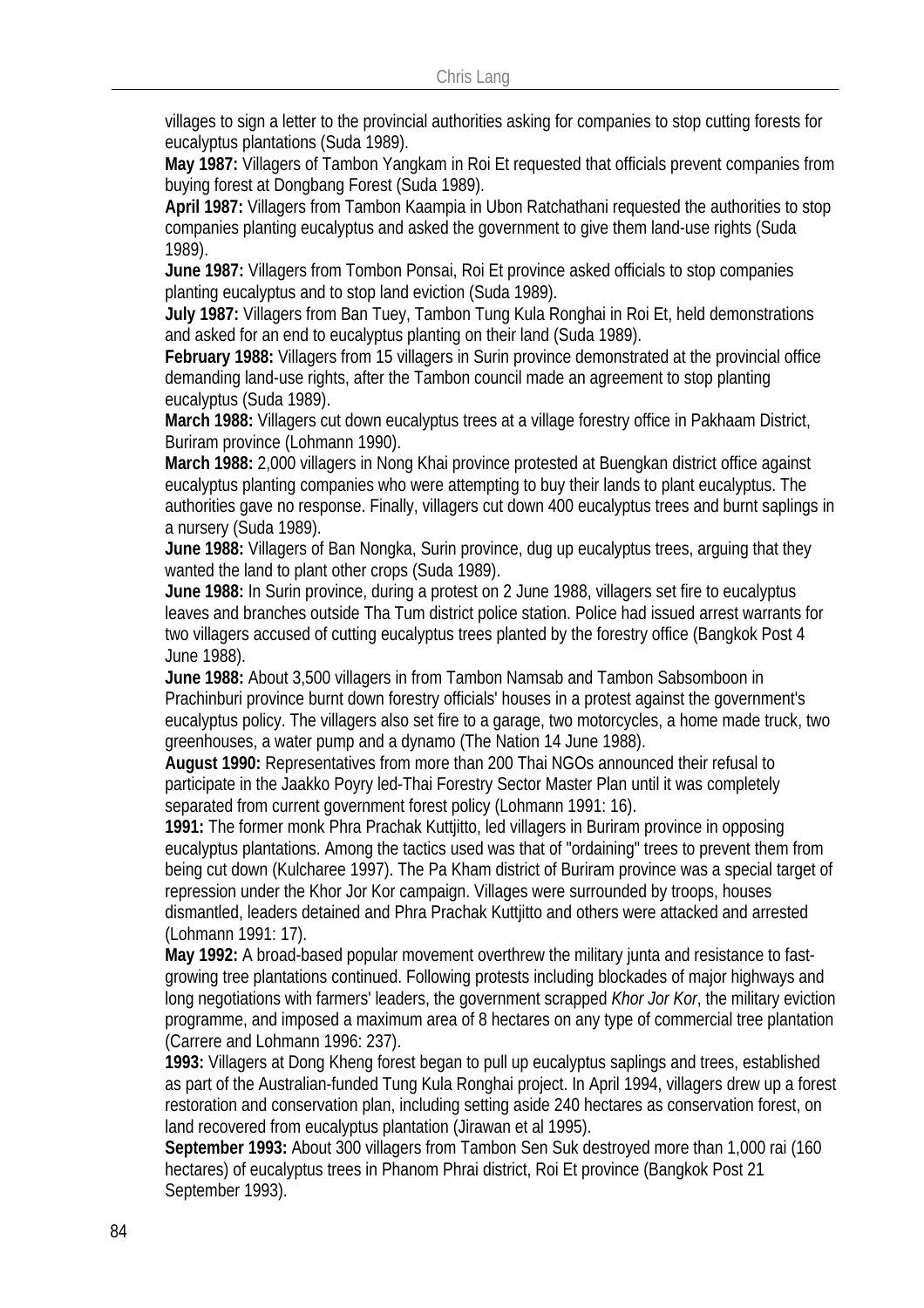villages to sign a letter to the provincial authorities asking for companies to stop cutting forests for eucalyptus plantations (Suda 1989).

**May 1987:** Villagers of Tambon Yangkam in Roi Et requested that officials prevent companies from buying forest at Dongbang Forest (Suda 1989).

**April 1987:** Villagers from Tambon Kaampia in Ubon Ratchathani requested the authorities to stop companies planting eucalyptus and asked the government to give them land-use rights (Suda 1989).

**June 1987:** Villagers from Tombon Ponsai, Roi Et province asked officials to stop companies planting eucalyptus and to stop land eviction (Suda 1989).

**July 1987:** Villagers from Ban Tuey, Tambon Tung Kula Ronghai in Roi Et, held demonstrations and asked for an end to eucalyptus planting on their land (Suda 1989).

**February 1988:** Villagers from 15 villagers in Surin province demonstrated at the provincial office demanding land-use rights, after the Tambon council made an agreement to stop planting eucalyptus (Suda 1989).

**March 1988:** Villagers cut down eucalyptus trees at a village forestry office in Pakhaam District, Buriram province (Lohmann 1990).

**March 1988:** 2,000 villagers in Nong Khai province protested at Buengkan district office against eucalyptus planting companies who were attempting to buy their lands to plant eucalyptus. The authorities gave no response. Finally, villagers cut down 400 eucalyptus trees and burnt saplings in a nursery (Suda 1989).

**June 1988:** Villagers of Ban Nongka, Surin province, dug up eucalyptus trees, arguing that they wanted the land to plant other crops (Suda 1989).

**June 1988:** In Surin province, during a protest on 2 June 1988, villagers set fire to eucalyptus leaves and branches outside Tha Tum district police station. Police had issued arrest warrants for two villagers accused of cutting eucalyptus trees planted by the forestry office (Bangkok Post 4 June 1988).

**June 1988:** About 3,500 villagers in from Tambon Namsab and Tambon Sabsomboon in Prachinburi province burnt down forestry officials' houses in a protest against the government's eucalyptus policy. The villagers also set fire to a garage, two motorcycles, a home made truck, two greenhouses, a water pump and a dynamo (The Nation 14 June 1988).

**August 1990:** Representatives from more than 200 Thai NGOs announced their refusal to participate in the Jaakko Poyry led-Thai Forestry Sector Master Plan until it was completely separated from current government forest policy (Lohmann 1991: 16).

**1991:** The former monk Phra Prachak Kuttjitto, led villagers in Buriram province in opposing eucalyptus plantations. Among the tactics used was that of "ordaining" trees to prevent them from being cut down (Kulcharee 1997). The Pa Kham district of Buriram province was a special target of repression under the Khor Jor Kor campaign. Villages were surrounded by troops, houses dismantled, leaders detained and Phra Prachak Kuttjitto and others were attacked and arrested (Lohmann 1991: 17).

**May 1992:** A broad-based popular movement overthrew the military junta and resistance to fast-growing tree plantations continued. Following protests including blockades of major highways and long negotiations with farmers' leaders, the government scrapped *Khor Jor Kor*, the military eviction programme, and imposed a maximum area of 8 hectares on any type of commercial tree plantation (Carrere and Lohmann 1996: 237).

**1993:** Villagers at Dong Kheng forest began to pull up eucalyptus saplings and trees, established as part of the Australian-funded Tung Kula Ronghai project. In April 1994, villagers drew up a forest restoration and conservation plan, including setting aside 240 hectares as conservation forest, on land recovered from eucalyptus plantation (Jirawan et al 1995).

**September 1993:** About 300 villagers from Tambon Sen Suk destroyed more than 1,000 rai (160 hectares) of eucalyptus trees in Phanom Phrai district, Roi Et province (Bangkok Post 21 September 1993).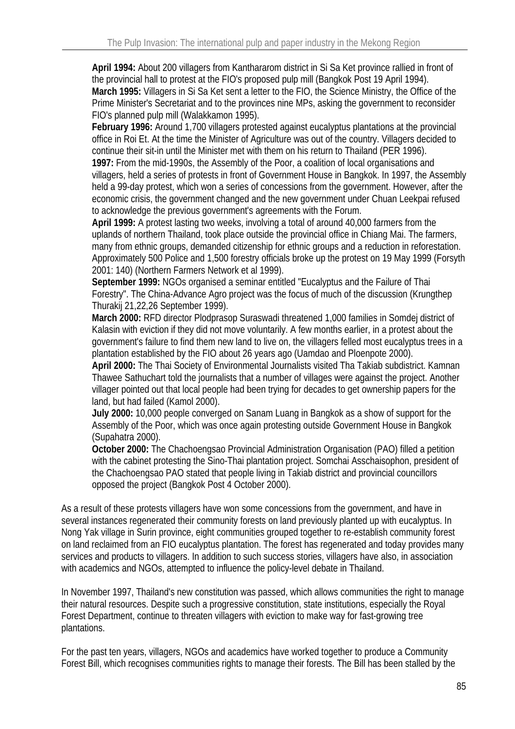**April 1994:** About 200 villagers from Kanthararom district in Si Sa Ket province rallied in front of the provincial hall to protest at the FIO's proposed pulp mill (Bangkok Post 19 April 1994).
**March 1995:** Villagers in Si Sa Ket sent a letter to the FIO, the Science Ministry, the Office of the Prime Minister's Secretariat and to the provinces nine MPs, asking the government to reconsider FIO's planned pulp mill (Walakkamon 1995).
**February 1996:** Around 1,700 villagers protested against eucalyptus plantations at the provincial office in Roi Et. At the time the Minister of Agriculture was out of the country. Villagers decided to continue their sit-in until the Minister met with them on his return to Thailand (PER 1996).
**1997:** From the mid-1990s, the Assembly of the Poor, a coalition of local organisations and villagers, held a series of protests in front of Government House in Bangkok. In 1997, the Assembly held a 99-day protest, which won a series of concessions from the government. However, after the economic crisis, the government changed and the new government under Chuan Leekpai refused to acknowledge the previous government's agreements with the Forum.
**April 1999:** A protest lasting two weeks, involving a total of around 40,000 farmers from the uplands of northern Thailand, took place outside the provincial office in Chiang Mai. The farmers, many from ethnic groups, demanded citizenship for ethnic groups and a reduction in reforestation. Approximately 500 Police and 1,500 forestry officials broke up the protest on 19 May 1999 (Forsyth 2001: 140) (Northern Farmers Network et al 1999).
**September 1999:** NGOs organised a seminar entitled "Eucalyptus and the Failure of Thai Forestry". The China-Advance Agro project was the focus of much of the discussion (Krungthep Thurakij 21,22,26 September 1999).
**March 2000:** RFD director Plodprasop Suraswadi threatened 1,000 families in Somdej district of Kalasin with eviction if they did not move voluntarily. A few months earlier, in a protest about the government's failure to find them new land to live on, the villagers felled most eucalyptus trees in a plantation established by the FIO about 26 years ago (Uamdao and Ploenpote 2000).
**April 2000:** The Thai Society of Environmental Journalists visited Tha Takiab subdistrict. Kamnan Thawee Sathuchart told the journalists that a number of villages were against the project. Another villager pointed out that local people had been trying for decades to get ownership papers for the land, but had failed (Kamol 2000).
**July 2000:** 10,000 people converged on Sanam Luang in Bangkok as a show of support for the Assembly of the Poor, which was once again protesting outside Government House in Bangkok (Supahatra 2000).
**October 2000:** The Chachoengsao Provincial Administration Organisation (PAO) filled a petition with the cabinet protesting the Sino-Thai plantation project. Somchai Asschaisophon, president of the Chachoengsao PAO stated that people living in Takiab district and provincial councillors opposed the project (Bangkok Post 4 October 2000).

As a result of these protests villagers have won some concessions from the government, and have in several instances regenerated their community forests on land previously planted up with eucalyptus. In Nong Yak village in Surin province, eight communities grouped together to re-establish community forest on land reclaimed from an FIO eucalyptus plantation. The forest has regenerated and today provides many services and products to villagers. In addition to such success stories, villagers have also, in association with academics and NGOs, attempted to influence the policy-level debate in Thailand.

In November 1997, Thailand's new constitution was passed, which allows communities the right to manage their natural resources. Despite such a progressive constitution, state institutions, especially the Royal Forest Department, continue to threaten villagers with eviction to make way for fast-growing tree plantations.

For the past ten years, villagers, NGOs and academics have worked together to produce a Community Forest Bill, which recognises communities rights to manage their forests. The Bill has been stalled by the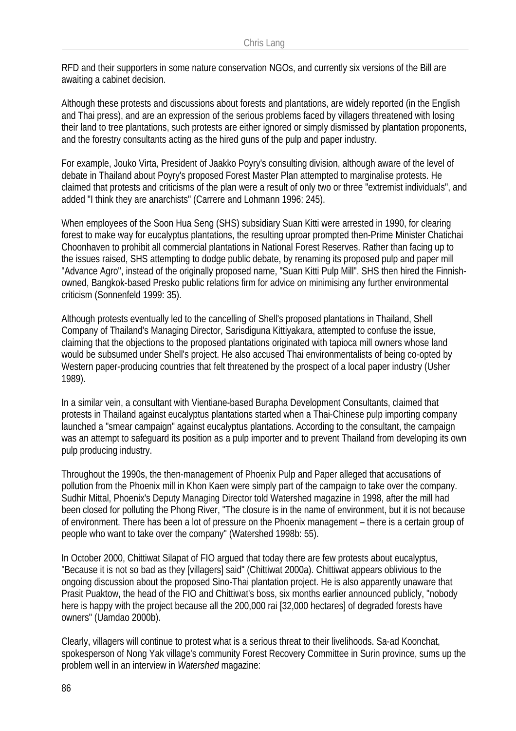RFD and their supporters in some nature conservation NGOs, and currently six versions of the Bill are awaiting a cabinet decision.

Although these protests and discussions about forests and plantations, are widely reported (in the English and Thai press), and are an expression of the serious problems faced by villagers threatened with losing their land to tree plantations, such protests are either ignored or simply dismissed by plantation proponents, and the forestry consultants acting as the hired guns of the pulp and paper industry.

For example, Jouko Virta, President of Jaakko Poyry's consulting division, although aware of the level of debate in Thailand about Poyry's proposed Forest Master Plan attempted to marginalise protests. He claimed that protests and criticisms of the plan were a result of only two or three "extremist individuals", and added "I think they are anarchists" (Carrere and Lohmann 1996: 245).

When employees of the Soon Hua Seng (SHS) subsidiary Suan Kitti were arrested in 1990, for clearing forest to make way for eucalyptus plantations, the resulting uproar prompted then-Prime Minister Chatichai Choonhaven to prohibit all commercial plantations in National Forest Reserves. Rather than facing up to the issues raised, SHS attempting to dodge public debate, by renaming its proposed pulp and paper mill "Advance Agro", instead of the originally proposed name, "Suan Kitti Pulp Mill". SHS then hired the Finnish-owned, Bangkok-based Presko public relations firm for advice on minimising any further environmental criticism (Sonnenfeld 1999: 35).

Although protests eventually led to the cancelling of Shell's proposed plantations in Thailand, Shell Company of Thailand's Managing Director, Sarisdiguna Kittiyakara, attempted to confuse the issue, claiming that the objections to the proposed plantations originated with tapioca mill owners whose land would be subsumed under Shell's project. He also accused Thai environmentalists of being co-opted by Western paper-producing countries that felt threatened by the prospect of a local paper industry (Usher 1989).

In a similar vein, a consultant with Vientiane-based Burapha Development Consultants, claimed that protests in Thailand against eucalyptus plantations started when a Thai-Chinese pulp importing company launched a "smear campaign" against eucalyptus plantations. According to the consultant, the campaign was an attempt to safeguard its position as a pulp importer and to prevent Thailand from developing its own pulp producing industry.

Throughout the 1990s, the then-management of Phoenix Pulp and Paper alleged that accusations of pollution from the Phoenix mill in Khon Kaen were simply part of the campaign to take over the company. Sudhir Mittal, Phoenix's Deputy Managing Director told Watershed magazine in 1998, after the mill had been closed for polluting the Phong River, "The closure is in the name of environment, but it is not because of environment. There has been a lot of pressure on the Phoenix management – there is a certain group of people who want to take over the company" (Watershed 1998b: 55).

In October 2000, Chittiwat Silapat of FIO argued that today there are few protests about eucalyptus, "Because it is not so bad as they [villagers] said" (Chittiwat 2000a). Chittiwat appears oblivious to the ongoing discussion about the proposed Sino-Thai plantation project. He is also apparently unaware that Prasit Puaktow, the head of the FIO and Chittiwat's boss, six months earlier announced publicly, "nobody here is happy with the project because all the 200,000 rai [32,000 hectares] of degraded forests have owners" (Uamdao 2000b).

Clearly, villagers will continue to protest what is a serious threat to their livelihoods. Sa-ad Koonchat, spokesperson of Nong Yak village's community Forest Recovery Committee in Surin province, sums up the problem well in an interview in *Watershed* magazine: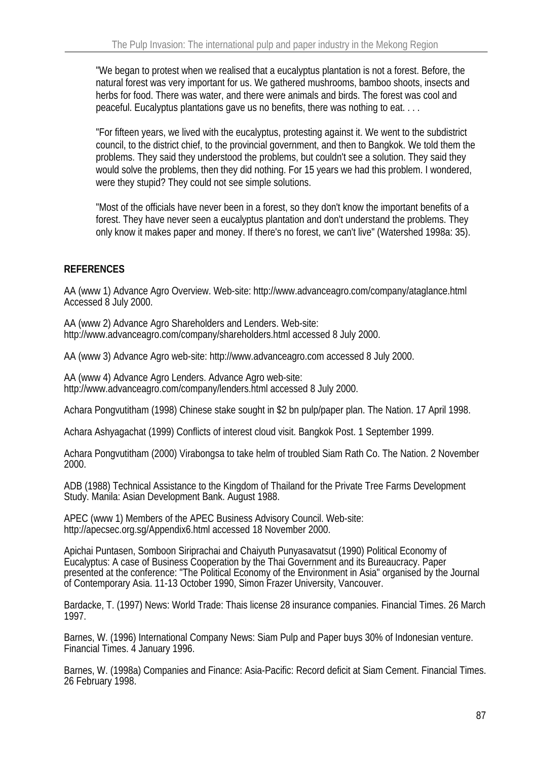> "We began to protest when we realised that a eucalyptus plantation is not a forest. Before, the natural forest was very important for us. We gathered mushrooms, bamboo shoots, insects and herbs for food. There was water, and there were animals and birds. The forest was cool and peaceful. Eucalyptus plantations gave us no benefits, there was nothing to eat. . . .
>
> "For fifteen years, we lived with the eucalyptus, protesting against it. We went to the subdistrict council, to the district chief, to the provincial government, and then to Bangkok. We told them the problems. They said they understood the problems, but couldn't see a solution. They said they would solve the problems, then they did nothing. For 15 years we had this problem. I wondered, were they stupid? They could not see simple solutions.
>
> "Most of the officials have never been in a forest, so they don't know the important benefits of a forest. They have never seen a eucalyptus plantation and don't understand the problems. They only know it makes paper and money. If there's no forest, we can't live" (Watershed 1998a: 35).

## REFERENCES

AA (www 1) Advance Agro Overview. Web-site: http://www.advanceagro.com/company/ataglance.html Accessed 8 July 2000.

AA (www 2) Advance Agro Shareholders and Lenders. Web-site: http://www.advanceagro.com/company/shareholders.html accessed 8 July 2000.

AA (www 3) Advance Agro web-site: http://www.advanceagro.com accessed 8 July 2000.

AA (www 4) Advance Agro Lenders. Advance Agro web-site: http://www.advanceagro.com/company/lenders.html accessed 8 July 2000.

Achara Pongvutitham (1998) Chinese stake sought in $2 bn pulp/paper plan. The Nation. 17 April 1998.

Achara Ashyagachat (1999) Conflicts of interest cloud visit. Bangkok Post. 1 September 1999.

Achara Pongvutitham (2000) Virabongsa to take helm of troubled Siam Rath Co. The Nation. 2 November 2000.

ADB (1988) Technical Assistance to the Kingdom of Thailand for the Private Tree Farms Development Study. Manila: Asian Development Bank. August 1988.

APEC (www 1) Members of the APEC Business Advisory Council. Web-site: http://apecsec.org.sg/Appendix6.html accessed 18 November 2000.

Apichai Puntasen, Somboon Siriprachai and Chaiyuth Punyasavatsut (1990) Political Economy of Eucalyptus: A case of Business Cooperation by the Thai Government and its Bureaucracy. Paper presented at the conference: "The Political Economy of the Environment in Asia" organised by the Journal of Contemporary Asia. 11-13 October 1990, Simon Frazer University, Vancouver.

Bardacke, T. (1997) News: World Trade: Thais license 28 insurance companies. Financial Times. 26 March 1997.

Barnes, W. (1996) International Company News: Siam Pulp and Paper buys 30% of Indonesian venture. Financial Times. 4 January 1996.

Barnes, W. (1998a) Companies and Finance: Asia-Pacific: Record deficit at Siam Cement. Financial Times. 26 February 1998.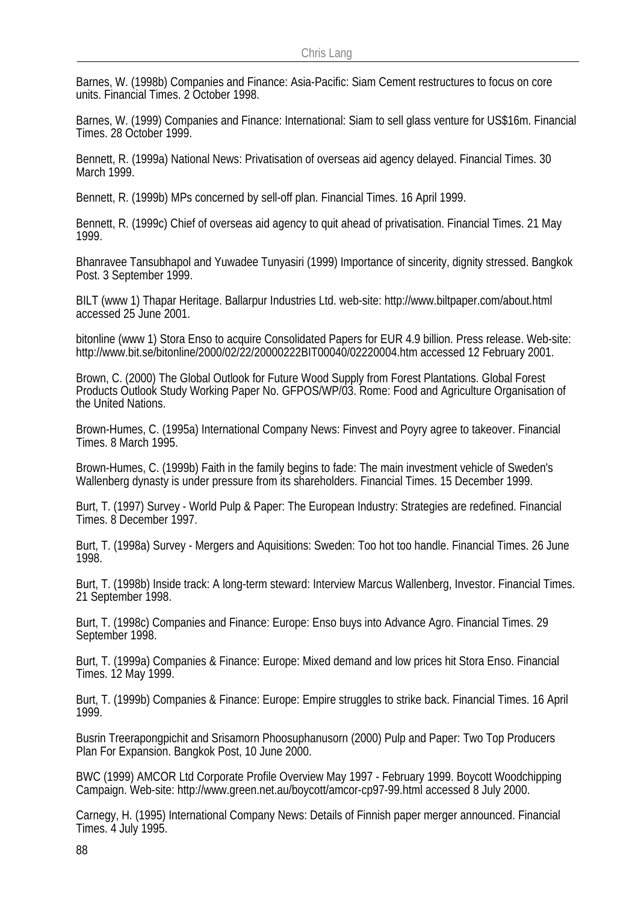Barnes, W. (1998b) Companies and Finance: Asia-Pacific: Siam Cement restructures to focus on core units. Financial Times. 2 October 1998.

Barnes, W. (1999) Companies and Finance: International: Siam to sell glass venture for US$16m. Financial Times. 28 October 1999.

Bennett, R. (1999a) National News: Privatisation of overseas aid agency delayed. Financial Times. 30 March 1999.

Bennett, R. (1999b) MPs concerned by sell-off plan. Financial Times. 16 April 1999.

Bennett, R. (1999c) Chief of overseas aid agency to quit ahead of privatisation. Financial Times. 21 May 1999.

Bhanravee Tansubhapol and Yuwadee Tunyasiri (1999) Importance of sincerity, dignity stressed. Bangkok Post. 3 September 1999.

BILT (www 1) Thapar Heritage. Ballarpur Industries Ltd. web-site: http://www.biltpaper.com/about.html accessed 25 June 2001.

bitonline (www 1) Stora Enso to acquire Consolidated Papers for EUR 4.9 billion. Press release. Web-site: http://www.bit.se/bitonline/2000/02/22/20000222BIT00040/02220004.htm accessed 12 February 2001.

Brown, C. (2000) The Global Outlook for Future Wood Supply from Forest Plantations. Global Forest Products Outlook Study Working Paper No. GFPOS/WP/03. Rome: Food and Agriculture Organisation of the United Nations.

Brown-Humes, C. (1995a) International Company News: Finvest and Poyry agree to takeover. Financial Times. 8 March 1995.

Brown-Humes, C. (1999b) Faith in the family begins to fade: The main investment vehicle of Sweden's Wallenberg dynasty is under pressure from its shareholders. Financial Times. 15 December 1999.

Burt, T. (1997) Survey - World Pulp & Paper: The European Industry: Strategies are redefined. Financial Times. 8 December 1997.

Burt, T. (1998a) Survey - Mergers and Aquisitions: Sweden: Too hot too handle. Financial Times. 26 June 1998.

Burt, T. (1998b) Inside track: A long-term steward: Interview Marcus Wallenberg, Investor. Financial Times. 21 September 1998.

Burt, T. (1998c) Companies and Finance: Europe: Enso buys into Advance Agro. Financial Times. 29 September 1998.

Burt, T. (1999a) Companies & Finance: Europe: Mixed demand and low prices hit Stora Enso. Financial Times. 12 May 1999.

Burt, T. (1999b) Companies & Finance: Europe: Empire struggles to strike back. Financial Times. 16 April 1999.

Busrin Treerapongpichit and Srisamorn Phoosuphanusorn (2000) Pulp and Paper: Two Top Producers Plan For Expansion. Bangkok Post, 10 June 2000.

BWC (1999) AMCOR Ltd Corporate Profile Overview May 1997 - February 1999. Boycott Woodchipping Campaign. Web-site: http://www.green.net.au/boycott/amcor-cp97-99.html accessed 8 July 2000.

Carnegy, H. (1995) International Company News: Details of Finnish paper merger announced. Financial Times. 4 July 1995.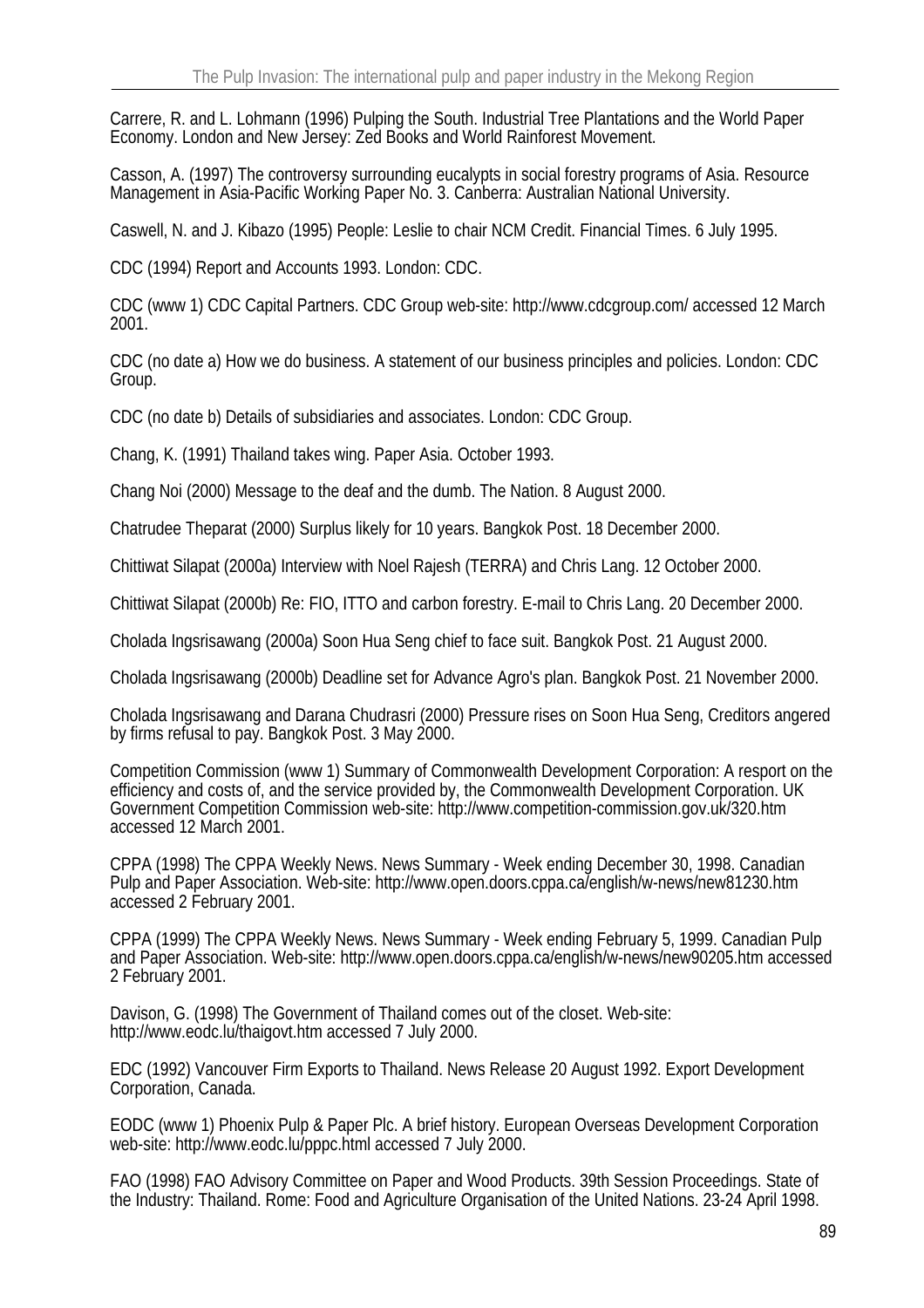Carrere, R. and L. Lohmann (1996) Pulping the South. Industrial Tree Plantations and the World Paper Economy. London and New Jersey: Zed Books and World Rainforest Movement.

Casson, A. (1997) The controversy surrounding eucalypts in social forestry programs of Asia. Resource Management in Asia-Pacific Working Paper No. 3. Canberra: Australian National University.

Caswell, N. and J. Kibazo (1995) People: Leslie to chair NCM Credit. Financial Times. 6 July 1995.

CDC (1994) Report and Accounts 1993. London: CDC.

CDC (www 1) CDC Capital Partners. CDC Group web-site: http://www.cdcgroup.com/ accessed 12 March 2001.

CDC (no date a) How we do business. A statement of our business principles and policies. London: CDC Group.

CDC (no date b) Details of subsidiaries and associates. London: CDC Group.

Chang, K. (1991) Thailand takes wing. Paper Asia. October 1993.

Chang Noi (2000) Message to the deaf and the dumb. The Nation. 8 August 2000.

Chatrudee Theparat (2000) Surplus likely for 10 years. Bangkok Post. 18 December 2000.

Chittiwat Silapat (2000a) Interview with Noel Rajesh (TERRA) and Chris Lang. 12 October 2000.

Chittiwat Silapat (2000b) Re: FIO, ITTO and carbon forestry. E-mail to Chris Lang. 20 December 2000.

Cholada Ingsrisawang (2000a) Soon Hua Seng chief to face suit. Bangkok Post. 21 August 2000.

Cholada Ingsrisawang (2000b) Deadline set for Advance Agro's plan. Bangkok Post. 21 November 2000.

Cholada Ingsrisawang and Darana Chudrasri (2000) Pressure rises on Soon Hua Seng, Creditors angered by firms refusal to pay. Bangkok Post. 3 May 2000.

Competition Commission (www 1) Summary of Commonwealth Development Corporation: A resport on the efficiency and costs of, and the service provided by, the Commonwealth Development Corporation. UK Government Competition Commission web-site: http://www.competition-commission.gov.uk/320.htm accessed 12 March 2001.

CPPA (1998) The CPPA Weekly News. News Summary - Week ending December 30, 1998. Canadian Pulp and Paper Association. Web-site: http://www.open.doors.cppa.ca/english/w-news/new81230.htm accessed 2 February 2001.

CPPA (1999) The CPPA Weekly News. News Summary - Week ending February 5, 1999. Canadian Pulp and Paper Association. Web-site: http://www.open.doors.cppa.ca/english/w-news/new90205.htm accessed 2 February 2001.

Davison, G. (1998) The Government of Thailand comes out of the closet. Web-site: http://www.eodc.lu/thaigovt.htm accessed 7 July 2000.

EDC (1992) Vancouver Firm Exports to Thailand. News Release 20 August 1992. Export Development Corporation, Canada.

EODC (www 1) Phoenix Pulp & Paper Plc. A brief history. European Overseas Development Corporation web-site: http://www.eodc.lu/pppc.html accessed 7 July 2000.

FAO (1998) FAO Advisory Committee on Paper and Wood Products. 39th Session Proceedings. State of the Industry: Thailand. Rome: Food and Agriculture Organisation of the United Nations. 23-24 April 1998.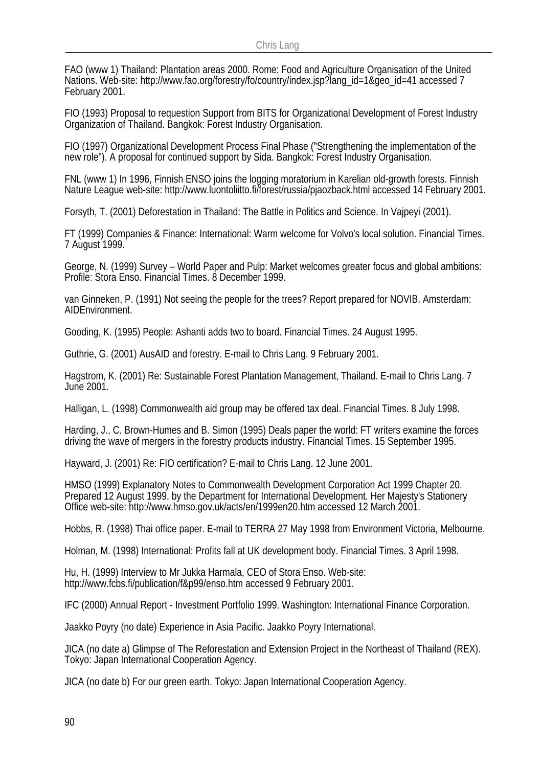FAO (www 1) Thailand: Plantation areas 2000. Rome: Food and Agriculture Organisation of the United Nations. Web-site: http://www.fao.org/forestry/fo/country/index.jsp?lang_id=1&geo_id=41 accessed 7 February 2001.

FIO (1993) Proposal to requestion Support from BITS for Organizational Development of Forest Industry Organization of Thailand. Bangkok: Forest Industry Organisation.

FIO (1997) Organizational Development Process Final Phase ("Strengthening the implementation of the new role"). A proposal for continued support by Sida. Bangkok: Forest Industry Organisation.

FNL (www 1) In 1996, Finnish ENSO joins the logging moratorium in Karelian old-growth forests. Finnish Nature League web-site: http://www.luontoliitto.fi/forest/russia/pjaozback.html accessed 14 February 2001.

Forsyth, T. (2001) Deforestation in Thailand: The Battle in Politics and Science. In Vajpeyi (2001).

FT (1999) Companies & Finance: International: Warm welcome for Volvo's local solution. Financial Times. 7 August 1999.

George, N. (1999) Survey – World Paper and Pulp: Market welcomes greater focus and global ambitions: Profile: Stora Enso. Financial Times. 8 December 1999.

van Ginneken, P. (1991) Not seeing the people for the trees? Report prepared for NOVIB. Amsterdam: AIDEnvironment.

Gooding, K. (1995) People: Ashanti adds two to board. Financial Times. 24 August 1995.

Guthrie, G. (2001) AusAID and forestry. E-mail to Chris Lang. 9 February 2001.

Hagstrom, K. (2001) Re: Sustainable Forest Plantation Management, Thailand. E-mail to Chris Lang. 7 June 2001.

Halligan, L. (1998) Commonwealth aid group may be offered tax deal. Financial Times. 8 July 1998.

Harding, J., C. Brown-Humes and B. Simon (1995) Deals paper the world: FT writers examine the forces driving the wave of mergers in the forestry products industry. Financial Times. 15 September 1995.

Hayward, J. (2001) Re: FIO certification? E-mail to Chris Lang. 12 June 2001.

HMSO (1999) Explanatory Notes to Commonwealth Development Corporation Act 1999 Chapter 20. Prepared 12 August 1999, by the Department for International Development. Her Majesty's Stationery Office web-site: http://www.hmso.gov.uk/acts/en/1999en20.htm accessed 12 March 2001.

Hobbs, R. (1998) Thai office paper. E-mail to TERRA 27 May 1998 from Environment Victoria, Melbourne.

Holman, M. (1998) International: Profits fall at UK development body. Financial Times. 3 April 1998.

Hu, H. (1999) Interview to Mr Jukka Harmala, CEO of Stora Enso. Web-site: http://www.fcbs.fi/publication/f&p99/enso.htm accessed 9 February 2001.

IFC (2000) Annual Report - Investment Portfolio 1999. Washington: International Finance Corporation.

Jaakko Poyry (no date) Experience in Asia Pacific. Jaakko Poyry International.

JICA (no date a) Glimpse of The Reforestation and Extension Project in the Northeast of Thailand (REX). Tokyo: Japan International Cooperation Agency.

JICA (no date b) For our green earth. Tokyo: Japan International Cooperation Agency.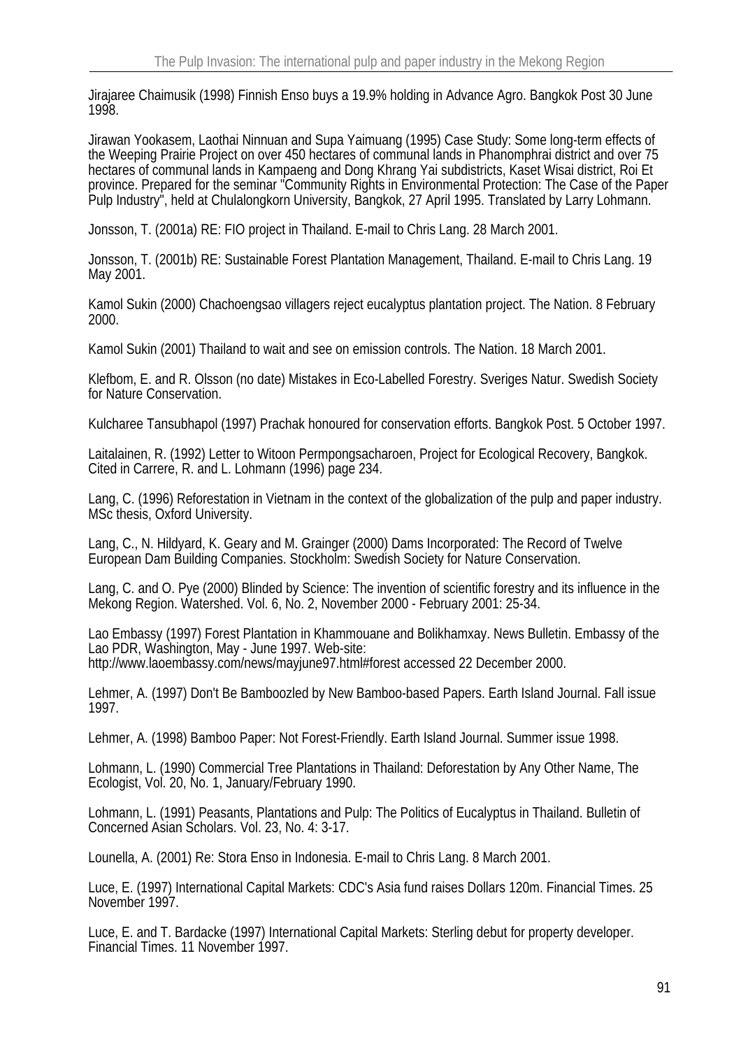Jirajaree Chaimusik (1998) Finnish Enso buys a 19.9% holding in Advance Agro. Bangkok Post 30 June 1998.

Jirawan Yookasem, Laothai Ninnuan and Supa Yaimuang (1995) Case Study: Some long-term effects of the Weeping Prairie Project on over 450 hectares of communal lands in Phanomphrai district and over 75 hectares of communal lands in Kampaeng and Dong Khrang Yai subdistricts, Kaset Wisai district, Roi Et province. Prepared for the seminar "Community Rights in Environmental Protection: The Case of the Paper Pulp Industry", held at Chulalongkorn University, Bangkok, 27 April 1995. Translated by Larry Lohmann.

Jonsson, T. (2001a) RE: FIO project in Thailand. E-mail to Chris Lang. 28 March 2001.

Jonsson, T. (2001b) RE: Sustainable Forest Plantation Management, Thailand. E-mail to Chris Lang. 19 May 2001.

Kamol Sukin (2000) Chachoengsao villagers reject eucalyptus plantation project. The Nation. 8 February 2000.

Kamol Sukin (2001) Thailand to wait and see on emission controls. The Nation. 18 March 2001.

Klefbom, E. and R. Olsson (no date) Mistakes in Eco-Labelled Forestry. Sveriges Natur. Swedish Society for Nature Conservation.

Kulcharee Tansubhapol (1997) Prachak honoured for conservation efforts. Bangkok Post. 5 October 1997.

Laitalainen, R. (1992) Letter to Witoon Permpongsacharoen, Project for Ecological Recovery, Bangkok. Cited in Carrere, R. and L. Lohmann (1996) page 234.

Lang, C. (1996) Reforestation in Vietnam in the context of the globalization of the pulp and paper industry. MSc thesis, Oxford University.

Lang, C., N. Hildyard, K. Geary and M. Grainger (2000) Dams Incorporated: The Record of Twelve European Dam Building Companies. Stockholm: Swedish Society for Nature Conservation.

Lang, C. and O. Pye (2000) Blinded by Science: The invention of scientific forestry and its influence in the Mekong Region. Watershed. Vol. 6, No. 2, November 2000 - February 2001: 25-34.

Lao Embassy (1997) Forest Plantation in Khammouane and Bolikhamxay. News Bulletin. Embassy of the Lao PDR, Washington, May - June 1997. Web-site: http://www.laoembassy.com/news/mayjune97.html#forest accessed 22 December 2000.

Lehmer, A. (1997) Don't Be Bamboozled by New Bamboo-based Papers. Earth Island Journal. Fall issue 1997.

Lehmer, A. (1998) Bamboo Paper: Not Forest-Friendly. Earth Island Journal. Summer issue 1998.

Lohmann, L. (1990) Commercial Tree Plantations in Thailand: Deforestation by Any Other Name, The Ecologist, Vol. 20, No. 1, January/February 1990.

Lohmann, L. (1991) Peasants, Plantations and Pulp: The Politics of Eucalyptus in Thailand. Bulletin of Concerned Asian Scholars. Vol. 23, No. 4: 3-17.

Lounella, A. (2001) Re: Stora Enso in Indonesia. E-mail to Chris Lang. 8 March 2001.

Luce, E. (1997) International Capital Markets: CDC's Asia fund raises Dollars 120m. Financial Times. 25 November 1997.

Luce, E. and T. Bardacke (1997) International Capital Markets: Sterling debut for property developer. Financial Times. 11 November 1997.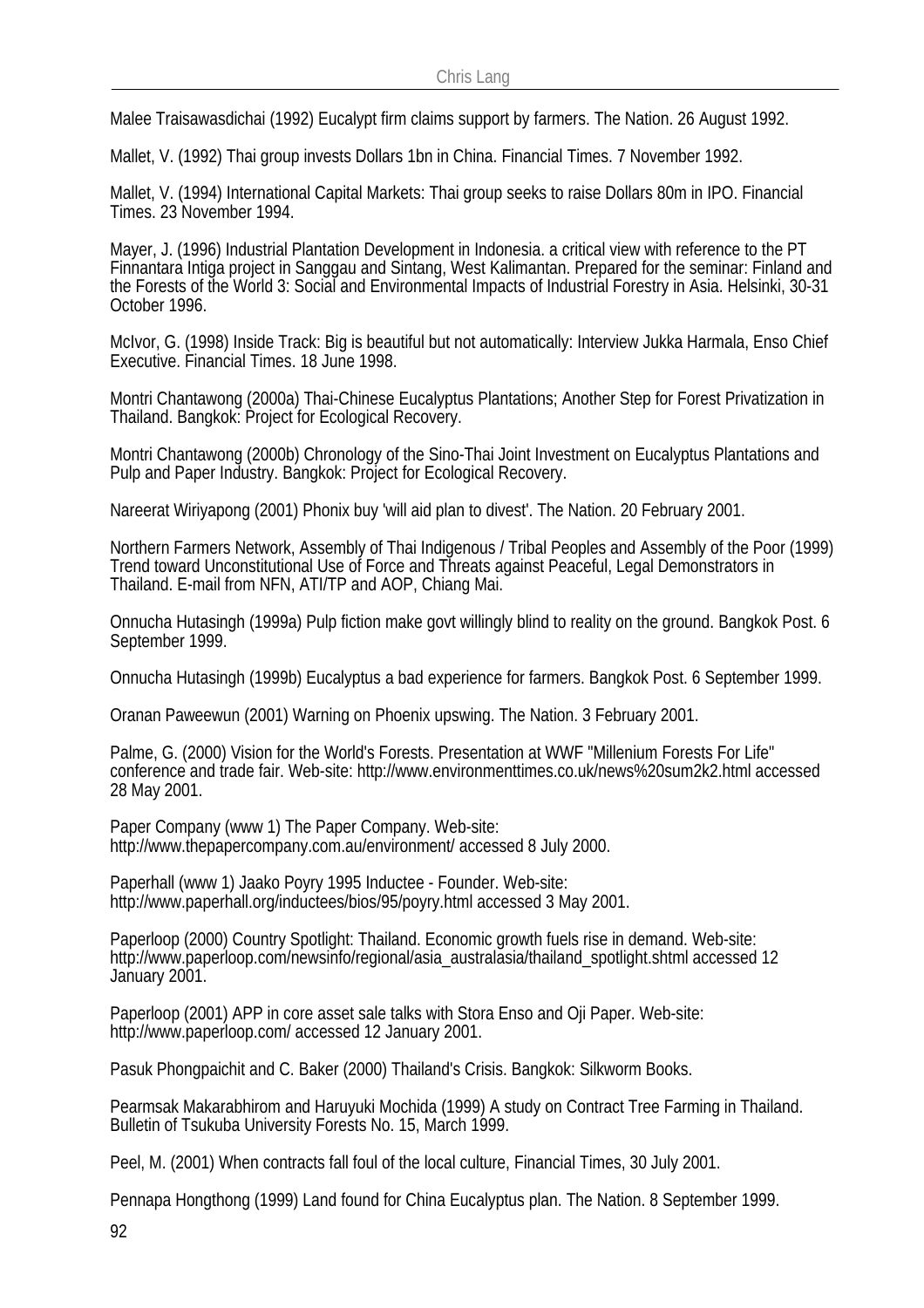Malee Traisawasdichai (1992) Eucalypt firm claims support by farmers. The Nation. 26 August 1992.

Mallet, V. (1992) Thai group invests Dollars 1bn in China. Financial Times. 7 November 1992.

Mallet, V. (1994) International Capital Markets: Thai group seeks to raise Dollars 80m in IPO. Financial Times. 23 November 1994.

Mayer, J. (1996) Industrial Plantation Development in Indonesia. a critical view with reference to the PT Finnantara Intiga project in Sanggau and Sintang, West Kalimantan. Prepared for the seminar: Finland and the Forests of the World 3: Social and Environmental Impacts of Industrial Forestry in Asia. Helsinki, 30-31 October 1996.

McIvor, G. (1998) Inside Track: Big is beautiful but not automatically: Interview Jukka Harmala, Enso Chief Executive. Financial Times. 18 June 1998.

Montri Chantawong (2000a) Thai-Chinese Eucalyptus Plantations; Another Step for Forest Privatization in Thailand. Bangkok: Project for Ecological Recovery.

Montri Chantawong (2000b) Chronology of the Sino-Thai Joint Investment on Eucalyptus Plantations and Pulp and Paper Industry. Bangkok: Project for Ecological Recovery.

Nareerat Wiriyapong (2001) Phonix buy 'will aid plan to divest'. The Nation. 20 February 2001.

Northern Farmers Network, Assembly of Thai Indigenous / Tribal Peoples and Assembly of the Poor (1999) Trend toward Unconstitutional Use of Force and Threats against Peaceful, Legal Demonstrators in Thailand. E-mail from NFN, ATI/TP and AOP, Chiang Mai.

Onnucha Hutasingh (1999a) Pulp fiction make govt willingly blind to reality on the ground. Bangkok Post. 6 September 1999.

Onnucha Hutasingh (1999b) Eucalyptus a bad experience for farmers. Bangkok Post. 6 September 1999.

Oranan Paweewun (2001) Warning on Phoenix upswing. The Nation. 3 February 2001.

Palme, G. (2000) Vision for the World's Forests. Presentation at WWF "Millenium Forests For Life" conference and trade fair. Web-site: http://www.environmenttimes.co.uk/news%20sum2k2.html accessed 28 May 2001.

Paper Company (www 1) The Paper Company. Web-site: http://www.thepapercompany.com.au/environment/ accessed 8 July 2000.

Paperhall (www 1) Jaako Poyry 1995 Inductee - Founder. Web-site: http://www.paperhall.org/inductees/bios/95/poyry.html accessed 3 May 2001.

Paperloop (2000) Country Spotlight: Thailand. Economic growth fuels rise in demand. Web-site: http://www.paperloop.com/newsinfo/regional/asia_australasia/thailand_spotlight.shtml accessed 12 January 2001.

Paperloop (2001) APP in core asset sale talks with Stora Enso and Oji Paper. Web-site: http://www.paperloop.com/ accessed 12 January 2001.

Pasuk Phongpaichit and C. Baker (2000) Thailand's Crisis. Bangkok: Silkworm Books.

Pearmsak Makarabhirom and Haruyuki Mochida (1999) A study on Contract Tree Farming in Thailand. Bulletin of Tsukuba University Forests No. 15, March 1999.

Peel, M. (2001) When contracts fall foul of the local culture, Financial Times, 30 July 2001.

Pennapa Hongthong (1999) Land found for China Eucalyptus plan. The Nation. 8 September 1999.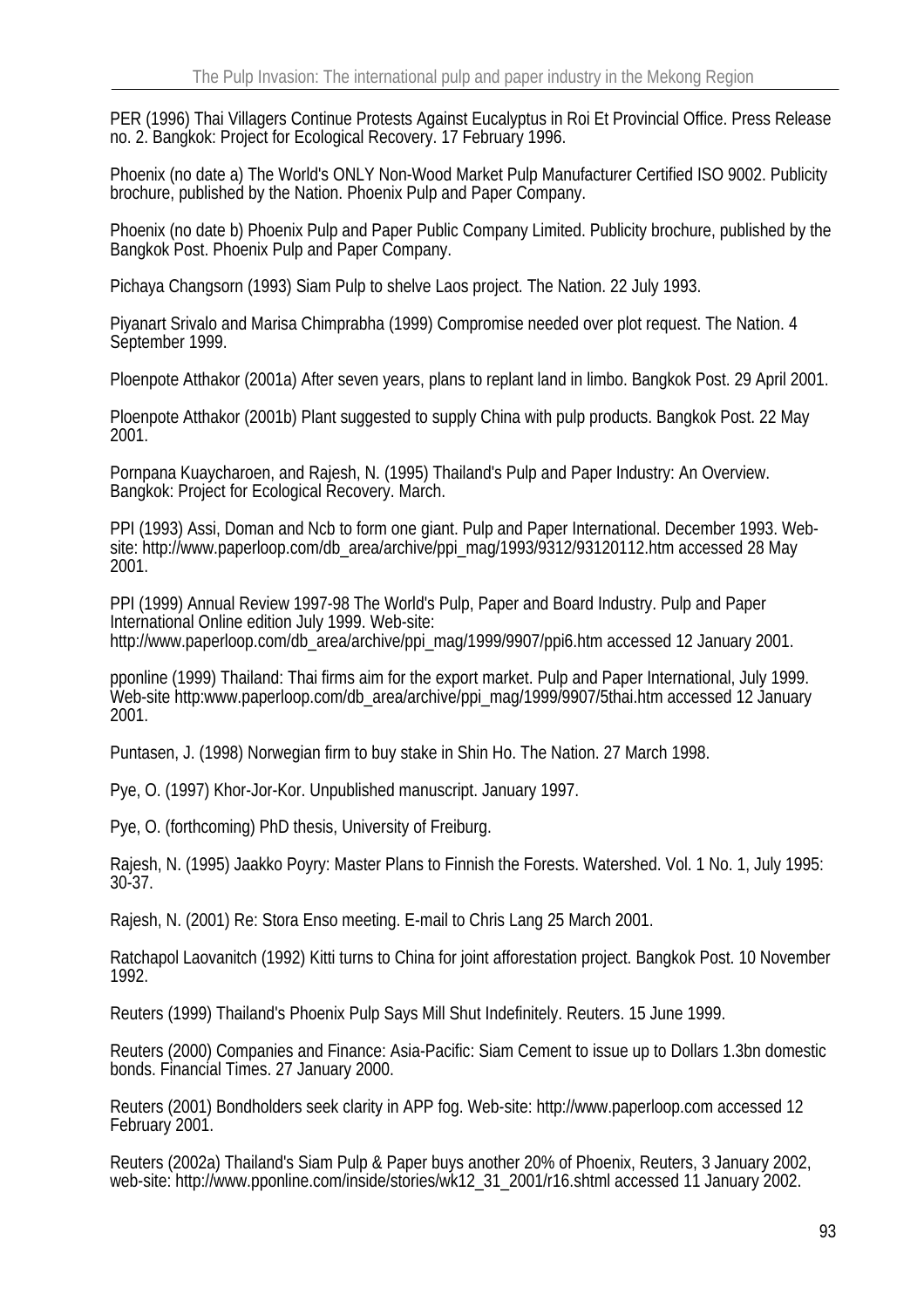PER (1996) Thai Villagers Continue Protests Against Eucalyptus in Roi Et Provincial Office. Press Release no. 2. Bangkok: Project for Ecological Recovery. 17 February 1996.

Phoenix (no date a) The World's ONLY Non-Wood Market Pulp Manufacturer Certified ISO 9002. Publicity brochure, published by the Nation. Phoenix Pulp and Paper Company.

Phoenix (no date b) Phoenix Pulp and Paper Public Company Limited. Publicity brochure, published by the Bangkok Post. Phoenix Pulp and Paper Company.

Pichaya Changsorn (1993) Siam Pulp to shelve Laos project. The Nation. 22 July 1993.

Piyanart Srivalo and Marisa Chimprabha (1999) Compromise needed over plot request. The Nation. 4 September 1999.

Ploenpote Atthakor (2001a) After seven years, plans to replant land in limbo. Bangkok Post. 29 April 2001.

Ploenpote Atthakor (2001b) Plant suggested to supply China with pulp products. Bangkok Post. 22 May 2001.

Pornpana Kuaycharoen, and Rajesh, N. (1995) Thailand's Pulp and Paper Industry: An Overview. Bangkok: Project for Ecological Recovery. March.

PPI (1993) Assi, Doman and Ncb to form one giant. Pulp and Paper International. December 1993. Web-site: http://www.paperloop.com/db_area/archive/ppi_mag/1993/9312/93120112.htm accessed 28 May 2001.

PPI (1999) Annual Review 1997-98 The World's Pulp, Paper and Board Industry. Pulp and Paper International Online edition July 1999. Web-site: http://www.paperloop.com/db_area/archive/ppi_mag/1999/9907/ppi6.htm accessed 12 January 2001.

pponline (1999) Thailand: Thai firms aim for the export market. Pulp and Paper International, July 1999. Web-site http:www.paperloop.com/db_area/archive/ppi_mag/1999/9907/5thai.htm accessed 12 January 2001.

Puntasen, J. (1998) Norwegian firm to buy stake in Shin Ho. The Nation. 27 March 1998.

Pye, O. (1997) Khor-Jor-Kor. Unpublished manuscript. January 1997.

Pye, O. (forthcoming) PhD thesis, University of Freiburg.

Rajesh, N. (1995) Jaakko Poyry: Master Plans to Finnish the Forests. Watershed. Vol. 1 No. 1, July 1995: 30-37.

Rajesh, N. (2001) Re: Stora Enso meeting. E-mail to Chris Lang 25 March 2001.

Ratchapol Laovanitch (1992) Kitti turns to China for joint afforestation project. Bangkok Post. 10 November 1992.

Reuters (1999) Thailand's Phoenix Pulp Says Mill Shut Indefinitely. Reuters. 15 June 1999.

Reuters (2000) Companies and Finance: Asia-Pacific: Siam Cement to issue up to Dollars 1.3bn domestic bonds. Financial Times. 27 January 2000.

Reuters (2001) Bondholders seek clarity in APP fog. Web-site: http://www.paperloop.com accessed 12 February 2001.

Reuters (2002a) Thailand's Siam Pulp & Paper buys another 20% of Phoenix, Reuters, 3 January 2002, web-site: http://www.pponline.com/inside/stories/wk12_31_2001/r16.shtml accessed 11 January 2002.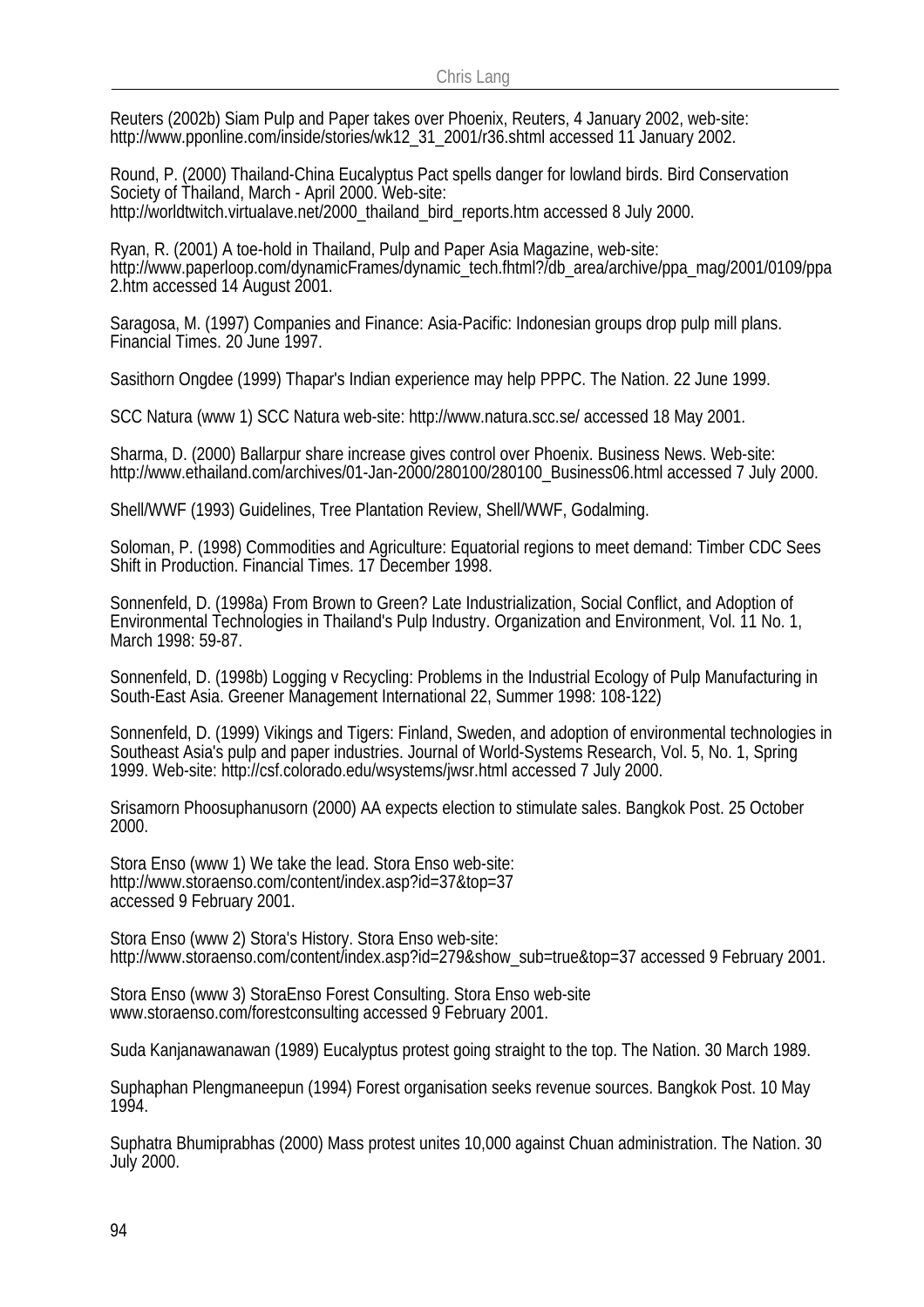Reuters (2002b) Siam Pulp and Paper takes over Phoenix, Reuters, 4 January 2002, web-site: http://www.pponline.com/inside/stories/wk12_31_2001/r36.shtml accessed 11 January 2002.

Round, P. (2000) Thailand-China Eucalyptus Pact spells danger for lowland birds. Bird Conservation Society of Thailand, March - April 2000. Web-site: http://worldtwitch.virtualave.net/2000_thailand_bird_reports.htm accessed 8 July 2000.

Ryan, R. (2001) A toe-hold in Thailand, Pulp and Paper Asia Magazine, web-site: http://www.paperloop.com/dynamicFrames/dynamic_tech.fhtml?/db_area/archive/ppa_mag/2001/0109/ppa2.htm accessed 14 August 2001.

Saragosa, M. (1997) Companies and Finance: Asia-Pacific: Indonesian groups drop pulp mill plans. Financial Times. 20 June 1997.

Sasithorn Ongdee (1999) Thapar's Indian experience may help PPPC. The Nation. 22 June 1999.

SCC Natura (www 1) SCC Natura web-site: http://www.natura.scc.se/ accessed 18 May 2001.

Sharma, D. (2000) Ballarpur share increase gives control over Phoenix. Business News. Web-site: http://www.ethailand.com/archives/01-Jan-2000/280100/280100_Business06.html accessed 7 July 2000.

Shell/WWF (1993) Guidelines, Tree Plantation Review, Shell/WWF, Godalming.

Soloman, P. (1998) Commodities and Agriculture: Equatorial regions to meet demand: Timber CDC Sees Shift in Production. Financial Times. 17 December 1998.

Sonnenfeld, D. (1998a) From Brown to Green? Late Industrialization, Social Conflict, and Adoption of Environmental Technologies in Thailand's Pulp Industry. Organization and Environment, Vol. 11 No. 1, March 1998: 59-87.

Sonnenfeld, D. (1998b) Logging v Recycling: Problems in the Industrial Ecology of Pulp Manufacturing in South-East Asia. Greener Management International 22, Summer 1998: 108-122)

Sonnenfeld, D. (1999) Vikings and Tigers: Finland, Sweden, and adoption of environmental technologies in Southeast Asia's pulp and paper industries. Journal of World-Systems Research, Vol. 5, No. 1, Spring 1999. Web-site: http://csf.colorado.edu/wsystems/jwsr.html accessed 7 July 2000.

Srisamorn Phoosuphanusorn (2000) AA expects election to stimulate sales. Bangkok Post. 25 October 2000.

Stora Enso (www 1) We take the lead. Stora Enso web-site: http://www.storaenso.com/content/index.asp?id=37&top=37 accessed 9 February 2001.

Stora Enso (www 2) Stora's History. Stora Enso web-site: http://www.storaenso.com/content/index.asp?id=279&show_sub=true&top=37 accessed 9 February 2001.

Stora Enso (www 3) StoraEnso Forest Consulting. Stora Enso web-site www.storaenso.com/forestconsulting accessed 9 February 2001.

Suda Kanjanawanawan (1989) Eucalyptus protest going straight to the top. The Nation. 30 March 1989.

Suphaphan Plengmaneepun (1994) Forest organisation seeks revenue sources. Bangkok Post. 10 May 1994.

Suphatra Bhumiprabhas (2000) Mass protest unites 10,000 against Chuan administration. The Nation. 30 July 2000.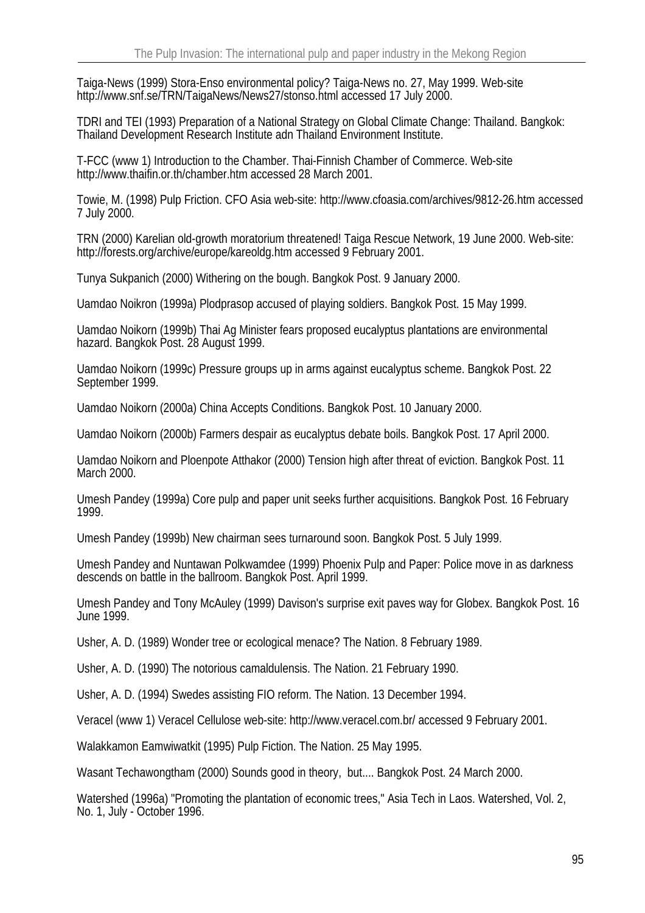Taiga-News (1999) Stora-Enso environmental policy? Taiga-News no. 27, May 1999. Web-site http://www.snf.se/TRN/TaigaNews/News27/stonso.html accessed 17 July 2000.

TDRI and TEI (1993) Preparation of a National Strategy on Global Climate Change: Thailand. Bangkok: Thailand Development Research Institute adn Thailand Environment Institute.

T-FCC (www 1) Introduction to the Chamber. Thai-Finnish Chamber of Commerce. Web-site http://www.thaifin.or.th/chamber.htm accessed 28 March 2001.

Towie, M. (1998) Pulp Friction. CFO Asia web-site: http://www.cfoasia.com/archives/9812-26.htm accessed 7 July 2000.

TRN (2000) Karelian old-growth moratorium threatened! Taiga Rescue Network, 19 June 2000. Web-site: http://forests.org/archive/europe/kareoldg.htm accessed 9 February 2001.

Tunya Sukpanich (2000) Withering on the bough. Bangkok Post. 9 January 2000.

Uamdao Noikron (1999a) Plodprasop accused of playing soldiers. Bangkok Post. 15 May 1999.

Uamdao Noikorn (1999b) Thai Ag Minister fears proposed eucalyptus plantations are environmental hazard. Bangkok Post. 28 August 1999.

Uamdao Noikorn (1999c) Pressure groups up in arms against eucalyptus scheme. Bangkok Post. 22 September 1999.

Uamdao Noikorn (2000a) China Accepts Conditions. Bangkok Post. 10 January 2000.

Uamdao Noikorn (2000b) Farmers despair as eucalyptus debate boils. Bangkok Post. 17 April 2000.

Uamdao Noikorn and Ploenpote Atthakor (2000) Tension high after threat of eviction. Bangkok Post. 11 March 2000.

Umesh Pandey (1999a) Core pulp and paper unit seeks further acquisitions. Bangkok Post. 16 February 1999.

Umesh Pandey (1999b) New chairman sees turnaround soon. Bangkok Post. 5 July 1999.

Umesh Pandey and Nuntawan Polkwamdee (1999) Phoenix Pulp and Paper: Police move in as darkness descends on battle in the ballroom. Bangkok Post. April 1999.

Umesh Pandey and Tony McAuley (1999) Davison's surprise exit paves way for Globex. Bangkok Post. 16 June 1999.

Usher, A. D. (1989) Wonder tree or ecological menace? The Nation. 8 February 1989.

Usher, A. D. (1990) The notorious camaldulensis. The Nation. 21 February 1990.

Usher, A. D. (1994) Swedes assisting FIO reform. The Nation. 13 December 1994.

Veracel (www 1) Veracel Cellulose web-site: http://www.veracel.com.br/ accessed 9 February 2001.

Walakkamon Eamwiwatkit (1995) Pulp Fiction. The Nation. 25 May 1995.

Wasant Techawongtham (2000) Sounds good in theory, but.... Bangkok Post. 24 March 2000.

Watershed (1996a) "Promoting the plantation of economic trees," Asia Tech in Laos. Watershed, Vol. 2, No. 1, July - October 1996.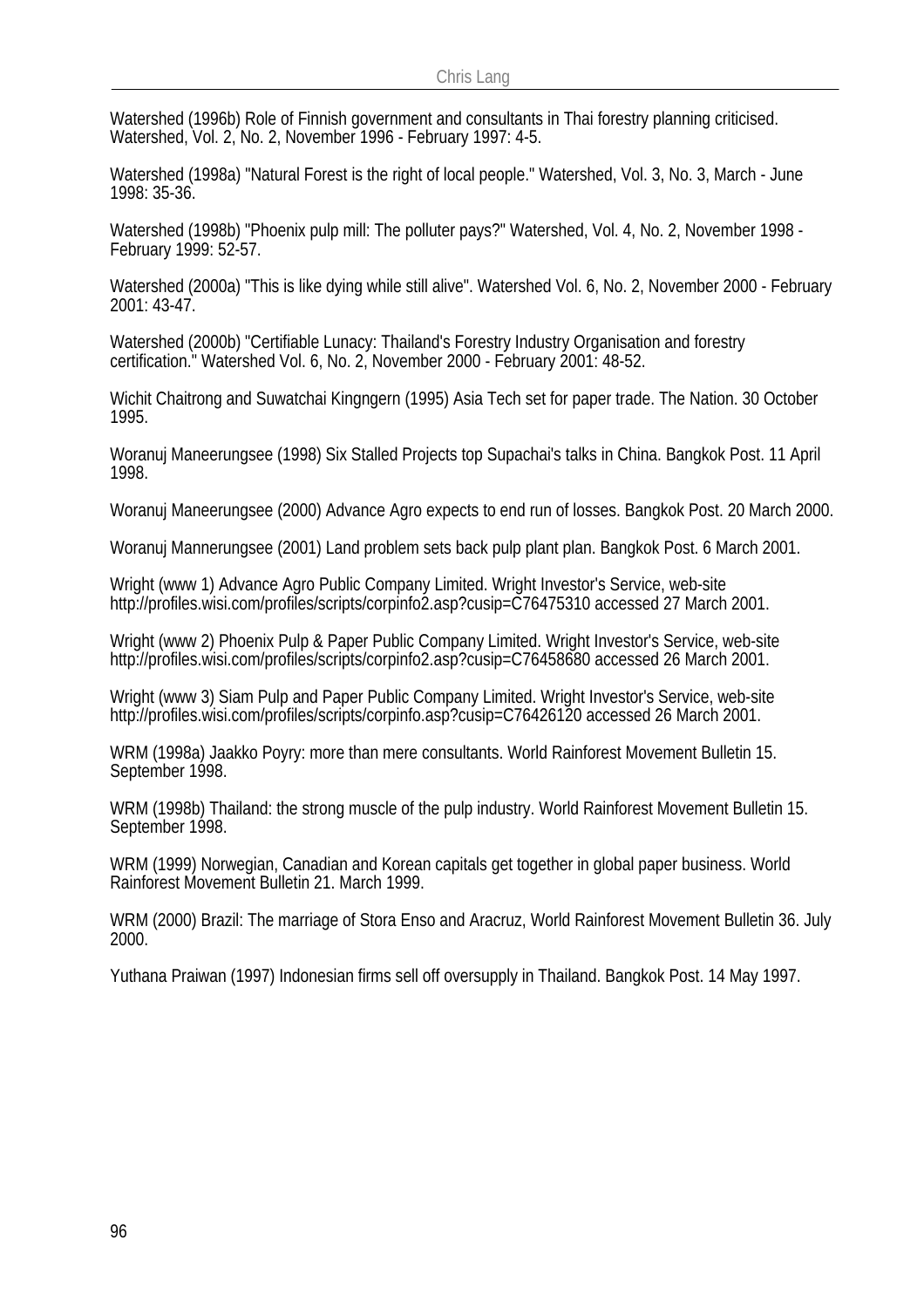Watershed (1996b) Role of Finnish government and consultants in Thai forestry planning criticised. Watershed, Vol. 2, No. 2, November 1996 - February 1997: 4-5.

Watershed (1998a) "Natural Forest is the right of local people." Watershed, Vol. 3, No. 3, March - June 1998: 35-36.

Watershed (1998b) "Phoenix pulp mill: The polluter pays?" Watershed, Vol. 4, No. 2, November 1998 - February 1999: 52-57.

Watershed (2000a) "This is like dying while still alive". Watershed Vol. 6, No. 2, November 2000 - February 2001: 43-47.

Watershed (2000b) "Certifiable Lunacy: Thailand's Forestry Industry Organisation and forestry certification." Watershed Vol. 6, No. 2, November 2000 - February 2001: 48-52.

Wichit Chaitrong and Suwatchai Kingngern (1995) Asia Tech set for paper trade. The Nation. 30 October 1995.

Woranuj Maneerungsee (1998) Six Stalled Projects top Supachai's talks in China. Bangkok Post. 11 April 1998.

Woranuj Maneerungsee (2000) Advance Agro expects to end run of losses. Bangkok Post. 20 March 2000.

Woranuj Mannerungsee (2001) Land problem sets back pulp plant plan. Bangkok Post. 6 March 2001.

Wright (www 1) Advance Agro Public Company Limited. Wright Investor's Service, web-site http://profiles.wisi.com/profiles/scripts/corpinfo2.asp?cusip=C76475310 accessed 27 March 2001.

Wright (www 2) Phoenix Pulp & Paper Public Company Limited. Wright Investor's Service, web-site http://profiles.wisi.com/profiles/scripts/corpinfo2.asp?cusip=C76458680 accessed 26 March 2001.

Wright (www 3) Siam Pulp and Paper Public Company Limited. Wright Investor's Service, web-site http://profiles.wisi.com/profiles/scripts/corpinfo.asp?cusip=C76426120 accessed 26 March 2001.

WRM (1998a) Jaakko Poyry: more than mere consultants. World Rainforest Movement Bulletin 15. September 1998.

WRM (1998b) Thailand: the strong muscle of the pulp industry. World Rainforest Movement Bulletin 15. September 1998.

WRM (1999) Norwegian, Canadian and Korean capitals get together in global paper business. World Rainforest Movement Bulletin 21. March 1999.

WRM (2000) Brazil: The marriage of Stora Enso and Aracruz, World Rainforest Movement Bulletin 36. July 2000.

Yuthana Praiwan (1997) Indonesian firms sell off oversupply in Thailand. Bangkok Post. 14 May 1997.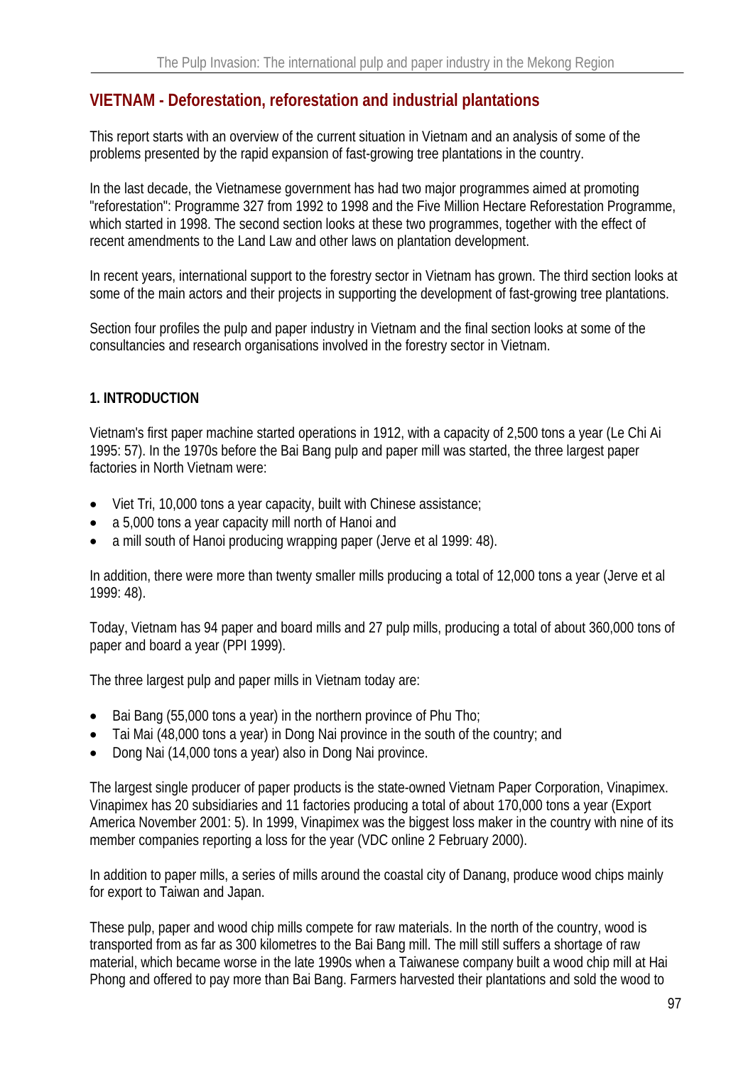## VIETNAM - Deforestation, reforestation and industrial plantations

This report starts with an overview of the current situation in Vietnam and an analysis of some of the problems presented by the rapid expansion of fast-growing tree plantations in the country.

In the last decade, the Vietnamese government has had two major programmes aimed at promoting "reforestation": Programme 327 from 1992 to 1998 and the Five Million Hectare Reforestation Programme, which started in 1998. The second section looks at these two programmes, together with the effect of recent amendments to the Land Law and other laws on plantation development.

In recent years, international support to the forestry sector in Vietnam has grown. The third section looks at some of the main actors and their projects in supporting the development of fast-growing tree plantations.

Section four profiles the pulp and paper industry in Vietnam and the final section looks at some of the consultancies and research organisations involved in the forestry sector in Vietnam.

### 1. INTRODUCTION

Vietnam's first paper machine started operations in 1912, with a capacity of 2,500 tons a year (Le Chi Ai 1995: 57). In the 1970s before the Bai Bang pulp and paper mill was started, the three largest paper factories in North Vietnam were:

- Viet Tri, 10,000 tons a year capacity, built with Chinese assistance;
- a 5,000 tons a year capacity mill north of Hanoi and
- a mill south of Hanoi producing wrapping paper (Jerve et al 1999: 48).

In addition, there were more than twenty smaller mills producing a total of 12,000 tons a year (Jerve et al 1999: 48).

Today, Vietnam has 94 paper and board mills and 27 pulp mills, producing a total of about 360,000 tons of paper and board a year (PPI 1999).

The three largest pulp and paper mills in Vietnam today are:

- Bai Bang (55,000 tons a year) in the northern province of Phu Tho;
- Tai Mai (48,000 tons a year) in Dong Nai province in the south of the country; and
- Dong Nai (14,000 tons a year) also in Dong Nai province.

The largest single producer of paper products is the state-owned Vietnam Paper Corporation, Vinapimex. Vinapimex has 20 subsidiaries and 11 factories producing a total of about 170,000 tons a year (Export America November 2001: 5). In 1999, Vinapimex was the biggest loss maker in the country with nine of its member companies reporting a loss for the year (VDC online 2 February 2000).

In addition to paper mills, a series of mills around the coastal city of Danang, produce wood chips mainly for export to Taiwan and Japan.

These pulp, paper and wood chip mills compete for raw materials. In the north of the country, wood is transported from as far as 300 kilometres to the Bai Bang mill. The mill still suffers a shortage of raw material, which became worse in the late 1990s when a Taiwanese company built a wood chip mill at Hai Phong and offered to pay more than Bai Bang. Farmers harvested their plantations and sold the wood to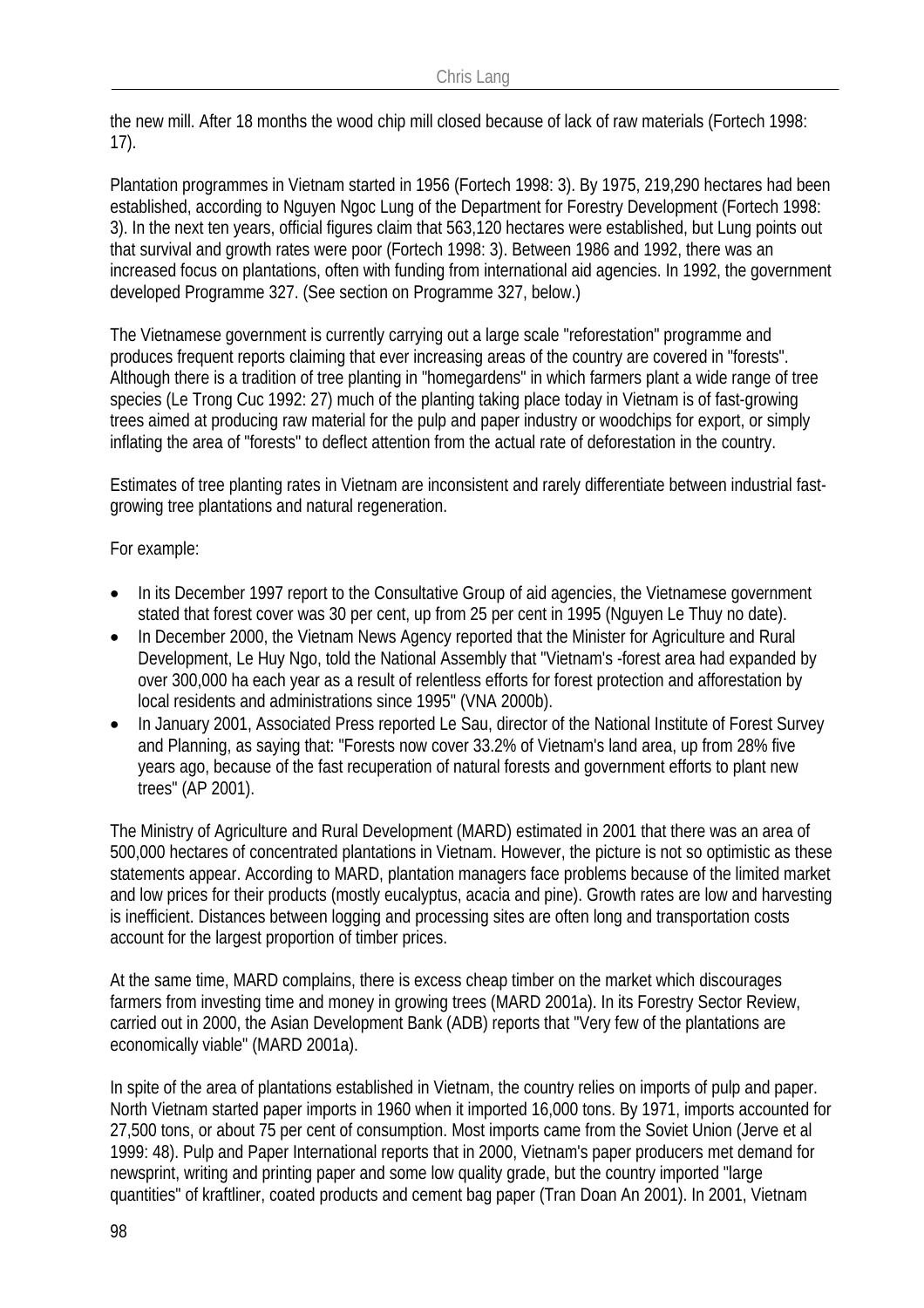the new mill. After 18 months the wood chip mill closed because of lack of raw materials (Fortech 1998: 17).

Plantation programmes in Vietnam started in 1956 (Fortech 1998: 3). By 1975, 219,290 hectares had been established, according to Nguyen Ngoc Lung of the Department for Forestry Development (Fortech 1998: 3). In the next ten years, official figures claim that 563,120 hectares were established, but Lung points out that survival and growth rates were poor (Fortech 1998: 3). Between 1986 and 1992, there was an increased focus on plantations, often with funding from international aid agencies. In 1992, the government developed Programme 327. (See section on Programme 327, below.)

The Vietnamese government is currently carrying out a large scale "reforestation" programme and produces frequent reports claiming that ever increasing areas of the country are covered in "forests". Although there is a tradition of tree planting in "homegardens" in which farmers plant a wide range of tree species (Le Trong Cuc 1992: 27) much of the planting taking place today in Vietnam is of fast-growing trees aimed at producing raw material for the pulp and paper industry or woodchips for export, or simply inflating the area of "forests" to deflect attention from the actual rate of deforestation in the country.

Estimates of tree planting rates in Vietnam are inconsistent and rarely differentiate between industrial fast-growing tree plantations and natural regeneration.

For example:

- In its December 1997 report to the Consultative Group of aid agencies, the Vietnamese government stated that forest cover was 30 per cent, up from 25 per cent in 1995 (Nguyen Le Thuy no date).
- In December 2000, the Vietnam News Agency reported that the Minister for Agriculture and Rural Development, Le Huy Ngo, told the National Assembly that "Vietnam's -forest area had expanded by over 300,000 ha each year as a result of relentless efforts for forest protection and afforestation by local residents and administrations since 1995" (VNA 2000b).
- In January 2001, Associated Press reported Le Sau, director of the National Institute of Forest Survey and Planning, as saying that: "Forests now cover 33.2% of Vietnam's land area, up from 28% five years ago, because of the fast recuperation of natural forests and government efforts to plant new trees" (AP 2001).

The Ministry of Agriculture and Rural Development (MARD) estimated in 2001 that there was an area of 500,000 hectares of concentrated plantations in Vietnam. However, the picture is not so optimistic as these statements appear. According to MARD, plantation managers face problems because of the limited market and low prices for their products (mostly eucalyptus, acacia and pine). Growth rates are low and harvesting is inefficient. Distances between logging and processing sites are often long and transportation costs account for the largest proportion of timber prices.

At the same time, MARD complains, there is excess cheap timber on the market which discourages farmers from investing time and money in growing trees (MARD 2001a). In its Forestry Sector Review, carried out in 2000, the Asian Development Bank (ADB) reports that "Very few of the plantations are economically viable" (MARD 2001a).

In spite of the area of plantations established in Vietnam, the country relies on imports of pulp and paper. North Vietnam started paper imports in 1960 when it imported 16,000 tons. By 1971, imports accounted for 27,500 tons, or about 75 per cent of consumption. Most imports came from the Soviet Union (Jerve et al 1999: 48). Pulp and Paper International reports that in 2000, Vietnam's paper producers met demand for newsprint, writing and printing paper and some low quality grade, but the country imported "large quantities" of kraftliner, coated products and cement bag paper (Tran Doan An 2001). In 2001, Vietnam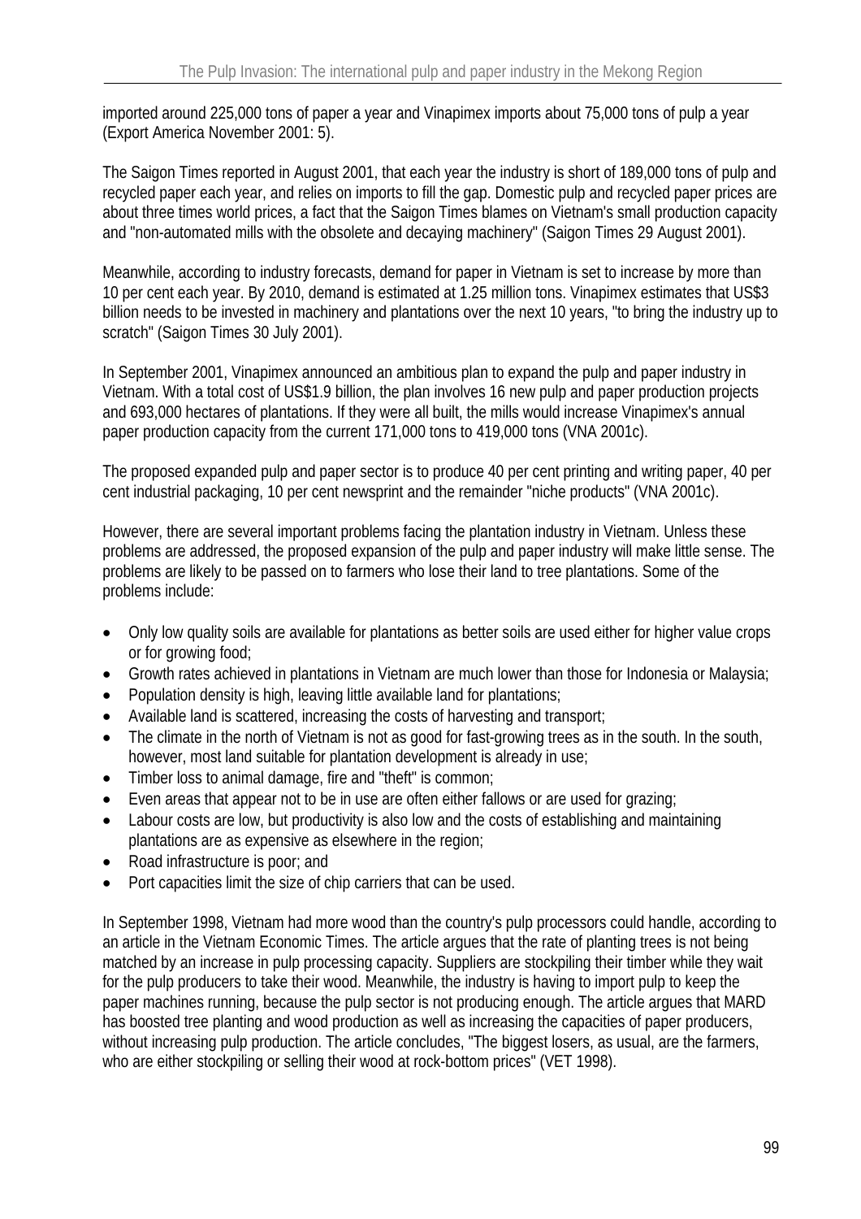imported around 225,000 tons of paper a year and Vinapimex imports about 75,000 tons of pulp a year (Export America November 2001: 5).

The Saigon Times reported in August 2001, that each year the industry is short of 189,000 tons of pulp and recycled paper each year, and relies on imports to fill the gap. Domestic pulp and recycled paper prices are about three times world prices, a fact that the Saigon Times blames on Vietnam's small production capacity and "non-automated mills with the obsolete and decaying machinery" (Saigon Times 29 August 2001).

Meanwhile, according to industry forecasts, demand for paper in Vietnam is set to increase by more than 10 per cent each year. By 2010, demand is estimated at 1.25 million tons. Vinapimex estimates that US$3 billion needs to be invested in machinery and plantations over the next 10 years, "to bring the industry up to scratch" (Saigon Times 30 July 2001).

In September 2001, Vinapimex announced an ambitious plan to expand the pulp and paper industry in Vietnam. With a total cost of US$1.9 billion, the plan involves 16 new pulp and paper production projects and 693,000 hectares of plantations. If they were all built, the mills would increase Vinapimex's annual paper production capacity from the current 171,000 tons to 419,000 tons (VNA 2001c).

The proposed expanded pulp and paper sector is to produce 40 per cent printing and writing paper, 40 per cent industrial packaging, 10 per cent newsprint and the remainder "niche products" (VNA 2001c).

However, there are several important problems facing the plantation industry in Vietnam. Unless these problems are addressed, the proposed expansion of the pulp and paper industry will make little sense. The problems are likely to be passed on to farmers who lose their land to tree plantations. Some of the problems include:

- Only low quality soils are available for plantations as better soils are used either for higher value crops or for growing food;
- Growth rates achieved in plantations in Vietnam are much lower than those for Indonesia or Malaysia;
- Population density is high, leaving little available land for plantations;
- Available land is scattered, increasing the costs of harvesting and transport;
- The climate in the north of Vietnam is not as good for fast-growing trees as in the south. In the south, however, most land suitable for plantation development is already in use;
- Timber loss to animal damage, fire and "theft" is common;
- Even areas that appear not to be in use are often either fallows or are used for grazing;
- Labour costs are low, but productivity is also low and the costs of establishing and maintaining plantations are as expensive as elsewhere in the region;
- Road infrastructure is poor; and
- Port capacities limit the size of chip carriers that can be used.

In September 1998, Vietnam had more wood than the country's pulp processors could handle, according to an article in the Vietnam Economic Times. The article argues that the rate of planting trees is not being matched by an increase in pulp processing capacity. Suppliers are stockpiling their timber while they wait for the pulp producers to take their wood. Meanwhile, the industry is having to import pulp to keep the paper machines running, because the pulp sector is not producing enough. The article argues that MARD has boosted tree planting and wood production as well as increasing the capacities of paper producers, without increasing pulp production. The article concludes, "The biggest losers, as usual, are the farmers, who are either stockpiling or selling their wood at rock-bottom prices" (VET 1998).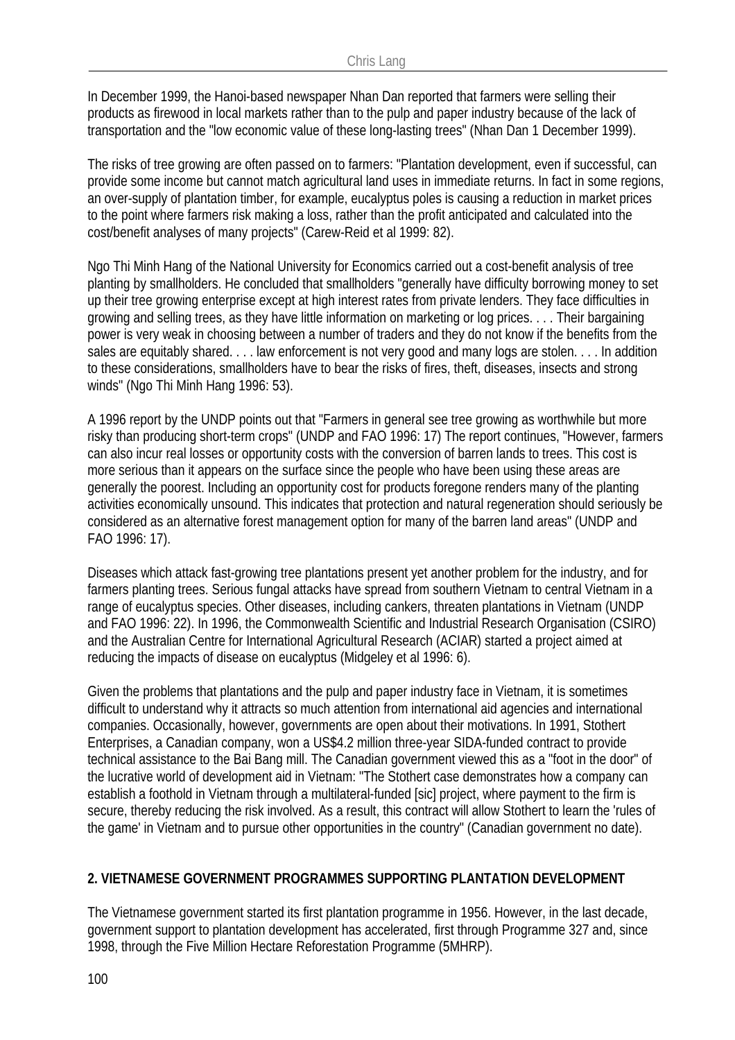In December 1999, the Hanoi-based newspaper Nhan Dan reported that farmers were selling their products as firewood in local markets rather than to the pulp and paper industry because of the lack of transportation and the "low economic value of these long-lasting trees" (Nhan Dan 1 December 1999).

The risks of tree growing are often passed on to farmers: "Plantation development, even if successful, can provide some income but cannot match agricultural land uses in immediate returns. In fact in some regions, an over-supply of plantation timber, for example, eucalyptus poles is causing a reduction in market prices to the point where farmers risk making a loss, rather than the profit anticipated and calculated into the cost/benefit analyses of many projects" (Carew-Reid et al 1999: 82).

Ngo Thi Minh Hang of the National University for Economics carried out a cost-benefit analysis of tree planting by smallholders. He concluded that smallholders "generally have difficulty borrowing money to set up their tree growing enterprise except at high interest rates from private lenders. They face difficulties in growing and selling trees, as they have little information on marketing or log prices. . . . Their bargaining power is very weak in choosing between a number of traders and they do not know if the benefits from the sales are equitably shared. . . . law enforcement is not very good and many logs are stolen. . . . In addition to these considerations, smallholders have to bear the risks of fires, theft, diseases, insects and strong winds" (Ngo Thi Minh Hang 1996: 53).

A 1996 report by the UNDP points out that "Farmers in general see tree growing as worthwhile but more risky than producing short-term crops" (UNDP and FAO 1996: 17) The report continues, "However, farmers can also incur real losses or opportunity costs with the conversion of barren lands to trees. This cost is more serious than it appears on the surface since the people who have been using these areas are generally the poorest. Including an opportunity cost for products foregone renders many of the planting activities economically unsound. This indicates that protection and natural regeneration should seriously be considered as an alternative forest management option for many of the barren land areas" (UNDP and FAO 1996: 17).

Diseases which attack fast-growing tree plantations present yet another problem for the industry, and for farmers planting trees. Serious fungal attacks have spread from southern Vietnam to central Vietnam in a range of eucalyptus species. Other diseases, including cankers, threaten plantations in Vietnam (UNDP and FAO 1996: 22). In 1996, the Commonwealth Scientific and Industrial Research Organisation (CSIRO) and the Australian Centre for International Agricultural Research (ACIAR) started a project aimed at reducing the impacts of disease on eucalyptus (Midgeley et al 1996: 6).

Given the problems that plantations and the pulp and paper industry face in Vietnam, it is sometimes difficult to understand why it attracts so much attention from international aid agencies and international companies. Occasionally, however, governments are open about their motivations. In 1991, Stothert Enterprises, a Canadian company, won a US$4.2 million three-year SIDA-funded contract to provide technical assistance to the Bai Bang mill. The Canadian government viewed this as a "foot in the door" of the lucrative world of development aid in Vietnam: "The Stothert case demonstrates how a company can establish a foothold in Vietnam through a multilateral-funded [sic] project, where payment to the firm is secure, thereby reducing the risk involved. As a result, this contract will allow Stothert to learn the 'rules of the game' in Vietnam and to pursue other opportunities in the country" (Canadian government no date).

## 2. VIETNAMESE GOVERNMENT PROGRAMMES SUPPORTING PLANTATION DEVELOPMENT

The Vietnamese government started its first plantation programme in 1956. However, in the last decade, government support to plantation development has accelerated, first through Programme 327 and, since 1998, through the Five Million Hectare Reforestation Programme (5MHRP).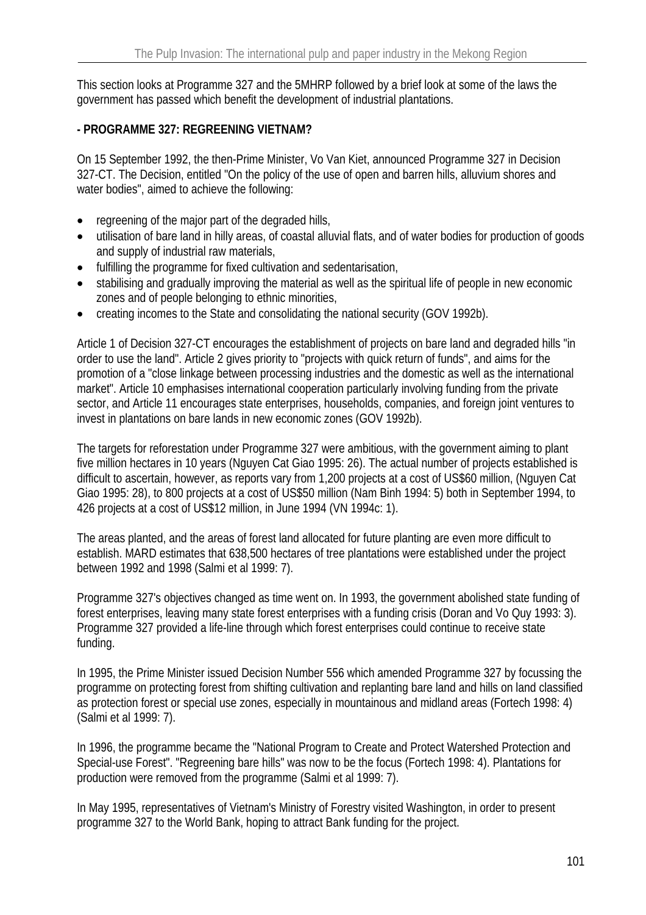This section looks at Programme 327 and the 5MHRP followed by a brief look at some of the laws the government has passed which benefit the development of industrial plantations.

**- PROGRAMME 327: REGREENING VIETNAM?**

On 15 September 1992, the then-Prime Minister, Vo Van Kiet, announced Programme 327 in Decision 327-CT. The Decision, entitled "On the policy of the use of open and barren hills, alluvium shores and water bodies", aimed to achieve the following:

- regreening of the major part of the degraded hills,
- utilisation of bare land in hilly areas, of coastal alluvial flats, and of water bodies for production of goods and supply of industrial raw materials,
- fulfilling the programme for fixed cultivation and sedentarisation,
- stabilising and gradually improving the material as well as the spiritual life of people in new economic zones and of people belonging to ethnic minorities,
- creating incomes to the State and consolidating the national security (GOV 1992b).

Article 1 of Decision 327-CT encourages the establishment of projects on bare land and degraded hills "in order to use the land". Article 2 gives priority to "projects with quick return of funds", and aims for the promotion of a "close linkage between processing industries and the domestic as well as the international market". Article 10 emphasises international cooperation particularly involving funding from the private sector, and Article 11 encourages state enterprises, households, companies, and foreign joint ventures to invest in plantations on bare lands in new economic zones (GOV 1992b).

The targets for reforestation under Programme 327 were ambitious, with the government aiming to plant five million hectares in 10 years (Nguyen Cat Giao 1995: 26). The actual number of projects established is difficult to ascertain, however, as reports vary from 1,200 projects at a cost of US$60 million, (Nguyen Cat Giao 1995: 28), to 800 projects at a cost of US$50 million (Nam Binh 1994: 5) both in September 1994, to 426 projects at a cost of US$12 million, in June 1994 (VN 1994c: 1).

The areas planted, and the areas of forest land allocated for future planting are even more difficult to establish. MARD estimates that 638,500 hectares of tree plantations were established under the project between 1992 and 1998 (Salmi et al 1999: 7).

Programme 327's objectives changed as time went on. In 1993, the government abolished state funding of forest enterprises, leaving many state forest enterprises with a funding crisis (Doran and Vo Quy 1993: 3). Programme 327 provided a life-line through which forest enterprises could continue to receive state funding.

In 1995, the Prime Minister issued Decision Number 556 which amended Programme 327 by focussing the programme on protecting forest from shifting cultivation and replanting bare land and hills on land classified as protection forest or special use zones, especially in mountainous and midland areas (Fortech 1998: 4) (Salmi et al 1999: 7).

In 1996, the programme became the "National Program to Create and Protect Watershed Protection and Special-use Forest". "Regreening bare hills" was now to be the focus (Fortech 1998: 4). Plantations for production were removed from the programme (Salmi et al 1999: 7).

In May 1995, representatives of Vietnam's Ministry of Forestry visited Washington, in order to present programme 327 to the World Bank, hoping to attract Bank funding for the project.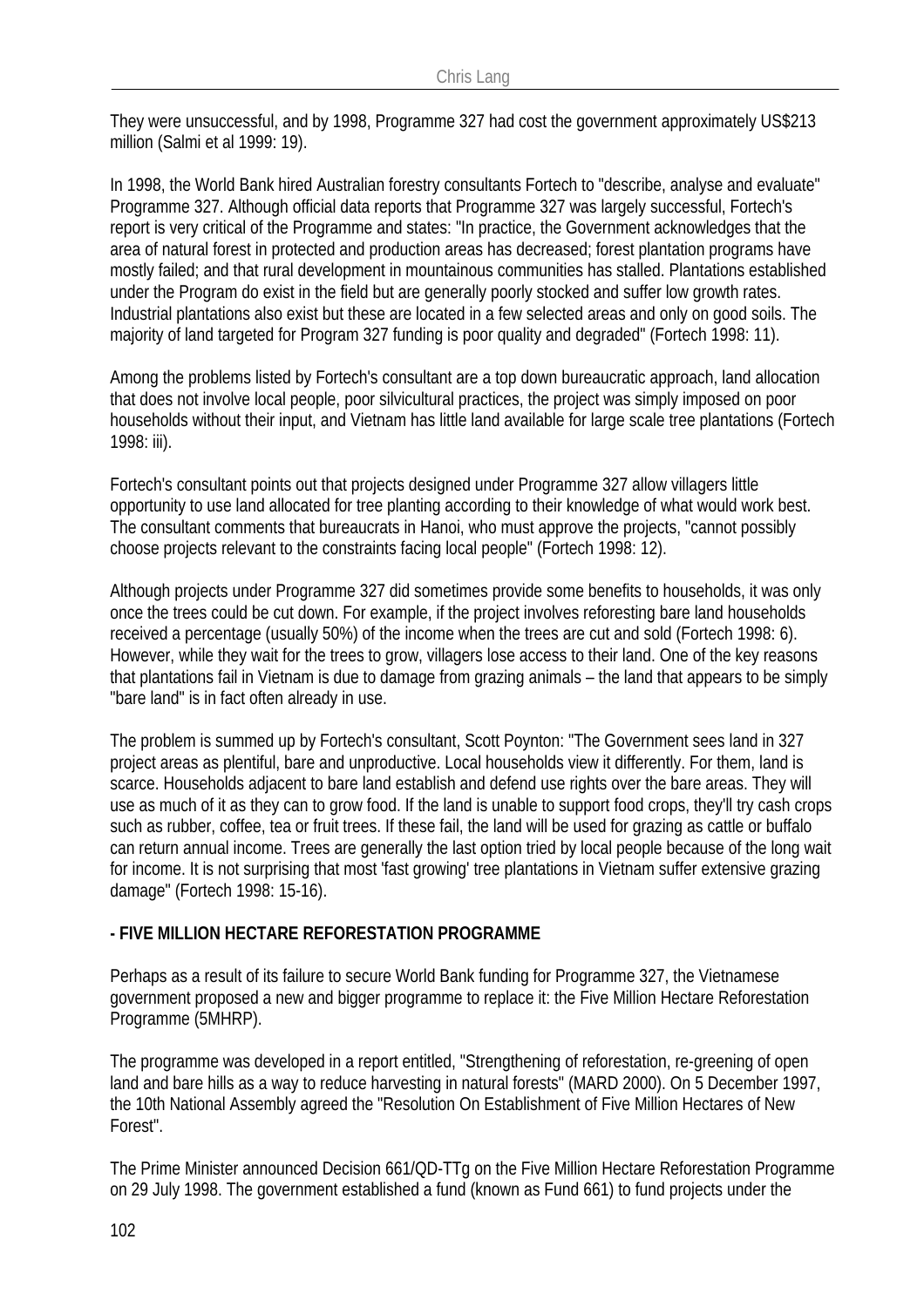They were unsuccessful, and by 1998, Programme 327 had cost the government approximately US$213 million (Salmi et al 1999: 19).

In 1998, the World Bank hired Australian forestry consultants Fortech to "describe, analyse and evaluate" Programme 327. Although official data reports that Programme 327 was largely successful, Fortech's report is very critical of the Programme and states: "In practice, the Government acknowledges that the area of natural forest in protected and production areas has decreased; forest plantation programs have mostly failed; and that rural development in mountainous communities has stalled. Plantations established under the Program do exist in the field but are generally poorly stocked and suffer low growth rates. Industrial plantations also exist but these are located in a few selected areas and only on good soils. The majority of land targeted for Program 327 funding is poor quality and degraded" (Fortech 1998: 11).

Among the problems listed by Fortech's consultant are a top down bureaucratic approach, land allocation that does not involve local people, poor silvicultural practices, the project was simply imposed on poor households without their input, and Vietnam has little land available for large scale tree plantations (Fortech 1998: iii).

Fortech's consultant points out that projects designed under Programme 327 allow villagers little opportunity to use land allocated for tree planting according to their knowledge of what would work best. The consultant comments that bureaucrats in Hanoi, who must approve the projects, "cannot possibly choose projects relevant to the constraints facing local people" (Fortech 1998: 12).

Although projects under Programme 327 did sometimes provide some benefits to households, it was only once the trees could be cut down. For example, if the project involves reforesting bare land households received a percentage (usually 50%) of the income when the trees are cut and sold (Fortech 1998: 6). However, while they wait for the trees to grow, villagers lose access to their land. One of the key reasons that plantations fail in Vietnam is due to damage from grazing animals – the land that appears to be simply "bare land" is in fact often already in use.

The problem is summed up by Fortech's consultant, Scott Poynton: "The Government sees land in 327 project areas as plentiful, bare and unproductive. Local households view it differently. For them, land is scarce. Households adjacent to bare land establish and defend use rights over the bare areas. They will use as much of it as they can to grow food. If the land is unable to support food crops, they'll try cash crops such as rubber, coffee, tea or fruit trees. If these fail, the land will be used for grazing as cattle or buffalo can return annual income. Trees are generally the last option tried by local people because of the long wait for income. It is not surprising that most 'fast growing' tree plantations in Vietnam suffer extensive grazing damage" (Fortech 1998: 15-16).

**- FIVE MILLION HECTARE REFORESTATION PROGRAMME**

Perhaps as a result of its failure to secure World Bank funding for Programme 327, the Vietnamese government proposed a new and bigger programme to replace it: the Five Million Hectare Reforestation Programme (5MHRP).

The programme was developed in a report entitled, "Strengthening of reforestation, re-greening of open land and bare hills as a way to reduce harvesting in natural forests" (MARD 2000). On 5 December 1997, the 10th National Assembly agreed the "Resolution On Establishment of Five Million Hectares of New Forest".

The Prime Minister announced Decision 661/QD-TTg on the Five Million Hectare Reforestation Programme on 29 July 1998. The government established a fund (known as Fund 661) to fund projects under the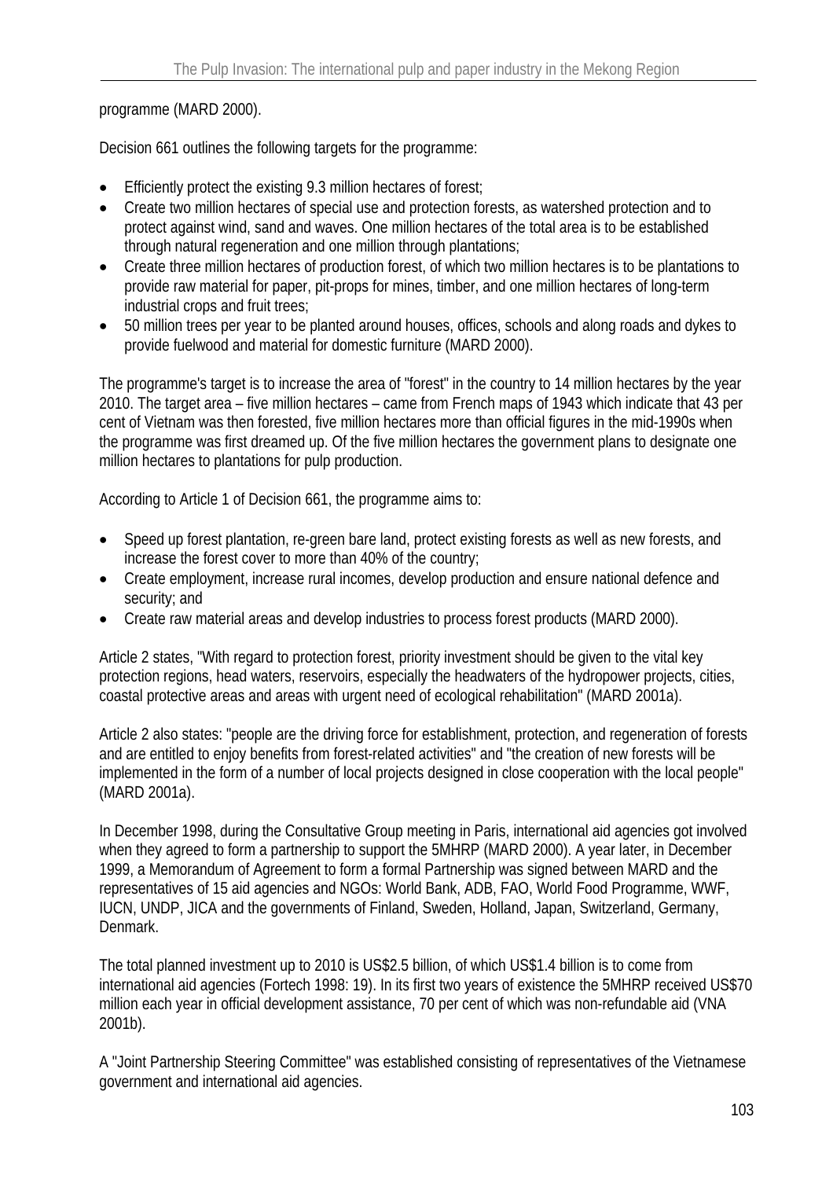programme (MARD 2000).

Decision 661 outlines the following targets for the programme:

- Efficiently protect the existing 9.3 million hectares of forest;
- Create two million hectares of special use and protection forests, as watershed protection and to protect against wind, sand and waves. One million hectares of the total area is to be established through natural regeneration and one million through plantations;
- Create three million hectares of production forest, of which two million hectares is to be plantations to provide raw material for paper, pit-props for mines, timber, and one million hectares of long-term industrial crops and fruit trees;
- 50 million trees per year to be planted around houses, offices, schools and along roads and dykes to provide fuelwood and material for domestic furniture (MARD 2000).

The programme's target is to increase the area of "forest" in the country to 14 million hectares by the year 2010. The target area – five million hectares – came from French maps of 1943 which indicate that 43 per cent of Vietnam was then forested, five million hectares more than official figures in the mid-1990s when the programme was first dreamed up. Of the five million hectares the government plans to designate one million hectares to plantations for pulp production.

According to Article 1 of Decision 661, the programme aims to:

- Speed up forest plantation, re-green bare land, protect existing forests as well as new forests, and increase the forest cover to more than 40% of the country;
- Create employment, increase rural incomes, develop production and ensure national defence and security; and
- Create raw material areas and develop industries to process forest products (MARD 2000).

Article 2 states, "With regard to protection forest, priority investment should be given to the vital key protection regions, head waters, reservoirs, especially the headwaters of the hydropower projects, cities, coastal protective areas and areas with urgent need of ecological rehabilitation" (MARD 2001a).

Article 2 also states: "people are the driving force for establishment, protection, and regeneration of forests and are entitled to enjoy benefits from forest-related activities" and "the creation of new forests will be implemented in the form of a number of local projects designed in close cooperation with the local people" (MARD 2001a).

In December 1998, during the Consultative Group meeting in Paris, international aid agencies got involved when they agreed to form a partnership to support the 5MHRP (MARD 2000). A year later, in December 1999, a Memorandum of Agreement to form a formal Partnership was signed between MARD and the representatives of 15 aid agencies and NGOs: World Bank, ADB, FAO, World Food Programme, WWF, IUCN, UNDP, JICA and the governments of Finland, Sweden, Holland, Japan, Switzerland, Germany, Denmark.

The total planned investment up to 2010 is US$2.5 billion, of which US$1.4 billion is to come from international aid agencies (Fortech 1998: 19). In its first two years of existence the 5MHRP received US$70 million each year in official development assistance, 70 per cent of which was non-refundable aid (VNA 2001b).

A "Joint Partnership Steering Committee" was established consisting of representatives of the Vietnamese government and international aid agencies.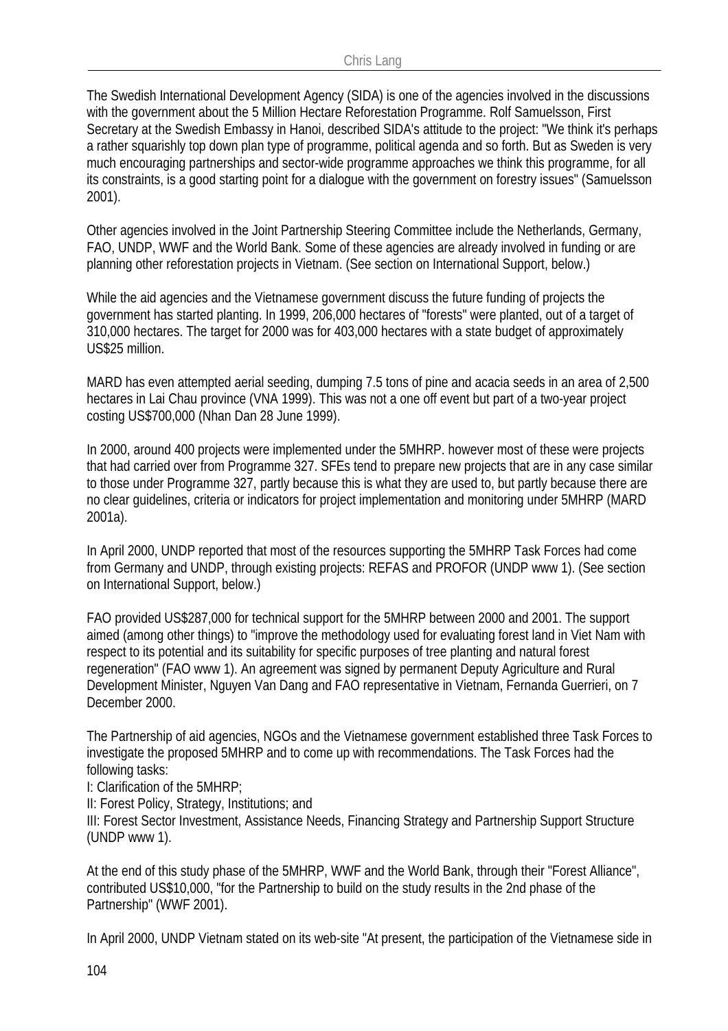The Swedish International Development Agency (SIDA) is one of the agencies involved in the discussions with the government about the 5 Million Hectare Reforestation Programme. Rolf Samuelsson, First Secretary at the Swedish Embassy in Hanoi, described SIDA's attitude to the project: "We think it's perhaps a rather squarishly top down plan type of programme, political agenda and so forth. But as Sweden is very much encouraging partnerships and sector-wide programme approaches we think this programme, for all its constraints, is a good starting point for a dialogue with the government on forestry issues" (Samuelsson 2001).

Other agencies involved in the Joint Partnership Steering Committee include the Netherlands, Germany, FAO, UNDP, WWF and the World Bank. Some of these agencies are already involved in funding or are planning other reforestation projects in Vietnam. (See section on International Support, below.)

While the aid agencies and the Vietnamese government discuss the future funding of projects the government has started planting. In 1999, 206,000 hectares of "forests" were planted, out of a target of 310,000 hectares. The target for 2000 was for 403,000 hectares with a state budget of approximately US$25 million.

MARD has even attempted aerial seeding, dumping 7.5 tons of pine and acacia seeds in an area of 2,500 hectares in Lai Chau province (VNA 1999). This was not a one off event but part of a two-year project costing US$700,000 (Nhan Dan 28 June 1999).

In 2000, around 400 projects were implemented under the 5MHRP. however most of these were projects that had carried over from Programme 327. SFEs tend to prepare new projects that are in any case similar to those under Programme 327, partly because this is what they are used to, but partly because there are no clear guidelines, criteria or indicators for project implementation and monitoring under 5MHRP (MARD 2001a).

In April 2000, UNDP reported that most of the resources supporting the 5MHRP Task Forces had come from Germany and UNDP, through existing projects: REFAS and PROFOR (UNDP www 1). (See section on International Support, below.)

FAO provided US$287,000 for technical support for the 5MHRP between 2000 and 2001. The support aimed (among other things) to "improve the methodology used for evaluating forest land in Viet Nam with respect to its potential and its suitability for specific purposes of tree planting and natural forest regeneration" (FAO www 1). An agreement was signed by permanent Deputy Agriculture and Rural Development Minister, Nguyen Van Dang and FAO representative in Vietnam, Fernanda Guerrieri, on 7 December 2000.

The Partnership of aid agencies, NGOs and the Vietnamese government established three Task Forces to investigate the proposed 5MHRP and to come up with recommendations. The Task Forces had the following tasks:

I: Clarification of the 5MHRP;

II: Forest Policy, Strategy, Institutions; and

III: Forest Sector Investment, Assistance Needs, Financing Strategy and Partnership Support Structure (UNDP www 1).

At the end of this study phase of the 5MHRP, WWF and the World Bank, through their "Forest Alliance", contributed US$10,000, "for the Partnership to build on the study results in the 2nd phase of the Partnership" (WWF 2001).

In April 2000, UNDP Vietnam stated on its web-site "At present, the participation of the Vietnamese side in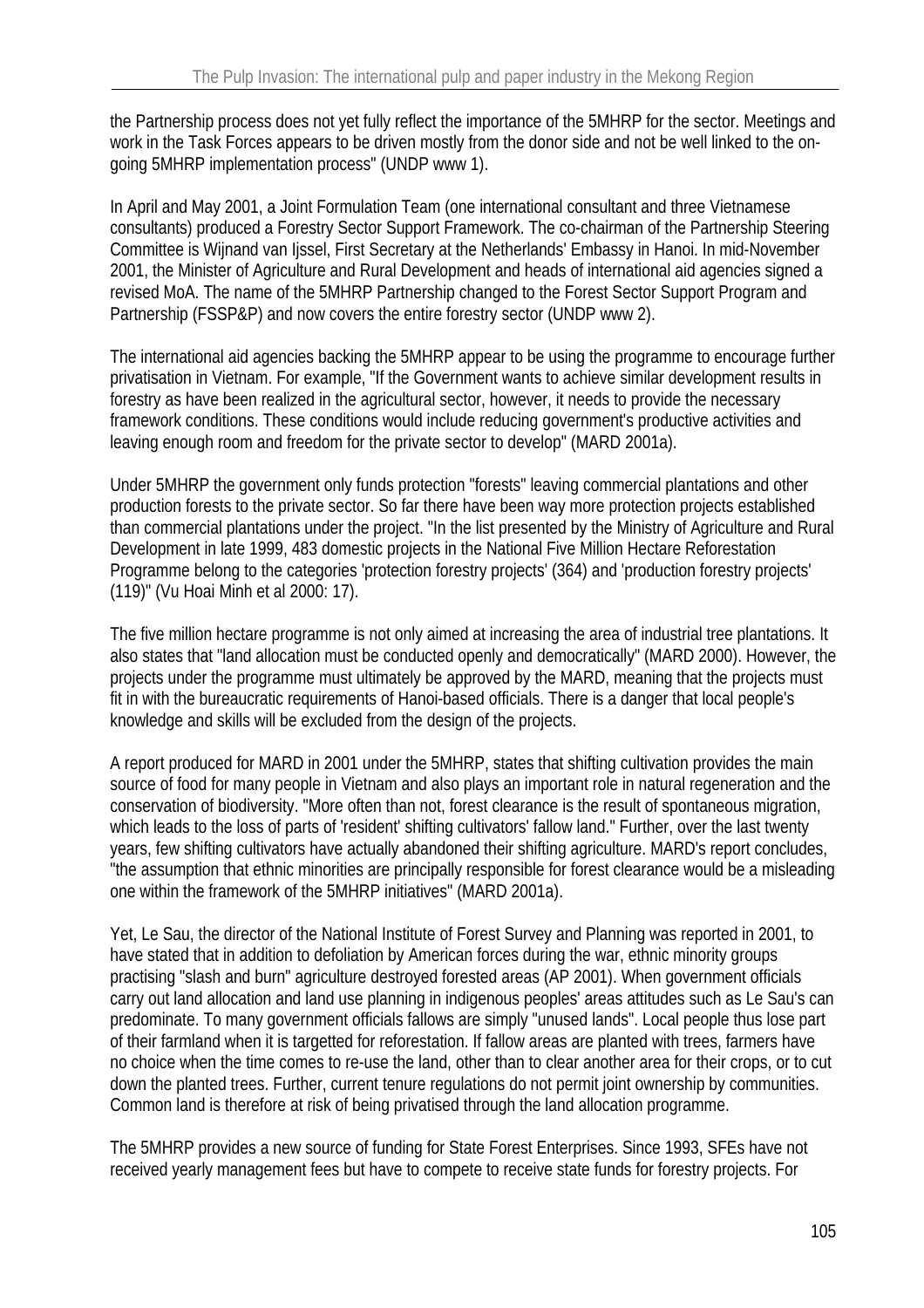the Partnership process does not yet fully reflect the importance of the 5MHRP for the sector. Meetings and work in the Task Forces appears to be driven mostly from the donor side and not be well linked to the on-going 5MHRP implementation process" (UNDP www 1).

In April and May 2001, a Joint Formulation Team (one international consultant and three Vietnamese consultants) produced a Forestry Sector Support Framework. The co-chairman of the Partnership Steering Committee is Wijnand van Ijssel, First Secretary at the Netherlands' Embassy in Hanoi. In mid-November 2001, the Minister of Agriculture and Rural Development and heads of international aid agencies signed a revised MoA. The name of the 5MHRP Partnership changed to the Forest Sector Support Program and Partnership (FSSP&P) and now covers the entire forestry sector (UNDP www 2).

The international aid agencies backing the 5MHRP appear to be using the programme to encourage further privatisation in Vietnam. For example, "If the Government wants to achieve similar development results in forestry as have been realized in the agricultural sector, however, it needs to provide the necessary framework conditions. These conditions would include reducing government's productive activities and leaving enough room and freedom for the private sector to develop" (MARD 2001a).

Under 5MHRP the government only funds protection "forests" leaving commercial plantations and other production forests to the private sector. So far there have been way more protection projects established than commercial plantations under the project. "In the list presented by the Ministry of Agriculture and Rural Development in late 1999, 483 domestic projects in the National Five Million Hectare Reforestation Programme belong to the categories 'protection forestry projects' (364) and 'production forestry projects' (119)" (Vu Hoai Minh et al 2000: 17).

The five million hectare programme is not only aimed at increasing the area of industrial tree plantations. It also states that "land allocation must be conducted openly and democratically" (MARD 2000). However, the projects under the programme must ultimately be approved by the MARD, meaning that the projects must fit in with the bureaucratic requirements of Hanoi-based officials. There is a danger that local people's knowledge and skills will be excluded from the design of the projects.

A report produced for MARD in 2001 under the 5MHRP, states that shifting cultivation provides the main source of food for many people in Vietnam and also plays an important role in natural regeneration and the conservation of biodiversity. "More often than not, forest clearance is the result of spontaneous migration, which leads to the loss of parts of 'resident' shifting cultivators' fallow land." Further, over the last twenty years, few shifting cultivators have actually abandoned their shifting agriculture. MARD's report concludes, "the assumption that ethnic minorities are principally responsible for forest clearance would be a misleading one within the framework of the 5MHRP initiatives" (MARD 2001a).

Yet, Le Sau, the director of the National Institute of Forest Survey and Planning was reported in 2001, to have stated that in addition to defoliation by American forces during the war, ethnic minority groups practising "slash and burn" agriculture destroyed forested areas (AP 2001). When government officials carry out land allocation and land use planning in indigenous peoples' areas attitudes such as Le Sau's can predominate. To many government officials fallows are simply "unused lands". Local people thus lose part of their farmland when it is targetted for reforestation. If fallow areas are planted with trees, farmers have no choice when the time comes to re-use the land, other than to clear another area for their crops, or to cut down the planted trees. Further, current tenure regulations do not permit joint ownership by communities. Common land is therefore at risk of being privatised through the land allocation programme.

The 5MHRP provides a new source of funding for State Forest Enterprises. Since 1993, SFEs have not received yearly management fees but have to compete to receive state funds for forestry projects. For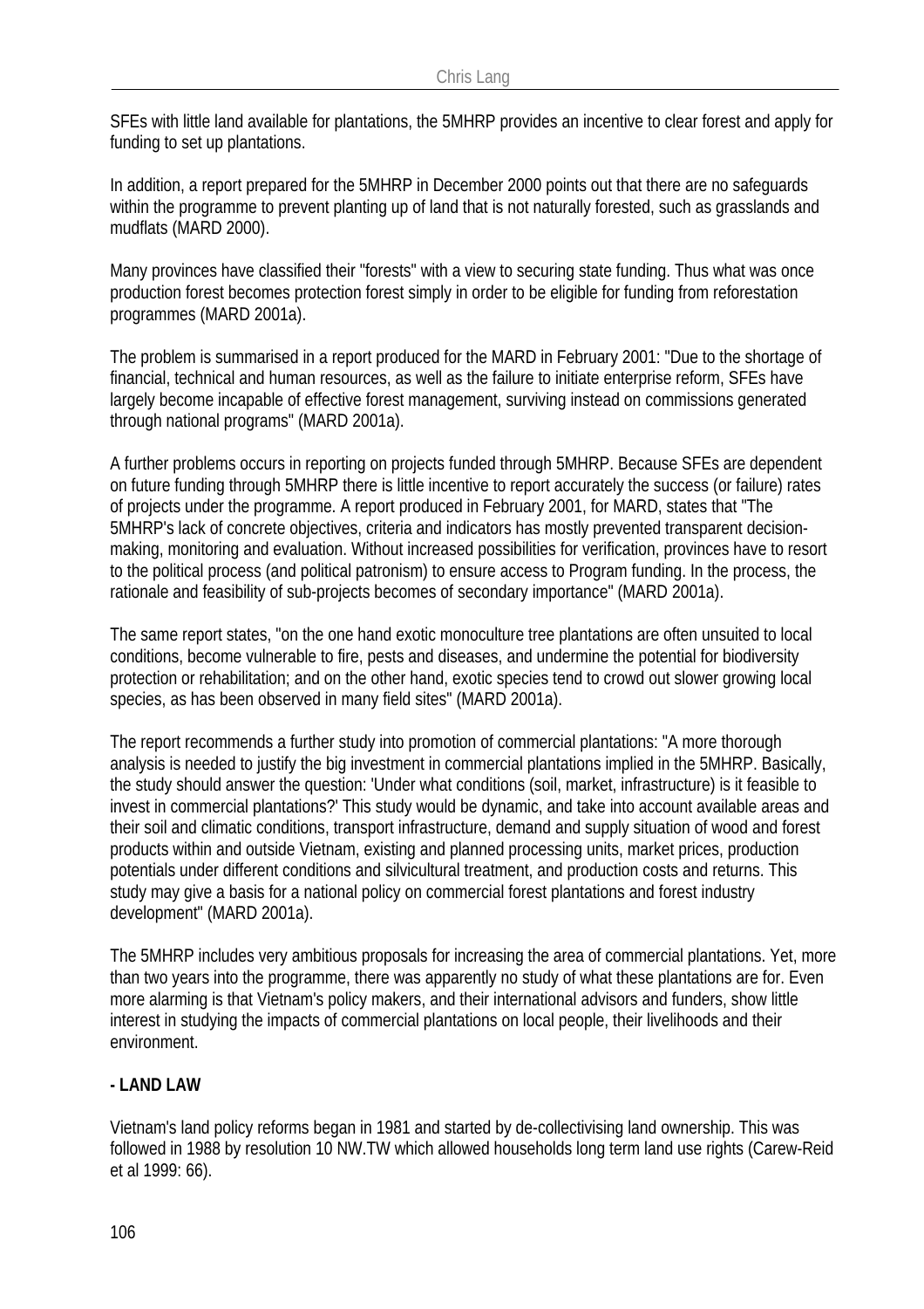SFEs with little land available for plantations, the 5MHRP provides an incentive to clear forest and apply for funding to set up plantations.

In addition, a report prepared for the 5MHRP in December 2000 points out that there are no safeguards within the programme to prevent planting up of land that is not naturally forested, such as grasslands and mudflats (MARD 2000).

Many provinces have classified their "forests" with a view to securing state funding. Thus what was once production forest becomes protection forest simply in order to be eligible for funding from reforestation programmes (MARD 2001a).

The problem is summarised in a report produced for the MARD in February 2001: "Due to the shortage of financial, technical and human resources, as well as the failure to initiate enterprise reform, SFEs have largely become incapable of effective forest management, surviving instead on commissions generated through national programs" (MARD 2001a).

A further problems occurs in reporting on projects funded through 5MHRP. Because SFEs are dependent on future funding through 5MHRP there is little incentive to report accurately the success (or failure) rates of projects under the programme. A report produced in February 2001, for MARD, states that "The 5MHRP's lack of concrete objectives, criteria and indicators has mostly prevented transparent decision-making, monitoring and evaluation. Without increased possibilities for verification, provinces have to resort to the political process (and political patronism) to ensure access to Program funding. In the process, the rationale and feasibility of sub-projects becomes of secondary importance" (MARD 2001a).

The same report states, "on the one hand exotic monoculture tree plantations are often unsuited to local conditions, become vulnerable to fire, pests and diseases, and undermine the potential for biodiversity protection or rehabilitation; and on the other hand, exotic species tend to crowd out slower growing local species, as has been observed in many field sites" (MARD 2001a).

The report recommends a further study into promotion of commercial plantations: "A more thorough analysis is needed to justify the big investment in commercial plantations implied in the 5MHRP. Basically, the study should answer the question: 'Under what conditions (soil, market, infrastructure) is it feasible to invest in commercial plantations?' This study would be dynamic, and take into account available areas and their soil and climatic conditions, transport infrastructure, demand and supply situation of wood and forest products within and outside Vietnam, existing and planned processing units, market prices, production potentials under different conditions and silvicultural treatment, and production costs and returns. This study may give a basis for a national policy on commercial forest plantations and forest industry development" (MARD 2001a).

The 5MHRP includes very ambitious proposals for increasing the area of commercial plantations. Yet, more than two years into the programme, there was apparently no study of what these plantations are for. Even more alarming is that Vietnam's policy makers, and their international advisors and funders, show little interest in studying the impacts of commercial plantations on local people, their livelihoods and their environment.

**- LAND LAW**

Vietnam's land policy reforms began in 1981 and started by de-collectivising land ownership. This was followed in 1988 by resolution 10 NW.TW which allowed households long term land use rights (Carew-Reid et al 1999: 66).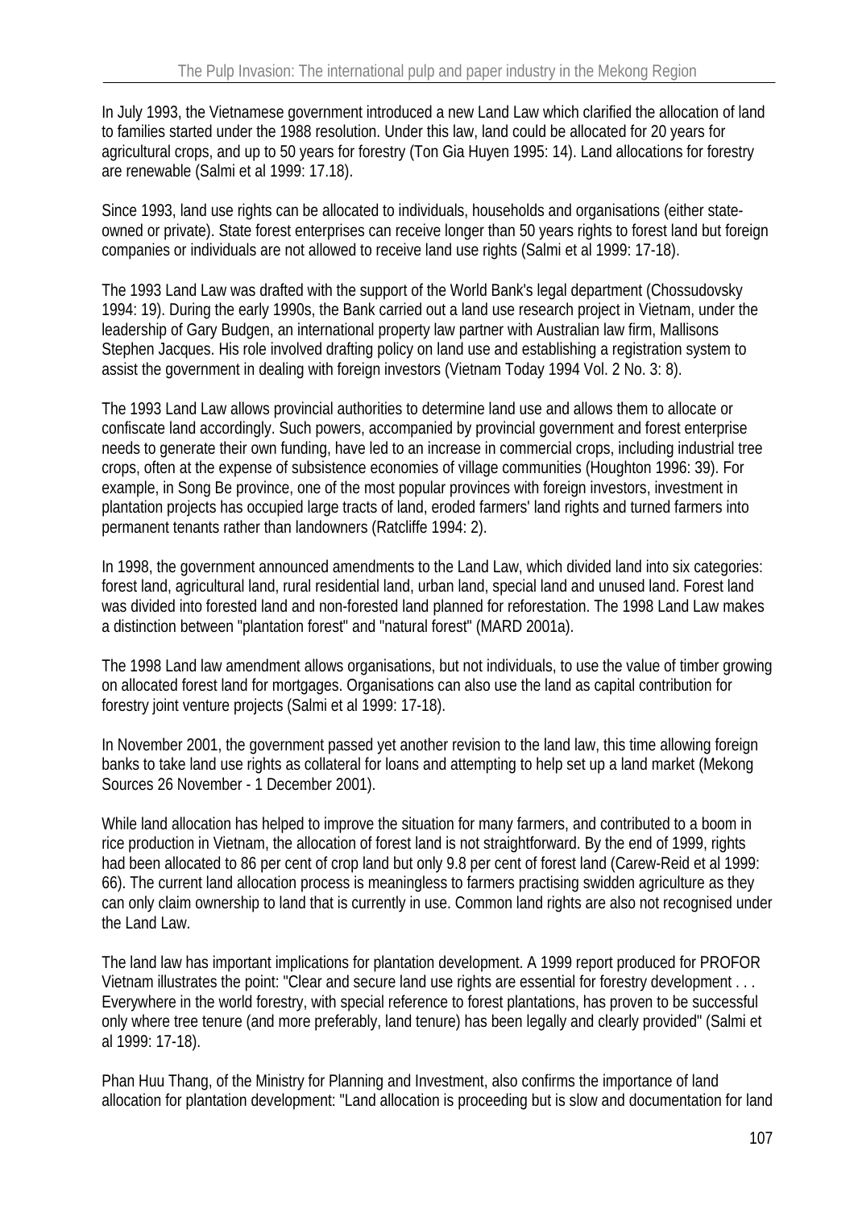In July 1993, the Vietnamese government introduced a new Land Law which clarified the allocation of land to families started under the 1988 resolution. Under this law, land could be allocated for 20 years for agricultural crops, and up to 50 years for forestry (Ton Gia Huyen 1995: 14). Land allocations for forestry are renewable (Salmi et al 1999: 17.18).

Since 1993, land use rights can be allocated to individuals, households and organisations (either state-owned or private). State forest enterprises can receive longer than 50 years rights to forest land but foreign companies or individuals are not allowed to receive land use rights (Salmi et al 1999: 17-18).

The 1993 Land Law was drafted with the support of the World Bank's legal department (Chossudovsky 1994: 19). During the early 1990s, the Bank carried out a land use research project in Vietnam, under the leadership of Gary Budgen, an international property law partner with Australian law firm, Mallisons Stephen Jacques. His role involved drafting policy on land use and establishing a registration system to assist the government in dealing with foreign investors (Vietnam Today 1994 Vol. 2 No. 3: 8).

The 1993 Land Law allows provincial authorities to determine land use and allows them to allocate or confiscate land accordingly. Such powers, accompanied by provincial government and forest enterprise needs to generate their own funding, have led to an increase in commercial crops, including industrial tree crops, often at the expense of subsistence economies of village communities (Houghton 1996: 39). For example, in Song Be province, one of the most popular provinces with foreign investors, investment in plantation projects has occupied large tracts of land, eroded farmers' land rights and turned farmers into permanent tenants rather than landowners (Ratcliffe 1994: 2).

In 1998, the government announced amendments to the Land Law, which divided land into six categories: forest land, agricultural land, rural residential land, urban land, special land and unused land. Forest land was divided into forested land and non-forested land planned for reforestation. The 1998 Land Law makes a distinction between "plantation forest" and "natural forest" (MARD 2001a).

The 1998 Land law amendment allows organisations, but not individuals, to use the value of timber growing on allocated forest land for mortgages. Organisations can also use the land as capital contribution for forestry joint venture projects (Salmi et al 1999: 17-18).

In November 2001, the government passed yet another revision to the land law, this time allowing foreign banks to take land use rights as collateral for loans and attempting to help set up a land market (Mekong Sources 26 November - 1 December 2001).

While land allocation has helped to improve the situation for many farmers, and contributed to a boom in rice production in Vietnam, the allocation of forest land is not straightforward. By the end of 1999, rights had been allocated to 86 per cent of crop land but only 9.8 per cent of forest land (Carew-Reid et al 1999: 66). The current land allocation process is meaningless to farmers practising swidden agriculture as they can only claim ownership to land that is currently in use. Common land rights are also not recognised under the Land Law.

The land law has important implications for plantation development. A 1999 report produced for PROFOR Vietnam illustrates the point: "Clear and secure land use rights are essential for forestry development . . . Everywhere in the world forestry, with special reference to forest plantations, has proven to be successful only where tree tenure (and more preferably, land tenure) has been legally and clearly provided" (Salmi et al 1999: 17-18).

Phan Huu Thang, of the Ministry for Planning and Investment, also confirms the importance of land allocation for plantation development: "Land allocation is proceeding but is slow and documentation for land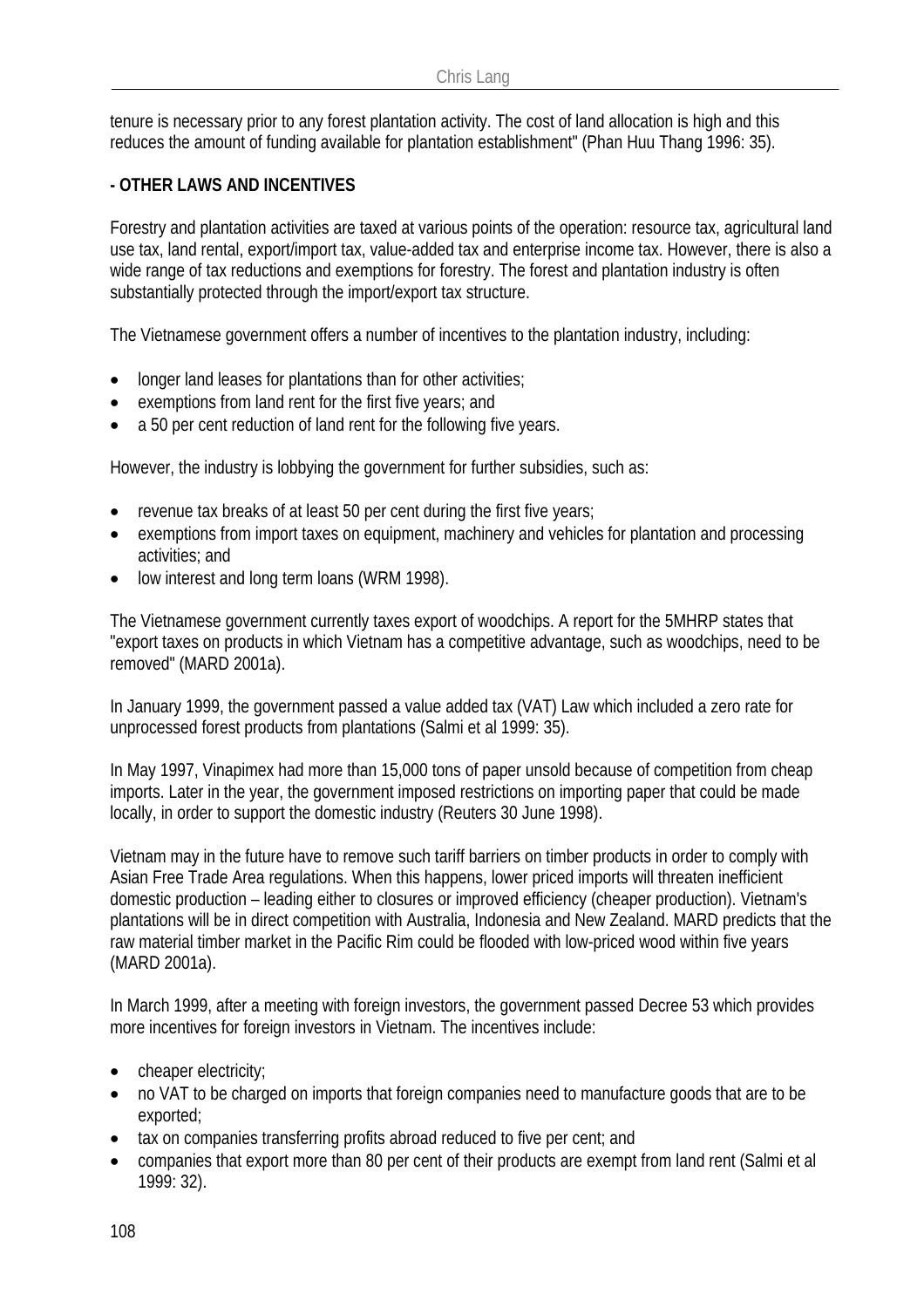tenure is necessary prior to any forest plantation activity. The cost of land allocation is high and this reduces the amount of funding available for plantation establishment" (Phan Huu Thang 1996: 35).

**- OTHER LAWS AND INCENTIVES**

Forestry and plantation activities are taxed at various points of the operation: resource tax, agricultural land use tax, land rental, export/import tax, value-added tax and enterprise income tax. However, there is also a wide range of tax reductions and exemptions for forestry. The forest and plantation industry is often substantially protected through the import/export tax structure.

The Vietnamese government offers a number of incentives to the plantation industry, including:

- longer land leases for plantations than for other activities;
- exemptions from land rent for the first five years; and
- a 50 per cent reduction of land rent for the following five years.

However, the industry is lobbying the government for further subsidies, such as:

- revenue tax breaks of at least 50 per cent during the first five years;
- exemptions from import taxes on equipment, machinery and vehicles for plantation and processing activities; and
- low interest and long term loans (WRM 1998).

The Vietnamese government currently taxes export of woodchips. A report for the 5MHRP states that "export taxes on products in which Vietnam has a competitive advantage, such as woodchips, need to be removed" (MARD 2001a).

In January 1999, the government passed a value added tax (VAT) Law which included a zero rate for unprocessed forest products from plantations (Salmi et al 1999: 35).

In May 1997, Vinapimex had more than 15,000 tons of paper unsold because of competition from cheap imports. Later in the year, the government imposed restrictions on importing paper that could be made locally, in order to support the domestic industry (Reuters 30 June 1998).

Vietnam may in the future have to remove such tariff barriers on timber products in order to comply with Asian Free Trade Area regulations. When this happens, lower priced imports will threaten inefficient domestic production – leading either to closures or improved efficiency (cheaper production). Vietnam's plantations will be in direct competition with Australia, Indonesia and New Zealand. MARD predicts that the raw material timber market in the Pacific Rim could be flooded with low-priced wood within five years (MARD 2001a).

In March 1999, after a meeting with foreign investors, the government passed Decree 53 which provides more incentives for foreign investors in Vietnam. The incentives include:

- cheaper electricity;
- no VAT to be charged on imports that foreign companies need to manufacture goods that are to be exported;
- tax on companies transferring profits abroad reduced to five per cent; and
- companies that export more than 80 per cent of their products are exempt from land rent (Salmi et al 1999: 32).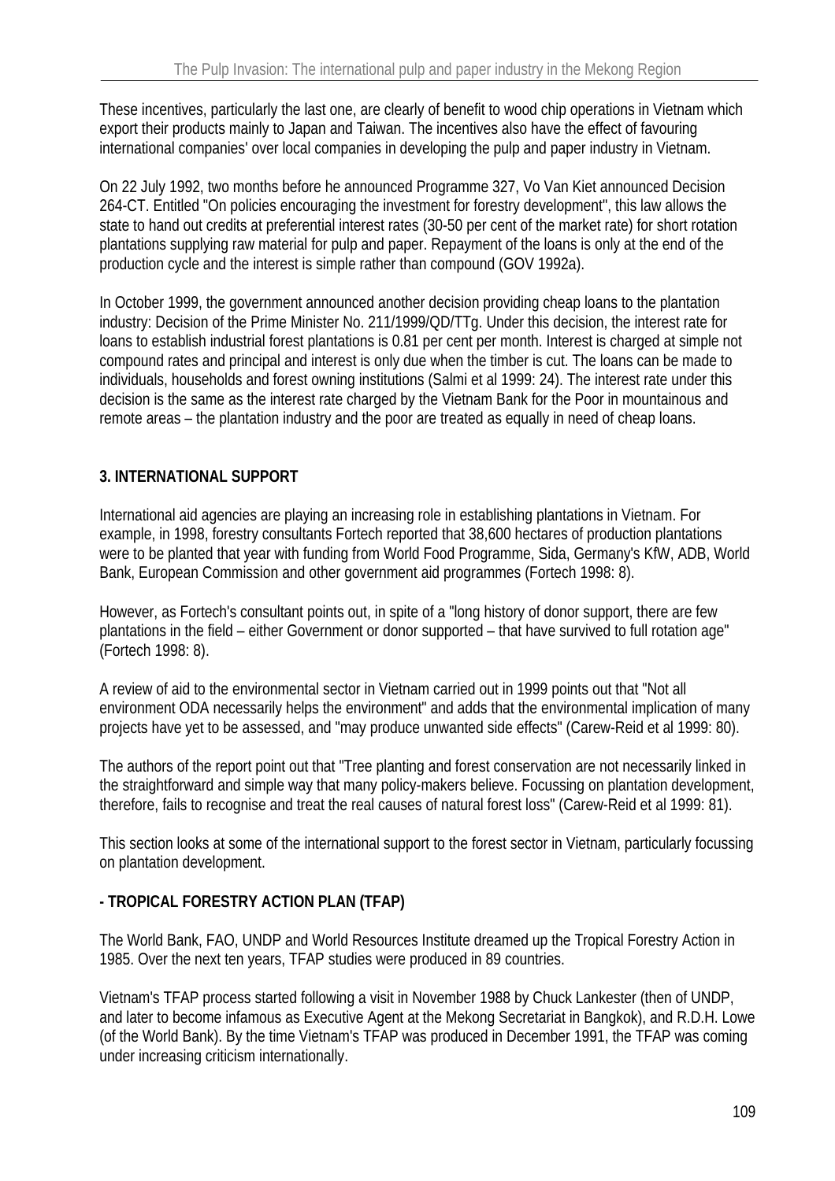These incentives, particularly the last one, are clearly of benefit to wood chip operations in Vietnam which export their products mainly to Japan and Taiwan. The incentives also have the effect of favouring international companies' over local companies in developing the pulp and paper industry in Vietnam.

On 22 July 1992, two months before he announced Programme 327, Vo Van Kiet announced Decision 264-CT. Entitled "On policies encouraging the investment for forestry development", this law allows the state to hand out credits at preferential interest rates (30-50 per cent of the market rate) for short rotation plantations supplying raw material for pulp and paper. Repayment of the loans is only at the end of the production cycle and the interest is simple rather than compound (GOV 1992a).

In October 1999, the government announced another decision providing cheap loans to the plantation industry: Decision of the Prime Minister No. 211/1999/QD/TTg. Under this decision, the interest rate for loans to establish industrial forest plantations is 0.81 per cent per month. Interest is charged at simple not compound rates and principal and interest is only due when the timber is cut. The loans can be made to individuals, households and forest owning institutions (Salmi et al 1999: 24). The interest rate under this decision is the same as the interest rate charged by the Vietnam Bank for the Poor in mountainous and remote areas – the plantation industry and the poor are treated as equally in need of cheap loans.

## 3. INTERNATIONAL SUPPORT

International aid agencies are playing an increasing role in establishing plantations in Vietnam. For example, in 1998, forestry consultants Fortech reported that 38,600 hectares of production plantations were to be planted that year with funding from World Food Programme, Sida, Germany's KfW, ADB, World Bank, European Commission and other government aid programmes (Fortech 1998: 8).

However, as Fortech's consultant points out, in spite of a "long history of donor support, there are few plantations in the field – either Government or donor supported – that have survived to full rotation age" (Fortech 1998: 8).

A review of aid to the environmental sector in Vietnam carried out in 1999 points out that "Not all environment ODA necessarily helps the environment" and adds that the environmental implication of many projects have yet to be assessed, and "may produce unwanted side effects" (Carew-Reid et al 1999: 80).

The authors of the report point out that "Tree planting and forest conservation are not necessarily linked in the straightforward and simple way that many policy-makers believe. Focussing on plantation development, therefore, fails to recognise and treat the real causes of natural forest loss" (Carew-Reid et al 1999: 81).

This section looks at some of the international support to the forest sector in Vietnam, particularly focussing on plantation development.

### - TROPICAL FORESTRY ACTION PLAN (TFAP)

The World Bank, FAO, UNDP and World Resources Institute dreamed up the Tropical Forestry Action in 1985. Over the next ten years, TFAP studies were produced in 89 countries.

Vietnam's TFAP process started following a visit in November 1988 by Chuck Lankester (then of UNDP, and later to become infamous as Executive Agent at the Mekong Secretariat in Bangkok), and R.D.H. Lowe (of the World Bank). By the time Vietnam's TFAP was produced in December 1991, the TFAP was coming under increasing criticism internationally.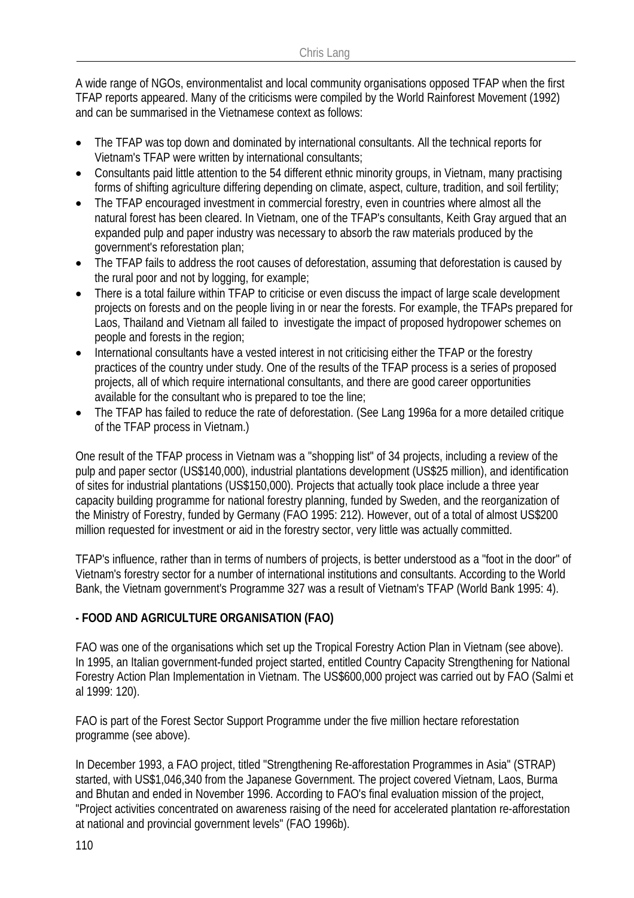A wide range of NGOs, environmentalist and local community organisations opposed TFAP when the first TFAP reports appeared. Many of the criticisms were compiled by the World Rainforest Movement (1992) and can be summarised in the Vietnamese context as follows:

- The TFAP was top down and dominated by international consultants. All the technical reports for Vietnam's TFAP were written by international consultants;
- Consultants paid little attention to the 54 different ethnic minority groups, in Vietnam, many practising forms of shifting agriculture differing depending on climate, aspect, culture, tradition, and soil fertility;
- The TFAP encouraged investment in commercial forestry, even in countries where almost all the natural forest has been cleared. In Vietnam, one of the TFAP's consultants, Keith Gray argued that an expanded pulp and paper industry was necessary to absorb the raw materials produced by the government's reforestation plan;
- The TFAP fails to address the root causes of deforestation, assuming that deforestation is caused by the rural poor and not by logging, for example;
- There is a total failure within TFAP to criticise or even discuss the impact of large scale development projects on forests and on the people living in or near the forests. For example, the TFAPs prepared for Laos, Thailand and Vietnam all failed to investigate the impact of proposed hydropower schemes on people and forests in the region;
- International consultants have a vested interest in not criticising either the TFAP or the forestry practices of the country under study. One of the results of the TFAP process is a series of proposed projects, all of which require international consultants, and there are good career opportunities available for the consultant who is prepared to toe the line;
- The TFAP has failed to reduce the rate of deforestation. (See Lang 1996a for a more detailed critique of the TFAP process in Vietnam.)

One result of the TFAP process in Vietnam was a "shopping list" of 34 projects, including a review of the pulp and paper sector (US$140,000), industrial plantations development (US$25 million), and identification of sites for industrial plantations (US$150,000). Projects that actually took place include a three year capacity building programme for national forestry planning, funded by Sweden, and the reorganization of the Ministry of Forestry, funded by Germany (FAO 1995: 212). However, out of a total of almost US$200 million requested for investment or aid in the forestry sector, very little was actually committed.

TFAP's influence, rather than in terms of numbers of projects, is better understood as a "foot in the door" of Vietnam's forestry sector for a number of international institutions and consultants. According to the World Bank, the Vietnam government's Programme 327 was a result of Vietnam's TFAP (World Bank 1995: 4).

**- FOOD AND AGRICULTURE ORGANISATION (FAO)**

FAO was one of the organisations which set up the Tropical Forestry Action Plan in Vietnam (see above). In 1995, an Italian government-funded project started, entitled Country Capacity Strengthening for National Forestry Action Plan Implementation in Vietnam. The US$600,000 project was carried out by FAO (Salmi et al 1999: 120).

FAO is part of the Forest Sector Support Programme under the five million hectare reforestation programme (see above).

In December 1993, a FAO project, titled "Strengthening Re-afforestation Programmes in Asia" (STRAP) started, with US$1,046,340 from the Japanese Government. The project covered Vietnam, Laos, Burma and Bhutan and ended in November 1996. According to FAO's final evaluation mission of the project, "Project activities concentrated on awareness raising of the need for accelerated plantation re-afforestation at national and provincial government levels" (FAO 1996b).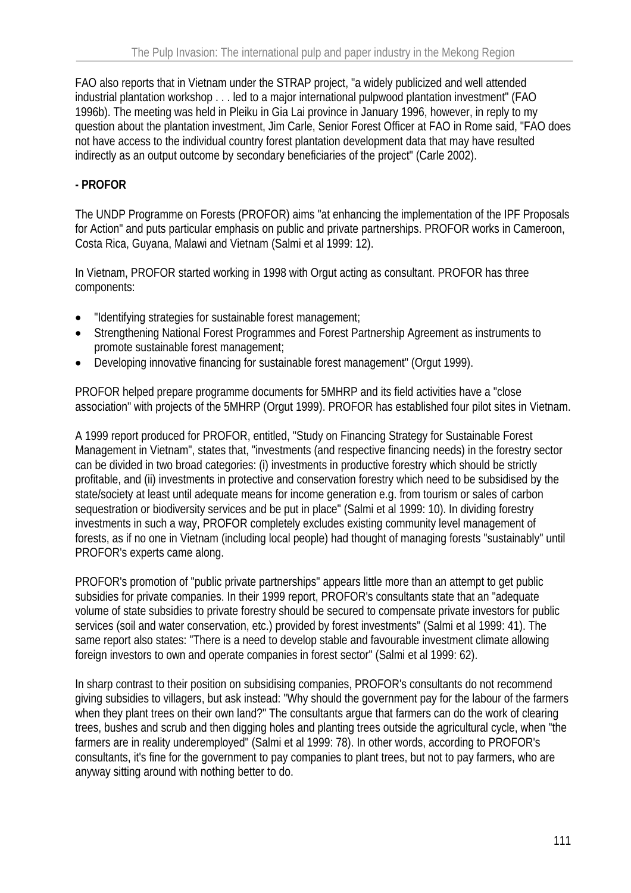FAO also reports that in Vietnam under the STRAP project, "a widely publicized and well attended industrial plantation workshop . . . led to a major international pulpwood plantation investment" (FAO 1996b). The meeting was held in Pleiku in Gia Lai province in January 1996, however, in reply to my question about the plantation investment, Jim Carle, Senior Forest Officer at FAO in Rome said, "FAO does not have access to the individual country forest plantation development data that may have resulted indirectly as an output outcome by secondary beneficiaries of the project" (Carle 2002).

**- PROFOR**

The UNDP Programme on Forests (PROFOR) aims "at enhancing the implementation of the IPF Proposals for Action" and puts particular emphasis on public and private partnerships. PROFOR works in Cameroon, Costa Rica, Guyana, Malawi and Vietnam (Salmi et al 1999: 12).

In Vietnam, PROFOR started working in 1998 with Orgut acting as consultant. PROFOR has three components:

- "Identifying strategies for sustainable forest management;
- Strengthening National Forest Programmes and Forest Partnership Agreement as instruments to promote sustainable forest management;
- Developing innovative financing for sustainable forest management" (Orgut 1999).

PROFOR helped prepare programme documents for 5MHRP and its field activities have a "close association" with projects of the 5MHRP (Orgut 1999). PROFOR has established four pilot sites in Vietnam.

A 1999 report produced for PROFOR, entitled, "Study on Financing Strategy for Sustainable Forest Management in Vietnam", states that, "investments (and respective financing needs) in the forestry sector can be divided in two broad categories: (i) investments in productive forestry which should be strictly profitable, and (ii) investments in protective and conservation forestry which need to be subsidised by the state/society at least until adequate means for income generation e.g. from tourism or sales of carbon sequestration or biodiversity services and be put in place" (Salmi et al 1999: 10). In dividing forestry investments in such a way, PROFOR completely excludes existing community level management of forests, as if no one in Vietnam (including local people) had thought of managing forests "sustainably" until PROFOR's experts came along.

PROFOR's promotion of "public private partnerships" appears little more than an attempt to get public subsidies for private companies. In their 1999 report, PROFOR's consultants state that an "adequate volume of state subsidies to private forestry should be secured to compensate private investors for public services (soil and water conservation, etc.) provided by forest investments" (Salmi et al 1999: 41). The same report also states: "There is a need to develop stable and favourable investment climate allowing foreign investors to own and operate companies in forest sector" (Salmi et al 1999: 62).

In sharp contrast to their position on subsidising companies, PROFOR's consultants do not recommend giving subsidies to villagers, but ask instead: "Why should the government pay for the labour of the farmers when they plant trees on their own land?" The consultants argue that farmers can do the work of clearing trees, bushes and scrub and then digging holes and planting trees outside the agricultural cycle, when "the farmers are in reality underemployed" (Salmi et al 1999: 78). In other words, according to PROFOR's consultants, it's fine for the government to pay companies to plant trees, but not to pay farmers, who are anyway sitting around with nothing better to do.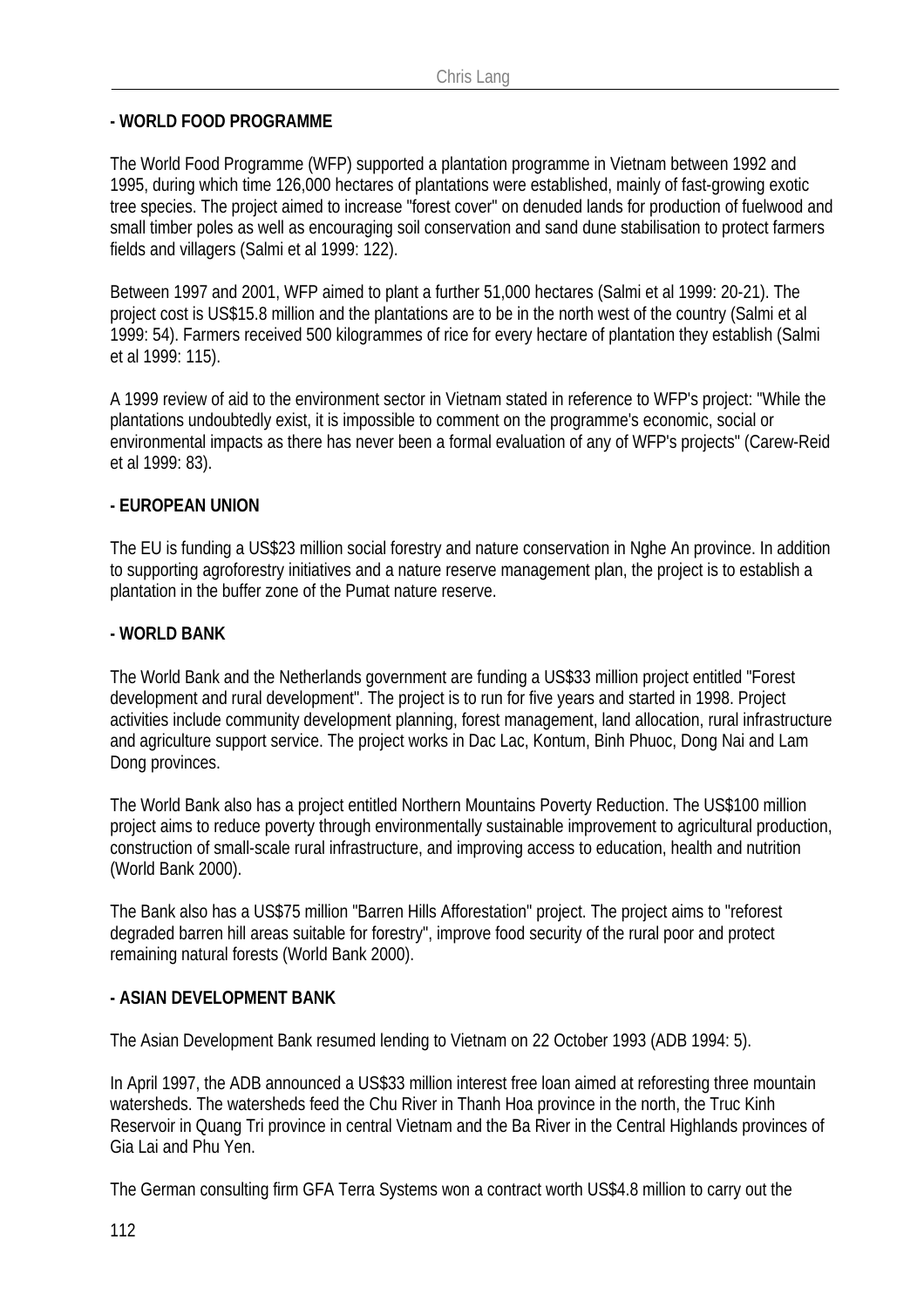**- WORLD FOOD PROGRAMME**

The World Food Programme (WFP) supported a plantation programme in Vietnam between 1992 and 1995, during which time 126,000 hectares of plantations were established, mainly of fast-growing exotic tree species. The project aimed to increase "forest cover" on denuded lands for production of fuelwood and small timber poles as well as encouraging soil conservation and sand dune stabilisation to protect farmers fields and villagers (Salmi et al 1999: 122).

Between 1997 and 2001, WFP aimed to plant a further 51,000 hectares (Salmi et al 1999: 20-21). The project cost is US$15.8 million and the plantations are to be in the north west of the country (Salmi et al 1999: 54). Farmers received 500 kilogrammes of rice for every hectare of plantation they establish (Salmi et al 1999: 115).

A 1999 review of aid to the environment sector in Vietnam stated in reference to WFP's project: "While the plantations undoubtedly exist, it is impossible to comment on the programme's economic, social or environmental impacts as there has never been a formal evaluation of any of WFP's projects" (Carew-Reid et al 1999: 83).

**- EUROPEAN UNION**

The EU is funding a US$23 million social forestry and nature conservation in Nghe An province. In addition to supporting agroforestry initiatives and a nature reserve management plan, the project is to establish a plantation in the buffer zone of the Pumat nature reserve.

**- WORLD BANK**

The World Bank and the Netherlands government are funding a US$33 million project entitled "Forest development and rural development". The project is to run for five years and started in 1998. Project activities include community development planning, forest management, land allocation, rural infrastructure and agriculture support service. The project works in Dac Lac, Kontum, Binh Phuoc, Dong Nai and Lam Dong provinces.

The World Bank also has a project entitled Northern Mountains Poverty Reduction. The US$100 million project aims to reduce poverty through environmentally sustainable improvement to agricultural production, construction of small-scale rural infrastructure, and improving access to education, health and nutrition (World Bank 2000).

The Bank also has a US$75 million "Barren Hills Afforestation" project. The project aims to "reforest degraded barren hill areas suitable for forestry", improve food security of the rural poor and protect remaining natural forests (World Bank 2000).

**- ASIAN DEVELOPMENT BANK**

The Asian Development Bank resumed lending to Vietnam on 22 October 1993 (ADB 1994: 5).

In April 1997, the ADB announced a US$33 million interest free loan aimed at reforesting three mountain watersheds. The watersheds feed the Chu River in Thanh Hoa province in the north, the Truc Kinh Reservoir in Quang Tri province in central Vietnam and the Ba River in the Central Highlands provinces of Gia Lai and Phu Yen.

The German consulting firm GFA Terra Systems won a contract worth US$4.8 million to carry out the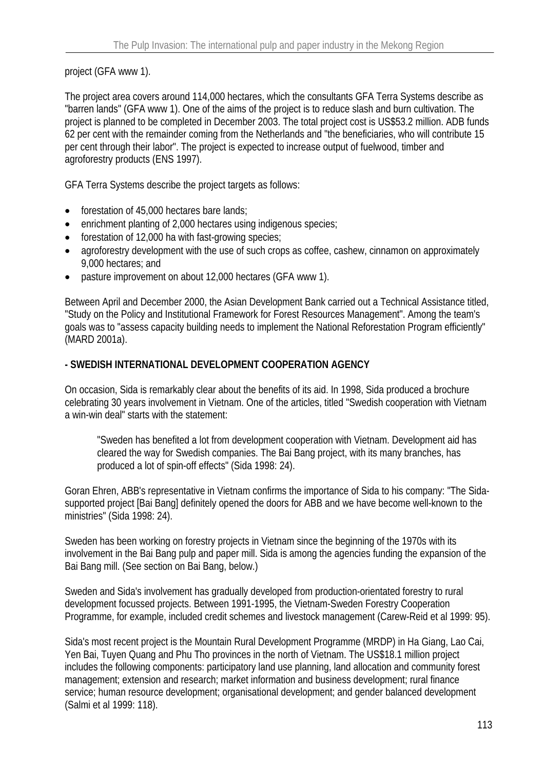project (GFA www 1).

The project area covers around 114,000 hectares, which the consultants GFA Terra Systems describe as "barren lands" (GFA www 1). One of the aims of the project is to reduce slash and burn cultivation. The project is planned to be completed in December 2003. The total project cost is US$53.2 million. ADB funds 62 per cent with the remainder coming from the Netherlands and "the beneficiaries, who will contribute 15 per cent through their labor". The project is expected to increase output of fuelwood, timber and agroforestry products (ENS 1997).

GFA Terra Systems describe the project targets as follows:

- forestation of 45,000 hectares bare lands;
- enrichment planting of 2,000 hectares using indigenous species;
- forestation of 12,000 ha with fast-growing species;
- agroforestry development with the use of such crops as coffee, cashew, cinnamon on approximately 9,000 hectares; and
- pasture improvement on about 12,000 hectares (GFA www 1).

Between April and December 2000, the Asian Development Bank carried out a Technical Assistance titled, "Study on the Policy and Institutional Framework for Forest Resources Management". Among the team's goals was to "assess capacity building needs to implement the National Reforestation Program efficiently" (MARD 2001a).

**- SWEDISH INTERNATIONAL DEVELOPMENT COOPERATION AGENCY**

On occasion, Sida is remarkably clear about the benefits of its aid. In 1998, Sida produced a brochure celebrating 30 years involvement in Vietnam. One of the articles, titled "Swedish cooperation with Vietnam a win-win deal" starts with the statement:

> "Sweden has benefited a lot from development cooperation with Vietnam. Development aid has cleared the way for Swedish companies. The Bai Bang project, with its many branches, has produced a lot of spin-off effects" (Sida 1998: 24).

Goran Ehren, ABB's representative in Vietnam confirms the importance of Sida to his company: "The Sida-supported project [Bai Bang] definitely opened the doors for ABB and we have become well-known to the ministries" (Sida 1998: 24).

Sweden has been working on forestry projects in Vietnam since the beginning of the 1970s with its involvement in the Bai Bang pulp and paper mill. Sida is among the agencies funding the expansion of the Bai Bang mill. (See section on Bai Bang, below.)

Sweden and Sida's involvement has gradually developed from production-orientated forestry to rural development focussed projects. Between 1991-1995, the Vietnam-Sweden Forestry Cooperation Programme, for example, included credit schemes and livestock management (Carew-Reid et al 1999: 95).

Sida's most recent project is the Mountain Rural Development Programme (MRDP) in Ha Giang, Lao Cai, Yen Bai, Tuyen Quang and Phu Tho provinces in the north of Vietnam. The US$18.1 million project includes the following components: participatory land use planning, land allocation and community forest management; extension and research; market information and business development; rural finance service; human resource development; organisational development; and gender balanced development (Salmi et al 1999: 118).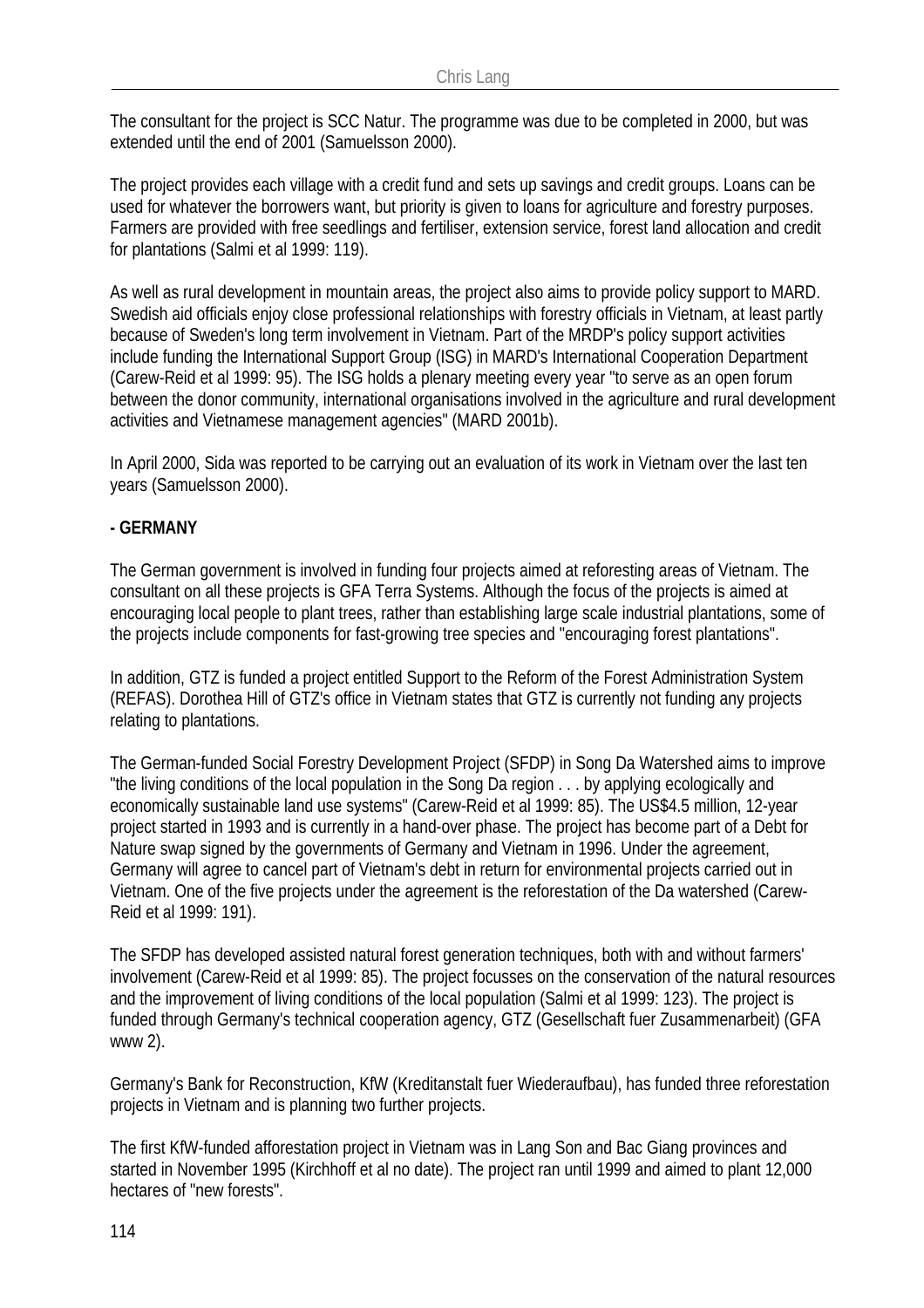The consultant for the project is SCC Natur. The programme was due to be completed in 2000, but was extended until the end of 2001 (Samuelsson 2000).

The project provides each village with a credit fund and sets up savings and credit groups. Loans can be used for whatever the borrowers want, but priority is given to loans for agriculture and forestry purposes. Farmers are provided with free seedlings and fertiliser, extension service, forest land allocation and credit for plantations (Salmi et al 1999: 119).

As well as rural development in mountain areas, the project also aims to provide policy support to MARD. Swedish aid officials enjoy close professional relationships with forestry officials in Vietnam, at least partly because of Sweden's long term involvement in Vietnam. Part of the MRDP's policy support activities include funding the International Support Group (ISG) in MARD's International Cooperation Department (Carew-Reid et al 1999: 95). The ISG holds a plenary meeting every year "to serve as an open forum between the donor community, international organisations involved in the agriculture and rural development activities and Vietnamese management agencies" (MARD 2001b).

In April 2000, Sida was reported to be carrying out an evaluation of its work in Vietnam over the last ten years (Samuelsson 2000).

**- GERMANY**

The German government is involved in funding four projects aimed at reforesting areas of Vietnam. The consultant on all these projects is GFA Terra Systems. Although the focus of the projects is aimed at encouraging local people to plant trees, rather than establishing large scale industrial plantations, some of the projects include components for fast-growing tree species and "encouraging forest plantations".

In addition, GTZ is funded a project entitled Support to the Reform of the Forest Administration System (REFAS). Dorothea Hill of GTZ's office in Vietnam states that GTZ is currently not funding any projects relating to plantations.

The German-funded Social Forestry Development Project (SFDP) in Song Da Watershed aims to improve "the living conditions of the local population in the Song Da region . . . by applying ecologically and economically sustainable land use systems" (Carew-Reid et al 1999: 85). The US$4.5 million, 12-year project started in 1993 and is currently in a hand-over phase. The project has become part of a Debt for Nature swap signed by the governments of Germany and Vietnam in 1996. Under the agreement, Germany will agree to cancel part of Vietnam's debt in return for environmental projects carried out in Vietnam. One of the five projects under the agreement is the reforestation of the Da watershed (Carew-Reid et al 1999: 191).

The SFDP has developed assisted natural forest generation techniques, both with and without farmers' involvement (Carew-Reid et al 1999: 85). The project focusses on the conservation of the natural resources and the improvement of living conditions of the local population (Salmi et al 1999: 123). The project is funded through Germany's technical cooperation agency, GTZ (Gesellschaft fuer Zusammenarbeit) (GFA www 2).

Germany's Bank for Reconstruction, KfW (Kreditanstalt fuer Wiederaufbau), has funded three reforestation projects in Vietnam and is planning two further projects.

The first KfW-funded afforestation project in Vietnam was in Lang Son and Bac Giang provinces and started in November 1995 (Kirchhoff et al no date). The project ran until 1999 and aimed to plant 12,000 hectares of "new forests".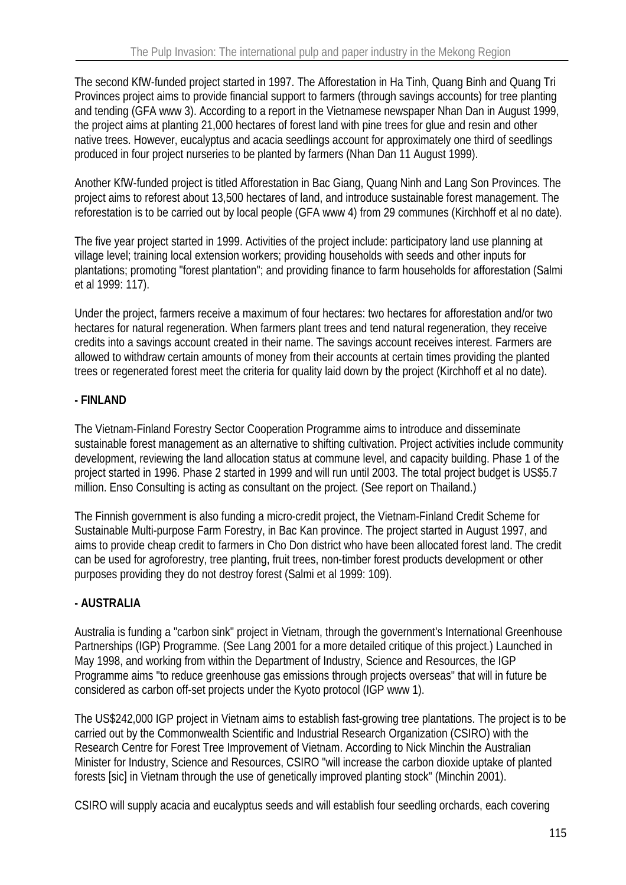The second KfW-funded project started in 1997. The Afforestation in Ha Tinh, Quang Binh and Quang Tri Provinces project aims to provide financial support to farmers (through savings accounts) for tree planting and tending (GFA www 3). According to a report in the Vietnamese newspaper Nhan Dan in August 1999, the project aims at planting 21,000 hectares of forest land with pine trees for glue and resin and other native trees. However, eucalyptus and acacia seedlings account for approximately one third of seedlings produced in four project nurseries to be planted by farmers (Nhan Dan 11 August 1999).

Another KfW-funded project is titled Afforestation in Bac Giang, Quang Ninh and Lang Son Provinces. The project aims to reforest about 13,500 hectares of land, and introduce sustainable forest management. The reforestation is to be carried out by local people (GFA www 4) from 29 communes (Kirchhoff et al no date).

The five year project started in 1999. Activities of the project include: participatory land use planning at village level; training local extension workers; providing households with seeds and other inputs for plantations; promoting "forest plantation"; and providing finance to farm households for afforestation (Salmi et al 1999: 117).

Under the project, farmers receive a maximum of four hectares: two hectares for afforestation and/or two hectares for natural regeneration. When farmers plant trees and tend natural regeneration, they receive credits into a savings account created in their name. The savings account receives interest. Farmers are allowed to withdraw certain amounts of money from their accounts at certain times providing the planted trees or regenerated forest meet the criteria for quality laid down by the project (Kirchhoff et al no date).

**- FINLAND**

The Vietnam-Finland Forestry Sector Cooperation Programme aims to introduce and disseminate sustainable forest management as an alternative to shifting cultivation. Project activities include community development, reviewing the land allocation status at commune level, and capacity building. Phase 1 of the project started in 1996. Phase 2 started in 1999 and will run until 2003. The total project budget is US$5.7 million. Enso Consulting is acting as consultant on the project. (See report on Thailand.)

The Finnish government is also funding a micro-credit project, the Vietnam-Finland Credit Scheme for Sustainable Multi-purpose Farm Forestry, in Bac Kan province. The project started in August 1997, and aims to provide cheap credit to farmers in Cho Don district who have been allocated forest land. The credit can be used for agroforestry, tree planting, fruit trees, non-timber forest products development or other purposes providing they do not destroy forest (Salmi et al 1999: 109).

**- AUSTRALIA**

Australia is funding a "carbon sink" project in Vietnam, through the government's International Greenhouse Partnerships (IGP) Programme. (See Lang 2001 for a more detailed critique of this project.) Launched in May 1998, and working from within the Department of Industry, Science and Resources, the IGP Programme aims "to reduce greenhouse gas emissions through projects overseas" that will in future be considered as carbon off-set projects under the Kyoto protocol (IGP www 1).

The US$242,000 IGP project in Vietnam aims to establish fast-growing tree plantations. The project is to be carried out by the Commonwealth Scientific and Industrial Research Organization (CSIRO) with the Research Centre for Forest Tree Improvement of Vietnam. According to Nick Minchin the Australian Minister for Industry, Science and Resources, CSIRO "will increase the carbon dioxide uptake of planted forests [sic] in Vietnam through the use of genetically improved planting stock" (Minchin 2001).

CSIRO will supply acacia and eucalyptus seeds and will establish four seedling orchards, each covering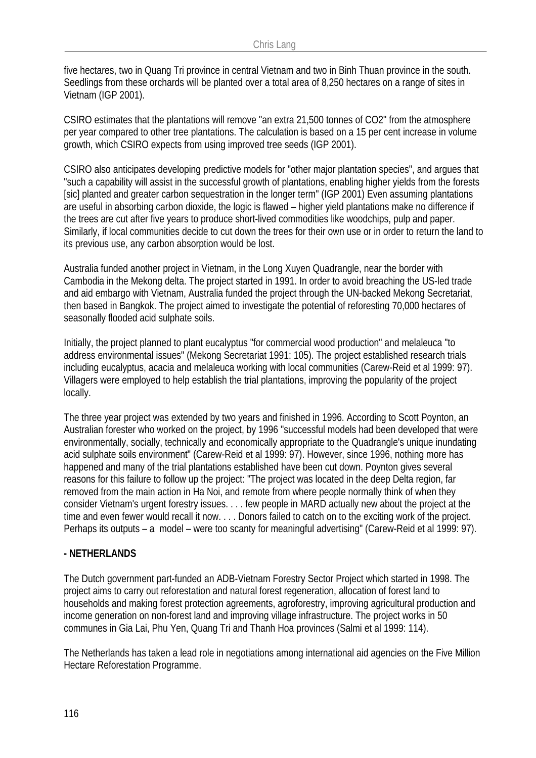five hectares, two in Quang Tri province in central Vietnam and two in Binh Thuan province in the south. Seedlings from these orchards will be planted over a total area of 8,250 hectares on a range of sites in Vietnam (IGP 2001).

CSIRO estimates that the plantations will remove "an extra 21,500 tonnes of $CO_2$" from the atmosphere per year compared to other tree plantations. The calculation is based on a 15 per cent increase in volume growth, which CSIRO expects from using improved tree seeds (IGP 2001).

CSIRO also anticipates developing predictive models for "other major plantation species", and argues that "such a capability will assist in the successful growth of plantations, enabling higher yields from the forests [sic] planted and greater carbon sequestration in the longer term" (IGP 2001) Even assuming plantations are useful in absorbing carbon dioxide, the logic is flawed – higher yield plantations make no difference if the trees are cut after five years to produce short-lived commodities like woodchips, pulp and paper. Similarly, if local communities decide to cut down the trees for their own use or in order to return the land to its previous use, any carbon absorption would be lost.

Australia funded another project in Vietnam, in the Long Xuyen Quadrangle, near the border with Cambodia in the Mekong delta. The project started in 1991. In order to avoid breaching the US-led trade and aid embargo with Vietnam, Australia funded the project through the UN-backed Mekong Secretariat, then based in Bangkok. The project aimed to investigate the potential of reforesting 70,000 hectares of seasonally flooded acid sulphate soils.

Initially, the project planned to plant eucalyptus "for commercial wood production" and melaleuca "to address environmental issues" (Mekong Secretariat 1991: 105). The project established research trials including eucalyptus, acacia and melaleuca working with local communities (Carew-Reid et al 1999: 97). Villagers were employed to help establish the trial plantations, improving the popularity of the project locally.

The three year project was extended by two years and finished in 1996. According to Scott Poynton, an Australian forester who worked on the project, by 1996 "successful models had been developed that were environmentally, socially, technically and economically appropriate to the Quadrangle's unique inundating acid sulphate soils environment" (Carew-Reid et al 1999: 97). However, since 1996, nothing more has happened and many of the trial plantations established have been cut down. Poynton gives several reasons for this failure to follow up the project: "The project was located in the deep Delta region, far removed from the main action in Ha Noi, and remote from where people normally think of when they consider Vietnam's urgent forestry issues. . . . few people in MARD actually new about the project at the time and even fewer would recall it now. . . . Donors failed to catch on to the exciting work of the project. Perhaps its outputs – a model – were too scanty for meaningful advertising" (Carew-Reid et al 1999: 97).

**- NETHERLANDS**

The Dutch government part-funded an ADB-Vietnam Forestry Sector Project which started in 1998. The project aims to carry out reforestation and natural forest regeneration, allocation of forest land to households and making forest protection agreements, agroforestry, improving agricultural production and income generation on non-forest land and improving village infrastructure. The project works in 50 communes in Gia Lai, Phu Yen, Quang Tri and Thanh Hoa provinces (Salmi et al 1999: 114).

The Netherlands has taken a lead role in negotiations among international aid agencies on the Five Million Hectare Reforestation Programme.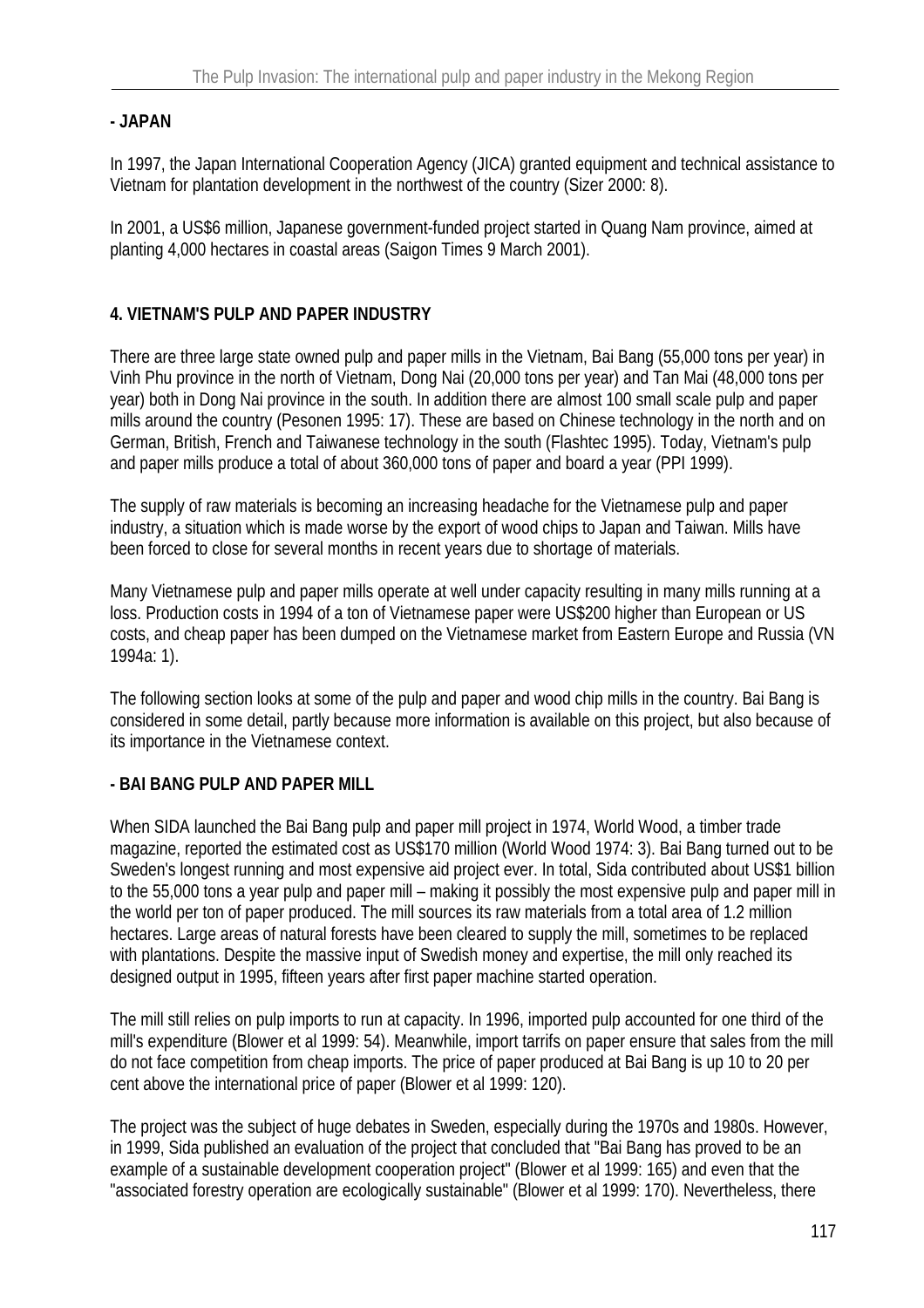**- JAPAN**

In 1997, the Japan International Cooperation Agency (JICA) granted equipment and technical assistance to Vietnam for plantation development in the northwest of the country (Sizer 2000: 8).

In 2001, a US$6 million, Japanese government-funded project started in Quang Nam province, aimed at planting 4,000 hectares in coastal areas (Saigon Times 9 March 2001).

## 4. VIETNAM'S PULP AND PAPER INDUSTRY

There are three large state owned pulp and paper mills in the Vietnam, Bai Bang (55,000 tons per year) in Vinh Phu province in the north of Vietnam, Dong Nai (20,000 tons per year) and Tan Mai (48,000 tons per year) both in Dong Nai province in the south. In addition there are almost 100 small scale pulp and paper mills around the country (Pesonen 1995: 17). These are based on Chinese technology in the north and on German, British, French and Taiwanese technology in the south (Flashtec 1995). Today, Vietnam's pulp and paper mills produce a total of about 360,000 tons of paper and board a year (PPI 1999).

The supply of raw materials is becoming an increasing headache for the Vietnamese pulp and paper industry, a situation which is made worse by the export of wood chips to Japan and Taiwan. Mills have been forced to close for several months in recent years due to shortage of materials.

Many Vietnamese pulp and paper mills operate at well under capacity resulting in many mills running at a loss. Production costs in 1994 of a ton of Vietnamese paper were US$200 higher than European or US costs, and cheap paper has been dumped on the Vietnamese market from Eastern Europe and Russia (VN 1994a: 1).

The following section looks at some of the pulp and paper and wood chip mills in the country. Bai Bang is considered in some detail, partly because more information is available on this project, but also because of its importance in the Vietnamese context.

**- BAI BANG PULP AND PAPER MILL**

When SIDA launched the Bai Bang pulp and paper mill project in 1974, World Wood, a timber trade magazine, reported the estimated cost as US$170 million (World Wood 1974: 3). Bai Bang turned out to be Sweden's longest running and most expensive aid project ever. In total, Sida contributed about US$1 billion to the 55,000 tons a year pulp and paper mill – making it possibly the most expensive pulp and paper mill in the world per ton of paper produced. The mill sources its raw materials from a total area of 1.2 million hectares. Large areas of natural forests have been cleared to supply the mill, sometimes to be replaced with plantations. Despite the massive input of Swedish money and expertise, the mill only reached its designed output in 1995, fifteen years after first paper machine started operation.

The mill still relies on pulp imports to run at capacity. In 1996, imported pulp accounted for one third of the mill's expenditure (Blower et al 1999: 54). Meanwhile, import tarrifs on paper ensure that sales from the mill do not face competition from cheap imports. The price of paper produced at Bai Bang is up 10 to 20 per cent above the international price of paper (Blower et al 1999: 120).

The project was the subject of huge debates in Sweden, especially during the 1970s and 1980s. However, in 1999, Sida published an evaluation of the project that concluded that "Bai Bang has proved to be an example of a sustainable development cooperation project" (Blower et al 1999: 165) and even that the "associated forestry operation are ecologically sustainable" (Blower et al 1999: 170). Nevertheless, there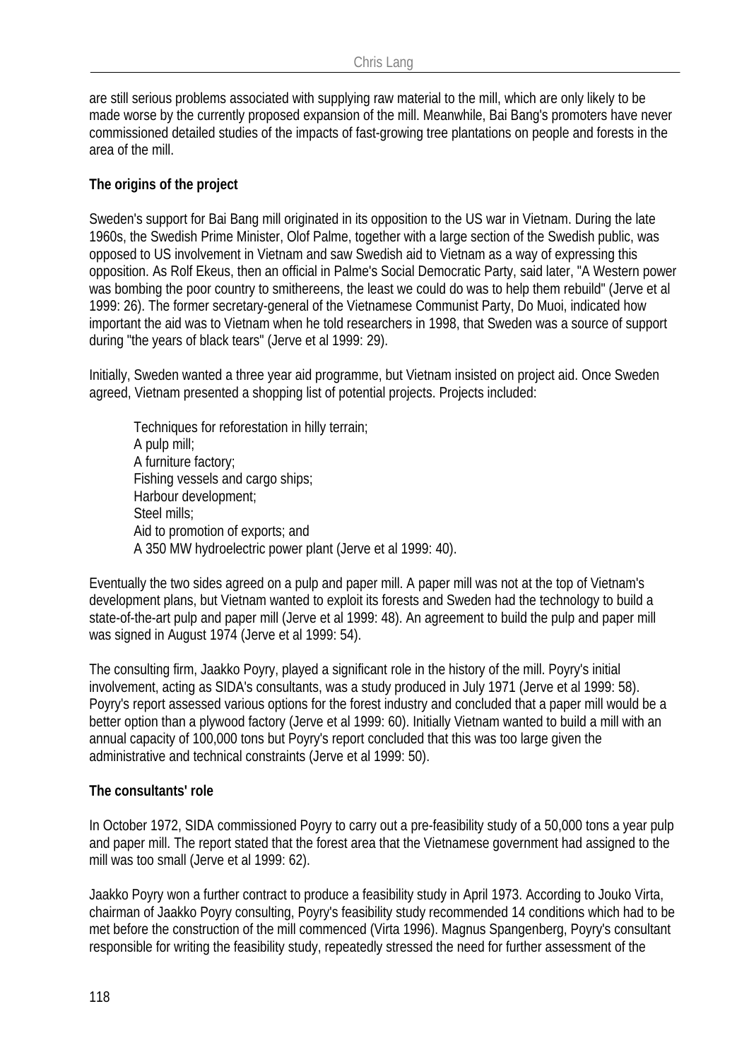are still serious problems associated with supplying raw material to the mill, which are only likely to be made worse by the currently proposed expansion of the mill. Meanwhile, Bai Bang's promoters have never commissioned detailed studies of the impacts of fast-growing tree plantations on people and forests in the area of the mill.

**The origins of the project**

Sweden's support for Bai Bang mill originated in its opposition to the US war in Vietnam. During the late 1960s, the Swedish Prime Minister, Olof Palme, together with a large section of the Swedish public, was opposed to US involvement in Vietnam and saw Swedish aid to Vietnam as a way of expressing this opposition. As Rolf Ekeus, then an official in Palme's Social Democratic Party, said later, "A Western power was bombing the poor country to smithereens, the least we could do was to help them rebuild" (Jerve et al 1999: 26). The former secretary-general of the Vietnamese Communist Party, Do Muoi, indicated how important the aid was to Vietnam when he told researchers in 1998, that Sweden was a source of support during "the years of black tears" (Jerve et al 1999: 29).

Initially, Sweden wanted a three year aid programme, but Vietnam insisted on project aid. Once Sweden agreed, Vietnam presented a shopping list of potential projects. Projects included:

> Techniques for reforestation in hilly terrain;
> A pulp mill;
> A furniture factory;
> Fishing vessels and cargo ships;
> Harbour development;
> Steel mills;
> Aid to promotion of exports; and
> A 350 MW hydroelectric power plant (Jerve et al 1999: 40).

Eventually the two sides agreed on a pulp and paper mill. A paper mill was not at the top of Vietnam's development plans, but Vietnam wanted to exploit its forests and Sweden had the technology to build a state-of-the-art pulp and paper mill (Jerve et al 1999: 48). An agreement to build the pulp and paper mill was signed in August 1974 (Jerve et al 1999: 54).

The consulting firm, Jaakko Poyry, played a significant role in the history of the mill. Poyry's initial involvement, acting as SIDA's consultants, was a study produced in July 1971 (Jerve et al 1999: 58). Poyry's report assessed various options for the forest industry and concluded that a paper mill would be a better option than a plywood factory (Jerve et al 1999: 60). Initially Vietnam wanted to build a mill with an annual capacity of 100,000 tons but Poyry's report concluded that this was too large given the administrative and technical constraints (Jerve et al 1999: 50).

**The consultants' role**

In October 1972, SIDA commissioned Poyry to carry out a pre-feasibility study of a 50,000 tons a year pulp and paper mill. The report stated that the forest area that the Vietnamese government had assigned to the mill was too small (Jerve et al 1999: 62).

Jaakko Poyry won a further contract to produce a feasibility study in April 1973. According to Jouko Virta, chairman of Jaakko Poyry consulting, Poyry's feasibility study recommended 14 conditions which had to be met before the construction of the mill commenced (Virta 1996). Magnus Spangenberg, Poyry's consultant responsible for writing the feasibility study, repeatedly stressed the need for further assessment of the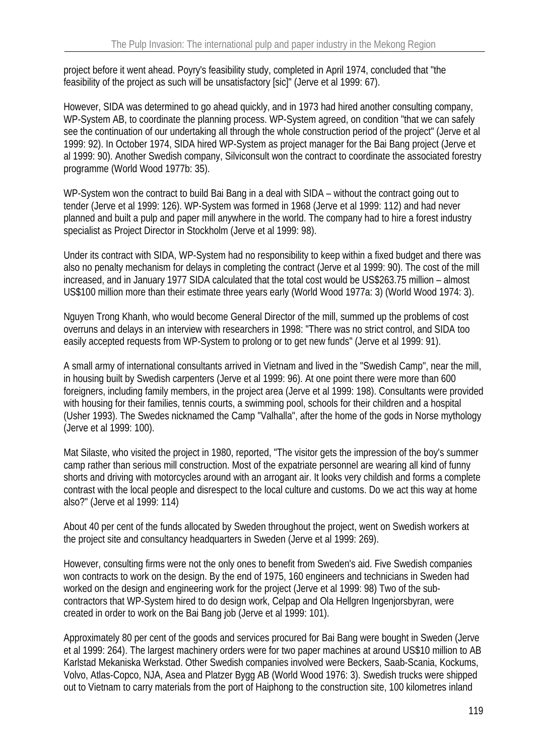project before it went ahead. Poyry's feasibility study, completed in April 1974, concluded that "the feasibility of the project as such will be unsatisfactory [sic]" (Jerve et al 1999: 67).

However, SIDA was determined to go ahead quickly, and in 1973 had hired another consulting company, WP-System AB, to coordinate the planning process. WP-System agreed, on condition "that we can safely see the continuation of our undertaking all through the whole construction period of the project" (Jerve et al 1999: 92). In October 1974, SIDA hired WP-System as project manager for the Bai Bang project (Jerve et al 1999: 90). Another Swedish company, Silviconsult won the contract to coordinate the associated forestry programme (World Wood 1977b: 35).

WP-System won the contract to build Bai Bang in a deal with SIDA – without the contract going out to tender (Jerve et al 1999: 126). WP-System was formed in 1968 (Jerve et al 1999: 112) and had never planned and built a pulp and paper mill anywhere in the world. The company had to hire a forest industry specialist as Project Director in Stockholm (Jerve et al 1999: 98).

Under its contract with SIDA, WP-System had no responsibility to keep within a fixed budget and there was also no penalty mechanism for delays in completing the contract (Jerve et al 1999: 90). The cost of the mill increased, and in January 1977 SIDA calculated that the total cost would be US$263.75 million – almost US$100 million more than their estimate three years early (World Wood 1977a: 3) (World Wood 1974: 3).

Nguyen Trong Khanh, who would become General Director of the mill, summed up the problems of cost overruns and delays in an interview with researchers in 1998: "There was no strict control, and SIDA too easily accepted requests from WP-System to prolong or to get new funds" (Jerve et al 1999: 91).

A small army of international consultants arrived in Vietnam and lived in the "Swedish Camp", near the mill, in housing built by Swedish carpenters (Jerve et al 1999: 96). At one point there were more than 600 foreigners, including family members, in the project area (Jerve et al 1999: 198). Consultants were provided with housing for their families, tennis courts, a swimming pool, schools for their children and a hospital (Usher 1993). The Swedes nicknamed the Camp "Valhalla", after the home of the gods in Norse mythology (Jerve et al 1999: 100).

Mat Silaste, who visited the project in 1980, reported, "The visitor gets the impression of the boy's summer camp rather than serious mill construction. Most of the expatriate personnel are wearing all kind of funny shorts and driving with motorcycles around with an arrogant air. It looks very childish and forms a complete contrast with the local people and disrespect to the local culture and customs. Do we act this way at home also?" (Jerve et al 1999: 114)

About 40 per cent of the funds allocated by Sweden throughout the project, went on Swedish workers at the project site and consultancy headquarters in Sweden (Jerve et al 1999: 269).

However, consulting firms were not the only ones to benefit from Sweden's aid. Five Swedish companies won contracts to work on the design. By the end of 1975, 160 engineers and technicians in Sweden had worked on the design and engineering work for the project (Jerve et al 1999: 98) Two of the sub-contractors that WP-System hired to do design work, Celpap and Ola Hellgren Ingenjorsbyran, were created in order to work on the Bai Bang job (Jerve et al 1999: 101).

Approximately 80 per cent of the goods and services procured for Bai Bang were bought in Sweden (Jerve et al 1999: 264). The largest machinery orders were for two paper machines at around US$10 million to AB Karlstad Mekaniska Werkstad. Other Swedish companies involved were Beckers, Saab-Scania, Kockums, Volvo, Atlas-Copco, NJA, Asea and Platzer Bygg AB (World Wood 1976: 3). Swedish trucks were shipped out to Vietnam to carry materials from the port of Haiphong to the construction site, 100 kilometres inland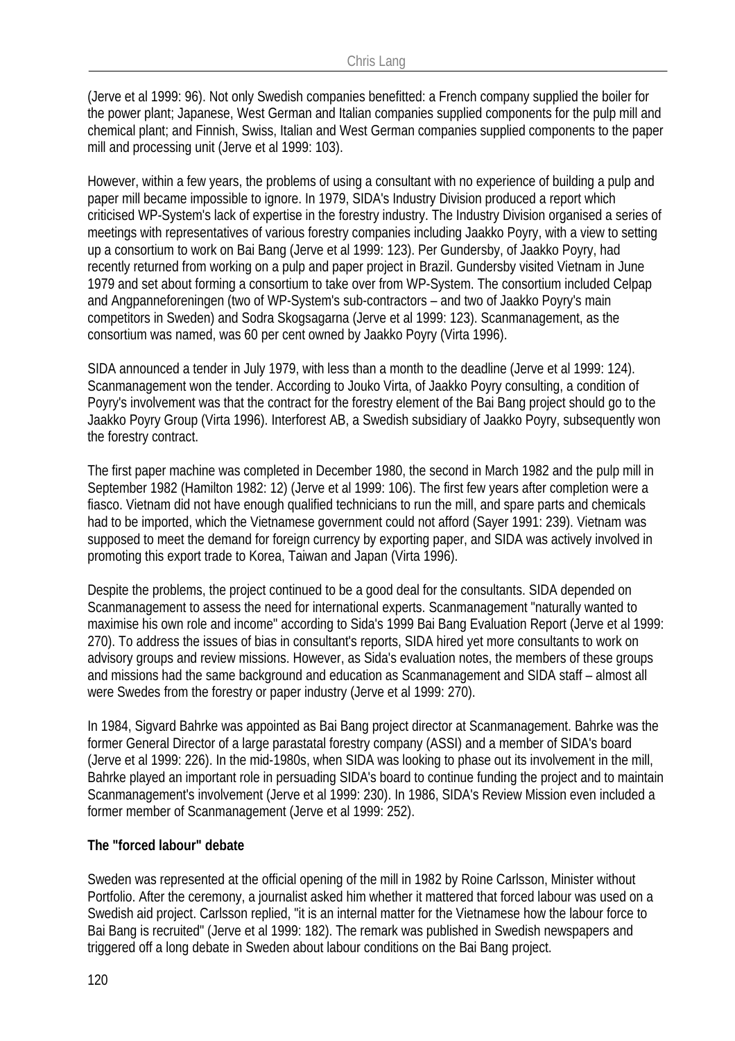(Jerve et al 1999: 96). Not only Swedish companies benefitted: a French company supplied the boiler for the power plant; Japanese, West German and Italian companies supplied components for the pulp mill and chemical plant; and Finnish, Swiss, Italian and West German companies supplied components to the paper mill and processing unit (Jerve et al 1999: 103).

However, within a few years, the problems of using a consultant with no experience of building a pulp and paper mill became impossible to ignore. In 1979, SIDA's Industry Division produced a report which criticised WP-System's lack of expertise in the forestry industry. The Industry Division organised a series of meetings with representatives of various forestry companies including Jaakko Poyry, with a view to setting up a consortium to work on Bai Bang (Jerve et al 1999: 123). Per Gundersby, of Jaakko Poyry, had recently returned from working on a pulp and paper project in Brazil. Gundersby visited Vietnam in June 1979 and set about forming a consortium to take over from WP-System. The consortium included Celpap and Angpanneforeningen (two of WP-System's sub-contractors – and two of Jaakko Poyry's main competitors in Sweden) and Sodra Skogsagarna (Jerve et al 1999: 123). Scanmanagement, as the consortium was named, was 60 per cent owned by Jaakko Poyry (Virta 1996).

SIDA announced a tender in July 1979, with less than a month to the deadline (Jerve et al 1999: 124). Scanmanagement won the tender. According to Jouko Virta, of Jaakko Poyry consulting, a condition of Poyry's involvement was that the contract for the forestry element of the Bai Bang project should go to the Jaakko Poyry Group (Virta 1996). Interforest AB, a Swedish subsidiary of Jaakko Poyry, subsequently won the forestry contract.

The first paper machine was completed in December 1980, the second in March 1982 and the pulp mill in September 1982 (Hamilton 1982: 12) (Jerve et al 1999: 106). The first few years after completion were a fiasco. Vietnam did not have enough qualified technicians to run the mill, and spare parts and chemicals had to be imported, which the Vietnamese government could not afford (Sayer 1991: 239). Vietnam was supposed to meet the demand for foreign currency by exporting paper, and SIDA was actively involved in promoting this export trade to Korea, Taiwan and Japan (Virta 1996).

Despite the problems, the project continued to be a good deal for the consultants. SIDA depended on Scanmanagement to assess the need for international experts. Scanmanagement "naturally wanted to maximise his own role and income" according to Sida's 1999 Bai Bang Evaluation Report (Jerve et al 1999: 270). To address the issues of bias in consultant's reports, SIDA hired yet more consultants to work on advisory groups and review missions. However, as Sida's evaluation notes, the members of these groups and missions had the same background and education as Scanmanagement and SIDA staff – almost all were Swedes from the forestry or paper industry (Jerve et al 1999: 270).

In 1984, Sigvard Bahrke was appointed as Bai Bang project director at Scanmanagement. Bahrke was the former General Director of a large parastatal forestry company (ASSI) and a member of SIDA's board (Jerve et al 1999: 226). In the mid-1980s, when SIDA was looking to phase out its involvement in the mill, Bahrke played an important role in persuading SIDA's board to continue funding the project and to maintain Scanmanagement's involvement (Jerve et al 1999: 230). In 1986, SIDA's Review Mission even included a former member of Scanmanagement (Jerve et al 1999: 252).

**The "forced labour" debate**

Sweden was represented at the official opening of the mill in 1982 by Roine Carlsson, Minister without Portfolio. After the ceremony, a journalist asked him whether it mattered that forced labour was used on a Swedish aid project. Carlsson replied, "it is an internal matter for the Vietnamese how the labour force to Bai Bang is recruited" (Jerve et al 1999: 182). The remark was published in Swedish newspapers and triggered off a long debate in Sweden about labour conditions on the Bai Bang project.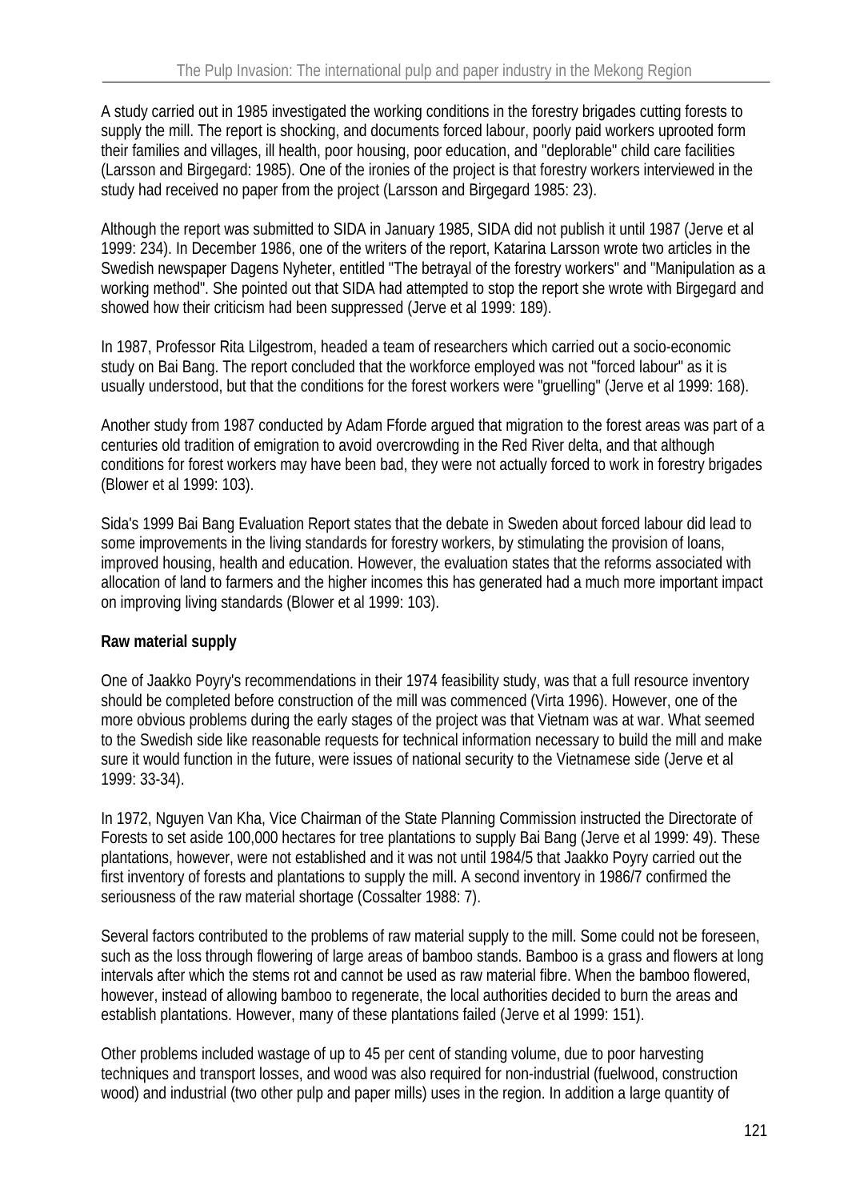A study carried out in 1985 investigated the working conditions in the forestry brigades cutting forests to supply the mill. The report is shocking, and documents forced labour, poorly paid workers uprooted form their families and villages, ill health, poor housing, poor education, and "deplorable" child care facilities (Larsson and Birgegard: 1985). One of the ironies of the project is that forestry workers interviewed in the study had received no paper from the project (Larsson and Birgegard 1985: 23).

Although the report was submitted to SIDA in January 1985, SIDA did not publish it until 1987 (Jerve et al 1999: 234). In December 1986, one of the writers of the report, Katarina Larsson wrote two articles in the Swedish newspaper Dagens Nyheter, entitled "The betrayal of the forestry workers" and "Manipulation as a working method". She pointed out that SIDA had attempted to stop the report she wrote with Birgegard and showed how their criticism had been suppressed (Jerve et al 1999: 189).

In 1987, Professor Rita Lilgestrom, headed a team of researchers which carried out a socio-economic study on Bai Bang. The report concluded that the workforce employed was not "forced labour" as it is usually understood, but that the conditions for the forest workers were "gruelling" (Jerve et al 1999: 168).

Another study from 1987 conducted by Adam Fforde argued that migration to the forest areas was part of a centuries old tradition of emigration to avoid overcrowding in the Red River delta, and that although conditions for forest workers may have been bad, they were not actually forced to work in forestry brigades (Blower et al 1999: 103).

Sida's 1999 Bai Bang Evaluation Report states that the debate in Sweden about forced labour did lead to some improvements in the living standards for forestry workers, by stimulating the provision of loans, improved housing, health and education. However, the evaluation states that the reforms associated with allocation of land to farmers and the higher incomes this has generated had a much more important impact on improving living standards (Blower et al 1999: 103).

**Raw material supply**

One of Jaakko Poyry's recommendations in their 1974 feasibility study, was that a full resource inventory should be completed before construction of the mill was commenced (Virta 1996). However, one of the more obvious problems during the early stages of the project was that Vietnam was at war. What seemed to the Swedish side like reasonable requests for technical information necessary to build the mill and make sure it would function in the future, were issues of national security to the Vietnamese side (Jerve et al 1999: 33-34).

In 1972, Nguyen Van Kha, Vice Chairman of the State Planning Commission instructed the Directorate of Forests to set aside 100,000 hectares for tree plantations to supply Bai Bang (Jerve et al 1999: 49). These plantations, however, were not established and it was not until 1984/5 that Jaakko Poyry carried out the first inventory of forests and plantations to supply the mill. A second inventory in 1986/7 confirmed the seriousness of the raw material shortage (Cossalter 1988: 7).

Several factors contributed to the problems of raw material supply to the mill. Some could not be foreseen, such as the loss through flowering of large areas of bamboo stands. Bamboo is a grass and flowers at long intervals after which the stems rot and cannot be used as raw material fibre. When the bamboo flowered, however, instead of allowing bamboo to regenerate, the local authorities decided to burn the areas and establish plantations. However, many of these plantations failed (Jerve et al 1999: 151).

Other problems included wastage of up to 45 per cent of standing volume, due to poor harvesting techniques and transport losses, and wood was also required for non-industrial (fuelwood, construction wood) and industrial (two other pulp and paper mills) uses in the region. In addition a large quantity of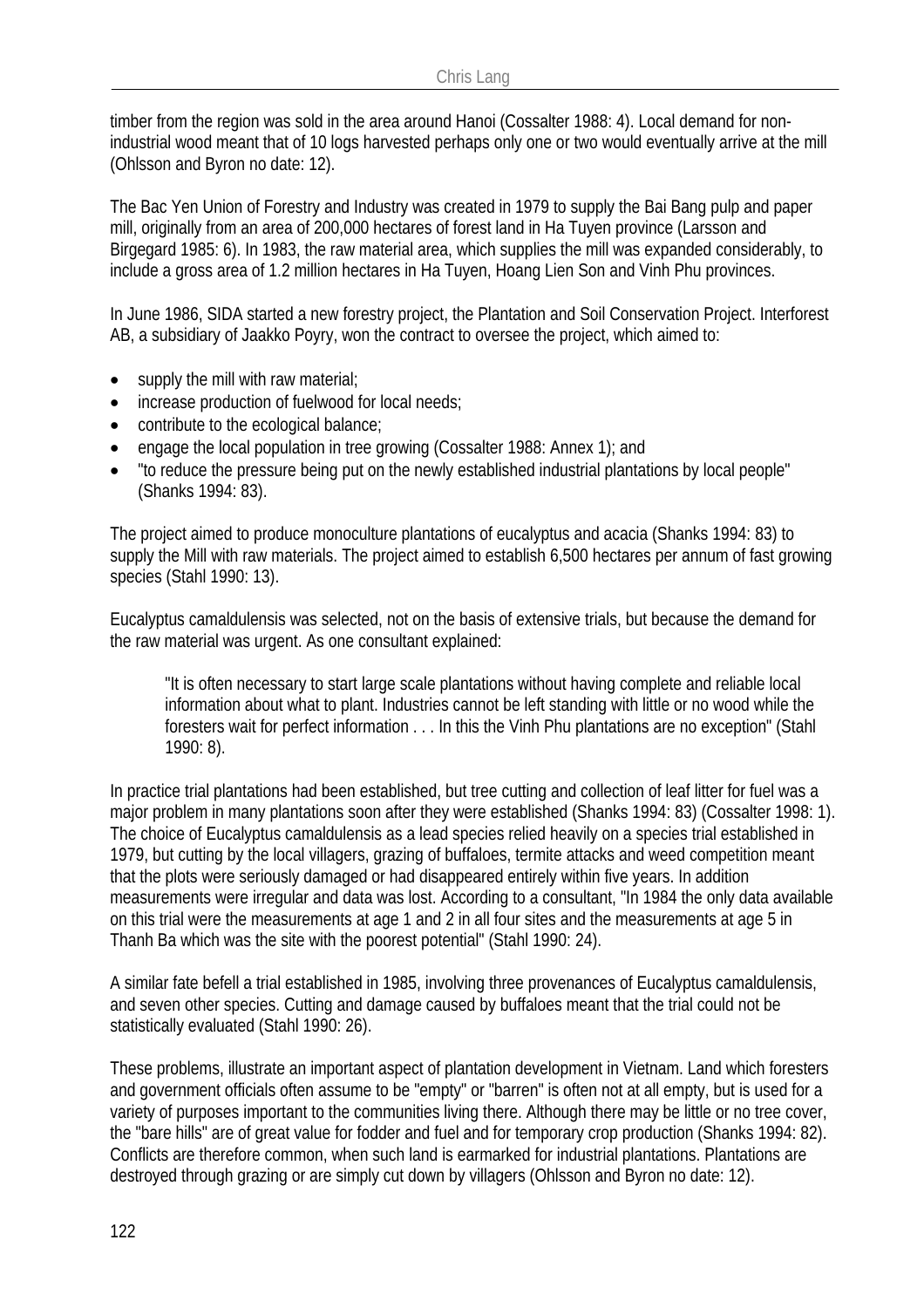timber from the region was sold in the area around Hanoi (Cossalter 1988: 4). Local demand for non-industrial wood meant that of 10 logs harvested perhaps only one or two would eventually arrive at the mill (Ohlsson and Byron no date: 12).

The Bac Yen Union of Forestry and Industry was created in 1979 to supply the Bai Bang pulp and paper mill, originally from an area of 200,000 hectares of forest land in Ha Tuyen province (Larsson and Birgegard 1985: 6). In 1983, the raw material area, which supplies the mill was expanded considerably, to include a gross area of 1.2 million hectares in Ha Tuyen, Hoang Lien Son and Vinh Phu provinces.

In June 1986, SIDA started a new forestry project, the Plantation and Soil Conservation Project. Interforest AB, a subsidiary of Jaakko Poyry, won the contract to oversee the project, which aimed to:

- supply the mill with raw material;
- increase production of fuelwood for local needs;
- contribute to the ecological balance;
- engage the local population in tree growing (Cossalter 1988: Annex 1); and
- "to reduce the pressure being put on the newly established industrial plantations by local people" (Shanks 1994: 83).

The project aimed to produce monoculture plantations of eucalyptus and acacia (Shanks 1994: 83) to supply the Mill with raw materials. The project aimed to establish 6,500 hectares per annum of fast growing species (Stahl 1990: 13).

Eucalyptus camaldulensis was selected, not on the basis of extensive trials, but because the demand for the raw material was urgent. As one consultant explained:

> "It is often necessary to start large scale plantations without having complete and reliable local information about what to plant. Industries cannot be left standing with little or no wood while the foresters wait for perfect information . . . In this the Vinh Phu plantations are no exception" (Stahl 1990: 8).

In practice trial plantations had been established, but tree cutting and collection of leaf litter for fuel was a major problem in many plantations soon after they were established (Shanks 1994: 83) (Cossalter 1998: 1). The choice of Eucalyptus camaldulensis as a lead species relied heavily on a species trial established in 1979, but cutting by the local villagers, grazing of buffaloes, termite attacks and weed competition meant that the plots were seriously damaged or had disappeared entirely within five years. In addition measurements were irregular and data was lost. According to a consultant, "In 1984 the only data available on this trial were the measurements at age 1 and 2 in all four sites and the measurements at age 5 in Thanh Ba which was the site with the poorest potential" (Stahl 1990: 24).

A similar fate befell a trial established in 1985, involving three provenances of Eucalyptus camaldulensis, and seven other species. Cutting and damage caused by buffaloes meant that the trial could not be statistically evaluated (Stahl 1990: 26).

These problems, illustrate an important aspect of plantation development in Vietnam. Land which foresters and government officials often assume to be "empty" or "barren" is often not at all empty, but is used for a variety of purposes important to the communities living there. Although there may be little or no tree cover, the "bare hills" are of great value for fodder and fuel and for temporary crop production (Shanks 1994: 82). Conflicts are therefore common, when such land is earmarked for industrial plantations. Plantations are destroyed through grazing or are simply cut down by villagers (Ohlsson and Byron no date: 12).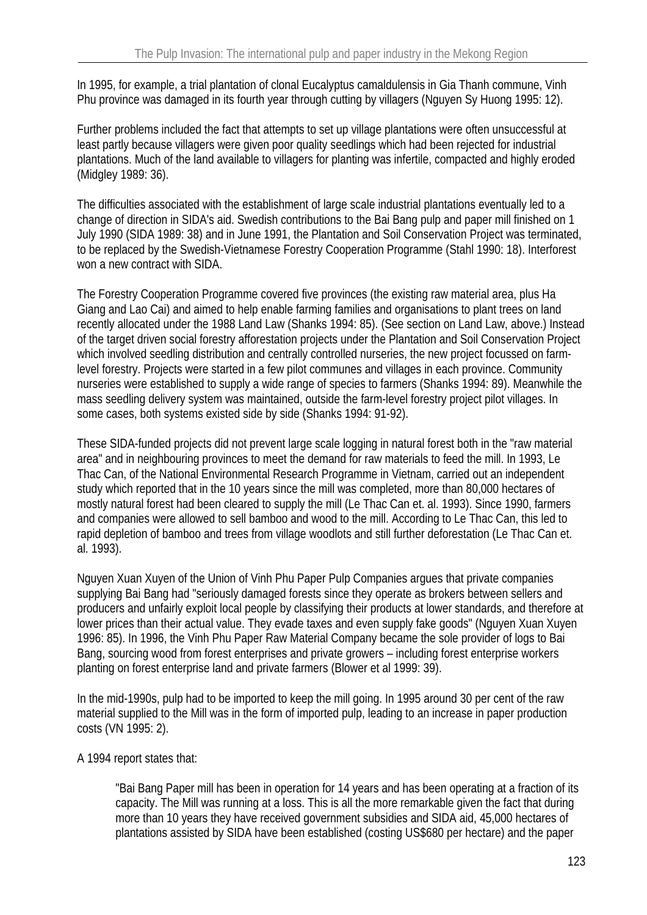In 1995, for example, a trial plantation of clonal Eucalyptus camaldulensis in Gia Thanh commune, Vinh Phu province was damaged in its fourth year through cutting by villagers (Nguyen Sy Huong 1995: 12).

Further problems included the fact that attempts to set up village plantations were often unsuccessful at least partly because villagers were given poor quality seedlings which had been rejected for industrial plantations. Much of the land available to villagers for planting was infertile, compacted and highly eroded (Midgley 1989: 36).

The difficulties associated with the establishment of large scale industrial plantations eventually led to a change of direction in SIDA's aid. Swedish contributions to the Bai Bang pulp and paper mill finished on 1 July 1990 (SIDA 1989: 38) and in June 1991, the Plantation and Soil Conservation Project was terminated, to be replaced by the Swedish-Vietnamese Forestry Cooperation Programme (Stahl 1990: 18). Interforest won a new contract with SIDA.

The Forestry Cooperation Programme covered five provinces (the existing raw material area, plus Ha Giang and Lao Cai) and aimed to help enable farming families and organisations to plant trees on land recently allocated under the 1988 Land Law (Shanks 1994: 85). (See section on Land Law, above.) Instead of the target driven social forestry afforestation projects under the Plantation and Soil Conservation Project which involved seedling distribution and centrally controlled nurseries, the new project focussed on farm-level forestry. Projects were started in a few pilot communes and villages in each province. Community nurseries were established to supply a wide range of species to farmers (Shanks 1994: 89). Meanwhile the mass seedling delivery system was maintained, outside the farm-level forestry project pilot villages. In some cases, both systems existed side by side (Shanks 1994: 91-92).

These SIDA-funded projects did not prevent large scale logging in natural forest both in the "raw material area" and in neighbouring provinces to meet the demand for raw materials to feed the mill. In 1993, Le Thac Can, of the National Environmental Research Programme in Vietnam, carried out an independent study which reported that in the 10 years since the mill was completed, more than 80,000 hectares of mostly natural forest had been cleared to supply the mill (Le Thac Can et. al. 1993). Since 1990, farmers and companies were allowed to sell bamboo and wood to the mill. According to Le Thac Can, this led to rapid depletion of bamboo and trees from village woodlots and still further deforestation (Le Thac Can et. al. 1993).

Nguyen Xuan Xuyen of the Union of Vinh Phu Paper Pulp Companies argues that private companies supplying Bai Bang had "seriously damaged forests since they operate as brokers between sellers and producers and unfairly exploit local people by classifying their products at lower standards, and therefore at lower prices than their actual value. They evade taxes and even supply fake goods" (Nguyen Xuan Xuyen 1996: 85). In 1996, the Vinh Phu Paper Raw Material Company became the sole provider of logs to Bai Bang, sourcing wood from forest enterprises and private growers – including forest enterprise workers planting on forest enterprise land and private farmers (Blower et al 1999: 39).

In the mid-1990s, pulp had to be imported to keep the mill going. In 1995 around 30 per cent of the raw material supplied to the Mill was in the form of imported pulp, leading to an increase in paper production costs (VN 1995: 2).

A 1994 report states that:

> "Bai Bang Paper mill has been in operation for 14 years and has been operating at a fraction of its capacity. The Mill was running at a loss. This is all the more remarkable given the fact that during more than 10 years they have received government subsidies and SIDA aid, 45,000 hectares of plantations assisted by SIDA have been established (costing US$680 per hectare) and the paper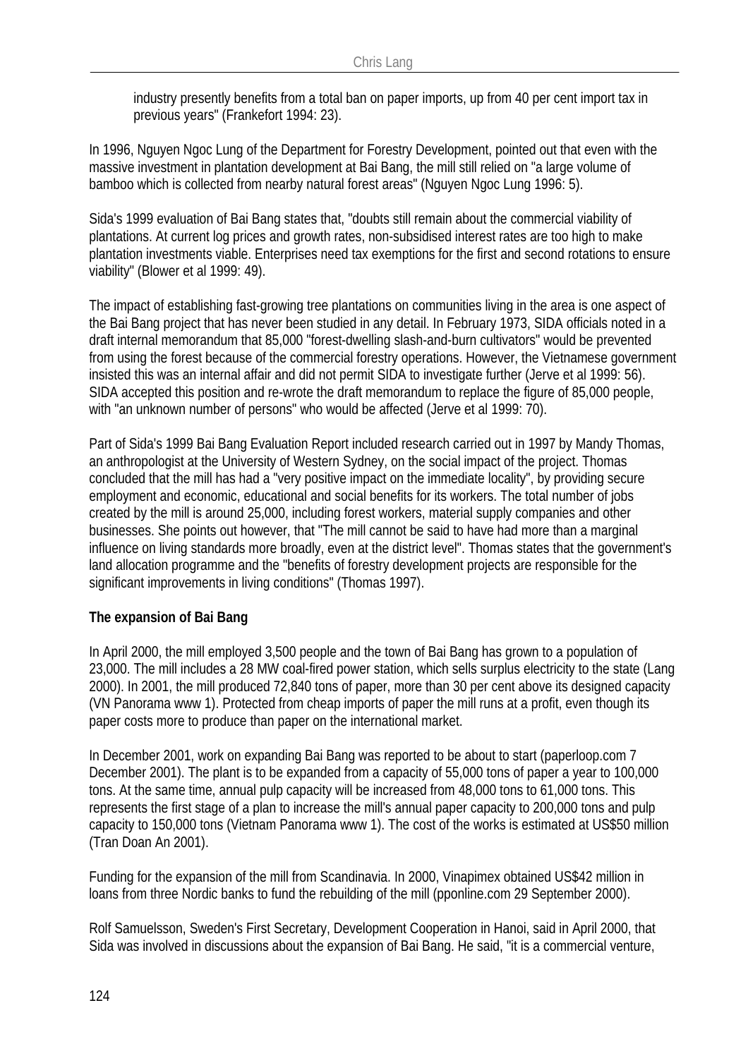industry presently benefits from a total ban on paper imports, up from 40 per cent import tax in previous years" (Frankefort 1994: 23).

In 1996, Nguyen Ngoc Lung of the Department for Forestry Development, pointed out that even with the massive investment in plantation development at Bai Bang, the mill still relied on "a large volume of bamboo which is collected from nearby natural forest areas" (Nguyen Ngoc Lung 1996: 5).

Sida's 1999 evaluation of Bai Bang states that, "doubts still remain about the commercial viability of plantations. At current log prices and growth rates, non-subsidised interest rates are too high to make plantation investments viable. Enterprises need tax exemptions for the first and second rotations to ensure viability" (Blower et al 1999: 49).

The impact of establishing fast-growing tree plantations on communities living in the area is one aspect of the Bai Bang project that has never been studied in any detail. In February 1973, SIDA officials noted in a draft internal memorandum that 85,000 "forest-dwelling slash-and-burn cultivators" would be prevented from using the forest because of the commercial forestry operations. However, the Vietnamese government insisted this was an internal affair and did not permit SIDA to investigate further (Jerve et al 1999: 56). SIDA accepted this position and re-wrote the draft memorandum to replace the figure of 85,000 people, with "an unknown number of persons" who would be affected (Jerve et al 1999: 70).

Part of Sida's 1999 Bai Bang Evaluation Report included research carried out in 1997 by Mandy Thomas, an anthropologist at the University of Western Sydney, on the social impact of the project. Thomas concluded that the mill has had a "very positive impact on the immediate locality", by providing secure employment and economic, educational and social benefits for its workers. The total number of jobs created by the mill is around 25,000, including forest workers, material supply companies and other businesses. She points out however, that "The mill cannot be said to have had more than a marginal influence on living standards more broadly, even at the district level". Thomas states that the government's land allocation programme and the "benefits of forestry development projects are responsible for the significant improvements in living conditions" (Thomas 1997).

**The expansion of Bai Bang**

In April 2000, the mill employed 3,500 people and the town of Bai Bang has grown to a population of 23,000. The mill includes a 28 MW coal-fired power station, which sells surplus electricity to the state (Lang 2000). In 2001, the mill produced 72,840 tons of paper, more than 30 per cent above its designed capacity (VN Panorama www 1). Protected from cheap imports of paper the mill runs at a profit, even though its paper costs more to produce than paper on the international market.

In December 2001, work on expanding Bai Bang was reported to be about to start (paperloop.com 7 December 2001). The plant is to be expanded from a capacity of 55,000 tons of paper a year to 100,000 tons. At the same time, annual pulp capacity will be increased from 48,000 tons to 61,000 tons. This represents the first stage of a plan to increase the mill's annual paper capacity to 200,000 tons and pulp capacity to 150,000 tons (Vietnam Panorama www 1). The cost of the works is estimated at US$50 million (Tran Doan An 2001).

Funding for the expansion of the mill from Scandinavia. In 2000, Vinapimex obtained US$42 million in loans from three Nordic banks to fund the rebuilding of the mill (pponline.com 29 September 2000).

Rolf Samuelsson, Sweden's First Secretary, Development Cooperation in Hanoi, said in April 2000, that Sida was involved in discussions about the expansion of Bai Bang. He said, "it is a commercial venture,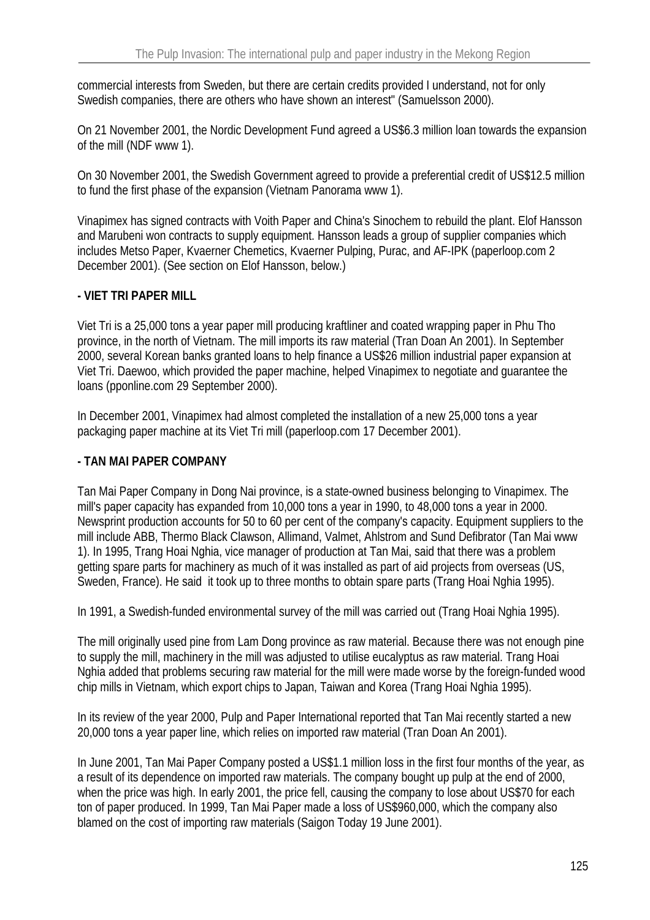commercial interests from Sweden, but there are certain credits provided I understand, not for only Swedish companies, there are others who have shown an interest" (Samuelsson 2000).

On 21 November 2001, the Nordic Development Fund agreed a US$6.3 million loan towards the expansion of the mill (NDF www 1).

On 30 November 2001, the Swedish Government agreed to provide a preferential credit of US$12.5 million to fund the first phase of the expansion (Vietnam Panorama www 1).

Vinapimex has signed contracts with Voith Paper and China's Sinochem to rebuild the plant. Elof Hansson and Marubeni won contracts to supply equipment. Hansson leads a group of supplier companies which includes Metso Paper, Kvaerner Chemetics, Kvaerner Pulping, Purac, and AF-IPK (paperloop.com 2 December 2001). (See section on Elof Hansson, below.)

**- VIET TRI PAPER MILL**

Viet Tri is a 25,000 tons a year paper mill producing kraftliner and coated wrapping paper in Phu Tho province, in the north of Vietnam. The mill imports its raw material (Tran Doan An 2001). In September 2000, several Korean banks granted loans to help finance a US$26 million industrial paper expansion at Viet Tri. Daewoo, which provided the paper machine, helped Vinapimex to negotiate and guarantee the loans (pponline.com 29 September 2000).

In December 2001, Vinapimex had almost completed the installation of a new 25,000 tons a year packaging paper machine at its Viet Tri mill (paperloop.com 17 December 2001).

**- TAN MAI PAPER COMPANY**

Tan Mai Paper Company in Dong Nai province, is a state-owned business belonging to Vinapimex. The mill's paper capacity has expanded from 10,000 tons a year in 1990, to 48,000 tons a year in 2000. Newsprint production accounts for 50 to 60 per cent of the company's capacity. Equipment suppliers to the mill include ABB, Thermo Black Clawson, Allimand, Valmet, Ahlstrom and Sund Defibrator (Tan Mai www 1). In 1995, Trang Hoai Nghia, vice manager of production at Tan Mai, said that there was a problem getting spare parts for machinery as much of it was installed as part of aid projects from overseas (US, Sweden, France). He said it took up to three months to obtain spare parts (Trang Hoai Nghia 1995).

In 1991, a Swedish-funded environmental survey of the mill was carried out (Trang Hoai Nghia 1995).

The mill originally used pine from Lam Dong province as raw material. Because there was not enough pine to supply the mill, machinery in the mill was adjusted to utilise eucalyptus as raw material. Trang Hoai Nghia added that problems securing raw material for the mill were made worse by the foreign-funded wood chip mills in Vietnam, which export chips to Japan, Taiwan and Korea (Trang Hoai Nghia 1995).

In its review of the year 2000, Pulp and Paper International reported that Tan Mai recently started a new 20,000 tons a year paper line, which relies on imported raw material (Tran Doan An 2001).

In June 2001, Tan Mai Paper Company posted a US$1.1 million loss in the first four months of the year, as a result of its dependence on imported raw materials. The company bought up pulp at the end of 2000, when the price was high. In early 2001, the price fell, causing the company to lose about US$70 for each ton of paper produced. In 1999, Tan Mai Paper made a loss of US$960,000, which the company also blamed on the cost of importing raw materials (Saigon Today 19 June 2001).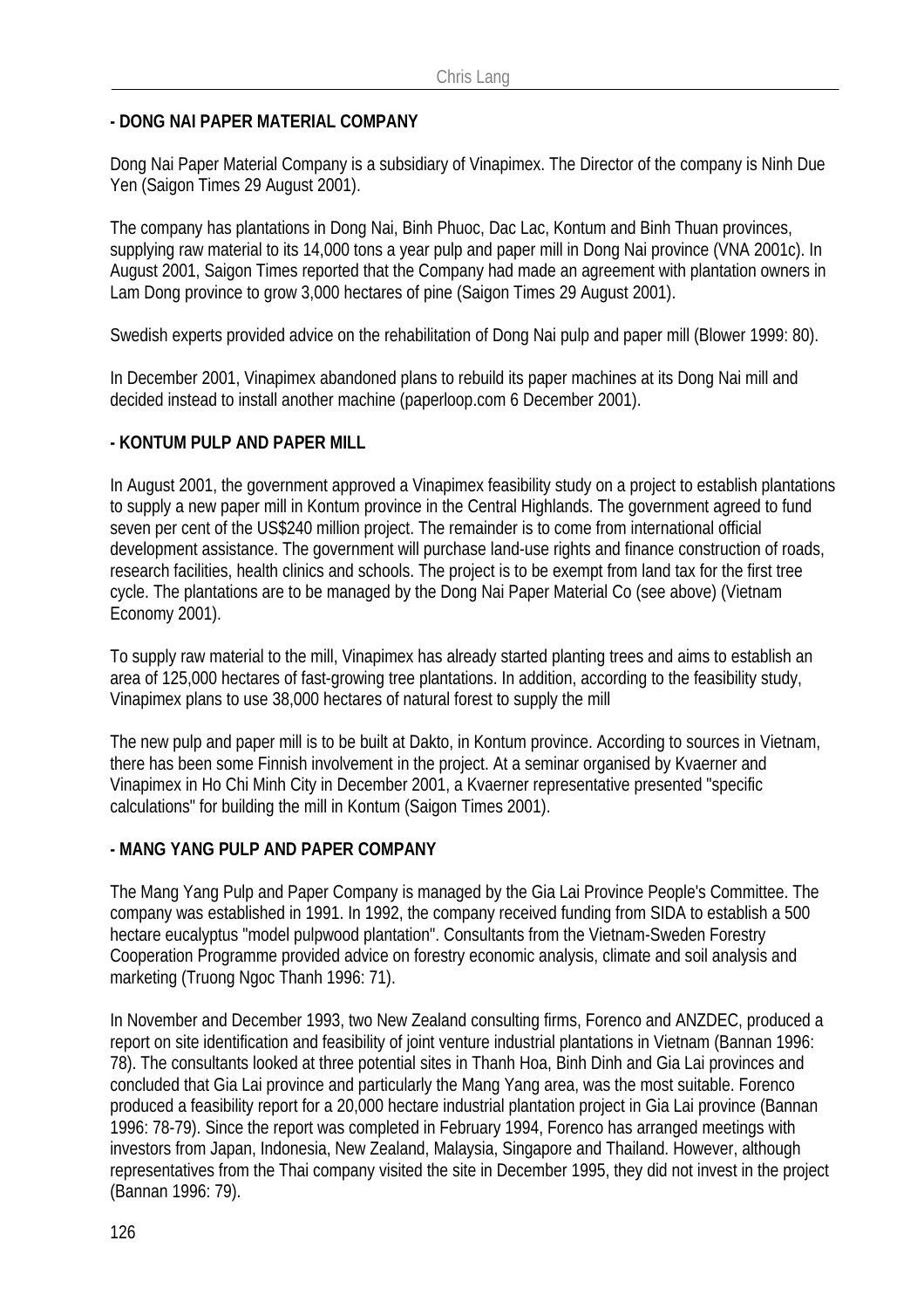**- DONG NAI PAPER MATERIAL COMPANY**

Dong Nai Paper Material Company is a subsidiary of Vinapimex. The Director of the company is Ninh Due Yen (Saigon Times 29 August 2001).

The company has plantations in Dong Nai, Binh Phuoc, Dac Lac, Kontum and Binh Thuan provinces, supplying raw material to its 14,000 tons a year pulp and paper mill in Dong Nai province (VNA 2001c). In August 2001, Saigon Times reported that the Company had made an agreement with plantation owners in Lam Dong province to grow 3,000 hectares of pine (Saigon Times 29 August 2001).

Swedish experts provided advice on the rehabilitation of Dong Nai pulp and paper mill (Blower 1999: 80).

In December 2001, Vinapimex abandoned plans to rebuild its paper machines at its Dong Nai mill and decided instead to install another machine (paperloop.com 6 December 2001).

**- KONTUM PULP AND PAPER MILL**

In August 2001, the government approved a Vinapimex feasibility study on a project to establish plantations to supply a new paper mill in Kontum province in the Central Highlands. The government agreed to fund seven per cent of the US$240 million project. The remainder is to come from international official development assistance. The government will purchase land-use rights and finance construction of roads, research facilities, health clinics and schools. The project is to be exempt from land tax for the first tree cycle. The plantations are to be managed by the Dong Nai Paper Material Co (see above) (Vietnam Economy 2001).

To supply raw material to the mill, Vinapimex has already started planting trees and aims to establish an area of 125,000 hectares of fast-growing tree plantations. In addition, according to the feasibility study, Vinapimex plans to use 38,000 hectares of natural forest to supply the mill

The new pulp and paper mill is to be built at Dakto, in Kontum province. According to sources in Vietnam, there has been some Finnish involvement in the project. At a seminar organised by Kvaerner and Vinapimex in Ho Chi Minh City in December 2001, a Kvaerner representative presented "specific calculations" for building the mill in Kontum (Saigon Times 2001).

**- MANG YANG PULP AND PAPER COMPANY**

The Mang Yang Pulp and Paper Company is managed by the Gia Lai Province People's Committee. The company was established in 1991. In 1992, the company received funding from SIDA to establish a 500 hectare eucalyptus "model pulpwood plantation". Consultants from the Vietnam-Sweden Forestry Cooperation Programme provided advice on forestry economic analysis, climate and soil analysis and marketing (Truong Ngoc Thanh 1996: 71).

In November and December 1993, two New Zealand consulting firms, Forenco and ANZDEC, produced a report on site identification and feasibility of joint venture industrial plantations in Vietnam (Bannan 1996: 78). The consultants looked at three potential sites in Thanh Hoa, Binh Dinh and Gia Lai provinces and concluded that Gia Lai province and particularly the Mang Yang area, was the most suitable. Forenco produced a feasibility report for a 20,000 hectare industrial plantation project in Gia Lai province (Bannan 1996: 78-79). Since the report was completed in February 1994, Forenco has arranged meetings with investors from Japan, Indonesia, New Zealand, Malaysia, Singapore and Thailand. However, although representatives from the Thai company visited the site in December 1995, they did not invest in the project (Bannan 1996: 79).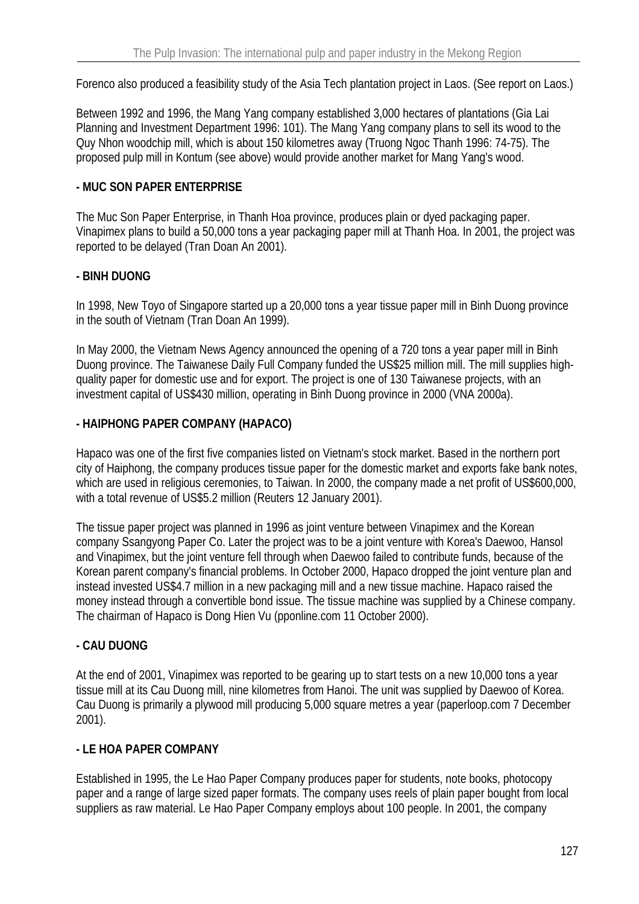Forenco also produced a feasibility study of the Asia Tech plantation project in Laos. (See report on Laos.)

Between 1992 and 1996, the Mang Yang company established 3,000 hectares of plantations (Gia Lai Planning and Investment Department 1996: 101). The Mang Yang company plans to sell its wood to the Quy Nhon woodchip mill, which is about 150 kilometres away (Truong Ngoc Thanh 1996: 74-75). The proposed pulp mill in Kontum (see above) would provide another market for Mang Yang's wood.

**- MUC SON PAPER ENTERPRISE**

The Muc Son Paper Enterprise, in Thanh Hoa province, produces plain or dyed packaging paper. Vinapimex plans to build a 50,000 tons a year packaging paper mill at Thanh Hoa. In 2001, the project was reported to be delayed (Tran Doan An 2001).

**- BINH DUONG**

In 1998, New Toyo of Singapore started up a 20,000 tons a year tissue paper mill in Binh Duong province in the south of Vietnam (Tran Doan An 1999).

In May 2000, the Vietnam News Agency announced the opening of a 720 tons a year paper mill in Binh Duong province. The Taiwanese Daily Full Company funded the US$25 million mill. The mill supplies high-quality paper for domestic use and for export. The project is one of 130 Taiwanese projects, with an investment capital of US$430 million, operating in Binh Duong province in 2000 (VNA 2000a).

**- HAIPHONG PAPER COMPANY (HAPACO)**

Hapaco was one of the first five companies listed on Vietnam's stock market. Based in the northern port city of Haiphong, the company produces tissue paper for the domestic market and exports fake bank notes, which are used in religious ceremonies, to Taiwan. In 2000, the company made a net profit of US$600,000, with a total revenue of US$5.2 million (Reuters 12 January 2001).

The tissue paper project was planned in 1996 as joint venture between Vinapimex and the Korean company Ssangyong Paper Co. Later the project was to be a joint venture with Korea's Daewoo, Hansol and Vinapimex, but the joint venture fell through when Daewoo failed to contribute funds, because of the Korean parent company's financial problems. In October 2000, Hapaco dropped the joint venture plan and instead invested US$4.7 million in a new packaging mill and a new tissue machine. Hapaco raised the money instead through a convertible bond issue. The tissue machine was supplied by a Chinese company. The chairman of Hapaco is Dong Hien Vu (pponline.com 11 October 2000).

**- CAU DUONG**

At the end of 2001, Vinapimex was reported to be gearing up to start tests on a new 10,000 tons a year tissue mill at its Cau Duong mill, nine kilometres from Hanoi. The unit was supplied by Daewoo of Korea. Cau Duong is primarily a plywood mill producing 5,000 square metres a year (paperloop.com 7 December 2001).

**- LE HOA PAPER COMPANY**

Established in 1995, the Le Hao Paper Company produces paper for students, note books, photocopy paper and a range of large sized paper formats. The company uses reels of plain paper bought from local suppliers as raw material. Le Hao Paper Company employs about 100 people. In 2001, the company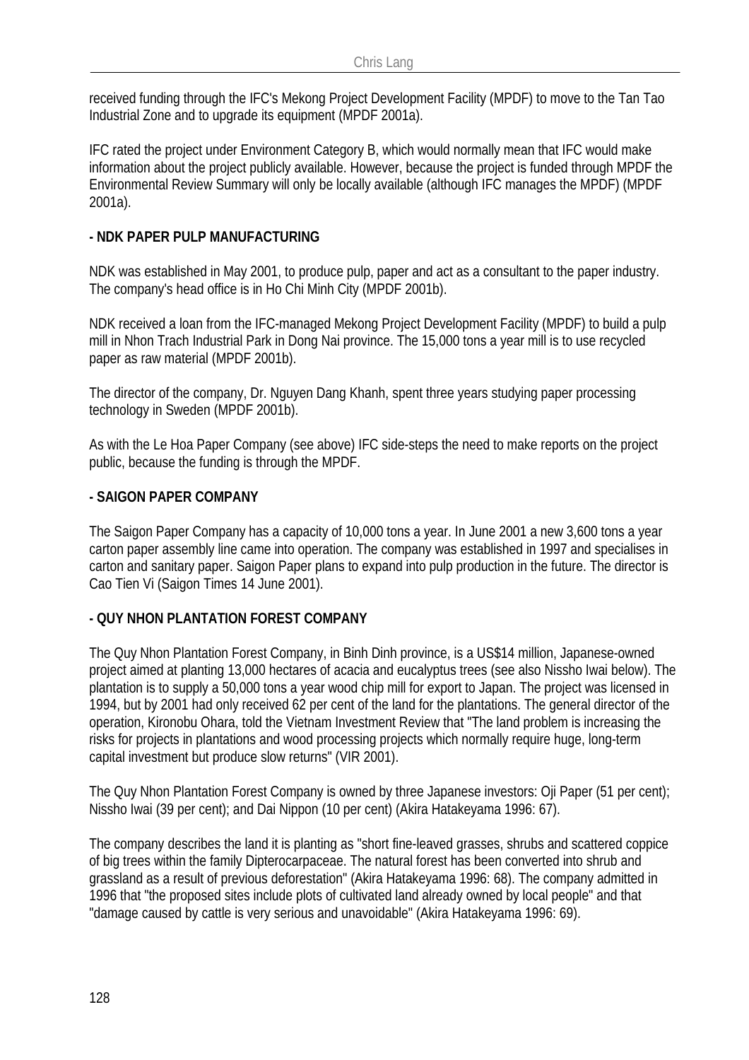received funding through the IFC's Mekong Project Development Facility (MPDF) to move to the Tan Tao Industrial Zone and to upgrade its equipment (MPDF 2001a).

IFC rated the project under Environment Category B, which would normally mean that IFC would make information about the project publicly available. However, because the project is funded through MPDF the Environmental Review Summary will only be locally available (although IFC manages the MPDF) (MPDF 2001a).

**- NDK PAPER PULP MANUFACTURING**

NDK was established in May 2001, to produce pulp, paper and act as a consultant to the paper industry. The company's head office is in Ho Chi Minh City (MPDF 2001b).

NDK received a loan from the IFC-managed Mekong Project Development Facility (MPDF) to build a pulp mill in Nhon Trach Industrial Park in Dong Nai province. The 15,000 tons a year mill is to use recycled paper as raw material (MPDF 2001b).

The director of the company, Dr. Nguyen Dang Khanh, spent three years studying paper processing technology in Sweden (MPDF 2001b).

As with the Le Hoa Paper Company (see above) IFC side-steps the need to make reports on the project public, because the funding is through the MPDF.

**- SAIGON PAPER COMPANY**

The Saigon Paper Company has a capacity of 10,000 tons a year. In June 2001 a new 3,600 tons a year carton paper assembly line came into operation. The company was established in 1997 and specialises in carton and sanitary paper. Saigon Paper plans to expand into pulp production in the future. The director is Cao Tien Vi (Saigon Times 14 June 2001).

**- QUY NHON PLANTATION FOREST COMPANY**

The Quy Nhon Plantation Forest Company, in Binh Dinh province, is a US$14 million, Japanese-owned project aimed at planting 13,000 hectares of acacia and eucalyptus trees (see also Nissho Iwai below). The plantation is to supply a 50,000 tons a year wood chip mill for export to Japan. The project was licensed in 1994, but by 2001 had only received 62 per cent of the land for the plantations. The general director of the operation, Kironobu Ohara, told the Vietnam Investment Review that "The land problem is increasing the risks for projects in plantations and wood processing projects which normally require huge, long-term capital investment but produce slow returns" (VIR 2001).

The Quy Nhon Plantation Forest Company is owned by three Japanese investors: Oji Paper (51 per cent); Nissho Iwai (39 per cent); and Dai Nippon (10 per cent) (Akira Hatakeyama 1996: 67).

The company describes the land it is planting as "short fine-leaved grasses, shrubs and scattered coppice of big trees within the family Dipterocarpaceae. The natural forest has been converted into shrub and grassland as a result of previous deforestation" (Akira Hatakeyama 1996: 68). The company admitted in 1996 that "the proposed sites include plots of cultivated land already owned by local people" and that "damage caused by cattle is very serious and unavoidable" (Akira Hatakeyama 1996: 69).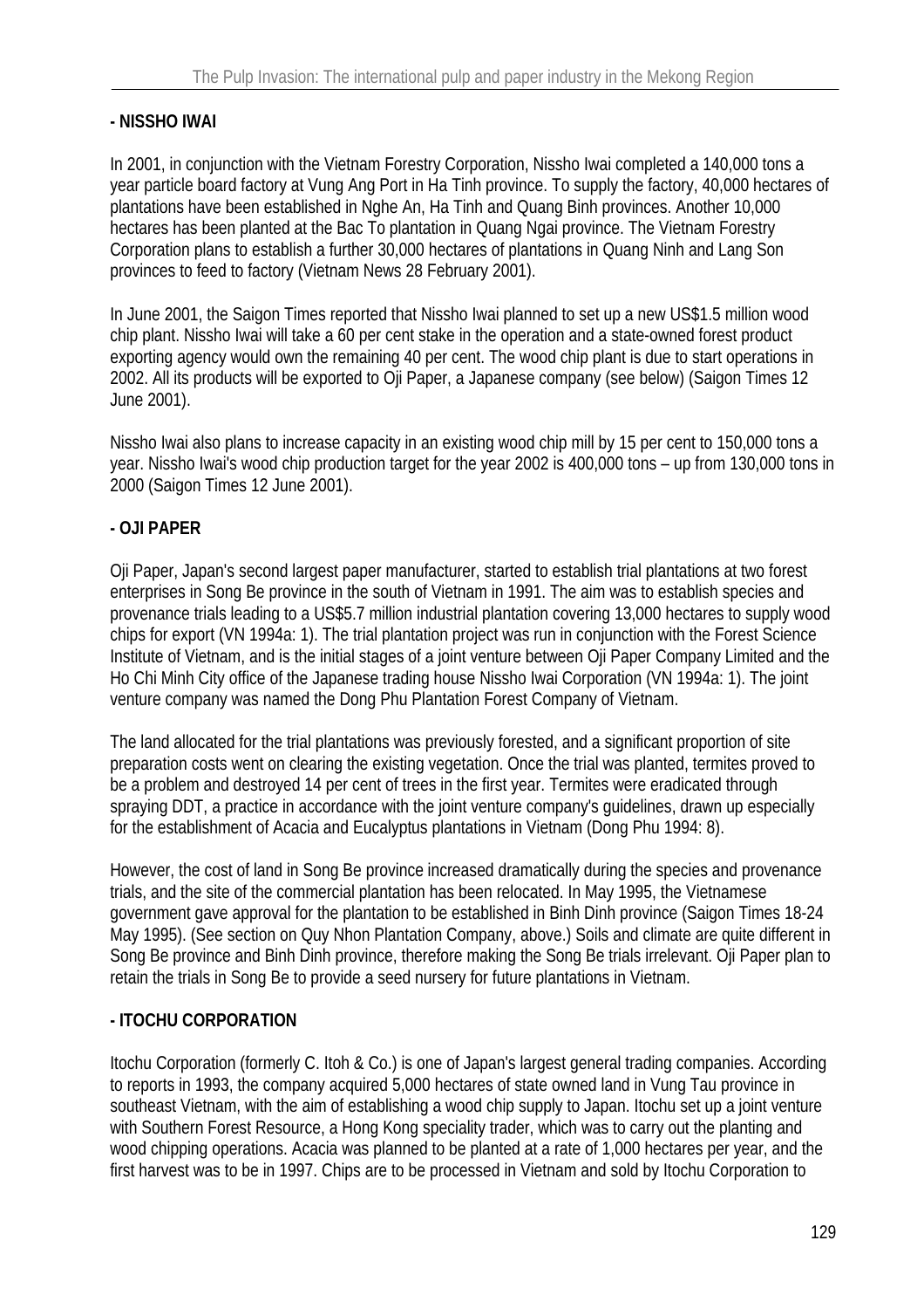**- NISSHO IWAI**

In 2001, in conjunction with the Vietnam Forestry Corporation, Nissho Iwai completed a 140,000 tons a year particle board factory at Vung Ang Port in Ha Tinh province. To supply the factory, 40,000 hectares of plantations have been established in Nghe An, Ha Tinh and Quang Binh provinces. Another 10,000 hectares has been planted at the Bac To plantation in Quang Ngai province. The Vietnam Forestry Corporation plans to establish a further 30,000 hectares of plantations in Quang Ninh and Lang Son provinces to feed to factory (Vietnam News 28 February 2001).

In June 2001, the Saigon Times reported that Nissho Iwai planned to set up a new US$1.5 million wood chip plant. Nissho Iwai will take a 60 per cent stake in the operation and a state-owned forest product exporting agency would own the remaining 40 per cent. The wood chip plant is due to start operations in 2002. All its products will be exported to Oji Paper, a Japanese company (see below) (Saigon Times 12 June 2001).

Nissho Iwai also plans to increase capacity in an existing wood chip mill by 15 per cent to 150,000 tons a year. Nissho Iwai's wood chip production target for the year 2002 is 400,000 tons – up from 130,000 tons in 2000 (Saigon Times 12 June 2001).

**- OJI PAPER**

Oji Paper, Japan's second largest paper manufacturer, started to establish trial plantations at two forest enterprises in Song Be province in the south of Vietnam in 1991. The aim was to establish species and provenance trials leading to a US$5.7 million industrial plantation covering 13,000 hectares to supply wood chips for export (VN 1994a: 1). The trial plantation project was run in conjunction with the Forest Science Institute of Vietnam, and is the initial stages of a joint venture between Oji Paper Company Limited and the Ho Chi Minh City office of the Japanese trading house Nissho Iwai Corporation (VN 1994a: 1). The joint venture company was named the Dong Phu Plantation Forest Company of Vietnam.

The land allocated for the trial plantations was previously forested, and a significant proportion of site preparation costs went on clearing the existing vegetation. Once the trial was planted, termites proved to be a problem and destroyed 14 per cent of trees in the first year. Termites were eradicated through spraying DDT, a practice in accordance with the joint venture company's guidelines, drawn up especially for the establishment of Acacia and Eucalyptus plantations in Vietnam (Dong Phu 1994: 8).

However, the cost of land in Song Be province increased dramatically during the species and provenance trials, and the site of the commercial plantation has been relocated. In May 1995, the Vietnamese government gave approval for the plantation to be established in Binh Dinh province (Saigon Times 18-24 May 1995). (See section on Quy Nhon Plantation Company, above.) Soils and climate are quite different in Song Be province and Binh Dinh province, therefore making the Song Be trials irrelevant. Oji Paper plan to retain the trials in Song Be to provide a seed nursery for future plantations in Vietnam.

**- ITOCHU CORPORATION**

Itochu Corporation (formerly C. Itoh & Co.) is one of Japan's largest general trading companies. According to reports in 1993, the company acquired 5,000 hectares of state owned land in Vung Tau province in southeast Vietnam, with the aim of establishing a wood chip supply to Japan. Itochu set up a joint venture with Southern Forest Resource, a Hong Kong speciality trader, which was to carry out the planting and wood chipping operations. Acacia was planned to be planted at a rate of 1,000 hectares per year, and the first harvest was to be in 1997. Chips are to be processed in Vietnam and sold by Itochu Corporation to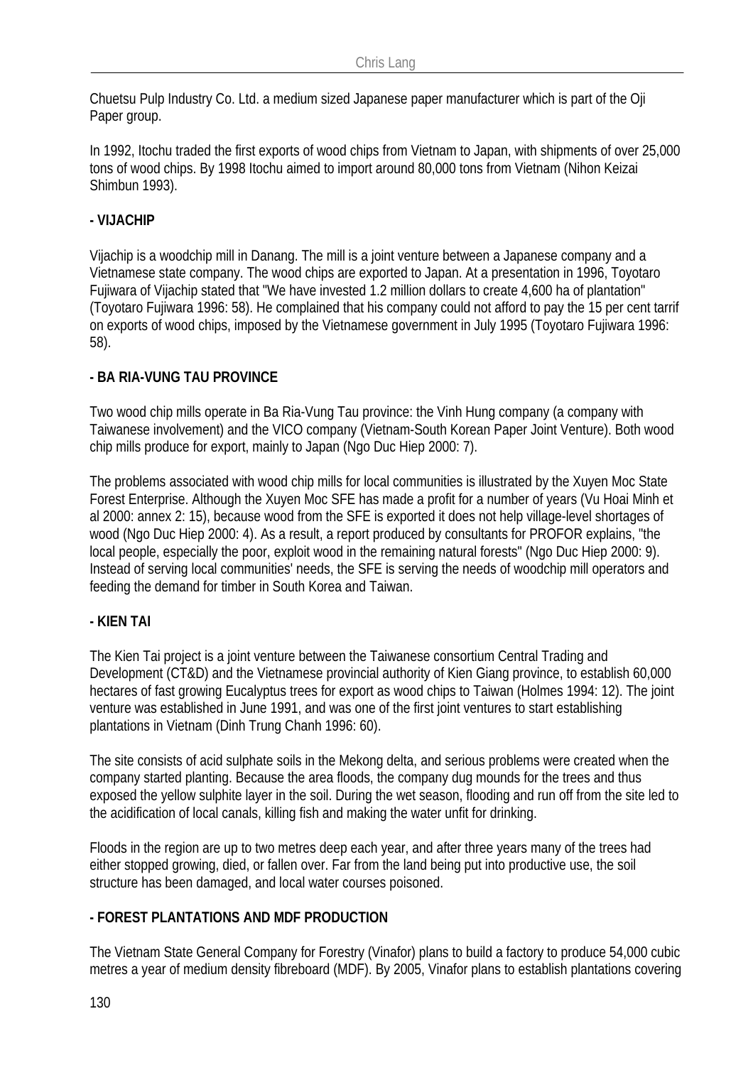Chuetsu Pulp Industry Co. Ltd. a medium sized Japanese paper manufacturer which is part of the Oji Paper group.

In 1992, Itochu traded the first exports of wood chips from Vietnam to Japan, with shipments of over 25,000 tons of wood chips. By 1998 Itochu aimed to import around 80,000 tons from Vietnam (Nihon Keizai Shimbun 1993).

**- VIJACHIP**

Vijachip is a woodchip mill in Danang. The mill is a joint venture between a Japanese company and a Vietnamese state company. The wood chips are exported to Japan. At a presentation in 1996, Toyotaro Fujiwara of Vijachip stated that "We have invested 1.2 million dollars to create 4,600 ha of plantation" (Toyotaro Fujiwara 1996: 58). He complained that his company could not afford to pay the 15 per cent tarrif on exports of wood chips, imposed by the Vietnamese government in July 1995 (Toyotaro Fujiwara 1996: 58).

**- BA RIA-VUNG TAU PROVINCE**

Two wood chip mills operate in Ba Ria-Vung Tau province: the Vinh Hung company (a company with Taiwanese involvement) and the VICO company (Vietnam-South Korean Paper Joint Venture). Both wood chip mills produce for export, mainly to Japan (Ngo Duc Hiep 2000: 7).

The problems associated with wood chip mills for local communities is illustrated by the Xuyen Moc State Forest Enterprise. Although the Xuyen Moc SFE has made a profit for a number of years (Vu Hoai Minh et al 2000: annex 2: 15), because wood from the SFE is exported it does not help village-level shortages of wood (Ngo Duc Hiep 2000: 4). As a result, a report produced by consultants for PROFOR explains, "the local people, especially the poor, exploit wood in the remaining natural forests" (Ngo Duc Hiep 2000: 9). Instead of serving local communities' needs, the SFE is serving the needs of woodchip mill operators and feeding the demand for timber in South Korea and Taiwan.

**- KIEN TAI**

The Kien Tai project is a joint venture between the Taiwanese consortium Central Trading and Development (CT&D) and the Vietnamese provincial authority of Kien Giang province, to establish 60,000 hectares of fast growing Eucalyptus trees for export as wood chips to Taiwan (Holmes 1994: 12). The joint venture was established in June 1991, and was one of the first joint ventures to start establishing plantations in Vietnam (Dinh Trung Chanh 1996: 60).

The site consists of acid sulphate soils in the Mekong delta, and serious problems were created when the company started planting. Because the area floods, the company dug mounds for the trees and thus exposed the yellow sulphite layer in the soil. During the wet season, flooding and run off from the site led to the acidification of local canals, killing fish and making the water unfit for drinking.

Floods in the region are up to two metres deep each year, and after three years many of the trees had either stopped growing, died, or fallen over. Far from the land being put into productive use, the soil structure has been damaged, and local water courses poisoned.

**- FOREST PLANTATIONS AND MDF PRODUCTION**

The Vietnam State General Company for Forestry (Vinafor) plans to build a factory to produce 54,000 cubic metres a year of medium density fibreboard (MDF). By 2005, Vinafor plans to establish plantations covering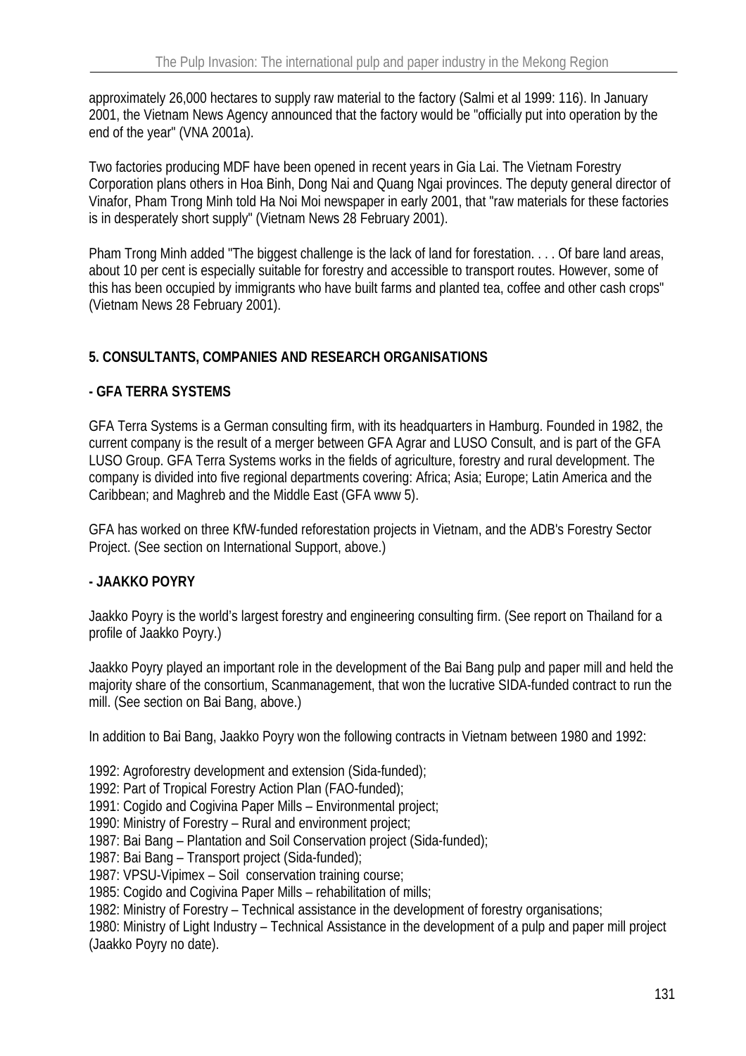approximately 26,000 hectares to supply raw material to the factory (Salmi et al 1999: 116). In January 2001, the Vietnam News Agency announced that the factory would be "officially put into operation by the end of the year" (VNA 2001a).

Two factories producing MDF have been opened in recent years in Gia Lai. The Vietnam Forestry Corporation plans others in Hoa Binh, Dong Nai and Quang Ngai provinces. The deputy general director of Vinafor, Pham Trong Minh told Ha Noi Moi newspaper in early 2001, that "raw materials for these factories is in desperately short supply" (Vietnam News 28 February 2001).

Pham Trong Minh added "The biggest challenge is the lack of land for forestation. . . . Of bare land areas, about 10 per cent is especially suitable for forestry and accessible to transport routes. However, some of this has been occupied by immigrants who have built farms and planted tea, coffee and other cash crops" (Vietnam News 28 February 2001).

## 5. CONSULTANTS, COMPANIES AND RESEARCH ORGANISATIONS

### - GFA TERRA SYSTEMS

GFA Terra Systems is a German consulting firm, with its headquarters in Hamburg. Founded in 1982, the current company is the result of a merger between GFA Agrar and LUSO Consult, and is part of the GFA LUSO Group. GFA Terra Systems works in the fields of agriculture, forestry and rural development. The company is divided into five regional departments covering: Africa; Asia; Europe; Latin America and the Caribbean; and Maghreb and the Middle East (GFA www 5).

GFA has worked on three KfW-funded reforestation projects in Vietnam, and the ADB's Forestry Sector Project. (See section on International Support, above.)

### - JAAKKO POYRY

Jaakko Poyry is the world's largest forestry and engineering consulting firm. (See report on Thailand for a profile of Jaakko Poyry.)

Jaakko Poyry played an important role in the development of the Bai Bang pulp and paper mill and held the majority share of the consortium, Scanmanagement, that won the lucrative SIDA-funded contract to run the mill. (See section on Bai Bang, above.)

In addition to Bai Bang, Jaakko Poyry won the following contracts in Vietnam between 1980 and 1992:

1992: Agroforestry development and extension (Sida-funded);
1992: Part of Tropical Forestry Action Plan (FAO-funded);
1991: Cogido and Cogivina Paper Mills – Environmental project;
1990: Ministry of Forestry – Rural and environment project;
1987: Bai Bang – Plantation and Soil Conservation project (Sida-funded);
1987: Bai Bang – Transport project (Sida-funded);
1987: VPSU-Vipimex – Soil conservation training course;
1985: Cogido and Cogivina Paper Mills – rehabilitation of mills;
1982: Ministry of Forestry – Technical assistance in the development of forestry organisations;
1980: Ministry of Light Industry – Technical Assistance in the development of a pulp and paper mill project (Jaakko Poyry no date).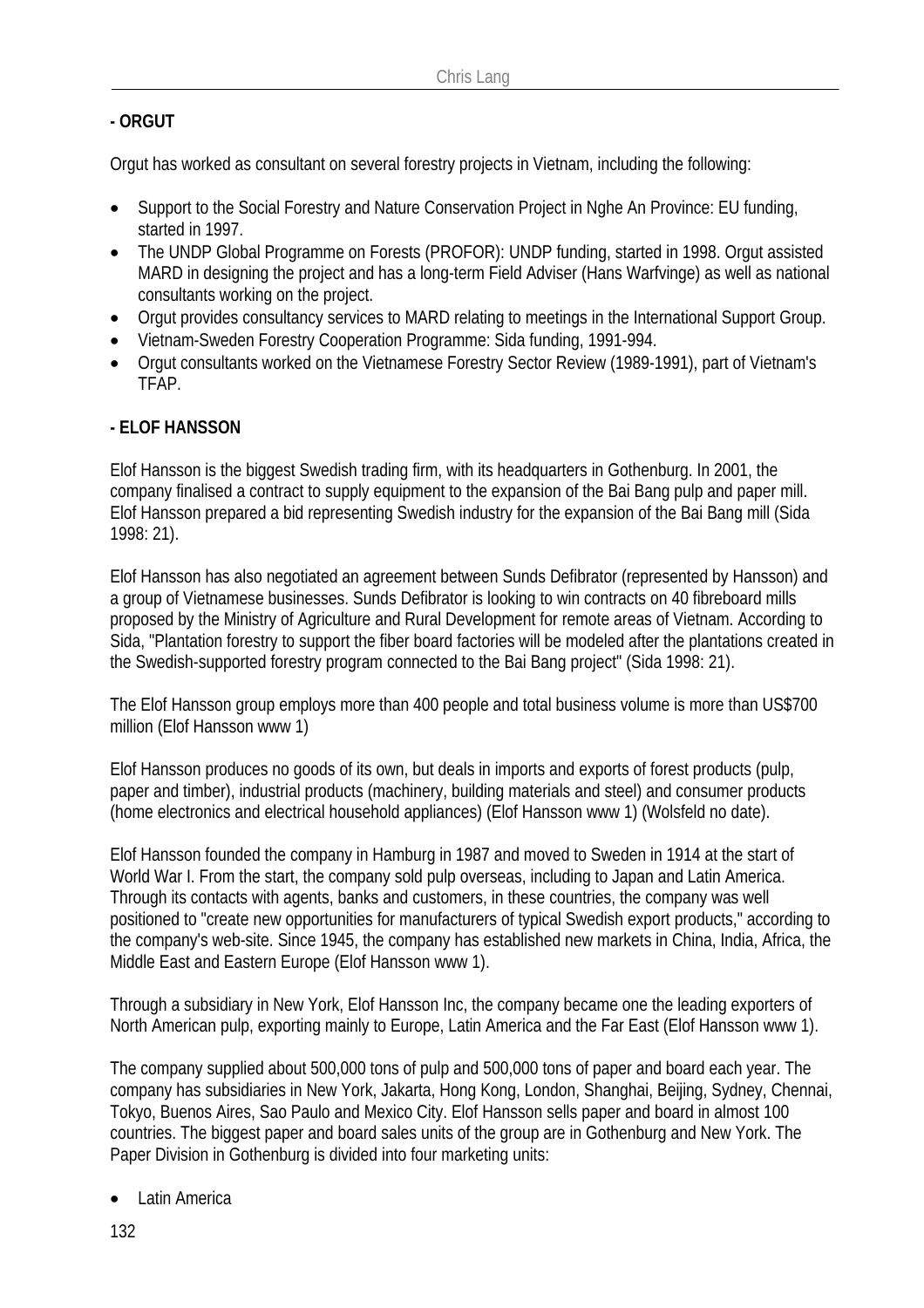**- ORGUT**

Orgut has worked as consultant on several forestry projects in Vietnam, including the following:

- Support to the Social Forestry and Nature Conservation Project in Nghe An Province: EU funding, started in 1997.
- The UNDP Global Programme on Forests (PROFOR): UNDP funding, started in 1998. Orgut assisted MARD in designing the project and has a long-term Field Adviser (Hans Warfvinge) as well as national consultants working on the project.
- Orgut provides consultancy services to MARD relating to meetings in the International Support Group.
- Vietnam-Sweden Forestry Cooperation Programme: Sida funding, 1991-994.
- Orgut consultants worked on the Vietnamese Forestry Sector Review (1989-1991), part of Vietnam's TFAP.

**- ELOF HANSSON**

Elof Hansson is the biggest Swedish trading firm, with its headquarters in Gothenburg. In 2001, the company finalised a contract to supply equipment to the expansion of the Bai Bang pulp and paper mill. Elof Hansson prepared a bid representing Swedish industry for the expansion of the Bai Bang mill (Sida 1998: 21).

Elof Hansson has also negotiated an agreement between Sunds Defibrator (represented by Hansson) and a group of Vietnamese businesses. Sunds Defibrator is looking to win contracts on 40 fibreboard mills proposed by the Ministry of Agriculture and Rural Development for remote areas of Vietnam. According to Sida, "Plantation forestry to support the fiber board factories will be modeled after the plantations created in the Swedish-supported forestry program connected to the Bai Bang project" (Sida 1998: 21).

The Elof Hansson group employs more than 400 people and total business volume is more than US$700 million (Elof Hansson www 1)

Elof Hansson produces no goods of its own, but deals in imports and exports of forest products (pulp, paper and timber), industrial products (machinery, building materials and steel) and consumer products (home electronics and electrical household appliances) (Elof Hansson www 1) (Wolsfeld no date).

Elof Hansson founded the company in Hamburg in 1987 and moved to Sweden in 1914 at the start of World War I. From the start, the company sold pulp overseas, including to Japan and Latin America. Through its contacts with agents, banks and customers, in these countries, the company was well positioned to "create new opportunities for manufacturers of typical Swedish export products," according to the company's web-site. Since 1945, the company has established new markets in China, India, Africa, the Middle East and Eastern Europe (Elof Hansson www 1).

Through a subsidiary in New York, Elof Hansson Inc, the company became one the leading exporters of North American pulp, exporting mainly to Europe, Latin America and the Far East (Elof Hansson www 1).

The company supplied about 500,000 tons of pulp and 500,000 tons of paper and board each year. The company has subsidiaries in New York, Jakarta, Hong Kong, London, Shanghai, Beijing, Sydney, Chennai, Tokyo, Buenos Aires, Sao Paulo and Mexico City. Elof Hansson sells paper and board in almost 100 countries. The biggest paper and board sales units of the group are in Gothenburg and New York. The Paper Division in Gothenburg is divided into four marketing units:

- Latin America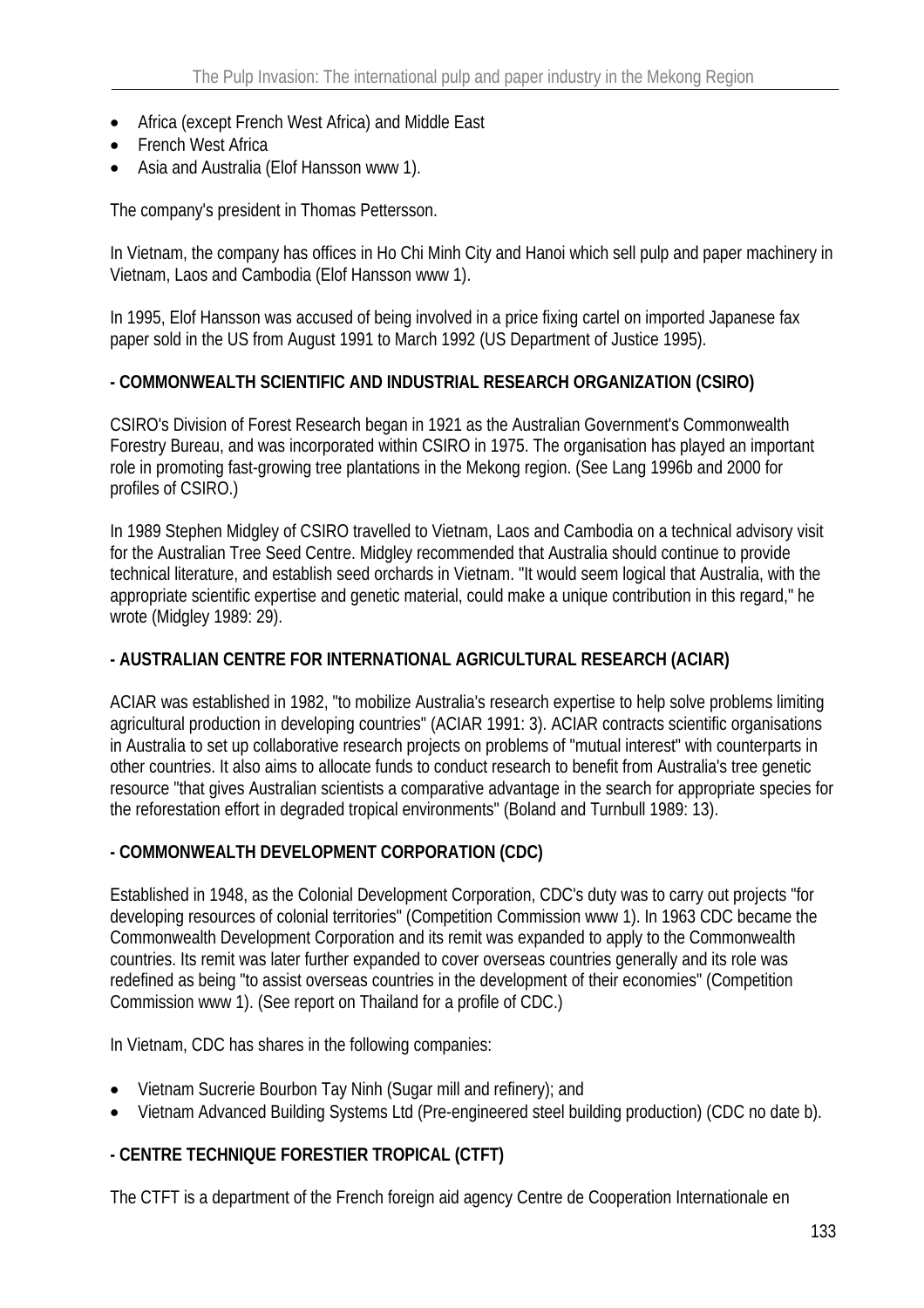- Africa (except French West Africa) and Middle East
- French West Africa
- Asia and Australia (Elof Hansson www 1).

The company's president in Thomas Pettersson.

In Vietnam, the company has offices in Ho Chi Minh City and Hanoi which sell pulp and paper machinery in Vietnam, Laos and Cambodia (Elof Hansson www 1).

In 1995, Elof Hansson was accused of being involved in a price fixing cartel on imported Japanese fax paper sold in the US from August 1991 to March 1992 (US Department of Justice 1995).

**- COMMONWEALTH SCIENTIFIC AND INDUSTRIAL RESEARCH ORGANIZATION (CSIRO)**

CSIRO's Division of Forest Research began in 1921 as the Australian Government's Commonwealth Forestry Bureau, and was incorporated within CSIRO in 1975. The organisation has played an important role in promoting fast-growing tree plantations in the Mekong region. (See Lang 1996b and 2000 for profiles of CSIRO.)

In 1989 Stephen Midgley of CSIRO travelled to Vietnam, Laos and Cambodia on a technical advisory visit for the Australian Tree Seed Centre. Midgley recommended that Australia should continue to provide technical literature, and establish seed orchards in Vietnam. "It would seem logical that Australia, with the appropriate scientific expertise and genetic material, could make a unique contribution in this regard," he wrote (Midgley 1989: 29).

**- AUSTRALIAN CENTRE FOR INTERNATIONAL AGRICULTURAL RESEARCH (ACIAR)**

ACIAR was established in 1982, "to mobilize Australia's research expertise to help solve problems limiting agricultural production in developing countries" (ACIAR 1991: 3). ACIAR contracts scientific organisations in Australia to set up collaborative research projects on problems of "mutual interest" with counterparts in other countries. It also aims to allocate funds to conduct research to benefit from Australia's tree genetic resource "that gives Australian scientists a comparative advantage in the search for appropriate species for the reforestation effort in degraded tropical environments" (Boland and Turnbull 1989: 13).

**- COMMONWEALTH DEVELOPMENT CORPORATION (CDC)**

Established in 1948, as the Colonial Development Corporation, CDC's duty was to carry out projects "for developing resources of colonial territories" (Competition Commission www 1). In 1963 CDC became the Commonwealth Development Corporation and its remit was expanded to apply to the Commonwealth countries. Its remit was later further expanded to cover overseas countries generally and its role was redefined as being "to assist overseas countries in the development of their economies" (Competition Commission www 1). (See report on Thailand for a profile of CDC.)

In Vietnam, CDC has shares in the following companies:

- Vietnam Sucrerie Bourbon Tay Ninh (Sugar mill and refinery); and
- Vietnam Advanced Building Systems Ltd (Pre-engineered steel building production) (CDC no date b).

**- CENTRE TECHNIQUE FORESTIER TROPICAL (CTFT)**

The CTFT is a department of the French foreign aid agency Centre de Cooperation Internationale en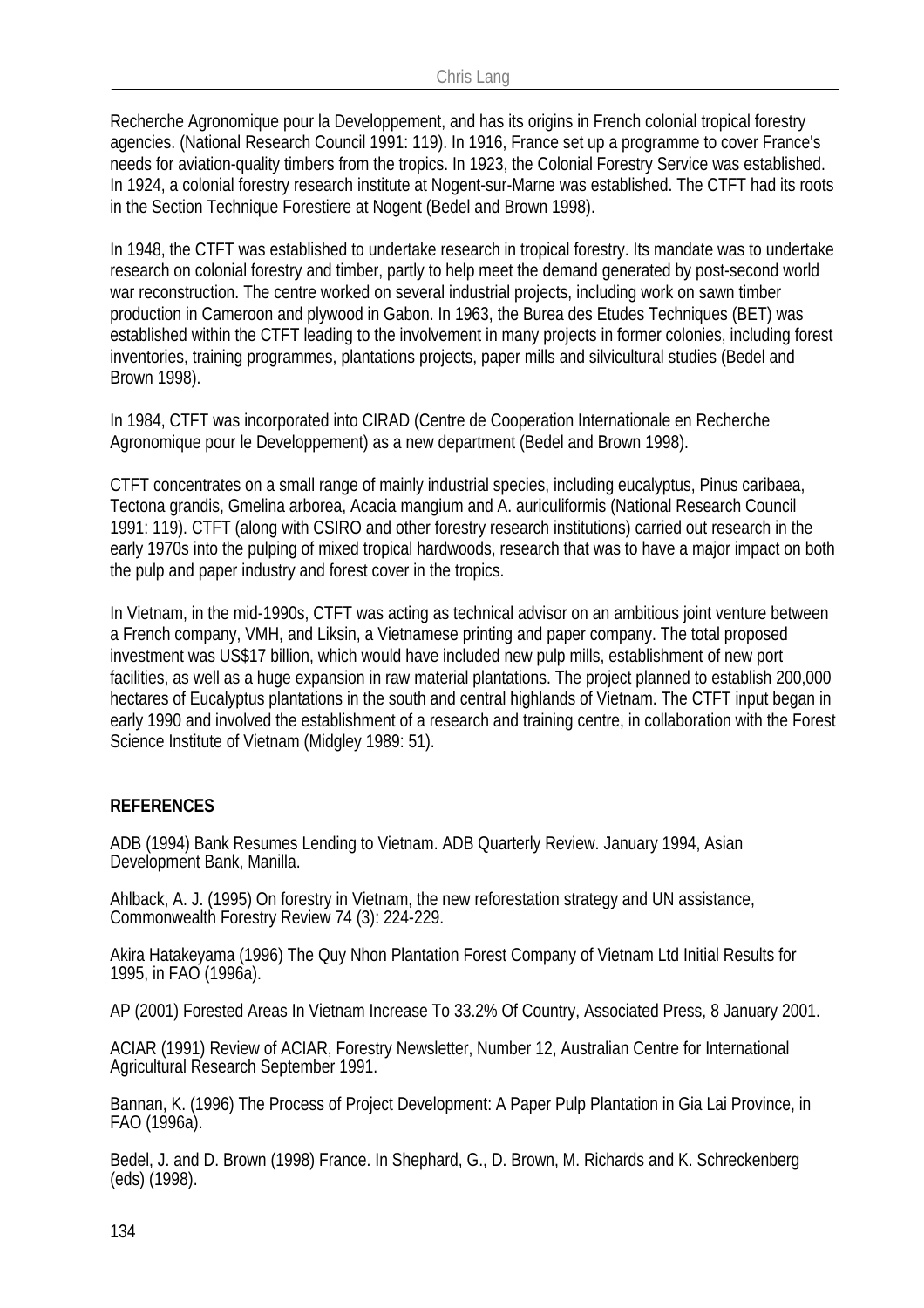Recherche Agronomique pour la Developpement, and has its origins in French colonial tropical forestry agencies. (National Research Council 1991: 119). In 1916, France set up a programme to cover France's needs for aviation-quality timbers from the tropics. In 1923, the Colonial Forestry Service was established. In 1924, a colonial forestry research institute at Nogent-sur-Marne was established. The CTFT had its roots in the Section Technique Forestiere at Nogent (Bedel and Brown 1998).

In 1948, the CTFT was established to undertake research in tropical forestry. Its mandate was to undertake research on colonial forestry and timber, partly to help meet the demand generated by post-second world war reconstruction. The centre worked on several industrial projects, including work on sawn timber production in Cameroon and plywood in Gabon. In 1963, the Burea des Etudes Techniques (BET) was established within the CTFT leading to the involvement in many projects in former colonies, including forest inventories, training programmes, plantations projects, paper mills and silvicultural studies (Bedel and Brown 1998).

In 1984, CTFT was incorporated into CIRAD (Centre de Cooperation Internationale en Recherche Agronomique pour le Developpement) as a new department (Bedel and Brown 1998).

CTFT concentrates on a small range of mainly industrial species, including eucalyptus, Pinus caribaea, Tectona grandis, Gmelina arborea, Acacia mangium and A. auriculiformis (National Research Council 1991: 119). CTFT (along with CSIRO and other forestry research institutions) carried out research in the early 1970s into the pulping of mixed tropical hardwoods, research that was to have a major impact on both the pulp and paper industry and forest cover in the tropics.

In Vietnam, in the mid-1990s, CTFT was acting as technical advisor on an ambitious joint venture between a French company, VMH, and Liksin, a Vietnamese printing and paper company. The total proposed investment was US$17 billion, which would have included new pulp mills, establishment of new port facilities, as well as a huge expansion in raw material plantations. The project planned to establish 200,000 hectares of Eucalyptus plantations in the south and central highlands of Vietnam. The CTFT input began in early 1990 and involved the establishment of a research and training centre, in collaboration with the Forest Science Institute of Vietnam (Midgley 1989: 51).

## REFERENCES

ADB (1994) Bank Resumes Lending to Vietnam. ADB Quarterly Review. January 1994, Asian Development Bank, Manilla.

Ahlback, A. J. (1995) On forestry in Vietnam, the new reforestation strategy and UN assistance, Commonwealth Forestry Review 74 (3): 224-229.

Akira Hatakeyama (1996) The Quy Nhon Plantation Forest Company of Vietnam Ltd Initial Results for 1995, in FAO (1996a).

AP (2001) Forested Areas In Vietnam Increase To 33.2% Of Country, Associated Press, 8 January 2001.

ACIAR (1991) Review of ACIAR, Forestry Newsletter, Number 12, Australian Centre for International Agricultural Research September 1991.

Bannan, K. (1996) The Process of Project Development: A Paper Pulp Plantation in Gia Lai Province, in FAO (1996a).

Bedel, J. and D. Brown (1998) France. In Shephard, G., D. Brown, M. Richards and K. Schreckenberg (eds) (1998).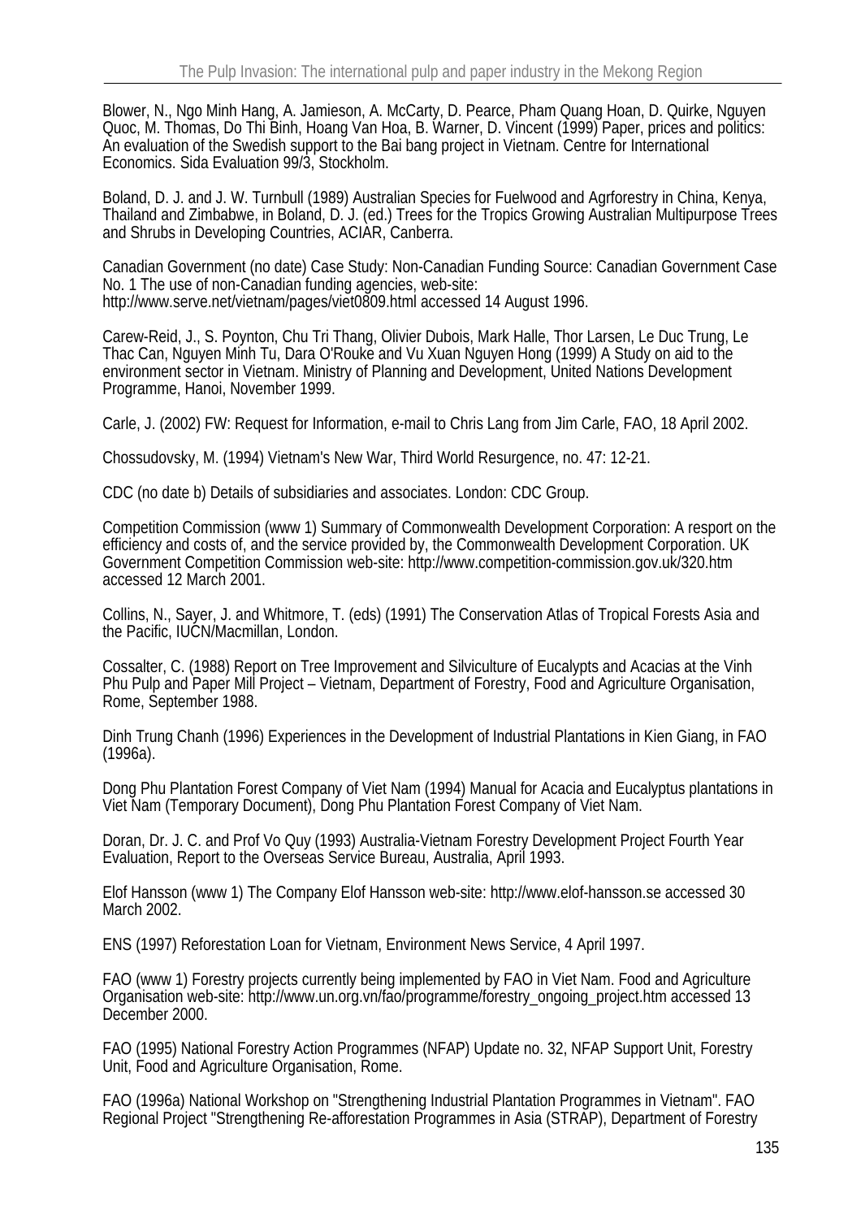Blower, N., Ngo Minh Hang, A. Jamieson, A. McCarty, D. Pearce, Pham Quang Hoan, D. Quirke, Nguyen Quoc, M. Thomas, Do Thi Binh, Hoang Van Hoa, B. Warner, D. Vincent (1999) Paper, prices and politics: An evaluation of the Swedish support to the Bai bang project in Vietnam. Centre for International Economics. Sida Evaluation 99/3, Stockholm.

Boland, D. J. and J. W. Turnbull (1989) Australian Species for Fuelwood and Agrforestry in China, Kenya, Thailand and Zimbabwe, in Boland, D. J. (ed.) Trees for the Tropics Growing Australian Multipurpose Trees and Shrubs in Developing Countries, ACIAR, Canberra.

Canadian Government (no date) Case Study: Non-Canadian Funding Source: Canadian Government Case No. 1 The use of non-Canadian funding agencies, web-site: http://www.serve.net/vietnam/pages/viet0809.html accessed 14 August 1996.

Carew-Reid, J., S. Poynton, Chu Tri Thang, Olivier Dubois, Mark Halle, Thor Larsen, Le Duc Trung, Le Thac Can, Nguyen Minh Tu, Dara O'Rouke and Vu Xuan Nguyen Hong (1999) A Study on aid to the environment sector in Vietnam. Ministry of Planning and Development, United Nations Development Programme, Hanoi, November 1999.

Carle, J. (2002) FW: Request for Information, e-mail to Chris Lang from Jim Carle, FAO, 18 April 2002.

Chossudovsky, M. (1994) Vietnam's New War, Third World Resurgence, no. 47: 12-21.

CDC (no date b) Details of subsidiaries and associates. London: CDC Group.

Competition Commission (www 1) Summary of Commonwealth Development Corporation: A resport on the efficiency and costs of, and the service provided by, the Commonwealth Development Corporation. UK Government Competition Commission web-site: http://www.competition-commission.gov.uk/320.htm accessed 12 March 2001.

Collins, N., Sayer, J. and Whitmore, T. (eds) (1991) The Conservation Atlas of Tropical Forests Asia and the Pacific, IUCN/Macmillan, London.

Cossalter, C. (1988) Report on Tree Improvement and Silviculture of Eucalypts and Acacias at the Vinh Phu Pulp and Paper Mill Project – Vietnam, Department of Forestry, Food and Agriculture Organisation, Rome, September 1988.

Dinh Trung Chanh (1996) Experiences in the Development of Industrial Plantations in Kien Giang, in FAO (1996a).

Dong Phu Plantation Forest Company of Viet Nam (1994) Manual for Acacia and Eucalyptus plantations in Viet Nam (Temporary Document), Dong Phu Plantation Forest Company of Viet Nam.

Doran, Dr. J. C. and Prof Vo Quy (1993) Australia-Vietnam Forestry Development Project Fourth Year Evaluation, Report to the Overseas Service Bureau, Australia, April 1993.

Elof Hansson (www 1) The Company Elof Hansson web-site: http://www.elof-hansson.se accessed 30 March 2002.

ENS (1997) Reforestation Loan for Vietnam, Environment News Service, 4 April 1997.

FAO (www 1) Forestry projects currently being implemented by FAO in Viet Nam. Food and Agriculture Organisation web-site: http://www.un.org.vn/fao/programme/forestry_ongoing_project.htm accessed 13 December 2000.

FAO (1995) National Forestry Action Programmes (NFAP) Update no. 32, NFAP Support Unit, Forestry Unit, Food and Agriculture Organisation, Rome.

FAO (1996a) National Workshop on "Strengthening Industrial Plantation Programmes in Vietnam". FAO Regional Project "Strengthening Re-afforestation Programmes in Asia (STRAP), Department of Forestry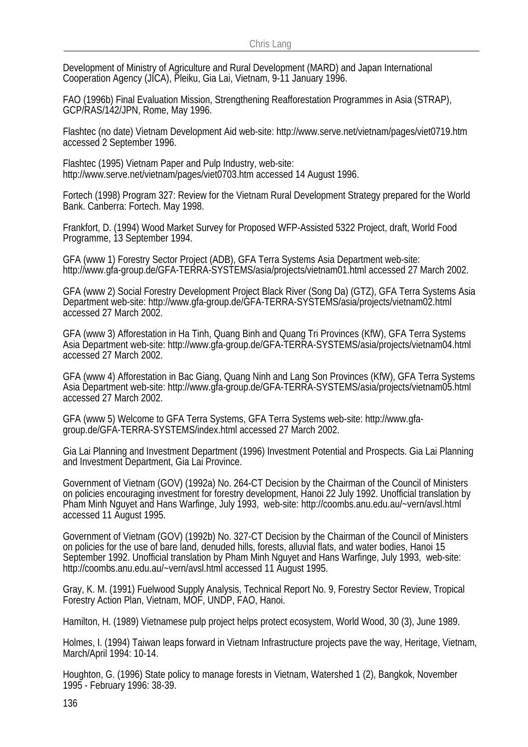Development of Ministry of Agriculture and Rural Development (MARD) and Japan International Cooperation Agency (JICA), Pleiku, Gia Lai, Vietnam, 9-11 January 1996.

FAO (1996b) Final Evaluation Mission, Strengthening Reafforestation Programmes in Asia (STRAP), GCP/RAS/142/JPN, Rome, May 1996.

Flashtec (no date) Vietnam Development Aid web-site: http://www.serve.net/vietnam/pages/viet0719.htm accessed 2 September 1996.

Flashtec (1995) Vietnam Paper and Pulp Industry, web-site: http://www.serve.net/vietnam/pages/viet0703.htm accessed 14 August 1996.

Fortech (1998) Program 327: Review for the Vietnam Rural Development Strategy prepared for the World Bank. Canberra: Fortech. May 1998.

Frankfort, D. (1994) Wood Market Survey for Proposed WFP-Assisted 5322 Project, draft, World Food Programme, 13 September 1994.

GFA (www 1) Forestry Sector Project (ADB), GFA Terra Systems Asia Department web-site: http://www.gfa-group.de/GFA-TERRA-SYSTEMS/asia/projects/vietnam01.html accessed 27 March 2002.

GFA (www 2) Social Forestry Development Project Black River (Song Da) (GTZ), GFA Terra Systems Asia Department web-site: http://www.gfa-group.de/GFA-TERRA-SYSTEMS/asia/projects/vietnam02.html accessed 27 March 2002.

GFA (www 3) Afforestation in Ha Tinh, Quang Binh and Quang Tri Provinces (KfW), GFA Terra Systems Asia Department web-site: http://www.gfa-group.de/GFA-TERRA-SYSTEMS/asia/projects/vietnam04.html accessed 27 March 2002.

GFA (www 4) Afforestation in Bac Giang, Quang Ninh and Lang Son Provinces (KfW), GFA Terra Systems Asia Department web-site: http://www.gfa-group.de/GFA-TERRA-SYSTEMS/asia/projects/vietnam05.html accessed 27 March 2002.

GFA (www 5) Welcome to GFA Terra Systems, GFA Terra Systems web-site: http://www.gfa-group.de/GFA-TERRA-SYSTEMS/index.html accessed 27 March 2002.

Gia Lai Planning and Investment Department (1996) Investment Potential and Prospects. Gia Lai Planning and Investment Department, Gia Lai Province.

Government of Vietnam (GOV) (1992a) No. 264-CT Decision by the Chairman of the Council of Ministers on policies encouraging investment for forestry development, Hanoi 22 July 1992. Unofficial translation by Pham Minh Nguyet and Hans Warfinge, July 1993, web-site: http://coombs.anu.edu.au/~vern/avsl.html accessed 11 August 1995.

Government of Vietnam (GOV) (1992b) No. 327-CT Decision by the Chairman of the Council of Ministers on policies for the use of bare land, denuded hills, forests, alluvial flats, and water bodies, Hanoi 15 September 1992. Unofficial translation by Pham Minh Nguyet and Hans Warfinge, July 1993, web-site: http://coombs.anu.edu.au/~vern/avsl.html accessed 11 August 1995.

Gray, K. M. (1991) Fuelwood Supply Analysis, Technical Report No. 9, Forestry Sector Review, Tropical Forestry Action Plan, Vietnam, MOF, UNDP, FAO, Hanoi.

Hamilton, H. (1989) Vietnamese pulp project helps protect ecosystem, World Wood, 30 (3), June 1989.

Holmes, I. (1994) Taiwan leaps forward in Vietnam Infrastructure projects pave the way, Heritage, Vietnam, March/April 1994: 10-14.

Houghton, G. (1996) State policy to manage forests in Vietnam, Watershed 1 (2), Bangkok, November 1995 - February 1996: 38-39.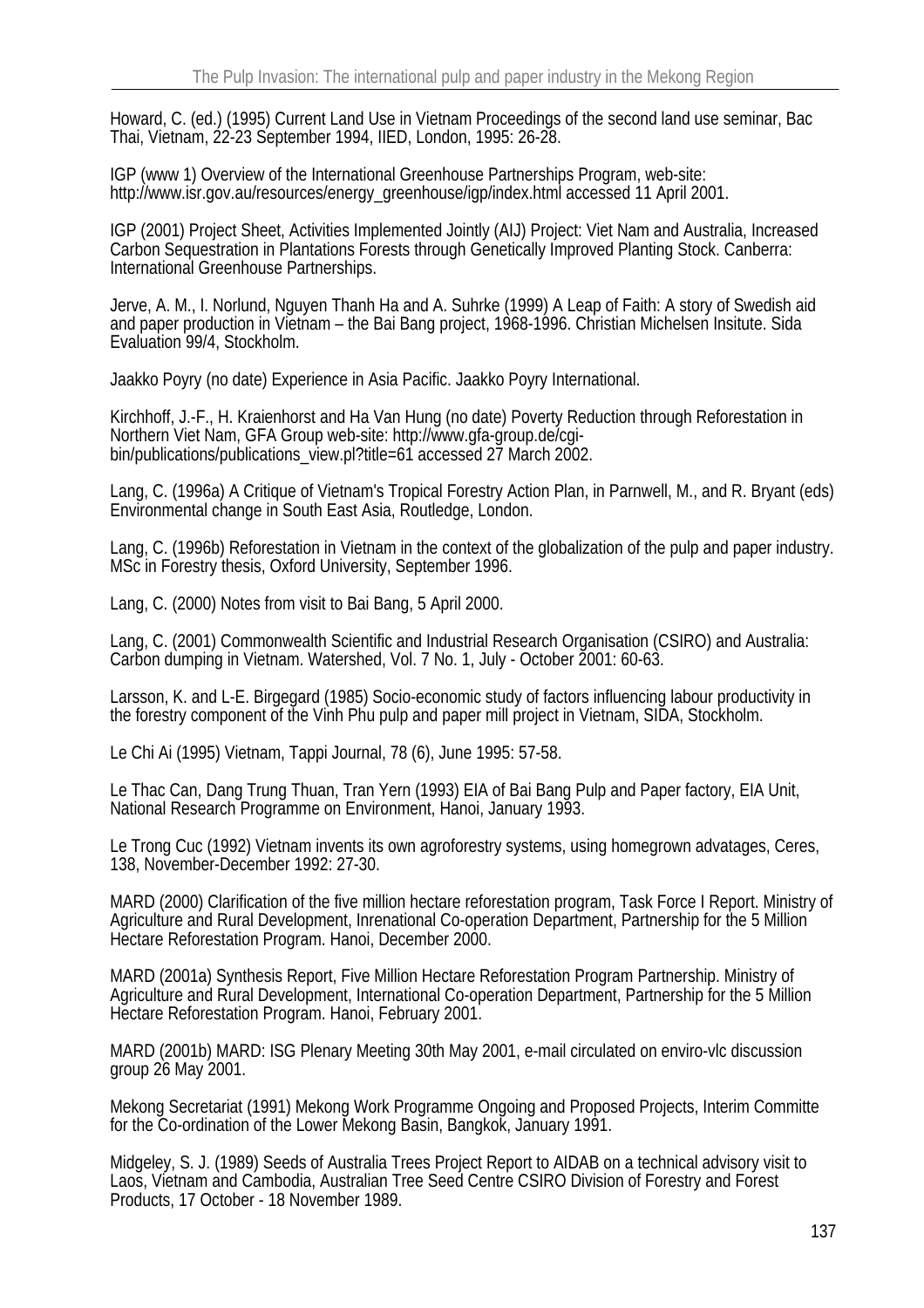Howard, C. (ed.) (1995) Current Land Use in Vietnam Proceedings of the second land use seminar, Bac Thai, Vietnam, 22-23 September 1994, IIED, London, 1995: 26-28.

IGP (www 1) Overview of the International Greenhouse Partnerships Program, web-site: http://www.isr.gov.au/resources/energy_greenhouse/igp/index.html accessed 11 April 2001.

IGP (2001) Project Sheet, Activities Implemented Jointly (AIJ) Project: Viet Nam and Australia, Increased Carbon Sequestration in Plantations Forests through Genetically Improved Planting Stock. Canberra: International Greenhouse Partnerships.

Jerve, A. M., I. Norlund, Nguyen Thanh Ha and A. Suhrke (1999) A Leap of Faith: A story of Swedish aid and paper production in Vietnam – the Bai Bang project, 1968-1996. Christian Michelsen Insitute. Sida Evaluation 99/4, Stockholm.

Jaakko Poyry (no date) Experience in Asia Pacific. Jaakko Poyry International.

Kirchhoff, J.-F., H. Kraienhorst and Ha Van Hung (no date) Poverty Reduction through Reforestation in Northern Viet Nam, GFA Group web-site: http://www.gfa-group.de/cgi-bin/publications/publications_view.pl?title=61 accessed 27 March 2002.

Lang, C. (1996a) A Critique of Vietnam's Tropical Forestry Action Plan, in Parnwell, M., and R. Bryant (eds) Environmental change in South East Asia, Routledge, London.

Lang, C. (1996b) Reforestation in Vietnam in the context of the globalization of the pulp and paper industry. MSc in Forestry thesis, Oxford University, September 1996.

Lang, C. (2000) Notes from visit to Bai Bang, 5 April 2000.

Lang, C. (2001) Commonwealth Scientific and Industrial Research Organisation (CSIRO) and Australia: Carbon dumping in Vietnam. Watershed, Vol. 7 No. 1, July - October 2001: 60-63.

Larsson, K. and L-E. Birgegard (1985) Socio-economic study of factors influencing labour productivity in the forestry component of the Vinh Phu pulp and paper mill project in Vietnam, SIDA, Stockholm.

Le Chi Ai (1995) Vietnam, Tappi Journal, 78 (6), June 1995: 57-58.

Le Thac Can, Dang Trung Thuan, Tran Yern (1993) EIA of Bai Bang Pulp and Paper factory, EIA Unit, National Research Programme on Environment, Hanoi, January 1993.

Le Trong Cuc (1992) Vietnam invents its own agroforestry systems, using homegrown advatages, Ceres, 138, November-December 1992: 27-30.

MARD (2000) Clarification of the five million hectare reforestation program, Task Force I Report. Ministry of Agriculture and Rural Development, Inrenational Co-operation Department, Partnership for the 5 Million Hectare Reforestation Program. Hanoi, December 2000.

MARD (2001a) Synthesis Report, Five Million Hectare Reforestation Program Partnership. Ministry of Agriculture and Rural Development, International Co-operation Department, Partnership for the 5 Million Hectare Reforestation Program. Hanoi, February 2001.

MARD (2001b) MARD: ISG Plenary Meeting 30th May 2001, e-mail circulated on enviro-vlc discussion group 26 May 2001.

Mekong Secretariat (1991) Mekong Work Programme Ongoing and Proposed Projects, Interim Committe for the Co-ordination of the Lower Mekong Basin, Bangkok, January 1991.

Midgeley, S. J. (1989) Seeds of Australia Trees Project Report to AIDAB on a technical advisory visit to Laos, Vietnam and Cambodia, Australian Tree Seed Centre CSIRO Division of Forestry and Forest Products, 17 October - 18 November 1989.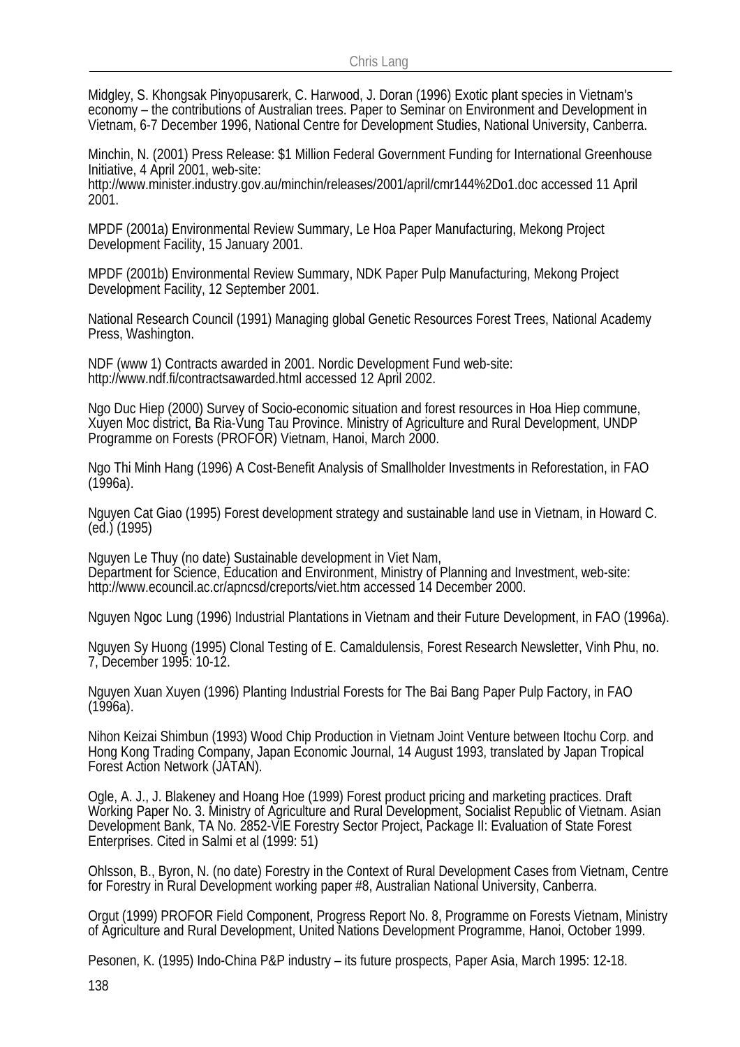Midgley, S. Khongsak Pinyopusarerk, C. Harwood, J. Doran (1996) Exotic plant species in Vietnam's economy – the contributions of Australian trees. Paper to Seminar on Environment and Development in Vietnam, 6-7 December 1996, National Centre for Development Studies, National University, Canberra.

Minchin, N. (2001) Press Release: $1 Million Federal Government Funding for International Greenhouse Initiative, 4 April 2001, web-site:
http://www.minister.industry.gov.au/minchin/releases/2001/april/cmr144%2Do1.doc accessed 11 April 2001.

MPDF (2001a) Environmental Review Summary, Le Hoa Paper Manufacturing, Mekong Project Development Facility, 15 January 2001.

MPDF (2001b) Environmental Review Summary, NDK Paper Pulp Manufacturing, Mekong Project Development Facility, 12 September 2001.

National Research Council (1991) Managing global Genetic Resources Forest Trees, National Academy Press, Washington.

NDF (www 1) Contracts awarded in 2001. Nordic Development Fund web-site:
http://www.ndf.fi/contractsawarded.html accessed 12 April 2002.

Ngo Duc Hiep (2000) Survey of Socio-economic situation and forest resources in Hoa Hiep commune, Xuyen Moc district, Ba Ria-Vung Tau Province. Ministry of Agriculture and Rural Development, UNDP Programme on Forests (PROFOR) Vietnam, Hanoi, March 2000.

Ngo Thi Minh Hang (1996) A Cost-Benefit Analysis of Smallholder Investments in Reforestation, in FAO (1996a).

Nguyen Cat Giao (1995) Forest development strategy and sustainable land use in Vietnam, in Howard C. (ed.) (1995)

Nguyen Le Thuy (no date) Sustainable development in Viet Nam,
Department for Science, Education and Environment, Ministry of Planning and Investment, web-site:
http://www.ecouncil.ac.cr/apncsd/creports/viet.htm accessed 14 December 2000.

Nguyen Ngoc Lung (1996) Industrial Plantations in Vietnam and their Future Development, in FAO (1996a).

Nguyen Sy Huong (1995) Clonal Testing of E. Camaldulensis, Forest Research Newsletter, Vinh Phu, no. 7, December 1995: 10-12.

Nguyen Xuan Xuyen (1996) Planting Industrial Forests for The Bai Bang Paper Pulp Factory, in FAO (1996a).

Nihon Keizai Shimbun (1993) Wood Chip Production in Vietnam Joint Venture between Itochu Corp. and Hong Kong Trading Company, Japan Economic Journal, 14 August 1993, translated by Japan Tropical Forest Action Network (JATAN).

Ogle, A. J., J. Blakeney and Hoang Hoe (1999) Forest product pricing and marketing practices. Draft Working Paper No. 3. Ministry of Agriculture and Rural Development, Socialist Republic of Vietnam. Asian Development Bank, TA No. 2852-VIE Forestry Sector Project, Package II: Evaluation of State Forest Enterprises. Cited in Salmi et al (1999: 51)

Ohlsson, B., Byron, N. (no date) Forestry in the Context of Rural Development Cases from Vietnam, Centre for Forestry in Rural Development working paper #8, Australian National University, Canberra.

Orgut (1999) PROFOR Field Component, Progress Report No. 8, Programme on Forests Vietnam, Ministry of Agriculture and Rural Development, United Nations Development Programme, Hanoi, October 1999.

Pesonen, K. (1995) Indo-China P&P industry – its future prospects, Paper Asia, March 1995: 12-18.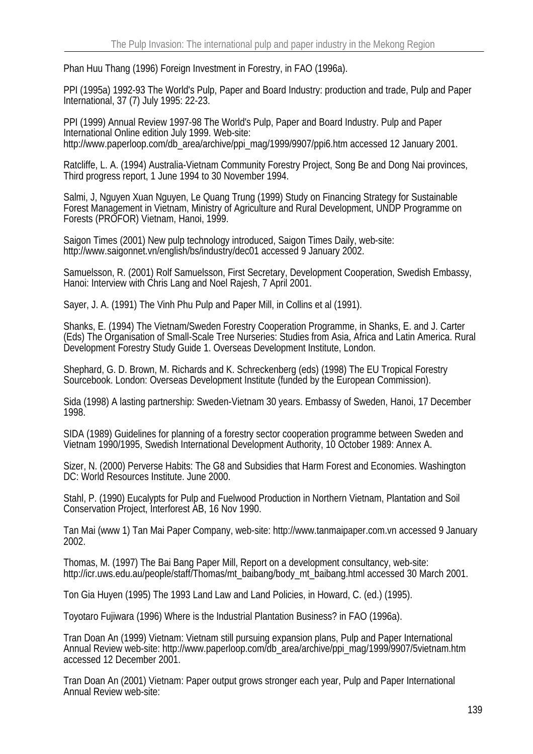Phan Huu Thang (1996) Foreign Investment in Forestry, in FAO (1996a).

PPI (1995a) 1992-93 The World's Pulp, Paper and Board Industry: production and trade, Pulp and Paper International, 37 (7) July 1995: 22-23.

PPI (1999) Annual Review 1997-98 The World's Pulp, Paper and Board Industry. Pulp and Paper International Online edition July 1999. Web-site: http://www.paperloop.com/db_area/archive/ppi_mag/1999/9907/ppi6.htm accessed 12 January 2001.

Ratcliffe, L. A. (1994) Australia-Vietnam Community Forestry Project, Song Be and Dong Nai provinces, Third progress report, 1 June 1994 to 30 November 1994.

Salmi, J, Nguyen Xuan Nguyen, Le Quang Trung (1999) Study on Financing Strategy for Sustainable Forest Management in Vietnam, Ministry of Agriculture and Rural Development, UNDP Programme on Forests (PROFOR) Vietnam, Hanoi, 1999.

Saigon Times (2001) New pulp technology introduced, Saigon Times Daily, web-site: http://www.saigonnet.vn/english/bs/industry/dec01 accessed 9 January 2002.

Samuelsson, R. (2001) Rolf Samuelsson, First Secretary, Development Cooperation, Swedish Embassy, Hanoi: Interview with Chris Lang and Noel Rajesh, 7 April 2001.

Sayer, J. A. (1991) The Vinh Phu Pulp and Paper Mill, in Collins et al (1991).

Shanks, E. (1994) The Vietnam/Sweden Forestry Cooperation Programme, in Shanks, E. and J. Carter (Eds) The Organisation of Small-Scale Tree Nurseries: Studies from Asia, Africa and Latin America. Rural Development Forestry Study Guide 1. Overseas Development Institute, London.

Shephard, G. D. Brown, M. Richards and K. Schreckenberg (eds) (1998) The EU Tropical Forestry Sourcebook. London: Overseas Development Institute (funded by the European Commission).

Sida (1998) A lasting partnership: Sweden-Vietnam 30 years. Embassy of Sweden, Hanoi, 17 December 1998.

SIDA (1989) Guidelines for planning of a forestry sector cooperation programme between Sweden and Vietnam 1990/1995, Swedish International Development Authority, 10 October 1989: Annex A.

Sizer, N. (2000) Perverse Habits: The G8 and Subsidies that Harm Forest and Economies. Washington DC: World Resources Institute. June 2000.

Stahl, P. (1990) Eucalypts for Pulp and Fuelwood Production in Northern Vietnam, Plantation and Soil Conservation Project, Interforest AB, 16 Nov 1990.

Tan Mai (www 1) Tan Mai Paper Company, web-site: http://www.tanmaipaper.com.vn accessed 9 January 2002.

Thomas, M. (1997) The Bai Bang Paper Mill, Report on a development consultancy, web-site: http://icr.uws.edu.au/people/staff/Thomas/mt_baibang/body_mt_baibang.html accessed 30 March 2001.

Ton Gia Huyen (1995) The 1993 Land Law and Land Policies, in Howard, C. (ed.) (1995).

Toyotaro Fujiwara (1996) Where is the Industrial Plantation Business? in FAO (1996a).

Tran Doan An (1999) Vietnam: Vietnam still pursuing expansion plans, Pulp and Paper International Annual Review web-site: http://www.paperloop.com/db_area/archive/ppi_mag/1999/9907/5vietnam.htm accessed 12 December 2001.

Tran Doan An (2001) Vietnam: Paper output grows stronger each year, Pulp and Paper International Annual Review web-site: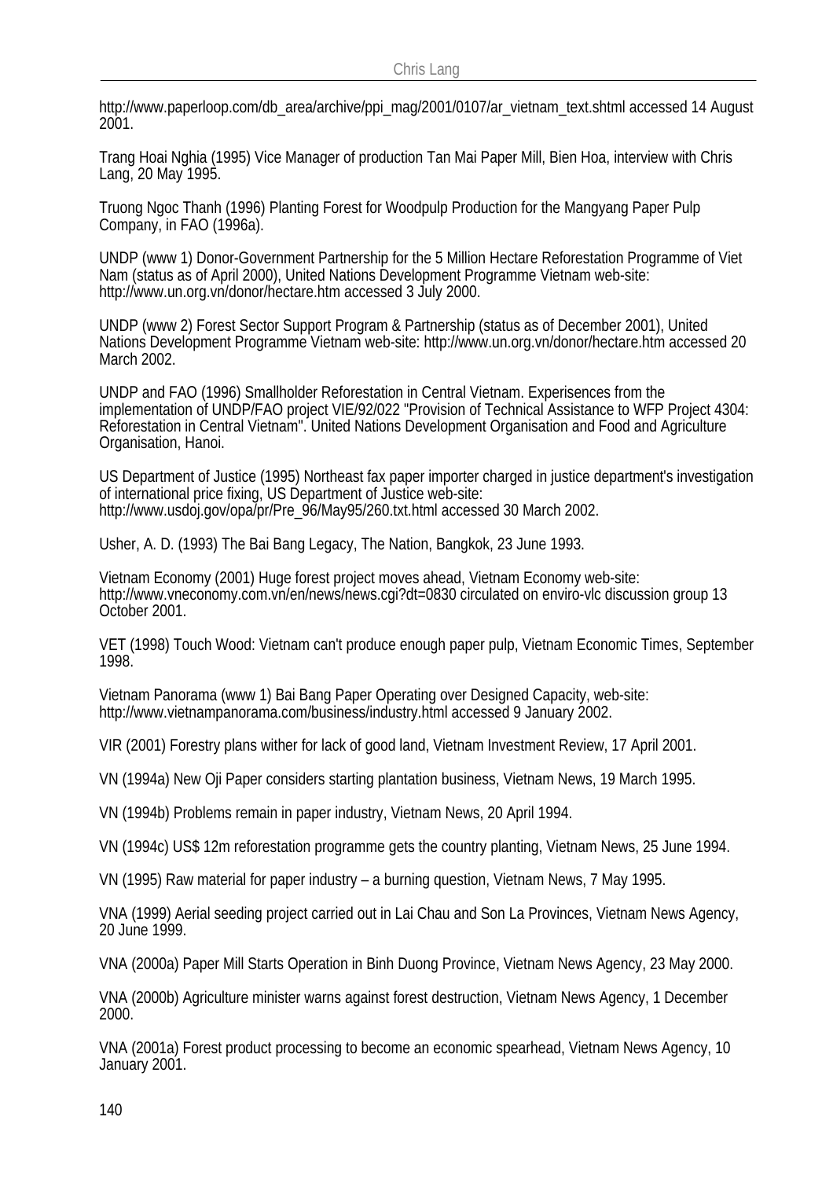http://www.paperloop.com/db_area/archive/ppi_mag/2001/0107/ar_vietnam_text.shtml accessed 14 August 2001.

Trang Hoai Nghia (1995) Vice Manager of production Tan Mai Paper Mill, Bien Hoa, interview with Chris Lang, 20 May 1995.

Truong Ngoc Thanh (1996) Planting Forest for Woodpulp Production for the Mangyang Paper Pulp Company, in FAO (1996a).

UNDP (www 1) Donor-Government Partnership for the 5 Million Hectare Reforestation Programme of Viet Nam (status as of April 2000), United Nations Development Programme Vietnam web-site: http://www.un.org.vn/donor/hectare.htm accessed 3 July 2000.

UNDP (www 2) Forest Sector Support Program & Partnership (status as of December 2001), United Nations Development Programme Vietnam web-site: http://www.un.org.vn/donor/hectare.htm accessed 20 March 2002.

UNDP and FAO (1996) Smallholder Reforestation in Central Vietnam. Experisences from the implementation of UNDP/FAO project VIE/92/022 "Provision of Technical Assistance to WFP Project 4304: Reforestation in Central Vietnam". United Nations Development Organisation and Food and Agriculture Organisation, Hanoi.

US Department of Justice (1995) Northeast fax paper importer charged in justice department's investigation of international price fixing, US Department of Justice web-site: http://www.usdoj.gov/opa/pr/Pre_96/May95/260.txt.html accessed 30 March 2002.

Usher, A. D. (1993) The Bai Bang Legacy, The Nation, Bangkok, 23 June 1993.

Vietnam Economy (2001) Huge forest project moves ahead, Vietnam Economy web-site: http://www.vneconomy.com.vn/en/news/news.cgi?dt=0830 circulated on enviro-vlc discussion group 13 October 2001.

VET (1998) Touch Wood: Vietnam can't produce enough paper pulp, Vietnam Economic Times, September 1998.

Vietnam Panorama (www 1) Bai Bang Paper Operating over Designed Capacity, web-site: http://www.vietnampanorama.com/business/industry.html accessed 9 January 2002.

VIR (2001) Forestry plans wither for lack of good land, Vietnam Investment Review, 17 April 2001.

VN (1994a) New Oji Paper considers starting plantation business, Vietnam News, 19 March 1995.

VN (1994b) Problems remain in paper industry, Vietnam News, 20 April 1994.

VN (1994c) US$ 12m reforestation programme gets the country planting, Vietnam News, 25 June 1994.

VN (1995) Raw material for paper industry – a burning question, Vietnam News, 7 May 1995.

VNA (1999) Aerial seeding project carried out in Lai Chau and Son La Provinces, Vietnam News Agency, 20 June 1999.

VNA (2000a) Paper Mill Starts Operation in Binh Duong Province, Vietnam News Agency, 23 May 2000.

VNA (2000b) Agriculture minister warns against forest destruction, Vietnam News Agency, 1 December 2000.

VNA (2001a) Forest product processing to become an economic spearhead, Vietnam News Agency, 10 January 2001.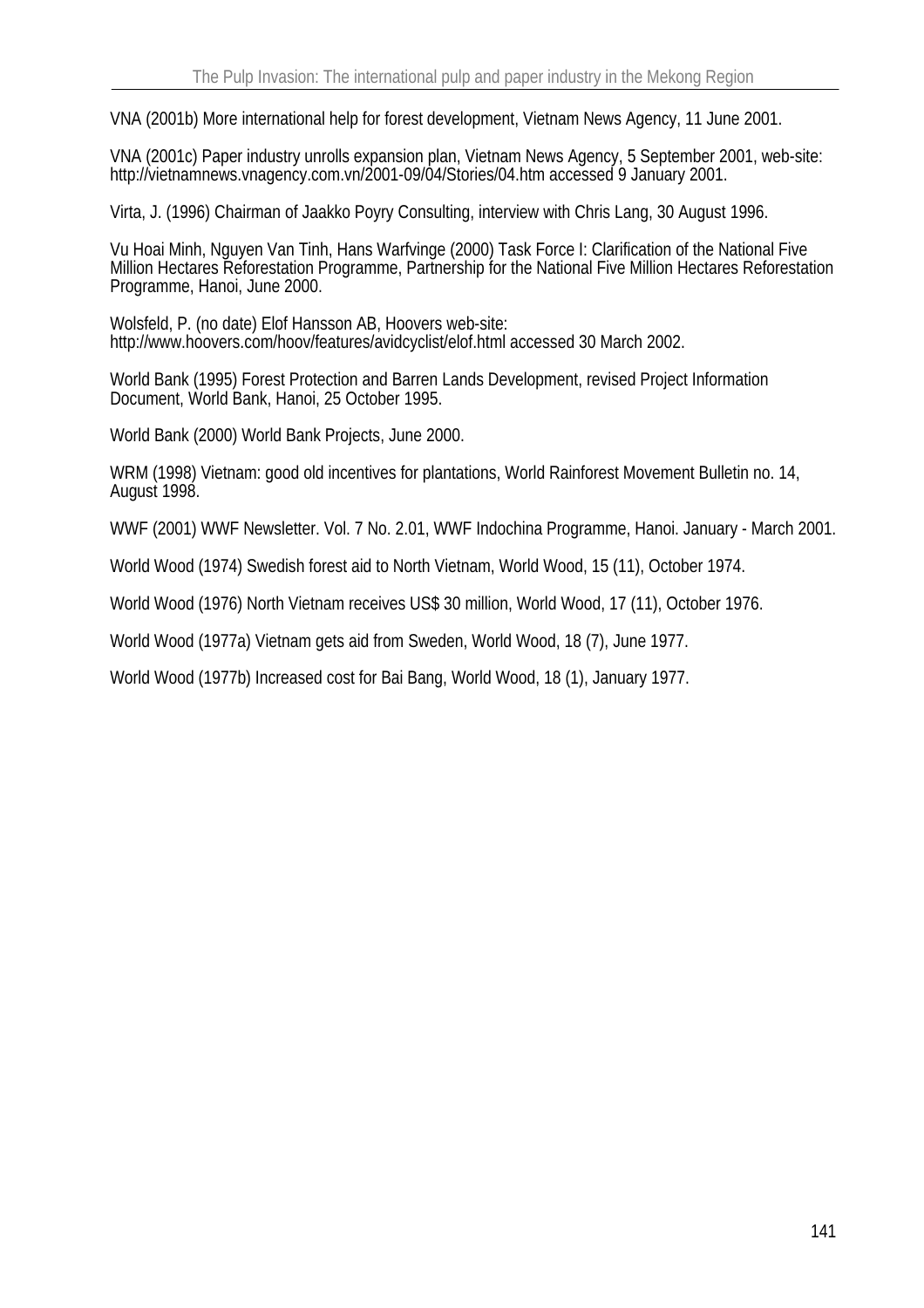VNA (2001b) More international help for forest development, Vietnam News Agency, 11 June 2001.

VNA (2001c) Paper industry unrolls expansion plan, Vietnam News Agency, 5 September 2001, web-site: http://vietnamnews.vnagency.com.vn/2001-09/04/Stories/04.htm accessed 9 January 2001.

Virta, J. (1996) Chairman of Jaakko Poyry Consulting, interview with Chris Lang, 30 August 1996.

Vu Hoai Minh, Nguyen Van Tinh, Hans Warfvinge (2000) Task Force I: Clarification of the National Five Million Hectares Reforestation Programme, Partnership for the National Five Million Hectares Reforestation Programme, Hanoi, June 2000.

Wolsfeld, P. (no date) Elof Hansson AB, Hoovers web-site: http://www.hoovers.com/hoov/features/avidcyclist/elof.html accessed 30 March 2002.

World Bank (1995) Forest Protection and Barren Lands Development, revised Project Information Document, World Bank, Hanoi, 25 October 1995.

World Bank (2000) World Bank Projects, June 2000.

WRM (1998) Vietnam: good old incentives for plantations, World Rainforest Movement Bulletin no. 14, August 1998.

WWF (2001) WWF Newsletter. Vol. 7 No. 2.01, WWF Indochina Programme, Hanoi. January - March 2001.

World Wood (1974) Swedish forest aid to North Vietnam, World Wood, 15 (11), October 1974.

World Wood (1976) North Vietnam receives US$ 30 million, World Wood, 17 (11), October 1976.

World Wood (1977a) Vietnam gets aid from Sweden, World Wood, 18 (7), June 1977.

World Wood (1977b) Increased cost for Bai Bang, World Wood, 18 (1), January 1977.